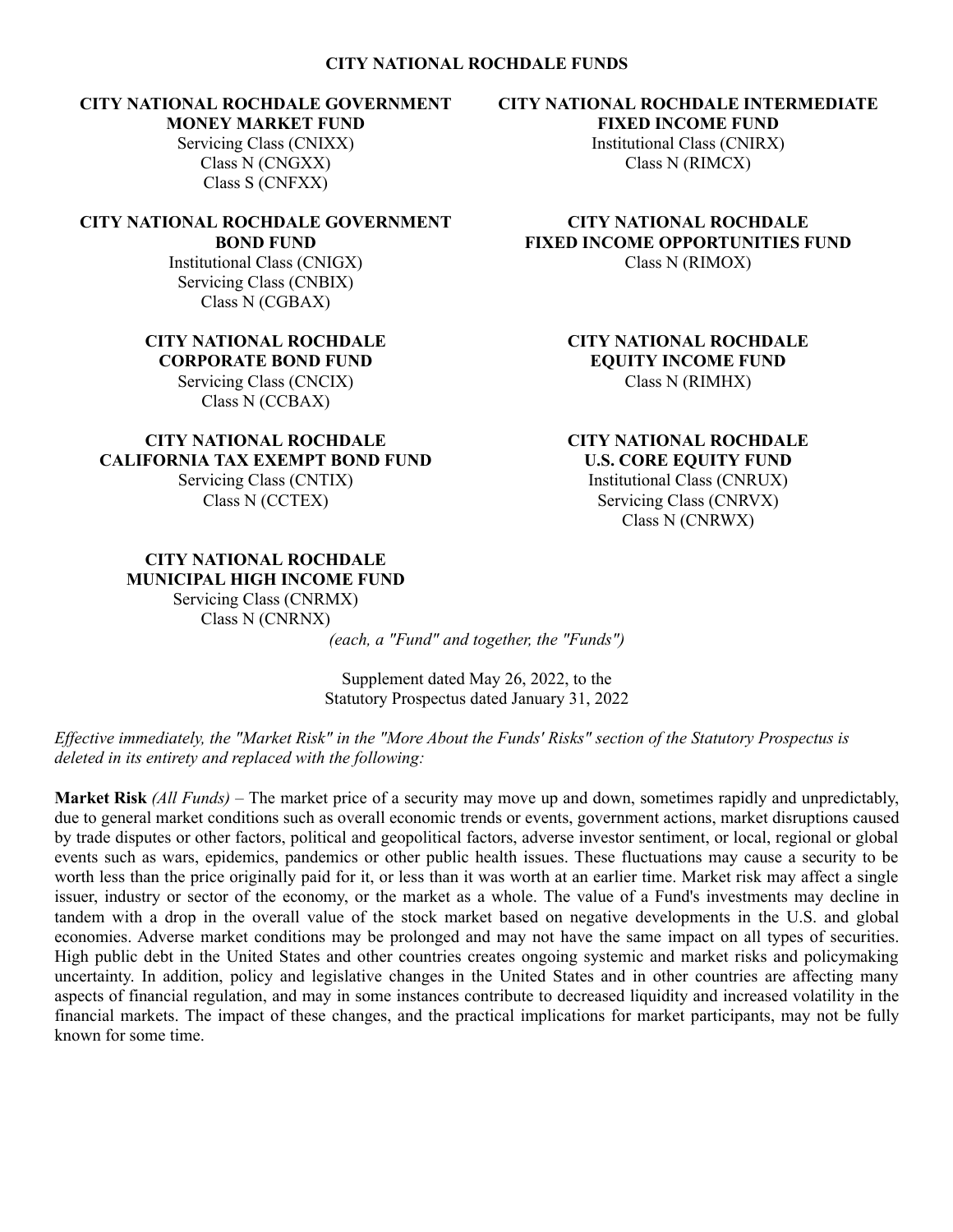# CITY NATIONAL ROCHDALE FUNDS

**CITY NATIONAL ROCHDALE GOVERNMENT MONEY MARKET FUND**
Servicing Class (CNIXX)
Class N (CNGXX)
Class S (CNFXX)

**CITY NATIONAL ROCHDALE GOVERNMENT BOND FUND**
Institutional Class (CNIGX)
Servicing Class (CNBIX)
Class N (CGBAX)

**CITY NATIONAL ROCHDALE CORPORATE BOND FUND**
Servicing Class (CNCIX)
Class N (CCBAX)

**CITY NATIONAL ROCHDALE CALIFORNIA TAX EXEMPT BOND FUND**
Servicing Class (CNTIX)
Class N (CCTEX)

**CITY NATIONAL ROCHDALE MUNICIPAL HIGH INCOME FUND**
Servicing Class (CNRMX)
Class N (CNRNX)

**CITY NATIONAL ROCHDALE INTERMEDIATE FIXED INCOME FUND**
Institutional Class (CNIRX)
Class N (RIMCX)

**CITY NATIONAL ROCHDALE FIXED INCOME OPPORTUNITIES FUND**
Class N (RIMOX)

**CITY NATIONAL ROCHDALE EQUITY INCOME FUND**
Class N (RIMHX)

**CITY NATIONAL ROCHDALE U.S. CORE EQUITY FUND**
Institutional Class (CNRUX)
Servicing Class (CNRVX)
Class N (CNRWX)

*(each, a "Fund" and together, the "Funds")*

Supplement dated May 26, 2022, to the
Statutory Prospectus dated January 31, 2022

*Effective immediately, the "Market Risk" in the "More About the Funds' Risks" section of the Statutory Prospectus is deleted in its entirety and replaced with the following:*

**Market Risk** *(All Funds)* – The market price of a security may move up and down, sometimes rapidly and unpredictably, due to general market conditions such as overall economic trends or events, government actions, market disruptions caused by trade disputes or other factors, political and geopolitical factors, adverse investor sentiment, or local, regional or global events such as wars, epidemics, pandemics or other public health issues. These fluctuations may cause a security to be worth less than the price originally paid for it, or less than it was worth at an earlier time. Market risk may affect a single issuer, industry or sector of the economy, or the market as a whole. The value of a Fund's investments may decline in tandem with a drop in the overall value of the stock market based on negative developments in the U.S. and global economies. Adverse market conditions may be prolonged and may not have the same impact on all types of securities. High public debt in the United States and other countries creates ongoing systemic and market risks and policymaking uncertainty. In addition, policy and legislative changes in the United States and in other countries are affecting many aspects of financial regulation, and may in some instances contribute to decreased liquidity and increased volatility in the financial markets. The impact of these changes, and the practical implications for market participants, may not be fully known for some time.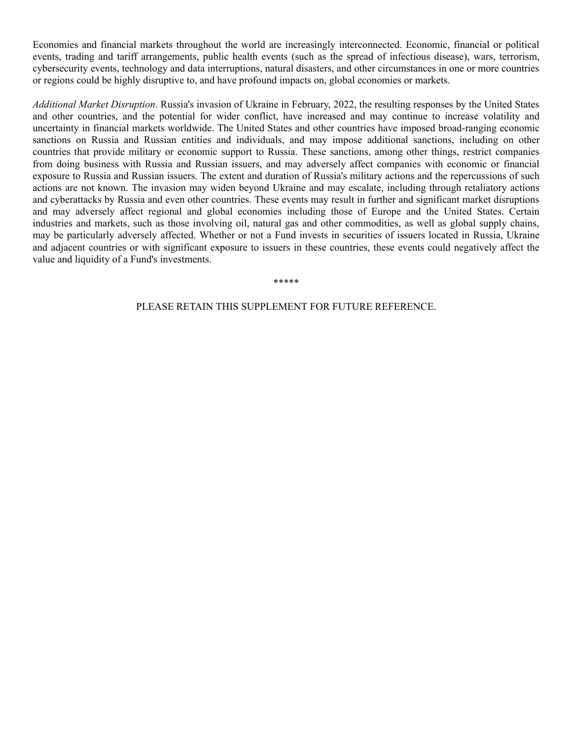Economies and financial markets throughout the world are increasingly interconnected. Economic, financial or political events, trading and tariff arrangements, public health events (such as the spread of infectious disease), wars, terrorism, cybersecurity events, technology and data interruptions, natural disasters, and other circumstances in one or more countries or regions could be highly disruptive to, and have profound impacts on, global economies or markets.

*Additional Market Disruption*. Russia's invasion of Ukraine in February, 2022, the resulting responses by the United States and other countries, and the potential for wider conflict, have increased and may continue to increase volatility and uncertainty in financial markets worldwide. The United States and other countries have imposed broad-ranging economic sanctions on Russia and Russian entities and individuals, and may impose additional sanctions, including on other countries that provide military or economic support to Russia. These sanctions, among other things, restrict companies from doing business with Russia and Russian issuers, and may adversely affect companies with economic or financial exposure to Russia and Russian issuers. The extent and duration of Russia's military actions and the repercussions of such actions are not known. The invasion may widen beyond Ukraine and may escalate, including through retaliatory actions and cyberattacks by Russia and even other countries. These events may result in further and significant market disruptions and may adversely affect regional and global economies including those of Europe and the United States. Certain industries and markets, such as those involving oil, natural gas and other commodities, as well as global supply chains, may be particularly adversely affected. Whether or not a Fund invests in securities of issuers located in Russia, Ukraine and adjacent countries or with significant exposure to issuers in these countries, these events could negatively affect the value and liquidity of a Fund's investments.

*****

PLEASE RETAIN THIS SUPPLEMENT FOR FUTURE REFERENCE.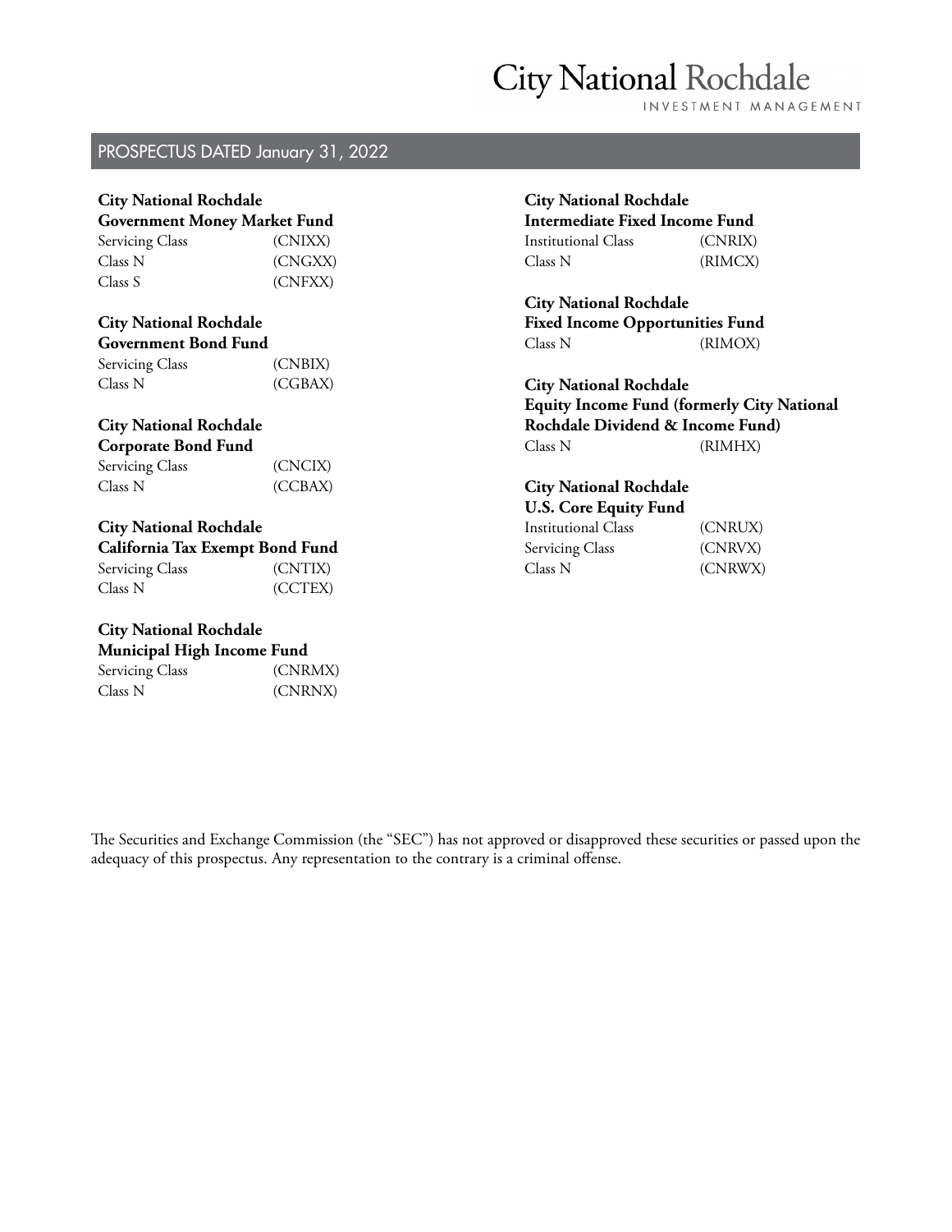# City National Rochdale

INVESTMENT MANAGEMENT

## PROSPECTUS DATED January 31, 2022

**City National Rochdale**
**Government Money Market Fund**

| | |
|---|---|
| Servicing Class | (CNIXX) |
| Class N | (CNGXX) |
| Class S | (CNFXX) |

**City National Rochdale**
**Government Bond Fund**

| | |
|---|---|
| Servicing Class | (CNBIX) |
| Class N | (CGBAX) |

**City National Rochdale**
**Corporate Bond Fund**

| | |
|---|---|
| Servicing Class | (CNCIX) |
| Class N | (CCBAX) |

**City National Rochdale**
**California Tax Exempt Bond Fund**

| | |
|---|---|
| Servicing Class | (CNTIX) |
| Class N | (CCTEX) |

**City National Rochdale**
**Municipal High Income Fund**

| | |
|---|---|
| Servicing Class | (CNRMX) |
| Class N | (CNRNX) |

**City National Rochdale**
**Intermediate Fixed Income Fund**

| | |
|---|---|
| Institutional Class | (CNRIX) |
| Class N | (RIMCX) |

**City National Rochdale**
**Fixed Income Opportunities Fund**

| | |
|---|---|
| Class N | (RIMOX) |

**City National Rochdale**
**Equity Income Fund (formerly City National Rochdale Dividend & Income Fund)**

| | |
|---|---|
| Class N | (RIMHX) |

**City National Rochdale**
**U.S. Core Equity Fund**

| | |
|---|---|
| Institutional Class | (CNRUX) |
| Servicing Class | (CNRVX) |
| Class N | (CNRWX) |

The Securities and Exchange Commission (the "SEC") has not approved or disapproved these securities or passed upon the adequacy of this prospectus. Any representation to the contrary is a criminal offense.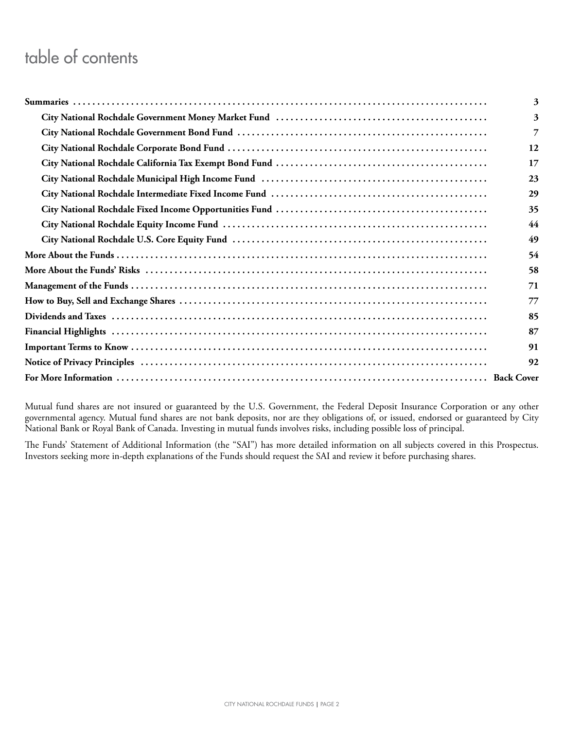# table of contents

| | |
|---|---|
| **Summaries** | **3** |
| **City National Rochdale Government Money Market Fund** | **3** |
| **City National Rochdale Government Bond Fund** | **7** |
| **City National Rochdale Corporate Bond Fund** | **12** |
| **City National Rochdale California Tax Exempt Bond Fund** | **17** |
| **City National Rochdale Municipal High Income Fund** | **23** |
| **City National Rochdale Intermediate Fixed Income Fund** | **29** |
| **City National Rochdale Fixed Income Opportunities Fund** | **35** |
| **City National Rochdale Equity Income Fund** | **44** |
| **City National Rochdale U.S. Core Equity Fund** | **49** |
| **More About the Funds** | **54** |
| **More About the Funds' Risks** | **58** |
| **Management of the Funds** | **71** |
| **How to Buy, Sell and Exchange Shares** | **77** |
| **Dividends and Taxes** | **85** |
| **Financial Highlights** | **87** |
| **Important Terms to Know** | **91** |
| **Notice of Privacy Principles** | **92** |
| **For More Information** | **Back Cover** |

Mutual fund shares are not insured or guaranteed by the U.S. Government, the Federal Deposit Insurance Corporation or any other governmental agency. Mutual fund shares are not bank deposits, nor are they obligations of, or issued, endorsed or guaranteed by City National Bank or Royal Bank of Canada. Investing in mutual funds involves risks, including possible loss of principal.

The Funds' Statement of Additional Information (the "SAI") has more detailed information on all subjects covered in this Prospectus. Investors seeking more in-depth explanations of the Funds should request the SAI and review it before purchasing shares.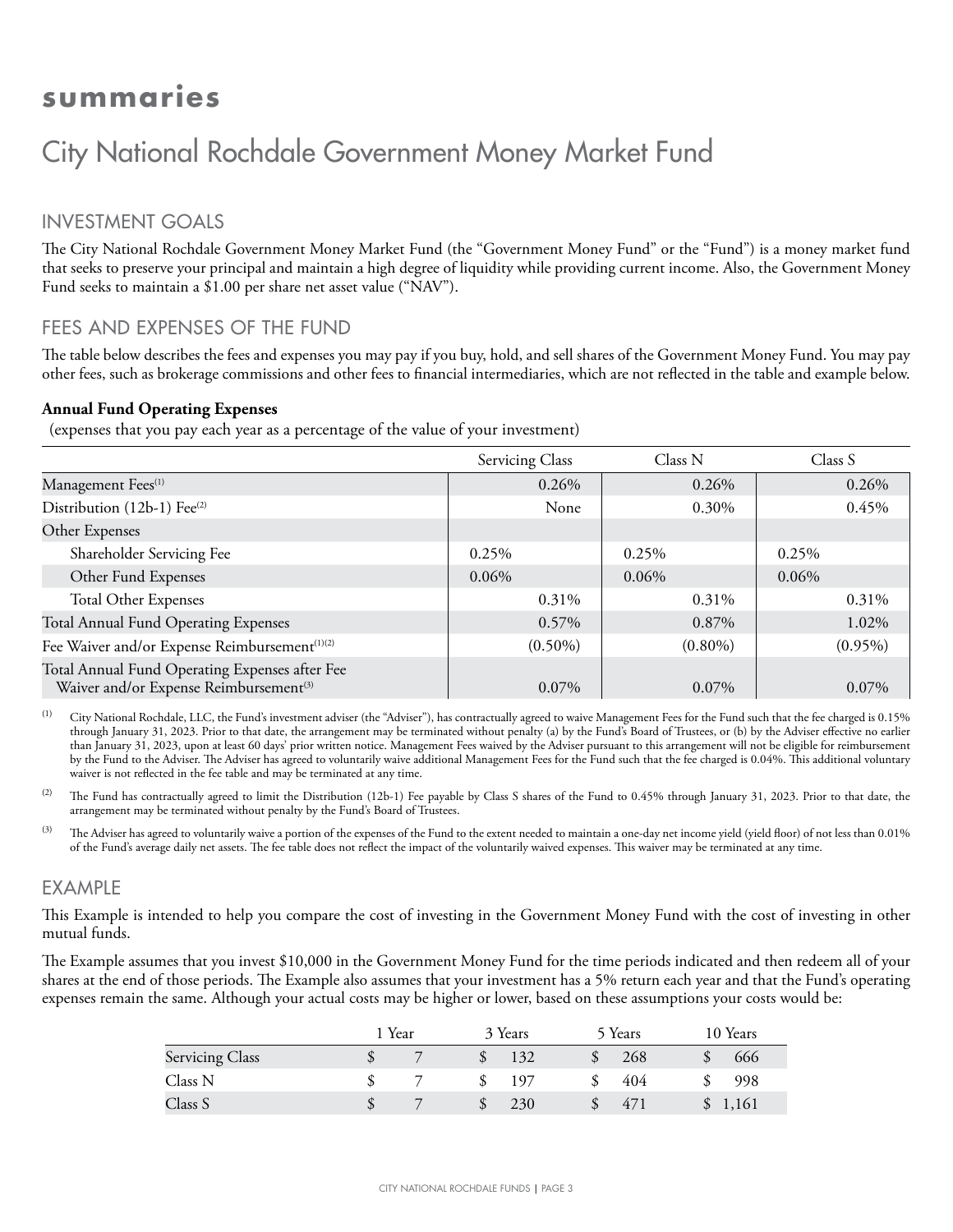# summaries

## City National Rochdale Government Money Market Fund

### INVESTMENT GOALS

The City National Rochdale Government Money Market Fund (the "Government Money Fund" or the "Fund") is a money market fund that seeks to preserve your principal and maintain a high degree of liquidity while providing current income. Also, the Government Money Fund seeks to maintain a $1.00 per share net asset value ("NAV").

### FEES AND EXPENSES OF THE FUND

The table below describes the fees and expenses you may pay if you buy, hold, and sell shares of the Government Money Fund. You may pay other fees, such as brokerage commissions and other fees to financial intermediaries, which are not reflected in the table and example below.

**Annual Fund Operating Expenses**
(expenses that you pay each year as a percentage of the value of your investment)

| | Servicing Class | Class N | Class S |
|---|---|---|---|
| Management Fees[1] | 0.26% | 0.26% | 0.26% |
| Distribution (12b-1) Fee[2] | None | 0.30% | 0.45% |
| Other Expenses | | | |
| Shareholder Servicing Fee | 0.25% | 0.25% | 0.25% |
| Other Fund Expenses | 0.06% | 0.06% | 0.06% |
| Total Other Expenses | 0.31% | 0.31% | 0.31% |
| Total Annual Fund Operating Expenses | 0.57% | 0.87% | 1.02% |
| Fee Waiver and/or Expense Reimbursement[1][2] | (0.50%) | (0.80%) | (0.95%) |
| Total Annual Fund Operating Expenses after Fee Waiver and/or Expense Reimbursement[3] | 0.07% | 0.07% | 0.07% |

[1] City National Rochdale, LLC, the Fund's investment adviser (the "Adviser"), has contractually agreed to waive Management Fees for the Fund such that the fee charged is 0.15% through January 31, 2023. Prior to that date, the arrangement may be terminated without penalty (a) by the Fund's Board of Trustees, or (b) by the Adviser effective no earlier than January 31, 2023, upon at least 60 days' prior written notice. Management Fees waived by the Adviser pursuant to this arrangement will not be eligible for reimbursement by the Fund to the Adviser. The Adviser has agreed to voluntarily waive additional Management Fees for the Fund such that the fee charged is 0.04%. This additional voluntary waiver is not reflected in the fee table and may be terminated at any time.

[2] The Fund has contractually agreed to limit the Distribution (12b-1) Fee payable by Class S shares of the Fund to 0.45% through January 31, 2023. Prior to that date, the arrangement may be terminated without penalty by the Fund's Board of Trustees.

[3] The Adviser has agreed to voluntarily waive a portion of the expenses of the Fund to the extent needed to maintain a one-day net income yield (yield floor) of not less than 0.01% of the Fund's average daily net assets. The fee table does not reflect the impact of the voluntarily waived expenses. This waiver may be terminated at any time.

### EXAMPLE

This Example is intended to help you compare the cost of investing in the Government Money Fund with the cost of investing in other mutual funds.

The Example assumes that you invest $10,000 in the Government Money Fund for the time periods indicated and then redeem all of your shares at the end of those periods. The Example also assumes that your investment has a 5% return each year and that the Fund's operating expenses remain the same. Although your actual costs may be higher or lower, based on these assumptions your costs would be:

| | 1 Year | 3 Years | 5 Years | 10 Years |
|---|---|---|---|---|
| Servicing Class | $ 7 | $ 132 | $ 268 | $ 666 |
| Class N | $ 7 | $ 197 | $ 404 | $ 998 |
| Class S | $ 7 | $ 230 | $ 471 | $ 1,161 |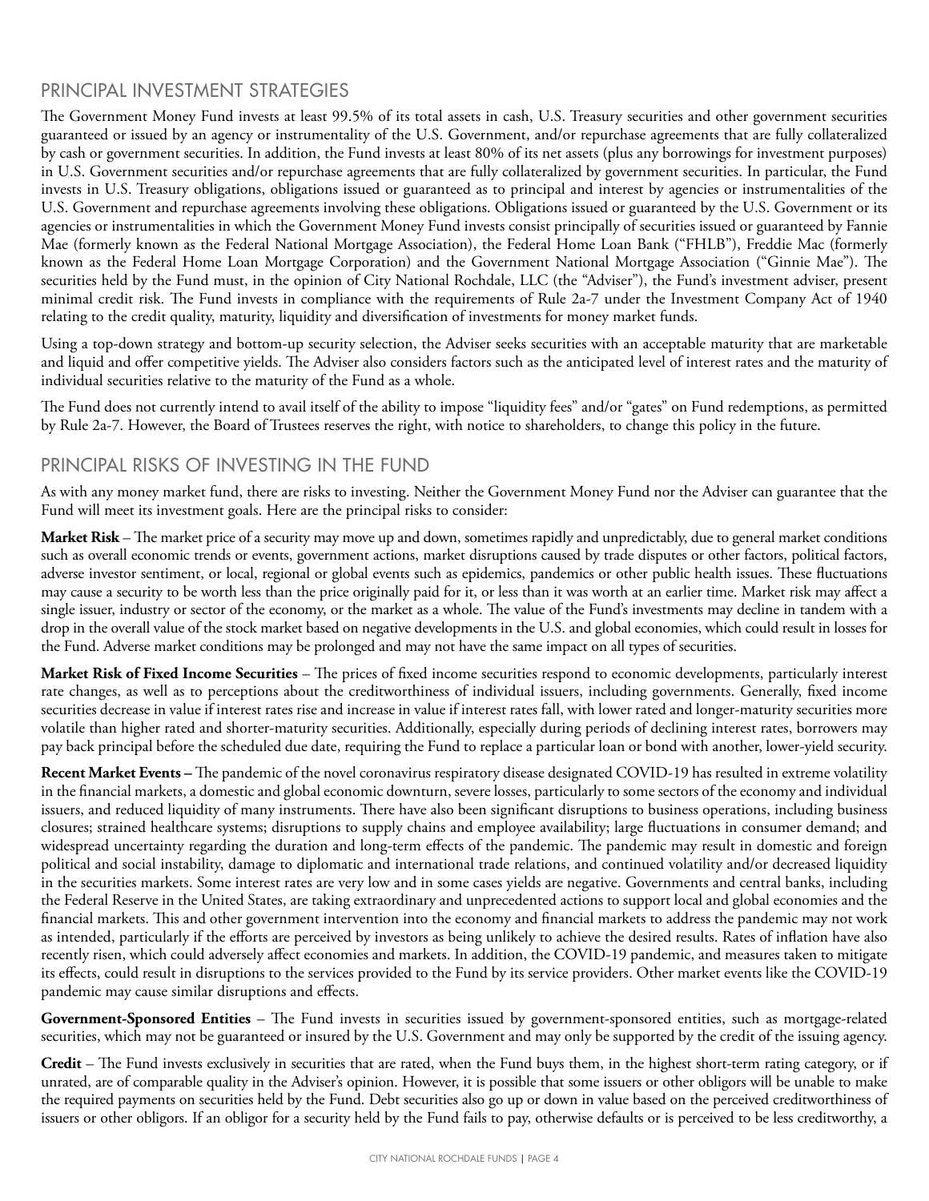## PRINCIPAL INVESTMENT STRATEGIES

The Government Money Fund invests at least 99.5% of its total assets in cash, U.S. Treasury securities and other government securities guaranteed or issued by an agency or instrumentality of the U.S. Government, and/or repurchase agreements that are fully collateralized by cash or government securities. In addition, the Fund invests at least 80% of its net assets (plus any borrowings for investment purposes) in U.S. Government securities and/or repurchase agreements that are fully collateralized by government securities. In particular, the Fund invests in U.S. Treasury obligations, obligations issued or guaranteed as to principal and interest by agencies or instrumentalities of the U.S. Government and repurchase agreements involving these obligations. Obligations issued or guaranteed by the U.S. Government or its agencies or instrumentalities in which the Government Money Fund invests consist principally of securities issued or guaranteed by Fannie Mae (formerly known as the Federal National Mortgage Association), the Federal Home Loan Bank ("FHLB"), Freddie Mac (formerly known as the Federal Home Loan Mortgage Corporation) and the Government National Mortgage Association ("Ginnie Mae"). The securities held by the Fund must, in the opinion of City National Rochdale, LLC (the "Adviser"), the Fund's investment adviser, present minimal credit risk. The Fund invests in compliance with the requirements of Rule 2a-7 under the Investment Company Act of 1940 relating to the credit quality, maturity, liquidity and diversification of investments for money market funds.

Using a top-down strategy and bottom-up security selection, the Adviser seeks securities with an acceptable maturity that are marketable and liquid and offer competitive yields. The Adviser also considers factors such as the anticipated level of interest rates and the maturity of individual securities relative to the maturity of the Fund as a whole.

The Fund does not currently intend to avail itself of the ability to impose "liquidity fees" and/or "gates" on Fund redemptions, as permitted by Rule 2a-7. However, the Board of Trustees reserves the right, with notice to shareholders, to change this policy in the future.

## PRINCIPAL RISKS OF INVESTING IN THE FUND

As with any money market fund, there are risks to investing. Neither the Government Money Fund nor the Adviser can guarantee that the Fund will meet its investment goals. Here are the principal risks to consider:

**Market Risk** – The market price of a security may move up and down, sometimes rapidly and unpredictably, due to general market conditions such as overall economic trends or events, government actions, market disruptions caused by trade disputes or other factors, political factors, adverse investor sentiment, or local, regional or global events such as epidemics, pandemics or other public health issues. These fluctuations may cause a security to be worth less than the price originally paid for it, or less than it was worth at an earlier time. Market risk may affect a single issuer, industry or sector of the economy, or the market as a whole. The value of the Fund's investments may decline in tandem with a drop in the overall value of the stock market based on negative developments in the U.S. and global economies, which could result in losses for the Fund. Adverse market conditions may be prolonged and may not have the same impact on all types of securities.

**Market Risk of Fixed Income Securities** – The prices of fixed income securities respond to economic developments, particularly interest rate changes, as well as to perceptions about the creditworthiness of individual issuers, including governments. Generally, fixed income securities decrease in value if interest rates rise and increase in value if interest rates fall, with lower rated and longer-maturity securities more volatile than higher rated and shorter-maturity securities. Additionally, especially during periods of declining interest rates, borrowers may pay back principal before the scheduled due date, requiring the Fund to replace a particular loan or bond with another, lower-yield security.

**Recent Market Events –** The pandemic of the novel coronavirus respiratory disease designated COVID-19 has resulted in extreme volatility in the financial markets, a domestic and global economic downturn, severe losses, particularly to some sectors of the economy and individual issuers, and reduced liquidity of many instruments. There have also been significant disruptions to business operations, including business closures; strained healthcare systems; disruptions to supply chains and employee availability; large fluctuations in consumer demand; and widespread uncertainty regarding the duration and long-term effects of the pandemic. The pandemic may result in domestic and foreign political and social instability, damage to diplomatic and international trade relations, and continued volatility and/or decreased liquidity in the securities markets. Some interest rates are very low and in some cases yields are negative. Governments and central banks, including the Federal Reserve in the United States, are taking extraordinary and unprecedented actions to support local and global economies and the financial markets. This and other government intervention into the economy and financial markets to address the pandemic may not work as intended, particularly if the efforts are perceived by investors as being unlikely to achieve the desired results. Rates of inflation have also recently risen, which could adversely affect economies and markets. In addition, the COVID-19 pandemic, and measures taken to mitigate its effects, could result in disruptions to the services provided to the Fund by its service providers. Other market events like the COVID-19 pandemic may cause similar disruptions and effects.

**Government-Sponsored Entities** – The Fund invests in securities issued by government-sponsored entities, such as mortgage-related securities, which may not be guaranteed or insured by the U.S. Government and may only be supported by the credit of the issuing agency.

**Credit** – The Fund invests exclusively in securities that are rated, when the Fund buys them, in the highest short-term rating category, or if unrated, are of comparable quality in the Adviser's opinion. However, it is possible that some issuers or other obligors will be unable to make the required payments on securities held by the Fund. Debt securities also go up or down in value based on the perceived creditworthiness of issuers or other obligors. If an obligor for a security held by the Fund fails to pay, otherwise defaults or is perceived to be less creditworthy, a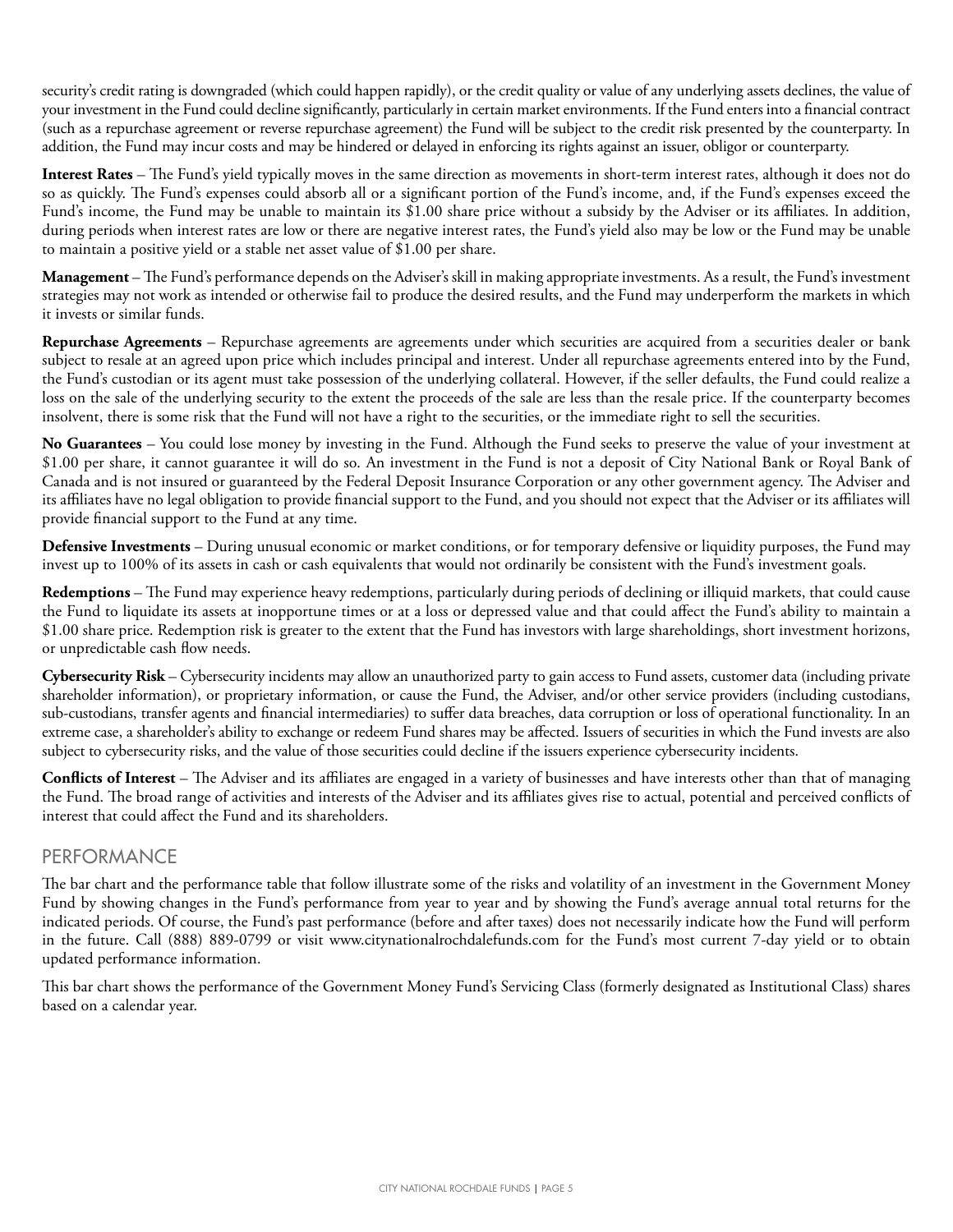security's credit rating is downgraded (which could happen rapidly), or the credit quality or value of any underlying assets declines, the value of your investment in the Fund could decline significantly, particularly in certain market environments. If the Fund enters into a financial contract (such as a repurchase agreement or reverse repurchase agreement) the Fund will be subject to the credit risk presented by the counterparty. In addition, the Fund may incur costs and may be hindered or delayed in enforcing its rights against an issuer, obligor or counterparty.

**Interest Rates** – The Fund's yield typically moves in the same direction as movements in short-term interest rates, although it does not do so as quickly. The Fund's expenses could absorb all or a significant portion of the Fund's income, and, if the Fund's expenses exceed the Fund's income, the Fund may be unable to maintain its $1.00 share price without a subsidy by the Adviser or its affiliates. In addition, during periods when interest rates are low or there are negative interest rates, the Fund's yield also may be low or the Fund may be unable to maintain a positive yield or a stable net asset value of $1.00 per share.

**Management** – The Fund's performance depends on the Adviser's skill in making appropriate investments. As a result, the Fund's investment strategies may not work as intended or otherwise fail to produce the desired results, and the Fund may underperform the markets in which it invests or similar funds.

**Repurchase Agreements** – Repurchase agreements are agreements under which securities are acquired from a securities dealer or bank subject to resale at an agreed upon price which includes principal and interest. Under all repurchase agreements entered into by the Fund, the Fund's custodian or its agent must take possession of the underlying collateral. However, if the seller defaults, the Fund could realize a loss on the sale of the underlying security to the extent the proceeds of the sale are less than the resale price. If the counterparty becomes insolvent, there is some risk that the Fund will not have a right to the securities, or the immediate right to sell the securities.

**No Guarantees** – You could lose money by investing in the Fund. Although the Fund seeks to preserve the value of your investment at $1.00 per share, it cannot guarantee it will do so. An investment in the Fund is not a deposit of City National Bank or Royal Bank of Canada and is not insured or guaranteed by the Federal Deposit Insurance Corporation or any other government agency. The Adviser and its affiliates have no legal obligation to provide financial support to the Fund, and you should not expect that the Adviser or its affiliates will provide financial support to the Fund at any time.

**Defensive Investments** – During unusual economic or market conditions, or for temporary defensive or liquidity purposes, the Fund may invest up to 100% of its assets in cash or cash equivalents that would not ordinarily be consistent with the Fund's investment goals.

**Redemptions** – The Fund may experience heavy redemptions, particularly during periods of declining or illiquid markets, that could cause the Fund to liquidate its assets at inopportune times or at a loss or depressed value and that could affect the Fund's ability to maintain a $1.00 share price. Redemption risk is greater to the extent that the Fund has investors with large shareholdings, short investment horizons, or unpredictable cash flow needs.

**Cybersecurity Risk** – Cybersecurity incidents may allow an unauthorized party to gain access to Fund assets, customer data (including private shareholder information), or proprietary information, or cause the Fund, the Adviser, and/or other service providers (including custodians, sub-custodians, transfer agents and financial intermediaries) to suffer data breaches, data corruption or loss of operational functionality. In an extreme case, a shareholder's ability to exchange or redeem Fund shares may be affected. Issuers of securities in which the Fund invests are also subject to cybersecurity risks, and the value of those securities could decline if the issuers experience cybersecurity incidents.

**Conflicts of Interest** – The Adviser and its affiliates are engaged in a variety of businesses and have interests other than that of managing the Fund. The broad range of activities and interests of the Adviser and its affiliates gives rise to actual, potential and perceived conflicts of interest that could affect the Fund and its shareholders.

## PERFORMANCE

The bar chart and the performance table that follow illustrate some of the risks and volatility of an investment in the Government Money Fund by showing changes in the Fund's performance from year to year and by showing the Fund's average annual total returns for the indicated periods. Of course, the Fund's past performance (before and after taxes) does not necessarily indicate how the Fund will perform in the future. Call (888) 889-0799 or visit www.citynationalrochdalefunds.com for the Fund's most current 7-day yield or to obtain updated performance information.

This bar chart shows the performance of the Government Money Fund's Servicing Class (formerly designated as Institutional Class) shares based on a calendar year.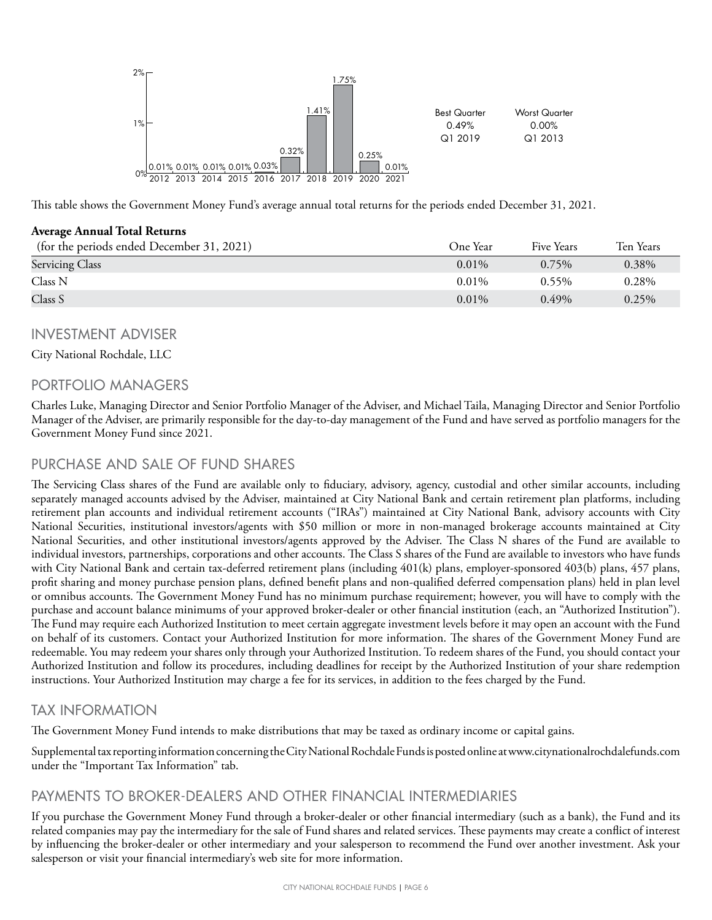| Year | Return |
|---|---|
| 2012 | 0.01% |
| 2013 | 0.01% |
| 2014 | 0.01% |
| 2015 | 0.01% |
| 2016 | 0.03% |
| 2017 | 0.32% |
| 2018 | 1.41% |
| 2019 | 1.75% |
| 2020 | 0.25% |
| 2021 | 0.01% |

| Best Quarter | Worst Quarter |
|---|---|
| 0.49% | 0.00% |
| Q1 2019 | Q1 2013 |

This table shows the Government Money Fund's average annual total returns for the periods ended December 31, 2021.

| **Average Annual Total Returns** (for the periods ended December 31, 2021) | One Year | Five Years | Ten Years |
|---|---|---|---|
| Servicing Class | 0.01% | 0.75% | 0.38% |
| Class N | 0.01% | 0.55% | 0.28% |
| Class S | 0.01% | 0.49% | 0.25% |

## INVESTMENT ADVISER

City National Rochdale, LLC

## PORTFOLIO MANAGERS

Charles Luke, Managing Director and Senior Portfolio Manager of the Adviser, and Michael Taila, Managing Director and Senior Portfolio Manager of the Adviser, are primarily responsible for the day-to-day management of the Fund and have served as portfolio managers for the Government Money Fund since 2021.

## PURCHASE AND SALE OF FUND SHARES

The Servicing Class shares of the Fund are available only to fiduciary, advisory, agency, custodial and other similar accounts, including separately managed accounts advised by the Adviser, maintained at City National Bank and certain retirement plan platforms, including retirement plan accounts and individual retirement accounts ("IRAs") maintained at City National Bank, advisory accounts with City National Securities, institutional investors/agents with $50 million or more in non-managed brokerage accounts maintained at City National Securities, and other institutional investors/agents approved by the Adviser. The Class N shares of the Fund are available to individual investors, partnerships, corporations and other accounts. The Class S shares of the Fund are available to investors who have funds with City National Bank and certain tax-deferred retirement plans (including 401(k) plans, employer-sponsored 403(b) plans, 457 plans, profit sharing and money purchase pension plans, defined benefit plans and non-qualified deferred compensation plans) held in plan level or omnibus accounts. The Government Money Fund has no minimum purchase requirement; however, you will have to comply with the purchase and account balance minimums of your approved broker-dealer or other financial institution (each, an "Authorized Institution"). The Fund may require each Authorized Institution to meet certain aggregate investment levels before it may open an account with the Fund on behalf of its customers. Contact your Authorized Institution for more information. The shares of the Government Money Fund are redeemable. You may redeem your shares only through your Authorized Institution. To redeem shares of the Fund, you should contact your Authorized Institution and follow its procedures, including deadlines for receipt by the Authorized Institution of your share redemption instructions. Your Authorized Institution may charge a fee for its services, in addition to the fees charged by the Fund.

## TAX INFORMATION

The Government Money Fund intends to make distributions that may be taxed as ordinary income or capital gains.

Supplemental tax reporting information concerning the City National Rochdale Funds is posted online at www.citynationalrochdalefunds.com under the "Important Tax Information" tab.

## PAYMENTS TO BROKER-DEALERS AND OTHER FINANCIAL INTERMEDIARIES

If you purchase the Government Money Fund through a broker-dealer or other financial intermediary (such as a bank), the Fund and its related companies may pay the intermediary for the sale of Fund shares and related services. These payments may create a conflict of interest by influencing the broker-dealer or other intermediary and your salesperson to recommend the Fund over another investment. Ask your salesperson or visit your financial intermediary's web site for more information.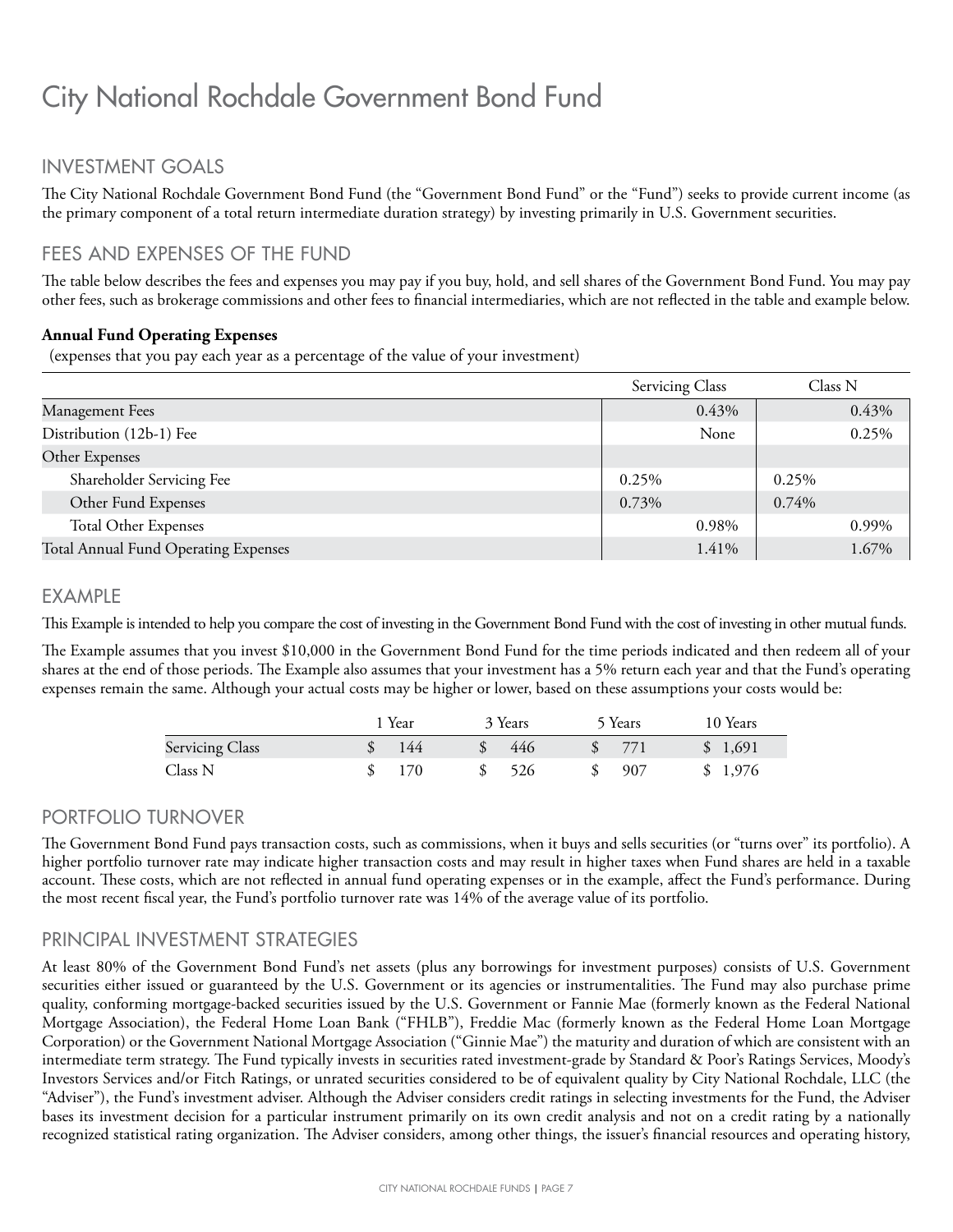# City National Rochdale Government Bond Fund

## INVESTMENT GOALS

The City National Rochdale Government Bond Fund (the "Government Bond Fund" or the "Fund") seeks to provide current income (as the primary component of a total return intermediate duration strategy) by investing primarily in U.S. Government securities.

## FEES AND EXPENSES OF THE FUND

The table below describes the fees and expenses you may pay if you buy, hold, and sell shares of the Government Bond Fund. You may pay other fees, such as brokerage commissions and other fees to financial intermediaries, which are not reflected in the table and example below.

**Annual Fund Operating Expenses**
(expenses that you pay each year as a percentage of the value of your investment)

| | Servicing Class | Class N |
|---|---|---|
| Management Fees | 0.43% | 0.43% |
| Distribution (12b-1) Fee | None | 0.25% |
| Other Expenses | | |
| Shareholder Servicing Fee | 0.25% | 0.25% |
| Other Fund Expenses | 0.73% | 0.74% |
| Total Other Expenses | 0.98% | 0.99% |
| Total Annual Fund Operating Expenses | 1.41% | 1.67% |

## EXAMPLE

This Example is intended to help you compare the cost of investing in the Government Bond Fund with the cost of investing in other mutual funds.

The Example assumes that you invest $10,000 in the Government Bond Fund for the time periods indicated and then redeem all of your shares at the end of those periods. The Example also assumes that your investment has a 5% return each year and that the Fund's operating expenses remain the same. Although your actual costs may be higher or lower, based on these assumptions your costs would be:

| | 1 Year | 3 Years | 5 Years | 10 Years |
|---|---|---|---|---|
| Servicing Class | $ 144 | $ 446 | $ 771 | $ 1,691 |
| Class N | $ 170 | $ 526 | $ 907 | $ 1,976 |

## PORTFOLIO TURNOVER

The Government Bond Fund pays transaction costs, such as commissions, when it buys and sells securities (or "turns over" its portfolio). A higher portfolio turnover rate may indicate higher transaction costs and may result in higher taxes when Fund shares are held in a taxable account. These costs, which are not reflected in annual fund operating expenses or in the example, affect the Fund's performance. During the most recent fiscal year, the Fund's portfolio turnover rate was 14% of the average value of its portfolio.

## PRINCIPAL INVESTMENT STRATEGIES

At least 80% of the Government Bond Fund's net assets (plus any borrowings for investment purposes) consists of U.S. Government securities either issued or guaranteed by the U.S. Government or its agencies or instrumentalities. The Fund may also purchase prime quality, conforming mortgage-backed securities issued by the U.S. Government or Fannie Mae (formerly known as the Federal National Mortgage Association), the Federal Home Loan Bank ("FHLB"), Freddie Mac (formerly known as the Federal Home Loan Mortgage Corporation) or the Government National Mortgage Association ("Ginnie Mae") the maturity and duration of which are consistent with an intermediate term strategy. The Fund typically invests in securities rated investment-grade by Standard & Poor's Ratings Services, Moody's Investors Services and/or Fitch Ratings, or unrated securities considered to be of equivalent quality by City National Rochdale, LLC (the "Adviser"), the Fund's investment adviser. Although the Adviser considers credit ratings in selecting investments for the Fund, the Adviser bases its investment decision for a particular instrument primarily on its own credit analysis and not on a credit rating by a nationally recognized statistical rating organization. The Adviser considers, among other things, the issuer's financial resources and operating history,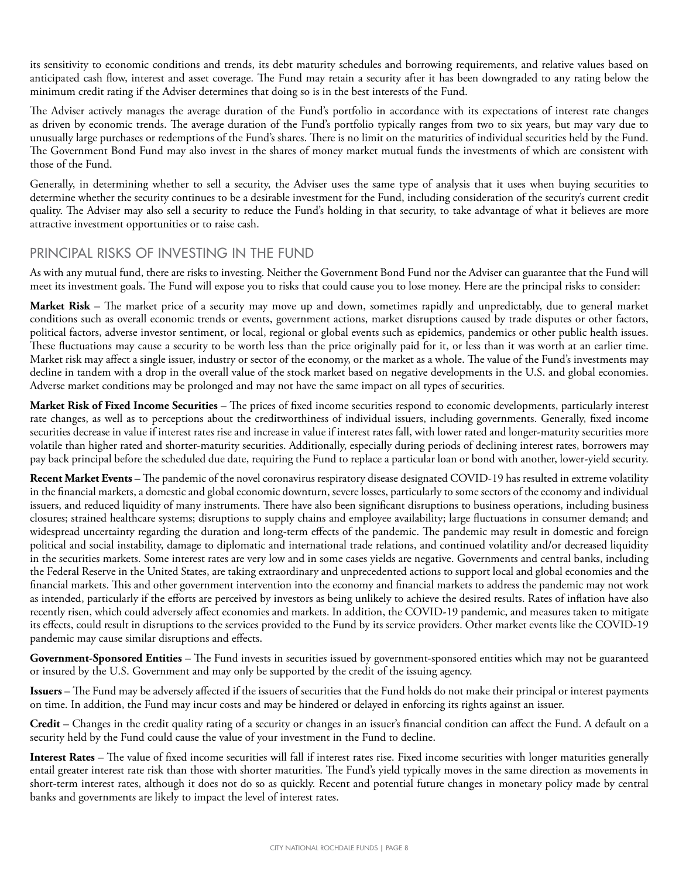its sensitivity to economic conditions and trends, its debt maturity schedules and borrowing requirements, and relative values based on anticipated cash flow, interest and asset coverage. The Fund may retain a security after it has been downgraded to any rating below the minimum credit rating if the Adviser determines that doing so is in the best interests of the Fund.

The Adviser actively manages the average duration of the Fund's portfolio in accordance with its expectations of interest rate changes as driven by economic trends. The average duration of the Fund's portfolio typically ranges from two to six years, but may vary due to unusually large purchases or redemptions of the Fund's shares. There is no limit on the maturities of individual securities held by the Fund. The Government Bond Fund may also invest in the shares of money market mutual funds the investments of which are consistent with those of the Fund.

Generally, in determining whether to sell a security, the Adviser uses the same type of analysis that it uses when buying securities to determine whether the security continues to be a desirable investment for the Fund, including consideration of the security's current credit quality. The Adviser may also sell a security to reduce the Fund's holding in that security, to take advantage of what it believes are more attractive investment opportunities or to raise cash.

## PRINCIPAL RISKS OF INVESTING IN THE FUND

As with any mutual fund, there are risks to investing. Neither the Government Bond Fund nor the Adviser can guarantee that the Fund will meet its investment goals. The Fund will expose you to risks that could cause you to lose money. Here are the principal risks to consider:

**Market Risk** – The market price of a security may move up and down, sometimes rapidly and unpredictably, due to general market conditions such as overall economic trends or events, government actions, market disruptions caused by trade disputes or other factors, political factors, adverse investor sentiment, or local, regional or global events such as epidemics, pandemics or other public health issues. These fluctuations may cause a security to be worth less than the price originally paid for it, or less than it was worth at an earlier time. Market risk may affect a single issuer, industry or sector of the economy, or the market as a whole. The value of the Fund's investments may decline in tandem with a drop in the overall value of the stock market based on negative developments in the U.S. and global economies. Adverse market conditions may be prolonged and may not have the same impact on all types of securities.

**Market Risk of Fixed Income Securities** – The prices of fixed income securities respond to economic developments, particularly interest rate changes, as well as to perceptions about the creditworthiness of individual issuers, including governments. Generally, fixed income securities decrease in value if interest rates rise and increase in value if interest rates fall, with lower rated and longer-maturity securities more volatile than higher rated and shorter-maturity securities. Additionally, especially during periods of declining interest rates, borrowers may pay back principal before the scheduled due date, requiring the Fund to replace a particular loan or bond with another, lower-yield security.

**Recent Market Events –** The pandemic of the novel coronavirus respiratory disease designated COVID-19 has resulted in extreme volatility in the financial markets, a domestic and global economic downturn, severe losses, particularly to some sectors of the economy and individual issuers, and reduced liquidity of many instruments. There have also been significant disruptions to business operations, including business closures; strained healthcare systems; disruptions to supply chains and employee availability; large fluctuations in consumer demand; and widespread uncertainty regarding the duration and long-term effects of the pandemic. The pandemic may result in domestic and foreign political and social instability, damage to diplomatic and international trade relations, and continued volatility and/or decreased liquidity in the securities markets. Some interest rates are very low and in some cases yields are negative. Governments and central banks, including the Federal Reserve in the United States, are taking extraordinary and unprecedented actions to support local and global economies and the financial markets. This and other government intervention into the economy and financial markets to address the pandemic may not work as intended, particularly if the efforts are perceived by investors as being unlikely to achieve the desired results. Rates of inflation have also recently risen, which could adversely affect economies and markets. In addition, the COVID-19 pandemic, and measures taken to mitigate its effects, could result in disruptions to the services provided to the Fund by its service providers. Other market events like the COVID-19 pandemic may cause similar disruptions and effects.

**Government-Sponsored Entities** – The Fund invests in securities issued by government-sponsored entities which may not be guaranteed or insured by the U.S. Government and may only be supported by the credit of the issuing agency.

**Issuers** – The Fund may be adversely affected if the issuers of securities that the Fund holds do not make their principal or interest payments on time. In addition, the Fund may incur costs and may be hindered or delayed in enforcing its rights against an issuer.

**Credit** – Changes in the credit quality rating of a security or changes in an issuer's financial condition can affect the Fund. A default on a security held by the Fund could cause the value of your investment in the Fund to decline.

**Interest Rates** – The value of fixed income securities will fall if interest rates rise. Fixed income securities with longer maturities generally entail greater interest rate risk than those with shorter maturities. The Fund's yield typically moves in the same direction as movements in short-term interest rates, although it does not do so as quickly. Recent and potential future changes in monetary policy made by central banks and governments are likely to impact the level of interest rates.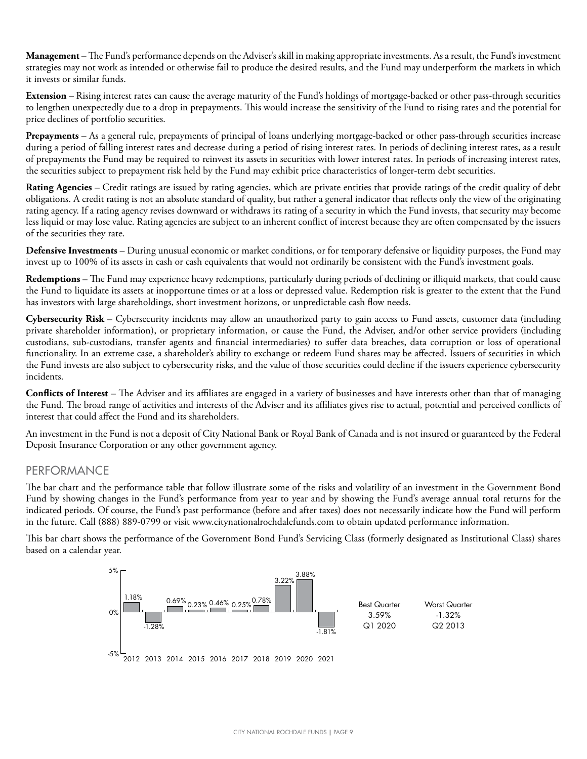**Management** – The Fund's performance depends on the Adviser's skill in making appropriate investments. As a result, the Fund's investment strategies may not work as intended or otherwise fail to produce the desired results, and the Fund may underperform the markets in which it invests or similar funds.

**Extension** – Rising interest rates can cause the average maturity of the Fund's holdings of mortgage-backed or other pass-through securities to lengthen unexpectedly due to a drop in prepayments. This would increase the sensitivity of the Fund to rising rates and the potential for price declines of portfolio securities.

**Prepayments** – As a general rule, prepayments of principal of loans underlying mortgage-backed or other pass-through securities increase during a period of falling interest rates and decrease during a period of rising interest rates. In periods of declining interest rates, as a result of prepayments the Fund may be required to reinvest its assets in securities with lower interest rates. In periods of increasing interest rates, the securities subject to prepayment risk held by the Fund may exhibit price characteristics of longer-term debt securities.

**Rating Agencies** – Credit ratings are issued by rating agencies, which are private entities that provide ratings of the credit quality of debt obligations. A credit rating is not an absolute standard of quality, but rather a general indicator that reflects only the view of the originating rating agency. If a rating agency revises downward or withdraws its rating of a security in which the Fund invests, that security may become less liquid or may lose value. Rating agencies are subject to an inherent conflict of interest because they are often compensated by the issuers of the securities they rate.

**Defensive Investments** – During unusual economic or market conditions, or for temporary defensive or liquidity purposes, the Fund may invest up to 100% of its assets in cash or cash equivalents that would not ordinarily be consistent with the Fund's investment goals.

**Redemptions** – The Fund may experience heavy redemptions, particularly during periods of declining or illiquid markets, that could cause the Fund to liquidate its assets at inopportune times or at a loss or depressed value. Redemption risk is greater to the extent that the Fund has investors with large shareholdings, short investment horizons, or unpredictable cash flow needs.

**Cybersecurity Risk** – Cybersecurity incidents may allow an unauthorized party to gain access to Fund assets, customer data (including private shareholder information), or proprietary information, or cause the Fund, the Adviser, and/or other service providers (including custodians, sub-custodians, transfer agents and financial intermediaries) to suffer data breaches, data corruption or loss of operational functionality. In an extreme case, a shareholder's ability to exchange or redeem Fund shares may be affected. Issuers of securities in which the Fund invests are also subject to cybersecurity risks, and the value of those securities could decline if the issuers experience cybersecurity incidents.

**Conflicts of Interest** – The Adviser and its affiliates are engaged in a variety of businesses and have interests other than that of managing the Fund. The broad range of activities and interests of the Adviser and its affiliates gives rise to actual, potential and perceived conflicts of interest that could affect the Fund and its shareholders.

An investment in the Fund is not a deposit of City National Bank or Royal Bank of Canada and is not insured or guaranteed by the Federal Deposit Insurance Corporation or any other government agency.

## PERFORMANCE

The bar chart and the performance table that follow illustrate some of the risks and volatility of an investment in the Government Bond Fund by showing changes in the Fund's performance from year to year and by showing the Fund's average annual total returns for the indicated periods. Of course, the Fund's past performance (before and after taxes) does not necessarily indicate how the Fund will perform in the future. Call (888) 889-0799 or visit www.citynationalrochdalefunds.com to obtain updated performance information.

This bar chart shows the performance of the Government Bond Fund's Servicing Class (formerly designated as Institutional Class) shares based on a calendar year.

| 2012 | 2013 | 2014 | 2015 | 2016 | 2017 | 2018 | 2019 | 2020 | 2021 |
|---|---|---|---|---|---|---|---|---|---|
| 1.18% | -1.28% | 0.69% | 0.23% | 0.46% | 0.25% | 0.78% | 3.22% | 3.88% | -1.81% |

| Best Quarter | Worst Quarter |
|---|---|
| 3.59% | -1.32% |
| Q1 2020 | Q2 2013 |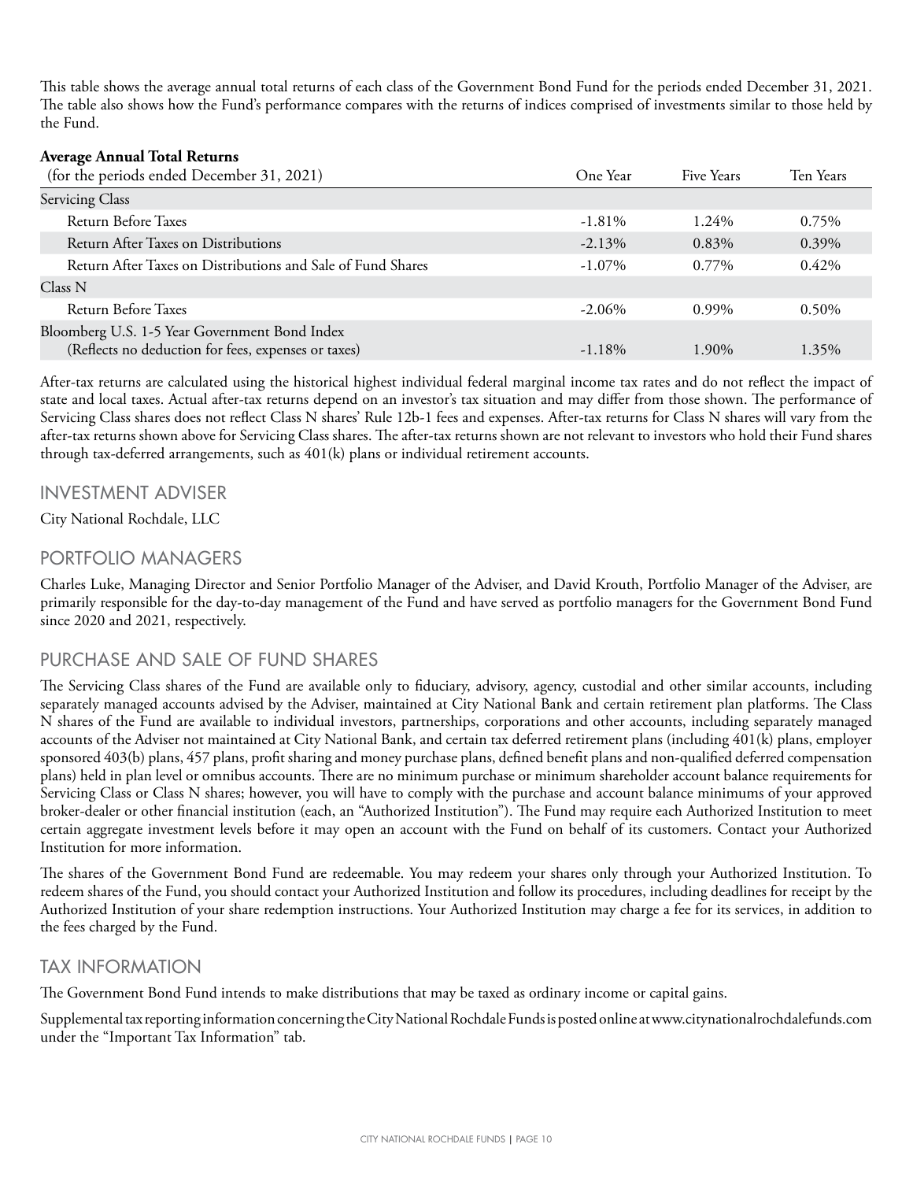This table shows the average annual total returns of each class of the Government Bond Fund for the periods ended December 31, 2021. The table also shows how the Fund's performance compares with the returns of indices comprised of investments similar to those held by the Fund.

**Average Annual Total Returns**

| (for the periods ended December 31, 2021) | One Year | Five Years | Ten Years |
|---|---|---|---|
| Servicing Class | | | |
| Return Before Taxes | -1.81% | 1.24% | 0.75% |
| Return After Taxes on Distributions | -2.13% | 0.83% | 0.39% |
| Return After Taxes on Distributions and Sale of Fund Shares | -1.07% | 0.77% | 0.42% |
| Class N | | | |
| Return Before Taxes | -2.06% | 0.99% | 0.50% |
| Bloomberg U.S. 1-5 Year Government Bond Index (Reflects no deduction for fees, expenses or taxes) | -1.18% | 1.90% | 1.35% |

After-tax returns are calculated using the historical highest individual federal marginal income tax rates and do not reflect the impact of state and local taxes. Actual after-tax returns depend on an investor's tax situation and may differ from those shown. The performance of Servicing Class shares does not reflect Class N shares' Rule 12b-1 fees and expenses. After-tax returns for Class N shares will vary from the after-tax returns shown above for Servicing Class shares. The after-tax returns shown are not relevant to investors who hold their Fund shares through tax-deferred arrangements, such as 401(k) plans or individual retirement accounts.

## INVESTMENT ADVISER

City National Rochdale, LLC

## PORTFOLIO MANAGERS

Charles Luke, Managing Director and Senior Portfolio Manager of the Adviser, and David Krouth, Portfolio Manager of the Adviser, are primarily responsible for the day-to-day management of the Fund and have served as portfolio managers for the Government Bond Fund since 2020 and 2021, respectively.

## PURCHASE AND SALE OF FUND SHARES

The Servicing Class shares of the Fund are available only to fiduciary, advisory, agency, custodial and other similar accounts, including separately managed accounts advised by the Adviser, maintained at City National Bank and certain retirement plan platforms. The Class N shares of the Fund are available to individual investors, partnerships, corporations and other accounts, including separately managed accounts of the Adviser not maintained at City National Bank, and certain tax deferred retirement plans (including 401(k) plans, employer sponsored 403(b) plans, 457 plans, profit sharing and money purchase plans, defined benefit plans and non-qualified deferred compensation plans) held in plan level or omnibus accounts. There are no minimum purchase or minimum shareholder account balance requirements for Servicing Class or Class N shares; however, you will have to comply with the purchase and account balance minimums of your approved broker-dealer or other financial institution (each, an "Authorized Institution"). The Fund may require each Authorized Institution to meet certain aggregate investment levels before it may open an account with the Fund on behalf of its customers. Contact your Authorized Institution for more information.

The shares of the Government Bond Fund are redeemable. You may redeem your shares only through your Authorized Institution. To redeem shares of the Fund, you should contact your Authorized Institution and follow its procedures, including deadlines for receipt by the Authorized Institution of your share redemption instructions. Your Authorized Institution may charge a fee for its services, in addition to the fees charged by the Fund.

## TAX INFORMATION

The Government Bond Fund intends to make distributions that may be taxed as ordinary income or capital gains.

Supplemental tax reporting information concerning the City National Rochdale Funds is posted online at www.citynationalrochdalefunds.com under the "Important Tax Information" tab.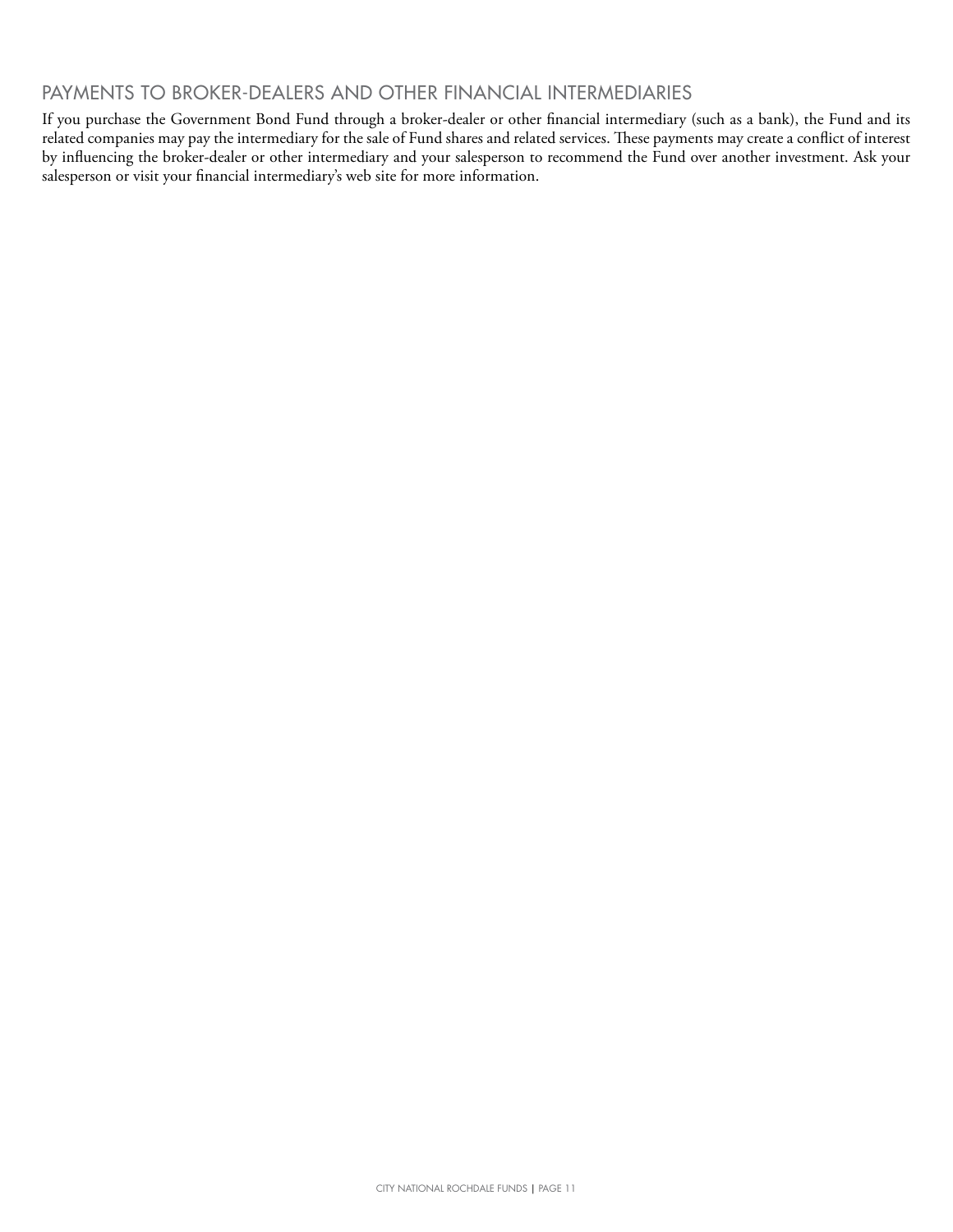## PAYMENTS TO BROKER-DEALERS AND OTHER FINANCIAL INTERMEDIARIES

If you purchase the Government Bond Fund through a broker-dealer or other financial intermediary (such as a bank), the Fund and its related companies may pay the intermediary for the sale of Fund shares and related services. These payments may create a conflict of interest by influencing the broker-dealer or other intermediary and your salesperson to recommend the Fund over another investment. Ask your salesperson or visit your financial intermediary's web site for more information.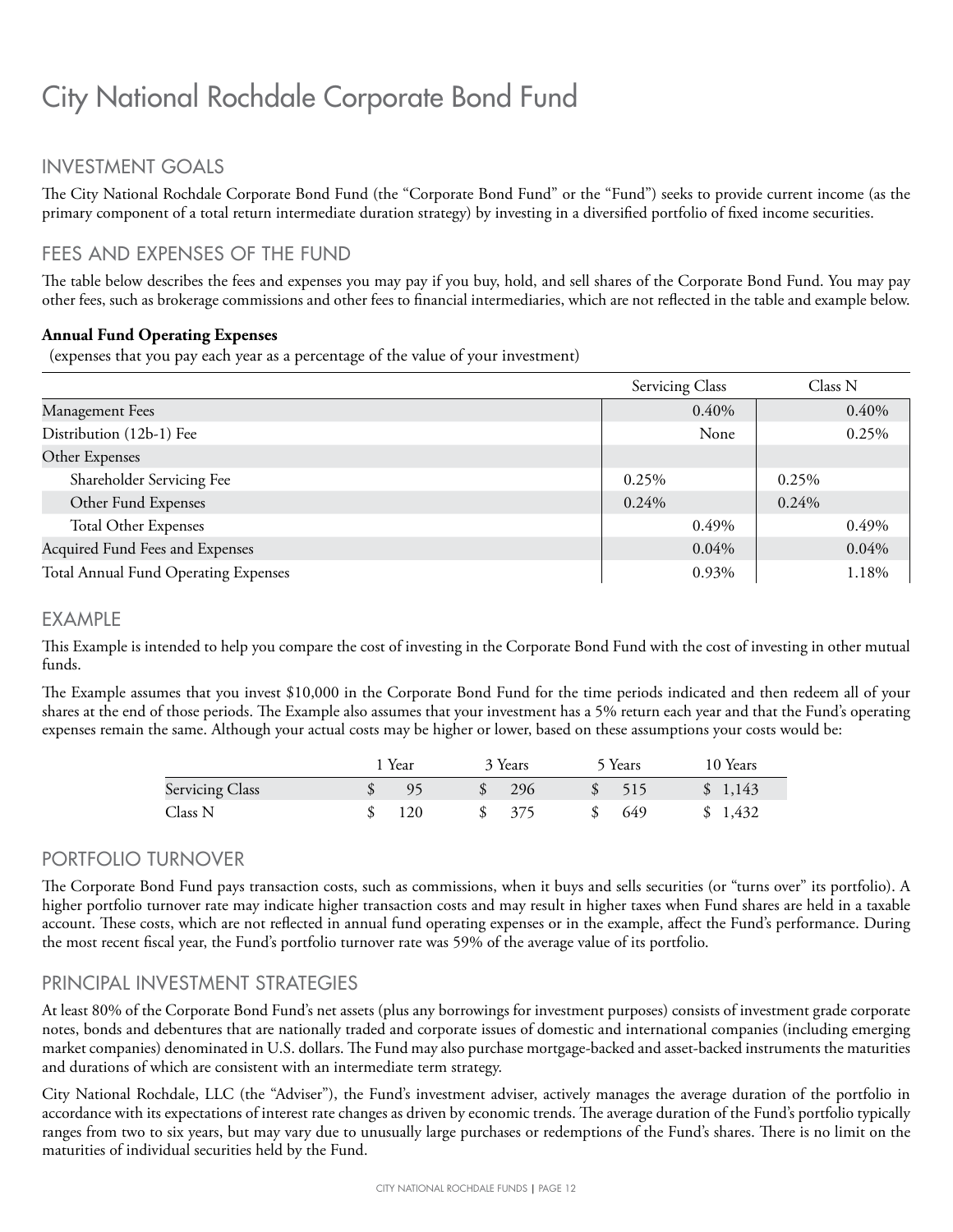# City National Rochdale Corporate Bond Fund

## INVESTMENT GOALS

The City National Rochdale Corporate Bond Fund (the "Corporate Bond Fund" or the "Fund") seeks to provide current income (as the primary component of a total return intermediate duration strategy) by investing in a diversified portfolio of fixed income securities.

## FEES AND EXPENSES OF THE FUND

The table below describes the fees and expenses you may pay if you buy, hold, and sell shares of the Corporate Bond Fund. You may pay other fees, such as brokerage commissions and other fees to financial intermediaries, which are not reflected in the table and example below.

**Annual Fund Operating Expenses**
(expenses that you pay each year as a percentage of the value of your investment)

| | Servicing Class | Class N |
|---|---|---|
| Management Fees | 0.40% | 0.40% |
| Distribution (12b-1) Fee | None | 0.25% |
| Other Expenses | | |
| Shareholder Servicing Fee | 0.25% | 0.25% |
| Other Fund Expenses | 0.24% | 0.24% |
| Total Other Expenses | 0.49% | 0.49% |
| Acquired Fund Fees and Expenses | 0.04% | 0.04% |
| Total Annual Fund Operating Expenses | 0.93% | 1.18% |

## EXAMPLE

This Example is intended to help you compare the cost of investing in the Corporate Bond Fund with the cost of investing in other mutual funds.

The Example assumes that you invest $10,000 in the Corporate Bond Fund for the time periods indicated and then redeem all of your shares at the end of those periods. The Example also assumes that your investment has a 5% return each year and that the Fund's operating expenses remain the same. Although your actual costs may be higher or lower, based on these assumptions your costs would be:

| | 1 Year | 3 Years | 5 Years | 10 Years |
|---|---|---|---|---|
| Servicing Class | $ 95 | $ 296 | $ 515 | $ 1,143 |
| Class N | $ 120 | $ 375 | $ 649 | $ 1,432 |

## PORTFOLIO TURNOVER

The Corporate Bond Fund pays transaction costs, such as commissions, when it buys and sells securities (or "turns over" its portfolio). A higher portfolio turnover rate may indicate higher transaction costs and may result in higher taxes when Fund shares are held in a taxable account. These costs, which are not reflected in annual fund operating expenses or in the example, affect the Fund's performance. During the most recent fiscal year, the Fund's portfolio turnover rate was 59% of the average value of its portfolio.

## PRINCIPAL INVESTMENT STRATEGIES

At least 80% of the Corporate Bond Fund's net assets (plus any borrowings for investment purposes) consists of investment grade corporate notes, bonds and debentures that are nationally traded and corporate issues of domestic and international companies (including emerging market companies) denominated in U.S. dollars. The Fund may also purchase mortgage-backed and asset-backed instruments the maturities and durations of which are consistent with an intermediate term strategy.

City National Rochdale, LLC (the "Adviser"), the Fund's investment adviser, actively manages the average duration of the portfolio in accordance with its expectations of interest rate changes as driven by economic trends. The average duration of the Fund's portfolio typically ranges from two to six years, but may vary due to unusually large purchases or redemptions of the Fund's shares. There is no limit on the maturities of individual securities held by the Fund.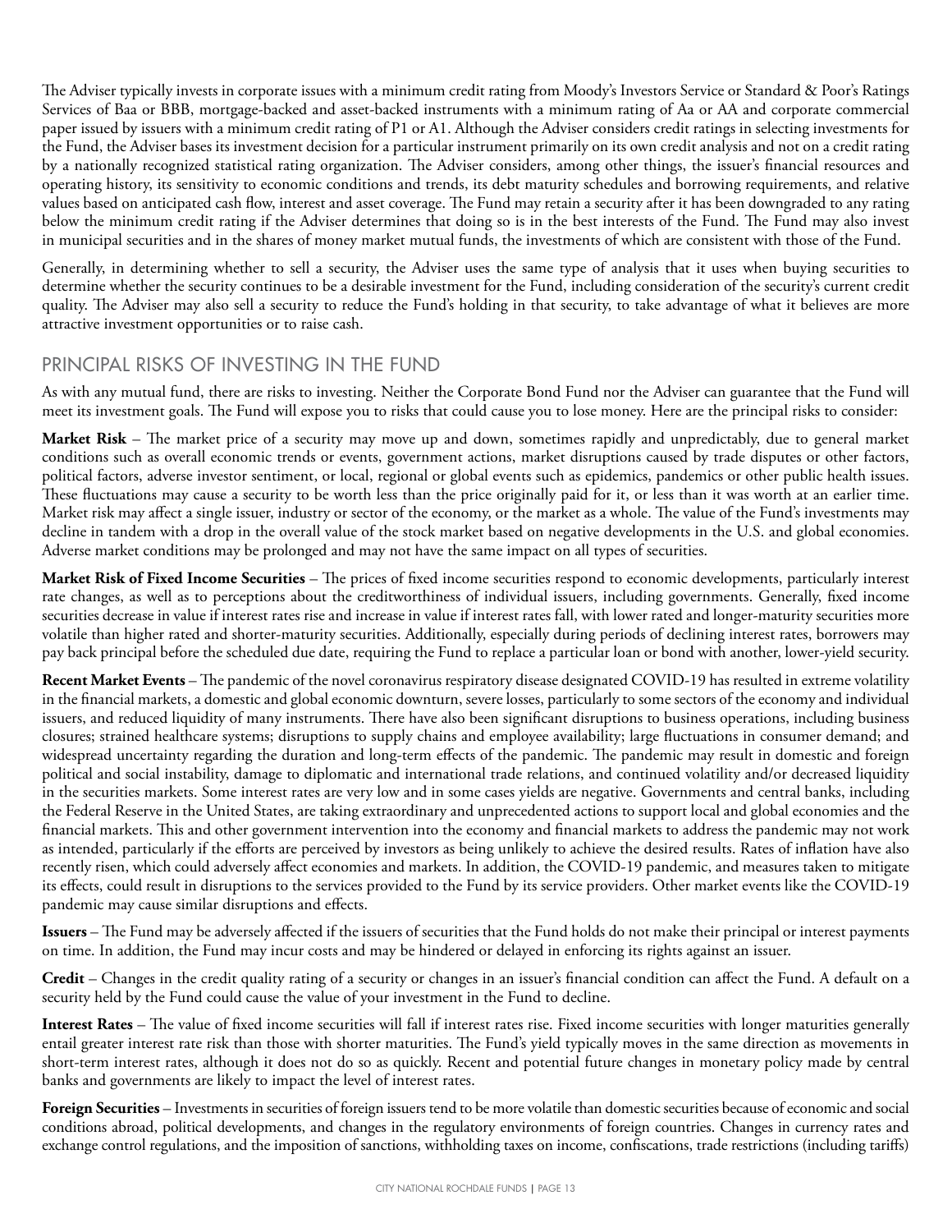The Adviser typically invests in corporate issues with a minimum credit rating from Moody's Investors Service or Standard & Poor's Ratings Services of Baa or BBB, mortgage-backed and asset-backed instruments with a minimum rating of Aa or AA and corporate commercial paper issued by issuers with a minimum credit rating of P1 or A1. Although the Adviser considers credit ratings in selecting investments for the Fund, the Adviser bases its investment decision for a particular instrument primarily on its own credit analysis and not on a credit rating by a nationally recognized statistical rating organization. The Adviser considers, among other things, the issuer's financial resources and operating history, its sensitivity to economic conditions and trends, its debt maturity schedules and borrowing requirements, and relative values based on anticipated cash flow, interest and asset coverage. The Fund may retain a security after it has been downgraded to any rating below the minimum credit rating if the Adviser determines that doing so is in the best interests of the Fund. The Fund may also invest in municipal securities and in the shares of money market mutual funds, the investments of which are consistent with those of the Fund.

Generally, in determining whether to sell a security, the Adviser uses the same type of analysis that it uses when buying securities to determine whether the security continues to be a desirable investment for the Fund, including consideration of the security's current credit quality. The Adviser may also sell a security to reduce the Fund's holding in that security, to take advantage of what it believes are more attractive investment opportunities or to raise cash.

## PRINCIPAL RISKS OF INVESTING IN THE FUND

As with any mutual fund, there are risks to investing. Neither the Corporate Bond Fund nor the Adviser can guarantee that the Fund will meet its investment goals. The Fund will expose you to risks that could cause you to lose money. Here are the principal risks to consider:

**Market Risk** – The market price of a security may move up and down, sometimes rapidly and unpredictably, due to general market conditions such as overall economic trends or events, government actions, market disruptions caused by trade disputes or other factors, political factors, adverse investor sentiment, or local, regional or global events such as epidemics, pandemics or other public health issues. These fluctuations may cause a security to be worth less than the price originally paid for it, or less than it was worth at an earlier time. Market risk may affect a single issuer, industry or sector of the economy, or the market as a whole. The value of the Fund's investments may decline in tandem with a drop in the overall value of the stock market based on negative developments in the U.S. and global economies. Adverse market conditions may be prolonged and may not have the same impact on all types of securities.

**Market Risk of Fixed Income Securities** – The prices of fixed income securities respond to economic developments, particularly interest rate changes, as well as to perceptions about the creditworthiness of individual issuers, including governments. Generally, fixed income securities decrease in value if interest rates rise and increase in value if interest rates fall, with lower rated and longer-maturity securities more volatile than higher rated and shorter-maturity securities. Additionally, especially during periods of declining interest rates, borrowers may pay back principal before the scheduled due date, requiring the Fund to replace a particular loan or bond with another, lower-yield security.

**Recent Market Events** – The pandemic of the novel coronavirus respiratory disease designated COVID-19 has resulted in extreme volatility in the financial markets, a domestic and global economic downturn, severe losses, particularly to some sectors of the economy and individual issuers, and reduced liquidity of many instruments. There have also been significant disruptions to business operations, including business closures; strained healthcare systems; disruptions to supply chains and employee availability; large fluctuations in consumer demand; and widespread uncertainty regarding the duration and long-term effects of the pandemic. The pandemic may result in domestic and foreign political and social instability, damage to diplomatic and international trade relations, and continued volatility and/or decreased liquidity in the securities markets. Some interest rates are very low and in some cases yields are negative. Governments and central banks, including the Federal Reserve in the United States, are taking extraordinary and unprecedented actions to support local and global economies and the financial markets. This and other government intervention into the economy and financial markets to address the pandemic may not work as intended, particularly if the efforts are perceived by investors as being unlikely to achieve the desired results. Rates of inflation have also recently risen, which could adversely affect economies and markets. In addition, the COVID-19 pandemic, and measures taken to mitigate its effects, could result in disruptions to the services provided to the Fund by its service providers. Other market events like the COVID-19 pandemic may cause similar disruptions and effects.

**Issuers** – The Fund may be adversely affected if the issuers of securities that the Fund holds do not make their principal or interest payments on time. In addition, the Fund may incur costs and may be hindered or delayed in enforcing its rights against an issuer.

**Credit** – Changes in the credit quality rating of a security or changes in an issuer's financial condition can affect the Fund. A default on a security held by the Fund could cause the value of your investment in the Fund to decline.

**Interest Rates** – The value of fixed income securities will fall if interest rates rise. Fixed income securities with longer maturities generally entail greater interest rate risk than those with shorter maturities. The Fund's yield typically moves in the same direction as movements in short-term interest rates, although it does not do so as quickly. Recent and potential future changes in monetary policy made by central banks and governments are likely to impact the level of interest rates.

**Foreign Securities** – Investments in securities of foreign issuers tend to be more volatile than domestic securities because of economic and social conditions abroad, political developments, and changes in the regulatory environments of foreign countries. Changes in currency rates and exchange control regulations, and the imposition of sanctions, withholding taxes on income, confiscations, trade restrictions (including tariffs)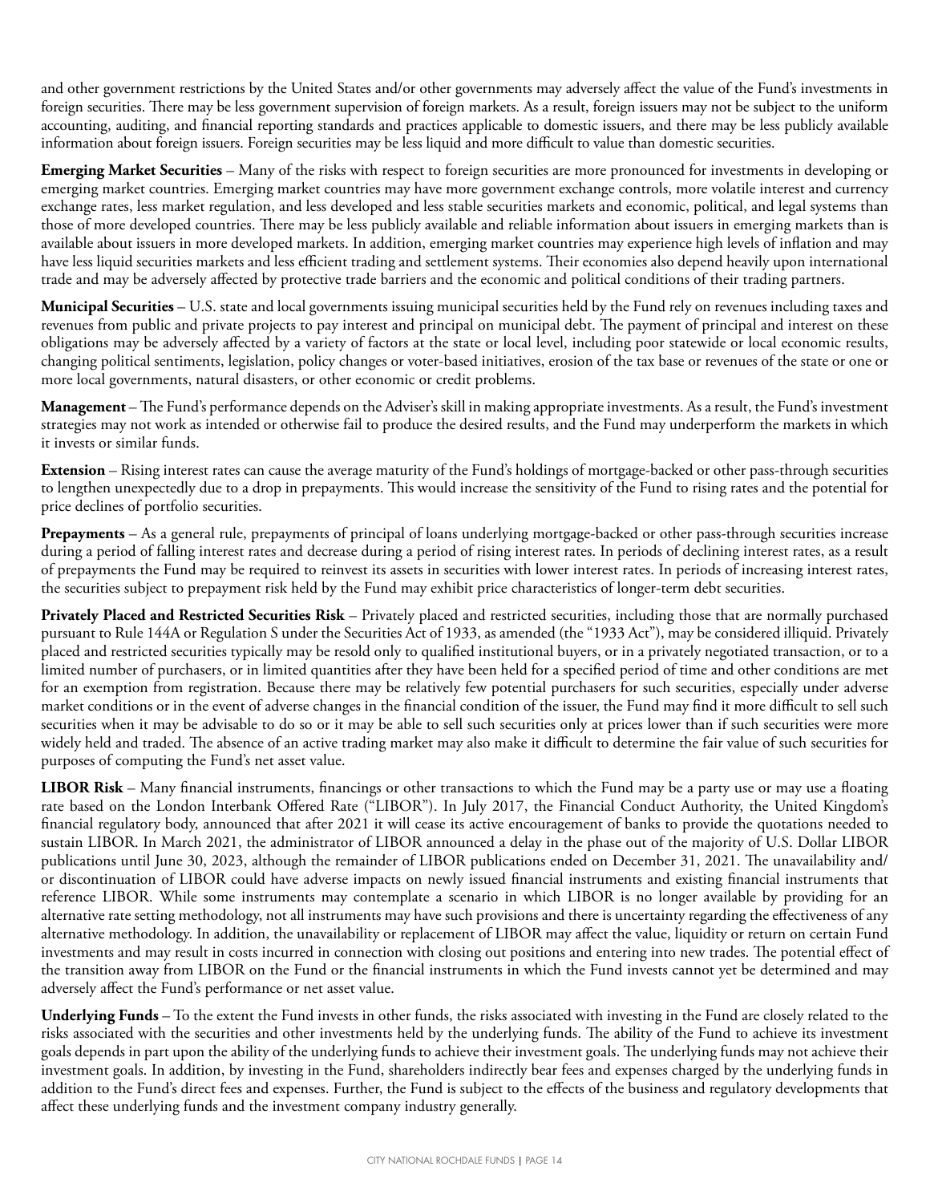and other government restrictions by the United States and/or other governments may adversely affect the value of the Fund's investments in foreign securities. There may be less government supervision of foreign markets. As a result, foreign issuers may not be subject to the uniform accounting, auditing, and financial reporting standards and practices applicable to domestic issuers, and there may be less publicly available information about foreign issuers. Foreign securities may be less liquid and more difficult to value than domestic securities.

**Emerging Market Securities** – Many of the risks with respect to foreign securities are more pronounced for investments in developing or emerging market countries. Emerging market countries may have more government exchange controls, more volatile interest and currency exchange rates, less market regulation, and less developed and less stable securities markets and economic, political, and legal systems than those of more developed countries. There may be less publicly available and reliable information about issuers in emerging markets than is available about issuers in more developed markets. In addition, emerging market countries may experience high levels of inflation and may have less liquid securities markets and less efficient trading and settlement systems. Their economies also depend heavily upon international trade and may be adversely affected by protective trade barriers and the economic and political conditions of their trading partners.

**Municipal Securities** – U.S. state and local governments issuing municipal securities held by the Fund rely on revenues including taxes and revenues from public and private projects to pay interest and principal on municipal debt. The payment of principal and interest on these obligations may be adversely affected by a variety of factors at the state or local level, including poor statewide or local economic results, changing political sentiments, legislation, policy changes or voter-based initiatives, erosion of the tax base or revenues of the state or one or more local governments, natural disasters, or other economic or credit problems.

**Management** – The Fund's performance depends on the Adviser's skill in making appropriate investments. As a result, the Fund's investment strategies may not work as intended or otherwise fail to produce the desired results, and the Fund may underperform the markets in which it invests or similar funds.

**Extension** – Rising interest rates can cause the average maturity of the Fund's holdings of mortgage-backed or other pass-through securities to lengthen unexpectedly due to a drop in prepayments. This would increase the sensitivity of the Fund to rising rates and the potential for price declines of portfolio securities.

**Prepayments** – As a general rule, prepayments of principal of loans underlying mortgage-backed or other pass-through securities increase during a period of falling interest rates and decrease during a period of rising interest rates. In periods of declining interest rates, as a result of prepayments the Fund may be required to reinvest its assets in securities with lower interest rates. In periods of increasing interest rates, the securities subject to prepayment risk held by the Fund may exhibit price characteristics of longer-term debt securities.

**Privately Placed and Restricted Securities Risk** – Privately placed and restricted securities, including those that are normally purchased pursuant to Rule 144A or Regulation S under the Securities Act of 1933, as amended (the "1933 Act"), may be considered illiquid. Privately placed and restricted securities typically may be resold only to qualified institutional buyers, or in a privately negotiated transaction, or to a limited number of purchasers, or in limited quantities after they have been held for a specified period of time and other conditions are met for an exemption from registration. Because there may be relatively few potential purchasers for such securities, especially under adverse market conditions or in the event of adverse changes in the financial condition of the issuer, the Fund may find it more difficult to sell such securities when it may be advisable to do so or it may be able to sell such securities only at prices lower than if such securities were more widely held and traded. The absence of an active trading market may also make it difficult to determine the fair value of such securities for purposes of computing the Fund's net asset value.

**LIBOR Risk** – Many financial instruments, financings or other transactions to which the Fund may be a party use or may use a floating rate based on the London Interbank Offered Rate ("LIBOR"). In July 2017, the Financial Conduct Authority, the United Kingdom's financial regulatory body, announced that after 2021 it will cease its active encouragement of banks to provide the quotations needed to sustain LIBOR. In March 2021, the administrator of LIBOR announced a delay in the phase out of the majority of U.S. Dollar LIBOR publications until June 30, 2023, although the remainder of LIBOR publications ended on December 31, 2021. The unavailability and/or discontinuation of LIBOR could have adverse impacts on newly issued financial instruments and existing financial instruments that reference LIBOR. While some instruments may contemplate a scenario in which LIBOR is no longer available by providing for an alternative rate setting methodology, not all instruments may have such provisions and there is uncertainty regarding the effectiveness of any alternative methodology. In addition, the unavailability or replacement of LIBOR may affect the value, liquidity or return on certain Fund investments and may result in costs incurred in connection with closing out positions and entering into new trades. The potential effect of the transition away from LIBOR on the Fund or the financial instruments in which the Fund invests cannot yet be determined and may adversely affect the Fund's performance or net asset value.

**Underlying Funds** – To the extent the Fund invests in other funds, the risks associated with investing in the Fund are closely related to the risks associated with the securities and other investments held by the underlying funds. The ability of the Fund to achieve its investment goals depends in part upon the ability of the underlying funds to achieve their investment goals. The underlying funds may not achieve their investment goals. In addition, by investing in the Fund, shareholders indirectly bear fees and expenses charged by the underlying funds in addition to the Fund's direct fees and expenses. Further, the Fund is subject to the effects of the business and regulatory developments that affect these underlying funds and the investment company industry generally.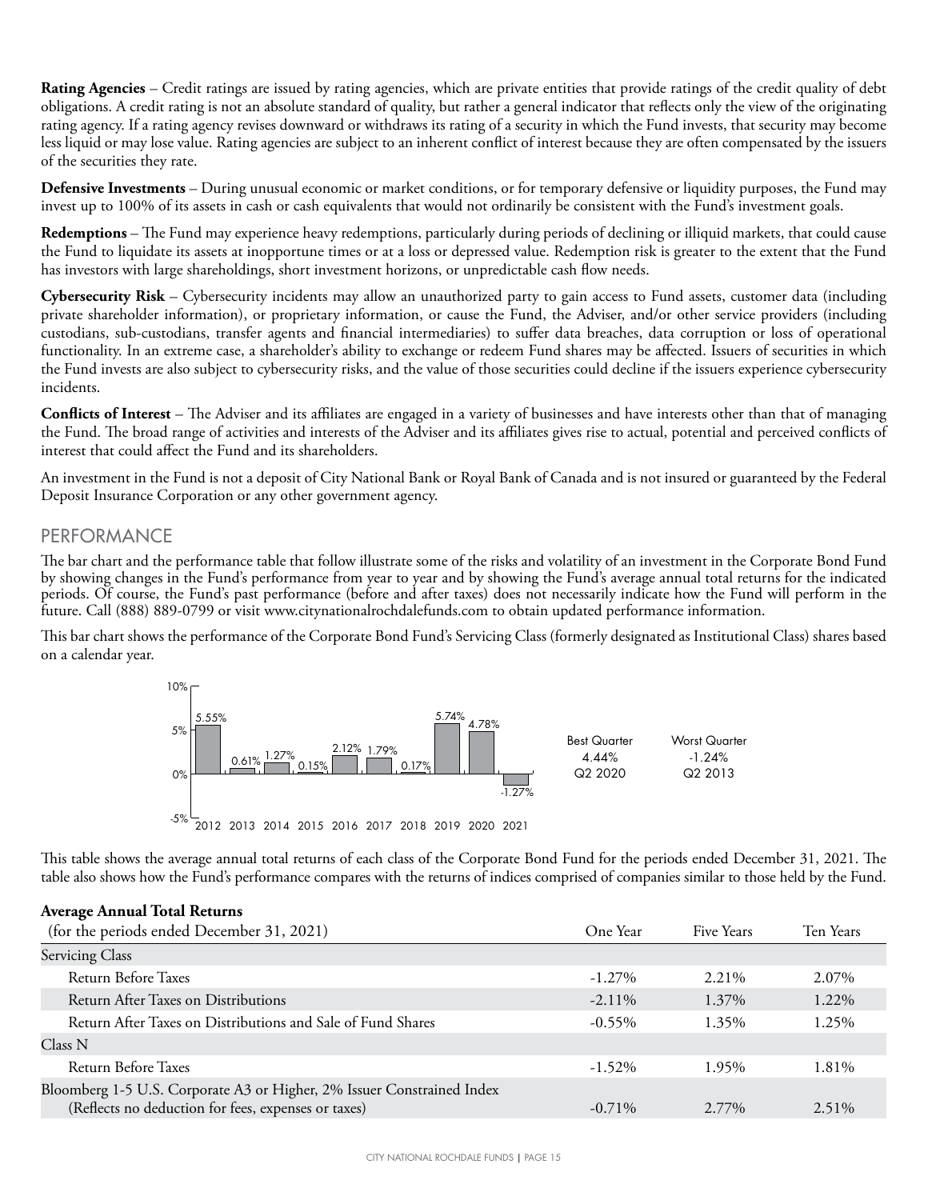**Rating Agencies** – Credit ratings are issued by rating agencies, which are private entities that provide ratings of the credit quality of debt obligations. A credit rating is not an absolute standard of quality, but rather a general indicator that reflects only the view of the originating rating agency. If a rating agency revises downward or withdraws its rating of a security in which the Fund invests, that security may become less liquid or may lose value. Rating agencies are subject to an inherent conflict of interest because they are often compensated by the issuers of the securities they rate.

**Defensive Investments** – During unusual economic or market conditions, or for temporary defensive or liquidity purposes, the Fund may invest up to 100% of its assets in cash or cash equivalents that would not ordinarily be consistent with the Fund's investment goals.

**Redemptions** – The Fund may experience heavy redemptions, particularly during periods of declining or illiquid markets, that could cause the Fund to liquidate its assets at inopportune times or at a loss or depressed value. Redemption risk is greater to the extent that the Fund has investors with large shareholdings, short investment horizons, or unpredictable cash flow needs.

**Cybersecurity Risk** – Cybersecurity incidents may allow an unauthorized party to gain access to Fund assets, customer data (including private shareholder information), or proprietary information, or cause the Fund, the Adviser, and/or other service providers (including custodians, sub-custodians, transfer agents and financial intermediaries) to suffer data breaches, data corruption or loss of operational functionality. In an extreme case, a shareholder's ability to exchange or redeem Fund shares may be affected. Issuers of securities in which the Fund invests are also subject to cybersecurity risks, and the value of those securities could decline if the issuers experience cybersecurity incidents.

**Conflicts of Interest** – The Adviser and its affiliates are engaged in a variety of businesses and have interests other than that of managing the Fund. The broad range of activities and interests of the Adviser and its affiliates gives rise to actual, potential and perceived conflicts of interest that could affect the Fund and its shareholders.

An investment in the Fund is not a deposit of City National Bank or Royal Bank of Canada and is not insured or guaranteed by the Federal Deposit Insurance Corporation or any other government agency.

## PERFORMANCE

The bar chart and the performance table that follow illustrate some of the risks and volatility of an investment in the Corporate Bond Fund by showing changes in the Fund's performance from year to year and by showing the Fund's average annual total returns for the indicated periods. Of course, the Fund's past performance (before and after taxes) does not necessarily indicate how the Fund will perform in the future. Call (888) 889-0799 or visit www.citynationalrochdalefunds.com to obtain updated performance information.

This bar chart shows the performance of the Corporate Bond Fund's Servicing Class (formerly designated as Institutional Class) shares based on a calendar year.

| 2012 | 2013 | 2014 | 2015 | 2016 | 2017 | 2018 | 2019 | 2020 | 2021 |
|---|---|---|---|---|---|---|---|---|---|
| 5.55% | 0.61% | 1.27% | 0.15% | 2.12% | 1.79% | 0.17% | 5.74% | 4.78% | -1.27% |

| Best Quarter | Worst Quarter |
|---|---|
| 4.44% | -1.24% |
| Q2 2020 | Q2 2013 |

This table shows the average annual total returns of each class of the Corporate Bond Fund for the periods ended December 31, 2021. The table also shows how the Fund's performance compares with the returns of indices comprised of companies similar to those held by the Fund.

**Average Annual Total Returns**

| (for the periods ended December 31, 2021) | One Year | Five Years | Ten Years |
|---|---|---|---|
| Servicing Class | | | |
| Return Before Taxes | -1.27% | 2.21% | 2.07% |
| Return After Taxes on Distributions | -2.11% | 1.37% | 1.22% |
| Return After Taxes on Distributions and Sale of Fund Shares | -0.55% | 1.35% | 1.25% |
| Class N | | | |
| Return Before Taxes | -1.52% | 1.95% | 1.81% |
| Bloomberg 1-5 U.S. Corporate A3 or Higher, 2% Issuer Constrained Index (Reflects no deduction for fees, expenses or taxes) | -0.71% | 2.77% | 2.51% |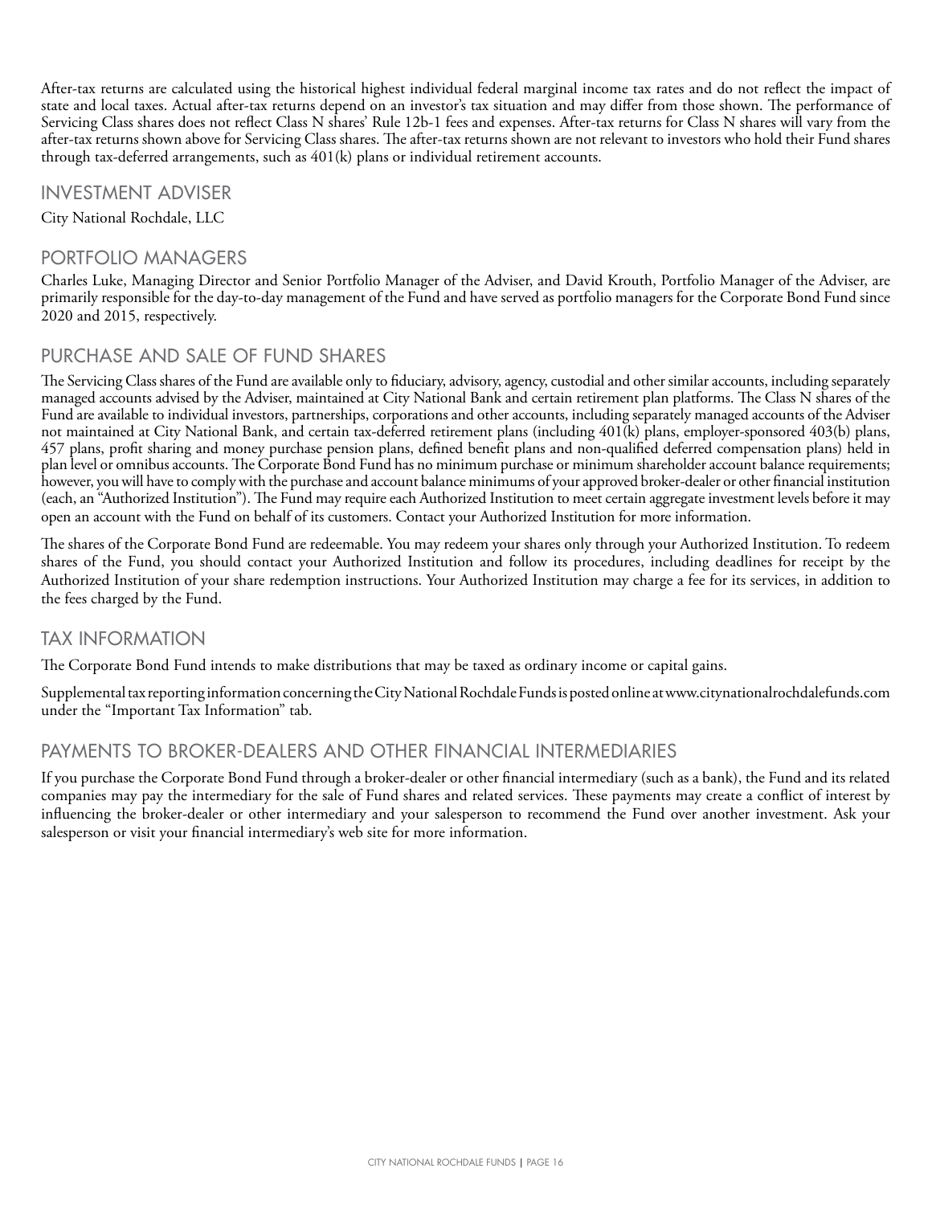After-tax returns are calculated using the historical highest individual federal marginal income tax rates and do not reflect the impact of state and local taxes. Actual after-tax returns depend on an investor's tax situation and may differ from those shown. The performance of Servicing Class shares does not reflect Class N shares' Rule 12b-1 fees and expenses. After-tax returns for Class N shares will vary from the after-tax returns shown above for Servicing Class shares. The after-tax returns shown are not relevant to investors who hold their Fund shares through tax-deferred arrangements, such as 401(k) plans or individual retirement accounts.

## INVESTMENT ADVISER

City National Rochdale, LLC

## PORTFOLIO MANAGERS

Charles Luke, Managing Director and Senior Portfolio Manager of the Adviser, and David Krouth, Portfolio Manager of the Adviser, are primarily responsible for the day-to-day management of the Fund and have served as portfolio managers for the Corporate Bond Fund since 2020 and 2015, respectively.

## PURCHASE AND SALE OF FUND SHARES

The Servicing Class shares of the Fund are available only to fiduciary, advisory, agency, custodial and other similar accounts, including separately managed accounts advised by the Adviser, maintained at City National Bank and certain retirement plan platforms. The Class N shares of the Fund are available to individual investors, partnerships, corporations and other accounts, including separately managed accounts of the Adviser not maintained at City National Bank, and certain tax-deferred retirement plans (including 401(k) plans, employer-sponsored 403(b) plans, 457 plans, profit sharing and money purchase pension plans, defined benefit plans and non-qualified deferred compensation plans) held in plan level or omnibus accounts. The Corporate Bond Fund has no minimum purchase or minimum shareholder account balance requirements; however, you will have to comply with the purchase and account balance minimums of your approved broker-dealer or other financial institution (each, an "Authorized Institution"). The Fund may require each Authorized Institution to meet certain aggregate investment levels before it may open an account with the Fund on behalf of its customers. Contact your Authorized Institution for more information.

The shares of the Corporate Bond Fund are redeemable. You may redeem your shares only through your Authorized Institution. To redeem shares of the Fund, you should contact your Authorized Institution and follow its procedures, including deadlines for receipt by the Authorized Institution of your share redemption instructions. Your Authorized Institution may charge a fee for its services, in addition to the fees charged by the Fund.

## TAX INFORMATION

The Corporate Bond Fund intends to make distributions that may be taxed as ordinary income or capital gains.

Supplemental tax reporting information concerning the City National Rochdale Funds is posted online at www.citynationalrochdalefunds.com under the "Important Tax Information" tab.

## PAYMENTS TO BROKER-DEALERS AND OTHER FINANCIAL INTERMEDIARIES

If you purchase the Corporate Bond Fund through a broker-dealer or other financial intermediary (such as a bank), the Fund and its related companies may pay the intermediary for the sale of Fund shares and related services. These payments may create a conflict of interest by influencing the broker-dealer or other intermediary and your salesperson to recommend the Fund over another investment. Ask your salesperson or visit your financial intermediary's web site for more information.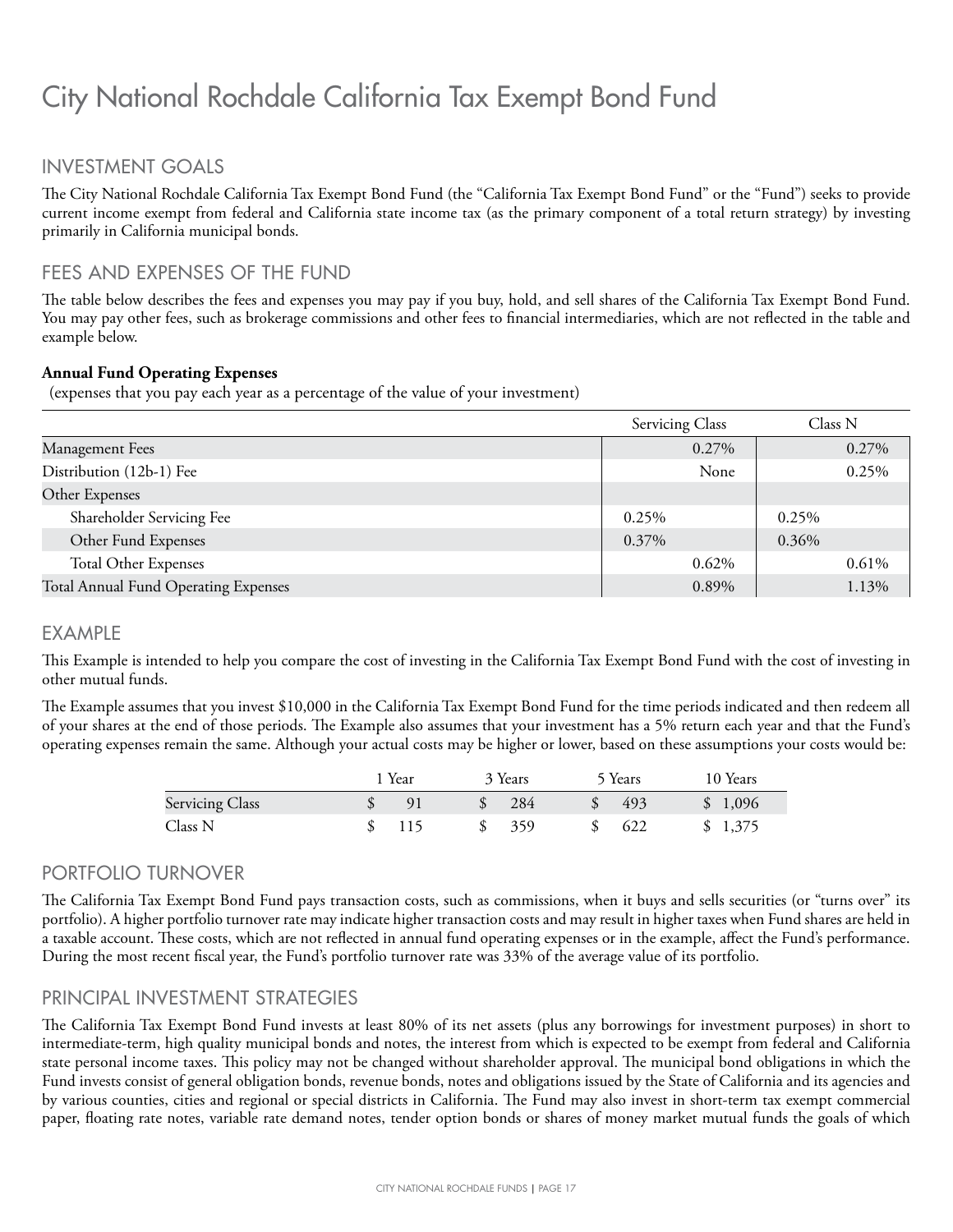# City National Rochdale California Tax Exempt Bond Fund

## INVESTMENT GOALS

The City National Rochdale California Tax Exempt Bond Fund (the "California Tax Exempt Bond Fund" or the "Fund") seeks to provide current income exempt from federal and California state income tax (as the primary component of a total return strategy) by investing primarily in California municipal bonds.

## FEES AND EXPENSES OF THE FUND

The table below describes the fees and expenses you may pay if you buy, hold, and sell shares of the California Tax Exempt Bond Fund. You may pay other fees, such as brokerage commissions and other fees to financial intermediaries, which are not reflected in the table and example below.

**Annual Fund Operating Expenses**
(expenses that you pay each year as a percentage of the value of your investment)

| | Servicing Class | | Class N | |
|---|---|---|---|---|
| Management Fees | | 0.27% | | 0.27% |
| Distribution (12b-1) Fee | | None | | 0.25% |
| Other Expenses | | | | |
| Shareholder Servicing Fee | 0.25% | | 0.25% | |
| Other Fund Expenses | 0.37% | | 0.36% | |
| Total Other Expenses | | 0.62% | | 0.61% |
| Total Annual Fund Operating Expenses | | 0.89% | | 1.13% |

## EXAMPLE

This Example is intended to help you compare the cost of investing in the California Tax Exempt Bond Fund with the cost of investing in other mutual funds.

The Example assumes that you invest $10,000 in the California Tax Exempt Bond Fund for the time periods indicated and then redeem all of your shares at the end of those periods. The Example also assumes that your investment has a 5% return each year and that the Fund's operating expenses remain the same. Although your actual costs may be higher or lower, based on these assumptions your costs would be:

| | 1 Year | 3 Years | 5 Years | 10 Years |
|---|---|---|---|---|
| Servicing Class | $ 91 | $ 284 | $ 493 | $ 1,096 |
| Class N | $ 115 | $ 359 | $ 622 | $ 1,375 |

## PORTFOLIO TURNOVER

The California Tax Exempt Bond Fund pays transaction costs, such as commissions, when it buys and sells securities (or "turns over" its portfolio). A higher portfolio turnover rate may indicate higher transaction costs and may result in higher taxes when Fund shares are held in a taxable account. These costs, which are not reflected in annual fund operating expenses or in the example, affect the Fund's performance. During the most recent fiscal year, the Fund's portfolio turnover rate was 33% of the average value of its portfolio.

## PRINCIPAL INVESTMENT STRATEGIES

The California Tax Exempt Bond Fund invests at least 80% of its net assets (plus any borrowings for investment purposes) in short to intermediate-term, high quality municipal bonds and notes, the interest from which is expected to be exempt from federal and California state personal income taxes. This policy may not be changed without shareholder approval. The municipal bond obligations in which the Fund invests consist of general obligation bonds, revenue bonds, notes and obligations issued by the State of California and its agencies and by various counties, cities and regional or special districts in California. The Fund may also invest in short-term tax exempt commercial paper, floating rate notes, variable rate demand notes, tender option bonds or shares of money market mutual funds the goals of which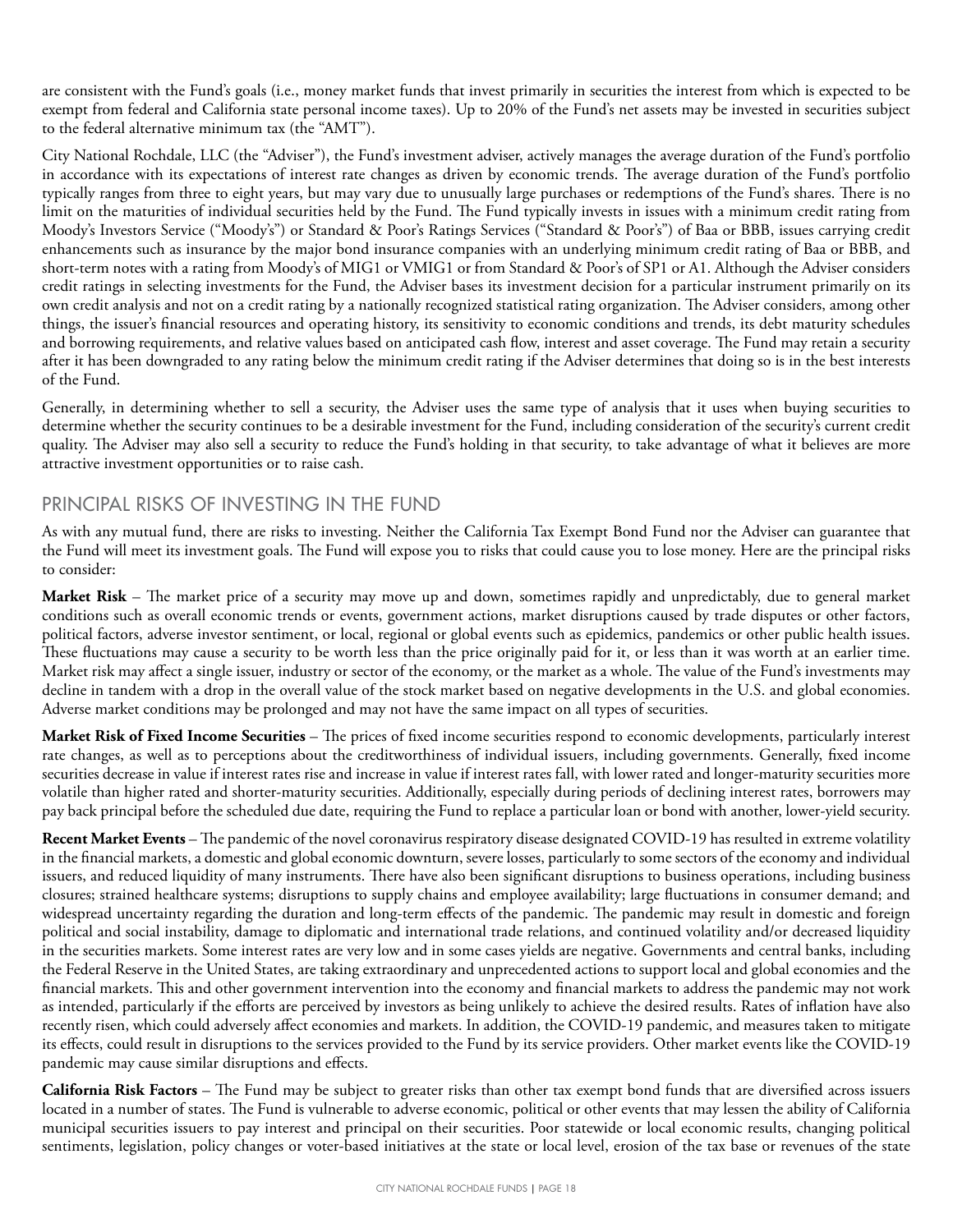are consistent with the Fund's goals (i.e., money market funds that invest primarily in securities the interest from which is expected to be exempt from federal and California state personal income taxes). Up to 20% of the Fund's net assets may be invested in securities subject to the federal alternative minimum tax (the "AMT").

City National Rochdale, LLC (the "Adviser"), the Fund's investment adviser, actively manages the average duration of the Fund's portfolio in accordance with its expectations of interest rate changes as driven by economic trends. The average duration of the Fund's portfolio typically ranges from three to eight years, but may vary due to unusually large purchases or redemptions of the Fund's shares. There is no limit on the maturities of individual securities held by the Fund. The Fund typically invests in issues with a minimum credit rating from Moody's Investors Service ("Moody's") or Standard & Poor's Ratings Services ("Standard & Poor's") of Baa or BBB, issues carrying credit enhancements such as insurance by the major bond insurance companies with an underlying minimum credit rating of Baa or BBB, and short-term notes with a rating from Moody's of MIG1 or VMIG1 or from Standard & Poor's of SP1 or A1. Although the Adviser considers credit ratings in selecting investments for the Fund, the Adviser bases its investment decision for a particular instrument primarily on its own credit analysis and not on a credit rating by a nationally recognized statistical rating organization. The Adviser considers, among other things, the issuer's financial resources and operating history, its sensitivity to economic conditions and trends, its debt maturity schedules and borrowing requirements, and relative values based on anticipated cash flow, interest and asset coverage. The Fund may retain a security after it has been downgraded to any rating below the minimum credit rating if the Adviser determines that doing so is in the best interests of the Fund.

Generally, in determining whether to sell a security, the Adviser uses the same type of analysis that it uses when buying securities to determine whether the security continues to be a desirable investment for the Fund, including consideration of the security's current credit quality. The Adviser may also sell a security to reduce the Fund's holding in that security, to take advantage of what it believes are more attractive investment opportunities or to raise cash.

## PRINCIPAL RISKS OF INVESTING IN THE FUND

As with any mutual fund, there are risks to investing. Neither the California Tax Exempt Bond Fund nor the Adviser can guarantee that the Fund will meet its investment goals. The Fund will expose you to risks that could cause you to lose money. Here are the principal risks to consider:

**Market Risk** – The market price of a security may move up and down, sometimes rapidly and unpredictably, due to general market conditions such as overall economic trends or events, government actions, market disruptions caused by trade disputes or other factors, political factors, adverse investor sentiment, or local, regional or global events such as epidemics, pandemics or other public health issues. These fluctuations may cause a security to be worth less than the price originally paid for it, or less than it was worth at an earlier time. Market risk may affect a single issuer, industry or sector of the economy, or the market as a whole. The value of the Fund's investments may decline in tandem with a drop in the overall value of the stock market based on negative developments in the U.S. and global economies. Adverse market conditions may be prolonged and may not have the same impact on all types of securities.

**Market Risk of Fixed Income Securities** – The prices of fixed income securities respond to economic developments, particularly interest rate changes, as well as to perceptions about the creditworthiness of individual issuers, including governments. Generally, fixed income securities decrease in value if interest rates rise and increase in value if interest rates fall, with lower rated and longer-maturity securities more volatile than higher rated and shorter-maturity securities. Additionally, especially during periods of declining interest rates, borrowers may pay back principal before the scheduled due date, requiring the Fund to replace a particular loan or bond with another, lower-yield security.

**Recent Market Events** – The pandemic of the novel coronavirus respiratory disease designated COVID-19 has resulted in extreme volatility in the financial markets, a domestic and global economic downturn, severe losses, particularly to some sectors of the economy and individual issuers, and reduced liquidity of many instruments. There have also been significant disruptions to business operations, including business closures; strained healthcare systems; disruptions to supply chains and employee availability; large fluctuations in consumer demand; and widespread uncertainty regarding the duration and long-term effects of the pandemic. The pandemic may result in domestic and foreign political and social instability, damage to diplomatic and international trade relations, and continued volatility and/or decreased liquidity in the securities markets. Some interest rates are very low and in some cases yields are negative. Governments and central banks, including the Federal Reserve in the United States, are taking extraordinary and unprecedented actions to support local and global economies and the financial markets. This and other government intervention into the economy and financial markets to address the pandemic may not work as intended, particularly if the efforts are perceived by investors as being unlikely to achieve the desired results. Rates of inflation have also recently risen, which could adversely affect economies and markets. In addition, the COVID-19 pandemic, and measures taken to mitigate its effects, could result in disruptions to the services provided to the Fund by its service providers. Other market events like the COVID-19 pandemic may cause similar disruptions and effects.

**California Risk Factors** – The Fund may be subject to greater risks than other tax exempt bond funds that are diversified across issuers located in a number of states. The Fund is vulnerable to adverse economic, political or other events that may lessen the ability of California municipal securities issuers to pay interest and principal on their securities. Poor statewide or local economic results, changing political sentiments, legislation, policy changes or voter-based initiatives at the state or local level, erosion of the tax base or revenues of the state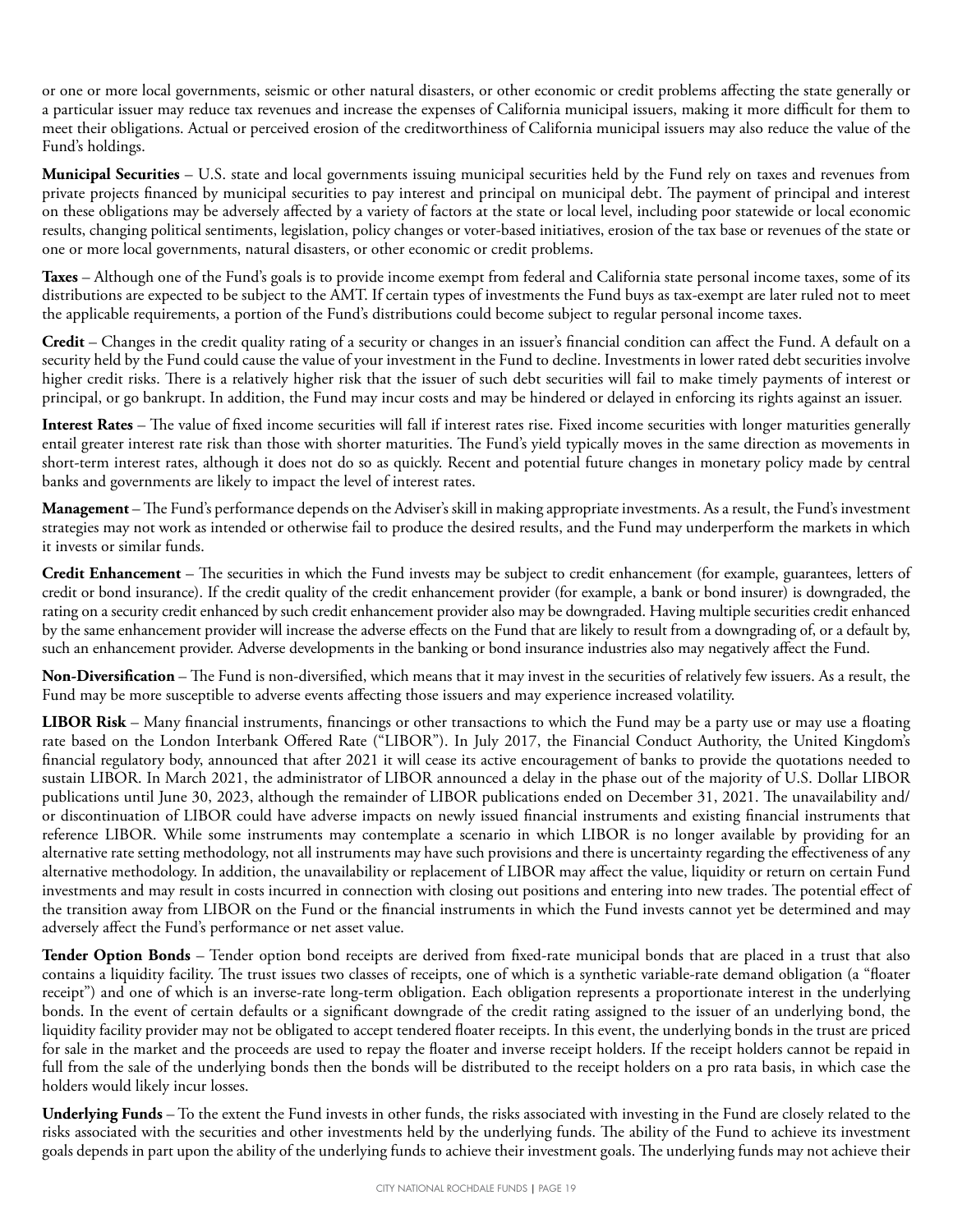or one or more local governments, seismic or other natural disasters, or other economic or credit problems affecting the state generally or a particular issuer may reduce tax revenues and increase the expenses of California municipal issuers, making it more difficult for them to meet their obligations. Actual or perceived erosion of the creditworthiness of California municipal issuers may also reduce the value of the Fund's holdings.

**Municipal Securities** – U.S. state and local governments issuing municipal securities held by the Fund rely on taxes and revenues from private projects financed by municipal securities to pay interest and principal on municipal debt. The payment of principal and interest on these obligations may be adversely affected by a variety of factors at the state or local level, including poor statewide or local economic results, changing political sentiments, legislation, policy changes or voter-based initiatives, erosion of the tax base or revenues of the state or one or more local governments, natural disasters, or other economic or credit problems.

**Taxes** – Although one of the Fund's goals is to provide income exempt from federal and California state personal income taxes, some of its distributions are expected to be subject to the AMT. If certain types of investments the Fund buys as tax-exempt are later ruled not to meet the applicable requirements, a portion of the Fund's distributions could become subject to regular personal income taxes.

**Credit** – Changes in the credit quality rating of a security or changes in an issuer's financial condition can affect the Fund. A default on a security held by the Fund could cause the value of your investment in the Fund to decline. Investments in lower rated debt securities involve higher credit risks. There is a relatively higher risk that the issuer of such debt securities will fail to make timely payments of interest or principal, or go bankrupt. In addition, the Fund may incur costs and may be hindered or delayed in enforcing its rights against an issuer.

**Interest Rates** – The value of fixed income securities will fall if interest rates rise. Fixed income securities with longer maturities generally entail greater interest rate risk than those with shorter maturities. The Fund's yield typically moves in the same direction as movements in short-term interest rates, although it does not do so as quickly. Recent and potential future changes in monetary policy made by central banks and governments are likely to impact the level of interest rates.

**Management** – The Fund's performance depends on the Adviser's skill in making appropriate investments. As a result, the Fund's investment strategies may not work as intended or otherwise fail to produce the desired results, and the Fund may underperform the markets in which it invests or similar funds.

**Credit Enhancement** – The securities in which the Fund invests may be subject to credit enhancement (for example, guarantees, letters of credit or bond insurance). If the credit quality of the credit enhancement provider (for example, a bank or bond insurer) is downgraded, the rating on a security credit enhanced by such credit enhancement provider also may be downgraded. Having multiple securities credit enhanced by the same enhancement provider will increase the adverse effects on the Fund that are likely to result from a downgrading of, or a default by, such an enhancement provider. Adverse developments in the banking or bond insurance industries also may negatively affect the Fund.

**Non-Diversification** – The Fund is non-diversified, which means that it may invest in the securities of relatively few issuers. As a result, the Fund may be more susceptible to adverse events affecting those issuers and may experience increased volatility.

**LIBOR Risk** – Many financial instruments, financings or other transactions to which the Fund may be a party use or may use a floating rate based on the London Interbank Offered Rate ("LIBOR"). In July 2017, the Financial Conduct Authority, the United Kingdom's financial regulatory body, announced that after 2021 it will cease its active encouragement of banks to provide the quotations needed to sustain LIBOR. In March 2021, the administrator of LIBOR announced a delay in the phase out of the majority of U.S. Dollar LIBOR publications until June 30, 2023, although the remainder of LIBOR publications ended on December 31, 2021. The unavailability and/or discontinuation of LIBOR could have adverse impacts on newly issued financial instruments and existing financial instruments that reference LIBOR. While some instruments may contemplate a scenario in which LIBOR is no longer available by providing for an alternative rate setting methodology, not all instruments may have such provisions and there is uncertainty regarding the effectiveness of any alternative methodology. In addition, the unavailability or replacement of LIBOR may affect the value, liquidity or return on certain Fund investments and may result in costs incurred in connection with closing out positions and entering into new trades. The potential effect of the transition away from LIBOR on the Fund or the financial instruments in which the Fund invests cannot yet be determined and may adversely affect the Fund's performance or net asset value.

**Tender Option Bonds** – Tender option bond receipts are derived from fixed-rate municipal bonds that are placed in a trust that also contains a liquidity facility. The trust issues two classes of receipts, one of which is a synthetic variable-rate demand obligation (a "floater receipt") and one of which is an inverse-rate long-term obligation. Each obligation represents a proportionate interest in the underlying bonds. In the event of certain defaults or a significant downgrade of the credit rating assigned to the issuer of an underlying bond, the liquidity facility provider may not be obligated to accept tendered floater receipts. In this event, the underlying bonds in the trust are priced for sale in the market and the proceeds are used to repay the floater and inverse receipt holders. If the receipt holders cannot be repaid in full from the sale of the underlying bonds then the bonds will be distributed to the receipt holders on a pro rata basis, in which case the holders would likely incur losses.

**Underlying Funds** – To the extent the Fund invests in other funds, the risks associated with investing in the Fund are closely related to the risks associated with the securities and other investments held by the underlying funds. The ability of the Fund to achieve its investment goals depends in part upon the ability of the underlying funds to achieve their investment goals. The underlying funds may not achieve their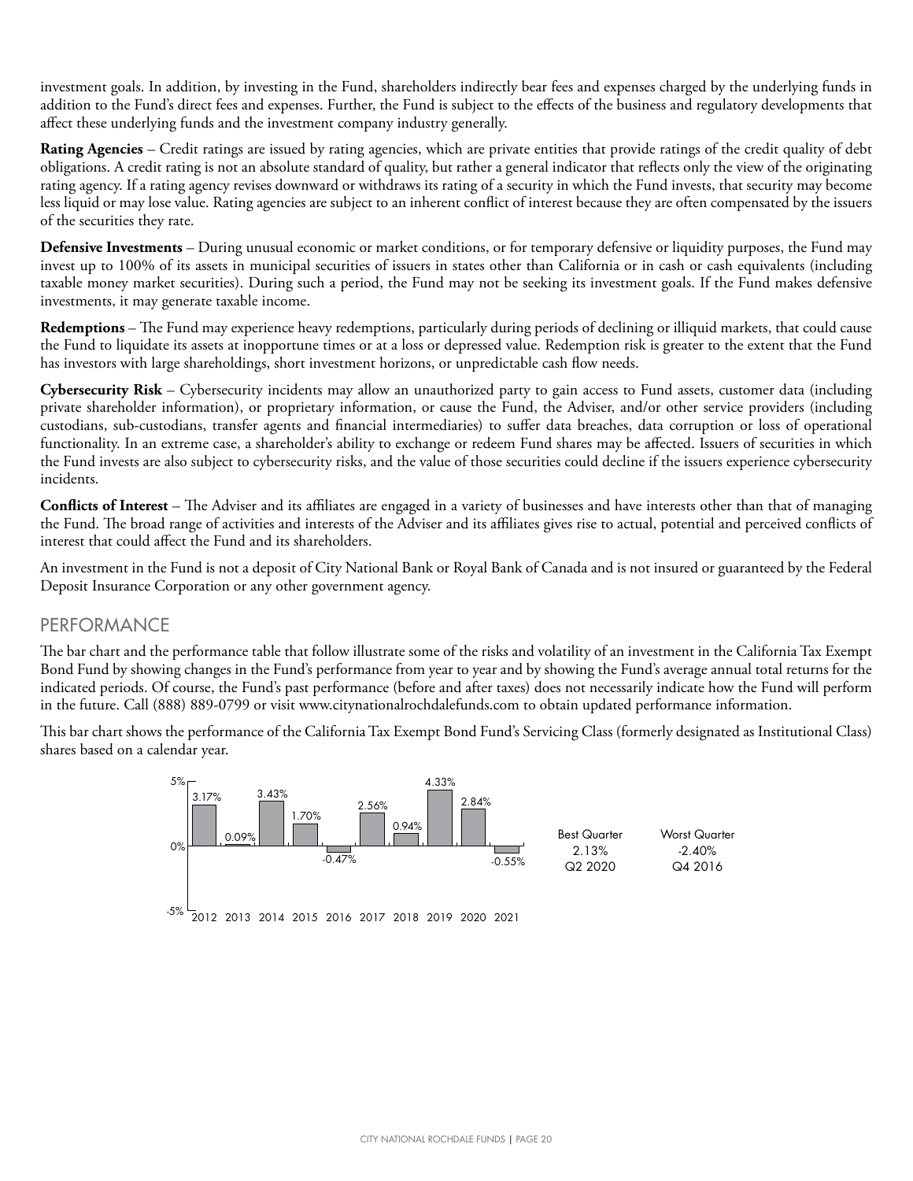investment goals. In addition, by investing in the Fund, shareholders indirectly bear fees and expenses charged by the underlying funds in addition to the Fund's direct fees and expenses. Further, the Fund is subject to the effects of the business and regulatory developments that affect these underlying funds and the investment company industry generally.

**Rating Agencies** – Credit ratings are issued by rating agencies, which are private entities that provide ratings of the credit quality of debt obligations. A credit rating is not an absolute standard of quality, but rather a general indicator that reflects only the view of the originating rating agency. If a rating agency revises downward or withdraws its rating of a security in which the Fund invests, that security may become less liquid or may lose value. Rating agencies are subject to an inherent conflict of interest because they are often compensated by the issuers of the securities they rate.

**Defensive Investments** – During unusual economic or market conditions, or for temporary defensive or liquidity purposes, the Fund may invest up to 100% of its assets in municipal securities of issuers in states other than California or in cash or cash equivalents (including taxable money market securities). During such a period, the Fund may not be seeking its investment goals. If the Fund makes defensive investments, it may generate taxable income.

**Redemptions** – The Fund may experience heavy redemptions, particularly during periods of declining or illiquid markets, that could cause the Fund to liquidate its assets at inopportune times or at a loss or depressed value. Redemption risk is greater to the extent that the Fund has investors with large shareholdings, short investment horizons, or unpredictable cash flow needs.

**Cybersecurity Risk** – Cybersecurity incidents may allow an unauthorized party to gain access to Fund assets, customer data (including private shareholder information), or proprietary information, or cause the Fund, the Adviser, and/or other service providers (including custodians, sub-custodians, transfer agents and financial intermediaries) to suffer data breaches, data corruption or loss of operational functionality. In an extreme case, a shareholder's ability to exchange or redeem Fund shares may be affected. Issuers of securities in which the Fund invests are also subject to cybersecurity risks, and the value of those securities could decline if the issuers experience cybersecurity incidents.

**Conflicts of Interest** – The Adviser and its affiliates are engaged in a variety of businesses and have interests other than that of managing the Fund. The broad range of activities and interests of the Adviser and its affiliates gives rise to actual, potential and perceived conflicts of interest that could affect the Fund and its shareholders.

An investment in the Fund is not a deposit of City National Bank or Royal Bank of Canada and is not insured or guaranteed by the Federal Deposit Insurance Corporation or any other government agency.

## PERFORMANCE

The bar chart and the performance table that follow illustrate some of the risks and volatility of an investment in the California Tax Exempt Bond Fund by showing changes in the Fund's performance from year to year and by showing the Fund's average annual total returns for the indicated periods. Of course, the Fund's past performance (before and after taxes) does not necessarily indicate how the Fund will perform in the future. Call (888) 889-0799 or visit www.citynationalrochdalefunds.com to obtain updated performance information.

This bar chart shows the performance of the California Tax Exempt Bond Fund's Servicing Class (formerly designated as Institutional Class) shares based on a calendar year.

| 2012 | 2013 | 2014 | 2015 | 2016 | 2017 | 2018 | 2019 | 2020 | 2021 |
|---|---|---|---|---|---|---|---|---|---|
| 3.17% | 0.09% | 3.43% | 1.70% | -0.47% | 2.56% | 0.94% | 4.33% | 2.84% | -0.55% |

| Best Quarter | Worst Quarter |
|---|---|
| 2.13% | -2.40% |
| Q2 2020 | Q4 2016 |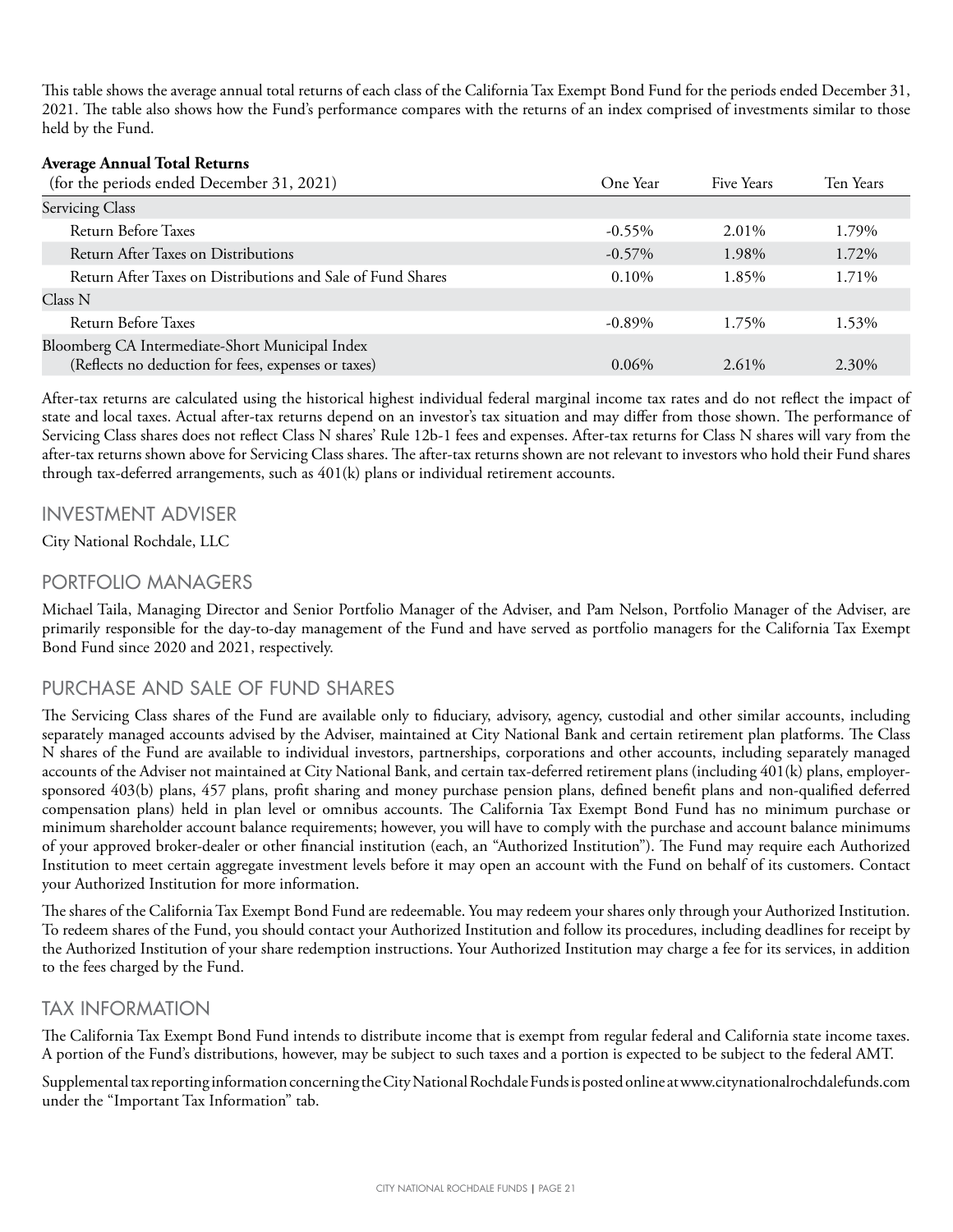This table shows the average annual total returns of each class of the California Tax Exempt Bond Fund for the periods ended December 31, 2021. The table also shows how the Fund's performance compares with the returns of an index comprised of investments similar to those held by the Fund.

**Average Annual Total Returns**

| (for the periods ended December 31, 2021) | One Year | Five Years | Ten Years |
|---|---|---|---|
| Servicing Class | | | |
| Return Before Taxes | -0.55% | 2.01% | 1.79% |
| Return After Taxes on Distributions | -0.57% | 1.98% | 1.72% |
| Return After Taxes on Distributions and Sale of Fund Shares | 0.10% | 1.85% | 1.71% |
| Class N | | | |
| Return Before Taxes | -0.89% | 1.75% | 1.53% |
| Bloomberg CA Intermediate-Short Municipal Index (Reflects no deduction for fees, expenses or taxes) | 0.06% | 2.61% | 2.30% |

After-tax returns are calculated using the historical highest individual federal marginal income tax rates and do not reflect the impact of state and local taxes. Actual after-tax returns depend on an investor's tax situation and may differ from those shown. The performance of Servicing Class shares does not reflect Class N shares' Rule 12b-1 fees and expenses. After-tax returns for Class N shares will vary from the after-tax returns shown above for Servicing Class shares. The after-tax returns shown are not relevant to investors who hold their Fund shares through tax-deferred arrangements, such as 401(k) plans or individual retirement accounts.

## INVESTMENT ADVISER

City National Rochdale, LLC

## PORTFOLIO MANAGERS

Michael Taila, Managing Director and Senior Portfolio Manager of the Adviser, and Pam Nelson, Portfolio Manager of the Adviser, are primarily responsible for the day-to-day management of the Fund and have served as portfolio managers for the California Tax Exempt Bond Fund since 2020 and 2021, respectively.

## PURCHASE AND SALE OF FUND SHARES

The Servicing Class shares of the Fund are available only to fiduciary, advisory, agency, custodial and other similar accounts, including separately managed accounts advised by the Adviser, maintained at City National Bank and certain retirement plan platforms. The Class N shares of the Fund are available to individual investors, partnerships, corporations and other accounts, including separately managed accounts of the Adviser not maintained at City National Bank, and certain tax-deferred retirement plans (including 401(k) plans, employer-sponsored 403(b) plans, 457 plans, profit sharing and money purchase pension plans, defined benefit plans and non-qualified deferred compensation plans) held in plan level or omnibus accounts. The California Tax Exempt Bond Fund has no minimum purchase or minimum shareholder account balance requirements; however, you will have to comply with the purchase and account balance minimums of your approved broker-dealer or other financial institution (each, an "Authorized Institution"). The Fund may require each Authorized Institution to meet certain aggregate investment levels before it may open an account with the Fund on behalf of its customers. Contact your Authorized Institution for more information.

The shares of the California Tax Exempt Bond Fund are redeemable. You may redeem your shares only through your Authorized Institution. To redeem shares of the Fund, you should contact your Authorized Institution and follow its procedures, including deadlines for receipt by the Authorized Institution of your share redemption instructions. Your Authorized Institution may charge a fee for its services, in addition to the fees charged by the Fund.

## TAX INFORMATION

The California Tax Exempt Bond Fund intends to distribute income that is exempt from regular federal and California state income taxes. A portion of the Fund's distributions, however, may be subject to such taxes and a portion is expected to be subject to the federal AMT.

Supplemental tax reporting information concerning the City National Rochdale Funds is posted online at www.citynationalrochdalefunds.com under the "Important Tax Information" tab.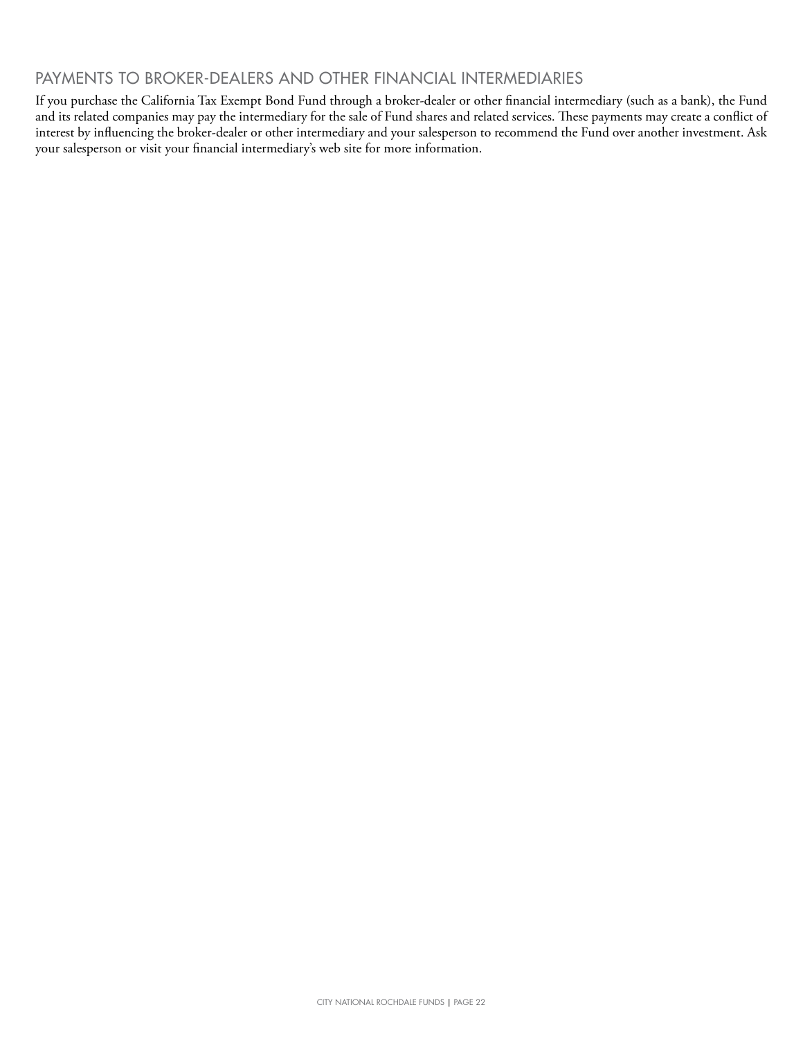## PAYMENTS TO BROKER-DEALERS AND OTHER FINANCIAL INTERMEDIARIES

If you purchase the California Tax Exempt Bond Fund through a broker-dealer or other financial intermediary (such as a bank), the Fund and its related companies may pay the intermediary for the sale of Fund shares and related services. These payments may create a conflict of interest by influencing the broker-dealer or other intermediary and your salesperson to recommend the Fund over another investment. Ask your salesperson or visit your financial intermediary's web site for more information.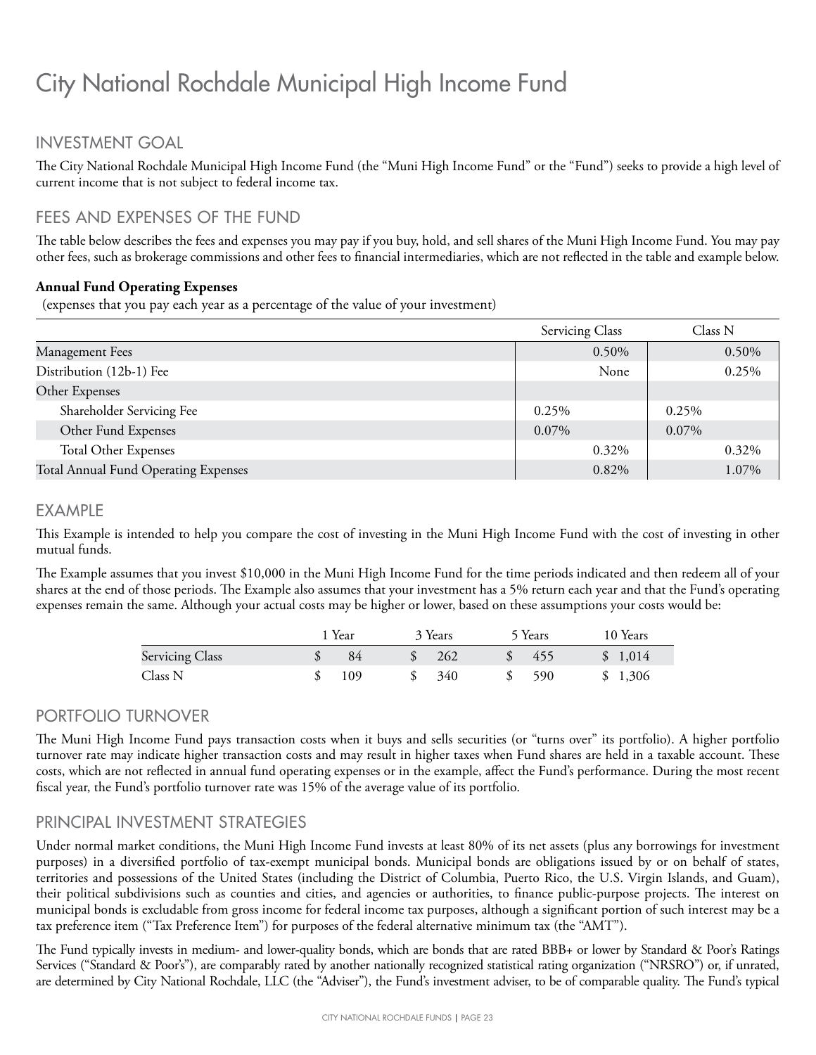# City National Rochdale Municipal High Income Fund

## INVESTMENT GOAL

The City National Rochdale Municipal High Income Fund (the "Muni High Income Fund" or the "Fund") seeks to provide a high level of current income that is not subject to federal income tax.

## FEES AND EXPENSES OF THE FUND

The table below describes the fees and expenses you may pay if you buy, hold, and sell shares of the Muni High Income Fund. You may pay other fees, such as brokerage commissions and other fees to financial intermediaries, which are not reflected in the table and example below.

**Annual Fund Operating Expenses**
(expenses that you pay each year as a percentage of the value of your investment)

| | Servicing Class | | Class N | |
|---|---|---|---|---|
| Management Fees | | 0.50% | | 0.50% |
| Distribution (12b-1) Fee | | None | | 0.25% |
| Other Expenses | | | | |
| Shareholder Servicing Fee | 0.25% | | 0.25% | |
| Other Fund Expenses | 0.07% | | 0.07% | |
| Total Other Expenses | | 0.32% | | 0.32% |
| Total Annual Fund Operating Expenses | | 0.82% | | 1.07% |

## EXAMPLE

This Example is intended to help you compare the cost of investing in the Muni High Income Fund with the cost of investing in other mutual funds.

The Example assumes that you invest $10,000 in the Muni High Income Fund for the time periods indicated and then redeem all of your shares at the end of those periods. The Example also assumes that your investment has a 5% return each year and that the Fund's operating expenses remain the same. Although your actual costs may be higher or lower, based on these assumptions your costs would be:

| | 1 Year | 3 Years | 5 Years | 10 Years |
|---|---|---|---|---|
| Servicing Class | $ 84 | $ 262 | $ 455 | $ 1,014 |
| Class N | $ 109 | $ 340 | $ 590 | $ 1,306 |

## PORTFOLIO TURNOVER

The Muni High Income Fund pays transaction costs when it buys and sells securities (or "turns over" its portfolio). A higher portfolio turnover rate may indicate higher transaction costs and may result in higher taxes when Fund shares are held in a taxable account. These costs, which are not reflected in annual fund operating expenses or in the example, affect the Fund's performance. During the most recent fiscal year, the Fund's portfolio turnover rate was 15% of the average value of its portfolio.

## PRINCIPAL INVESTMENT STRATEGIES

Under normal market conditions, the Muni High Income Fund invests at least 80% of its net assets (plus any borrowings for investment purposes) in a diversified portfolio of tax-exempt municipal bonds. Municipal bonds are obligations issued by or on behalf of states, territories and possessions of the United States (including the District of Columbia, Puerto Rico, the U.S. Virgin Islands, and Guam), their political subdivisions such as counties and cities, and agencies or authorities, to finance public-purpose projects. The interest on municipal bonds is excludable from gross income for federal income tax purposes, although a significant portion of such interest may be a tax preference item ("Tax Preference Item") for purposes of the federal alternative minimum tax (the "AMT").

The Fund typically invests in medium- and lower-quality bonds, which are bonds that are rated BBB+ or lower by Standard & Poor's Ratings Services ("Standard & Poor's"), are comparably rated by another nationally recognized statistical rating organization ("NRSRO") or, if unrated, are determined by City National Rochdale, LLC (the "Adviser"), the Fund's investment adviser, to be of comparable quality. The Fund's typical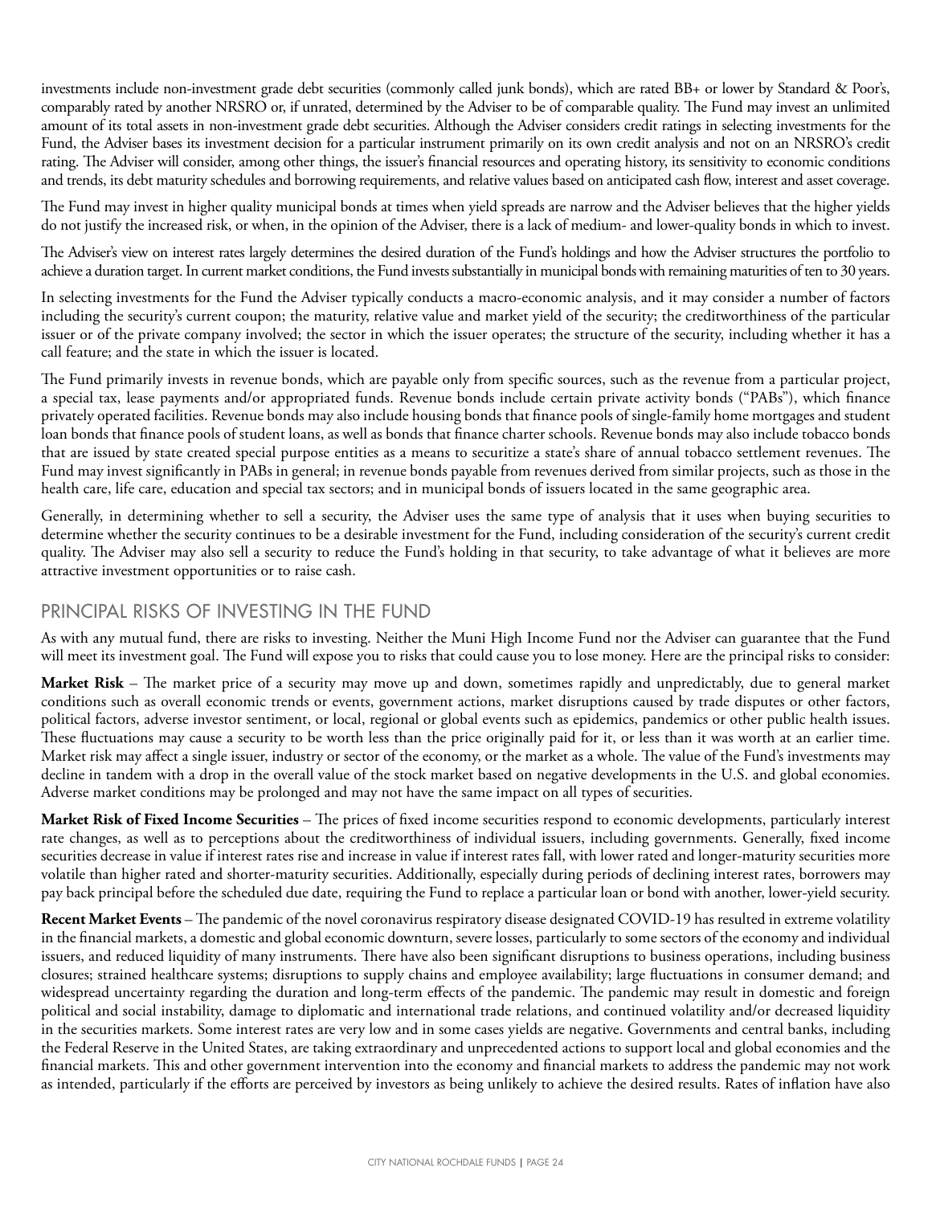investments include non-investment grade debt securities (commonly called junk bonds), which are rated BB+ or lower by Standard & Poor's, comparably rated by another NRSRO or, if unrated, determined by the Adviser to be of comparable quality. The Fund may invest an unlimited amount of its total assets in non-investment grade debt securities. Although the Adviser considers credit ratings in selecting investments for the Fund, the Adviser bases its investment decision for a particular instrument primarily on its own credit analysis and not on an NRSRO's credit rating. The Adviser will consider, among other things, the issuer's financial resources and operating history, its sensitivity to economic conditions and trends, its debt maturity schedules and borrowing requirements, and relative values based on anticipated cash flow, interest and asset coverage.

The Fund may invest in higher quality municipal bonds at times when yield spreads are narrow and the Adviser believes that the higher yields do not justify the increased risk, or when, in the opinion of the Adviser, there is a lack of medium- and lower-quality bonds in which to invest.

The Adviser's view on interest rates largely determines the desired duration of the Fund's holdings and how the Adviser structures the portfolio to achieve a duration target. In current market conditions, the Fund invests substantially in municipal bonds with remaining maturities of ten to 30 years.

In selecting investments for the Fund the Adviser typically conducts a macro-economic analysis, and it may consider a number of factors including the security's current coupon; the maturity, relative value and market yield of the security; the creditworthiness of the particular issuer or of the private company involved; the sector in which the issuer operates; the structure of the security, including whether it has a call feature; and the state in which the issuer is located.

The Fund primarily invests in revenue bonds, which are payable only from specific sources, such as the revenue from a particular project, a special tax, lease payments and/or appropriated funds. Revenue bonds include certain private activity bonds ("PABs"), which finance privately operated facilities. Revenue bonds may also include housing bonds that finance pools of single-family home mortgages and student loan bonds that finance pools of student loans, as well as bonds that finance charter schools. Revenue bonds may also include tobacco bonds that are issued by state created special purpose entities as a means to securitize a state's share of annual tobacco settlement revenues. The Fund may invest significantly in PABs in general; in revenue bonds payable from revenues derived from similar projects, such as those in the health care, life care, education and special tax sectors; and in municipal bonds of issuers located in the same geographic area.

Generally, in determining whether to sell a security, the Adviser uses the same type of analysis that it uses when buying securities to determine whether the security continues to be a desirable investment for the Fund, including consideration of the security's current credit quality. The Adviser may also sell a security to reduce the Fund's holding in that security, to take advantage of what it believes are more attractive investment opportunities or to raise cash.

## PRINCIPAL RISKS OF INVESTING IN THE FUND

As with any mutual fund, there are risks to investing. Neither the Muni High Income Fund nor the Adviser can guarantee that the Fund will meet its investment goal. The Fund will expose you to risks that could cause you to lose money. Here are the principal risks to consider:

**Market Risk** – The market price of a security may move up and down, sometimes rapidly and unpredictably, due to general market conditions such as overall economic trends or events, government actions, market disruptions caused by trade disputes or other factors, political factors, adverse investor sentiment, or local, regional or global events such as epidemics, pandemics or other public health issues. These fluctuations may cause a security to be worth less than the price originally paid for it, or less than it was worth at an earlier time. Market risk may affect a single issuer, industry or sector of the economy, or the market as a whole. The value of the Fund's investments may decline in tandem with a drop in the overall value of the stock market based on negative developments in the U.S. and global economies. Adverse market conditions may be prolonged and may not have the same impact on all types of securities.

**Market Risk of Fixed Income Securities** – The prices of fixed income securities respond to economic developments, particularly interest rate changes, as well as to perceptions about the creditworthiness of individual issuers, including governments. Generally, fixed income securities decrease in value if interest rates rise and increase in value if interest rates fall, with lower rated and longer-maturity securities more volatile than higher rated and shorter-maturity securities. Additionally, especially during periods of declining interest rates, borrowers may pay back principal before the scheduled due date, requiring the Fund to replace a particular loan or bond with another, lower-yield security.

**Recent Market Events** – The pandemic of the novel coronavirus respiratory disease designated COVID-19 has resulted in extreme volatility in the financial markets, a domestic and global economic downturn, severe losses, particularly to some sectors of the economy and individual issuers, and reduced liquidity of many instruments. There have also been significant disruptions to business operations, including business closures; strained healthcare systems; disruptions to supply chains and employee availability; large fluctuations in consumer demand; and widespread uncertainty regarding the duration and long-term effects of the pandemic. The pandemic may result in domestic and foreign political and social instability, damage to diplomatic and international trade relations, and continued volatility and/or decreased liquidity in the securities markets. Some interest rates are very low and in some cases yields are negative. Governments and central banks, including the Federal Reserve in the United States, are taking extraordinary and unprecedented actions to support local and global economies and the financial markets. This and other government intervention into the economy and financial markets to address the pandemic may not work as intended, particularly if the efforts are perceived by investors as being unlikely to achieve the desired results. Rates of inflation have also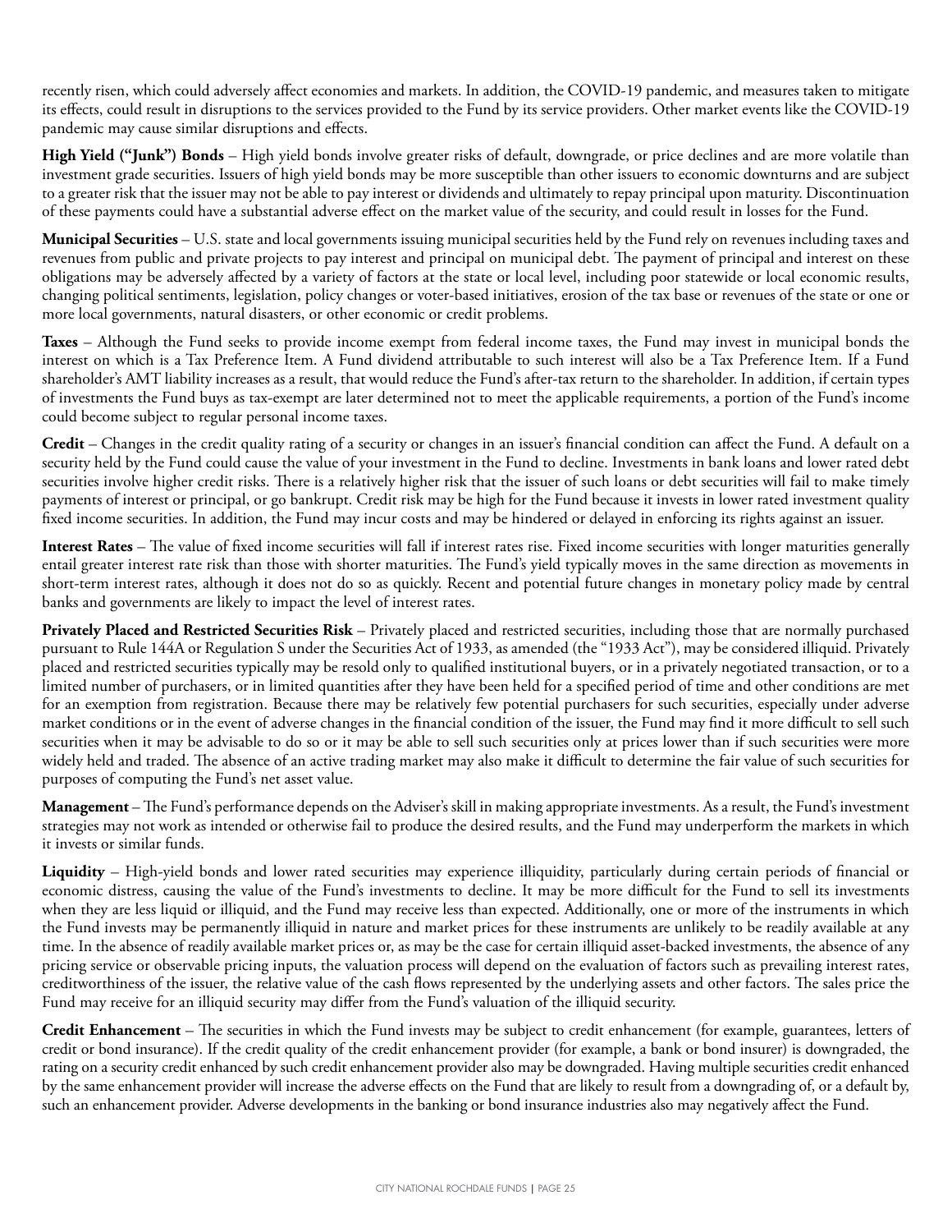recently risen, which could adversely affect economies and markets. In addition, the COVID-19 pandemic, and measures taken to mitigate its effects, could result in disruptions to the services provided to the Fund by its service providers. Other market events like the COVID-19 pandemic may cause similar disruptions and effects.

**High Yield ("Junk") Bonds** – High yield bonds involve greater risks of default, downgrade, or price declines and are more volatile than investment grade securities. Issuers of high yield bonds may be more susceptible than other issuers to economic downturns and are subject to a greater risk that the issuer may not be able to pay interest or dividends and ultimately to repay principal upon maturity. Discontinuation of these payments could have a substantial adverse effect on the market value of the security, and could result in losses for the Fund.

**Municipal Securities** – U.S. state and local governments issuing municipal securities held by the Fund rely on revenues including taxes and revenues from public and private projects to pay interest and principal on municipal debt. The payment of principal and interest on these obligations may be adversely affected by a variety of factors at the state or local level, including poor statewide or local economic results, changing political sentiments, legislation, policy changes or voter-based initiatives, erosion of the tax base or revenues of the state or one or more local governments, natural disasters, or other economic or credit problems.

**Taxes** – Although the Fund seeks to provide income exempt from federal income taxes, the Fund may invest in municipal bonds the interest on which is a Tax Preference Item. A Fund dividend attributable to such interest will also be a Tax Preference Item. If a Fund shareholder's AMT liability increases as a result, that would reduce the Fund's after-tax return to the shareholder. In addition, if certain types of investments the Fund buys as tax-exempt are later determined not to meet the applicable requirements, a portion of the Fund's income could become subject to regular personal income taxes.

**Credit** – Changes in the credit quality rating of a security or changes in an issuer's financial condition can affect the Fund. A default on a security held by the Fund could cause the value of your investment in the Fund to decline. Investments in bank loans and lower rated debt securities involve higher credit risks. There is a relatively higher risk that the issuer of such loans or debt securities will fail to make timely payments of interest or principal, or go bankrupt. Credit risk may be high for the Fund because it invests in lower rated investment quality fixed income securities. In addition, the Fund may incur costs and may be hindered or delayed in enforcing its rights against an issuer.

**Interest Rates** – The value of fixed income securities will fall if interest rates rise. Fixed income securities with longer maturities generally entail greater interest rate risk than those with shorter maturities. The Fund's yield typically moves in the same direction as movements in short-term interest rates, although it does not do so as quickly. Recent and potential future changes in monetary policy made by central banks and governments are likely to impact the level of interest rates.

**Privately Placed and Restricted Securities Risk** – Privately placed and restricted securities, including those that are normally purchased pursuant to Rule 144A or Regulation S under the Securities Act of 1933, as amended (the "1933 Act"), may be considered illiquid. Privately placed and restricted securities typically may be resold only to qualified institutional buyers, or in a privately negotiated transaction, or to a limited number of purchasers, or in limited quantities after they have been held for a specified period of time and other conditions are met for an exemption from registration. Because there may be relatively few potential purchasers for such securities, especially under adverse market conditions or in the event of adverse changes in the financial condition of the issuer, the Fund may find it more difficult to sell such securities when it may be advisable to do so or it may be able to sell such securities only at prices lower than if such securities were more widely held and traded. The absence of an active trading market may also make it difficult to determine the fair value of such securities for purposes of computing the Fund's net asset value.

**Management** – The Fund's performance depends on the Adviser's skill in making appropriate investments. As a result, the Fund's investment strategies may not work as intended or otherwise fail to produce the desired results, and the Fund may underperform the markets in which it invests or similar funds.

**Liquidity** – High-yield bonds and lower rated securities may experience illiquidity, particularly during certain periods of financial or economic distress, causing the value of the Fund's investments to decline. It may be more difficult for the Fund to sell its investments when they are less liquid or illiquid, and the Fund may receive less than expected. Additionally, one or more of the instruments in which the Fund invests may be permanently illiquid in nature and market prices for these instruments are unlikely to be readily available at any time. In the absence of readily available market prices or, as may be the case for certain illiquid asset-backed investments, the absence of any pricing service or observable pricing inputs, the valuation process will depend on the evaluation of factors such as prevailing interest rates, creditworthiness of the issuer, the relative value of the cash flows represented by the underlying assets and other factors. The sales price the Fund may receive for an illiquid security may differ from the Fund's valuation of the illiquid security.

**Credit Enhancement** – The securities in which the Fund invests may be subject to credit enhancement (for example, guarantees, letters of credit or bond insurance). If the credit quality of the credit enhancement provider (for example, a bank or bond insurer) is downgraded, the rating on a security credit enhanced by such credit enhancement provider also may be downgraded. Having multiple securities credit enhanced by the same enhancement provider will increase the adverse effects on the Fund that are likely to result from a downgrading of, or a default by, such an enhancement provider. Adverse developments in the banking or bond insurance industries also may negatively affect the Fund.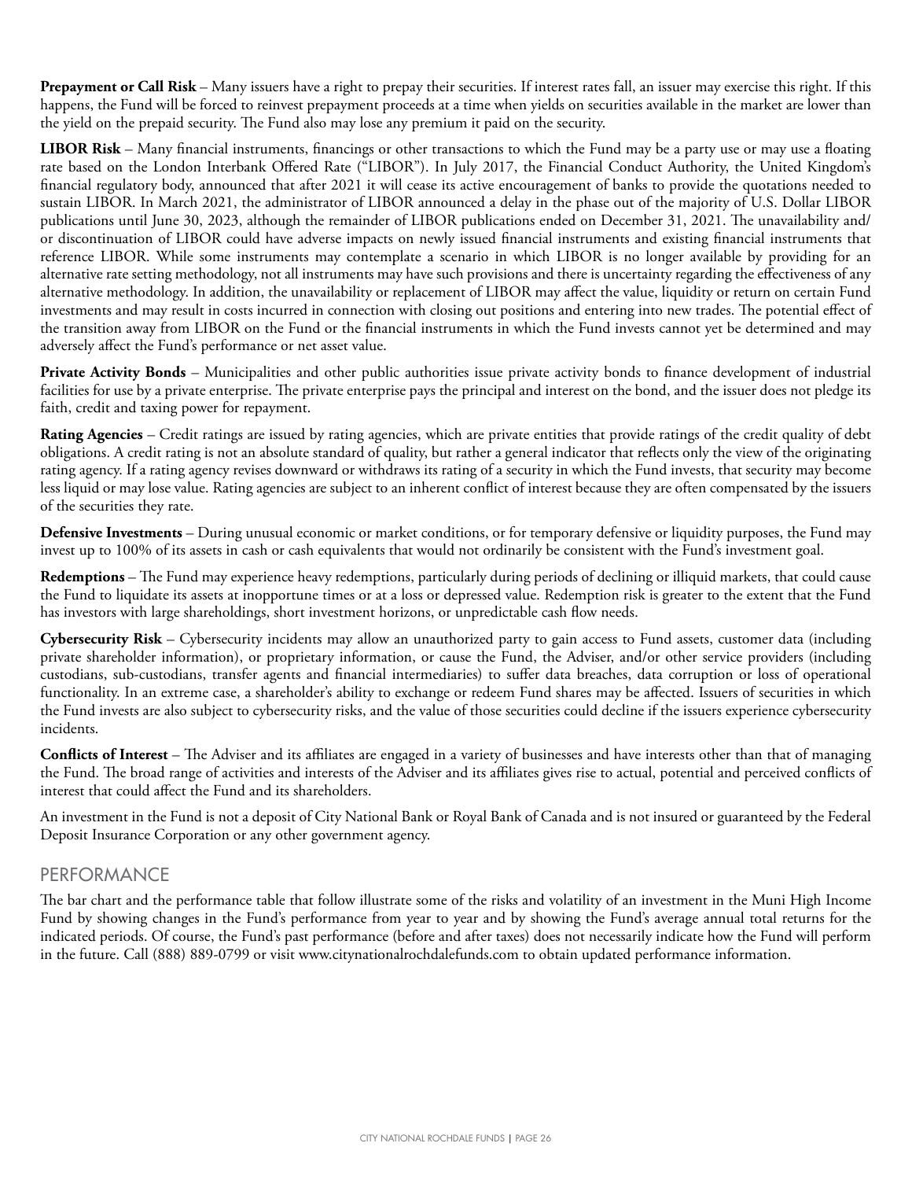**Prepayment or Call Risk** – Many issuers have a right to prepay their securities. If interest rates fall, an issuer may exercise this right. If this happens, the Fund will be forced to reinvest prepayment proceeds at a time when yields on securities available in the market are lower than the yield on the prepaid security. The Fund also may lose any premium it paid on the security.

**LIBOR Risk** – Many financial instruments, financings or other transactions to which the Fund may be a party use or may use a floating rate based on the London Interbank Offered Rate ("LIBOR"). In July 2017, the Financial Conduct Authority, the United Kingdom's financial regulatory body, announced that after 2021 it will cease its active encouragement of banks to provide the quotations needed to sustain LIBOR. In March 2021, the administrator of LIBOR announced a delay in the phase out of the majority of U.S. Dollar LIBOR publications until June 30, 2023, although the remainder of LIBOR publications ended on December 31, 2021. The unavailability and/or discontinuation of LIBOR could have adverse impacts on newly issued financial instruments and existing financial instruments that reference LIBOR. While some instruments may contemplate a scenario in which LIBOR is no longer available by providing for an alternative rate setting methodology, not all instruments may have such provisions and there is uncertainty regarding the effectiveness of any alternative methodology. In addition, the unavailability or replacement of LIBOR may affect the value, liquidity or return on certain Fund investments and may result in costs incurred in connection with closing out positions and entering into new trades. The potential effect of the transition away from LIBOR on the Fund or the financial instruments in which the Fund invests cannot yet be determined and may adversely affect the Fund's performance or net asset value.

**Private Activity Bonds** – Municipalities and other public authorities issue private activity bonds to finance development of industrial facilities for use by a private enterprise. The private enterprise pays the principal and interest on the bond, and the issuer does not pledge its faith, credit and taxing power for repayment.

**Rating Agencies** – Credit ratings are issued by rating agencies, which are private entities that provide ratings of the credit quality of debt obligations. A credit rating is not an absolute standard of quality, but rather a general indicator that reflects only the view of the originating rating agency. If a rating agency revises downward or withdraws its rating of a security in which the Fund invests, that security may become less liquid or may lose value. Rating agencies are subject to an inherent conflict of interest because they are often compensated by the issuers of the securities they rate.

**Defensive Investments** – During unusual economic or market conditions, or for temporary defensive or liquidity purposes, the Fund may invest up to 100% of its assets in cash or cash equivalents that would not ordinarily be consistent with the Fund's investment goal.

**Redemptions** – The Fund may experience heavy redemptions, particularly during periods of declining or illiquid markets, that could cause the Fund to liquidate its assets at inopportune times or at a loss or depressed value. Redemption risk is greater to the extent that the Fund has investors with large shareholdings, short investment horizons, or unpredictable cash flow needs.

**Cybersecurity Risk** – Cybersecurity incidents may allow an unauthorized party to gain access to Fund assets, customer data (including private shareholder information), or proprietary information, or cause the Fund, the Adviser, and/or other service providers (including custodians, sub-custodians, transfer agents and financial intermediaries) to suffer data breaches, data corruption or loss of operational functionality. In an extreme case, a shareholder's ability to exchange or redeem Fund shares may be affected. Issuers of securities in which the Fund invests are also subject to cybersecurity risks, and the value of those securities could decline if the issuers experience cybersecurity incidents.

**Conflicts of Interest** – The Adviser and its affiliates are engaged in a variety of businesses and have interests other than that of managing the Fund. The broad range of activities and interests of the Adviser and its affiliates gives rise to actual, potential and perceived conflicts of interest that could affect the Fund and its shareholders.

An investment in the Fund is not a deposit of City National Bank or Royal Bank of Canada and is not insured or guaranteed by the Federal Deposit Insurance Corporation or any other government agency.

## PERFORMANCE

The bar chart and the performance table that follow illustrate some of the risks and volatility of an investment in the Muni High Income Fund by showing changes in the Fund's performance from year to year and by showing the Fund's average annual total returns for the indicated periods. Of course, the Fund's past performance (before and after taxes) does not necessarily indicate how the Fund will perform in the future. Call (888) 889-0799 or visit www.citynationalrochdalefunds.com to obtain updated performance information.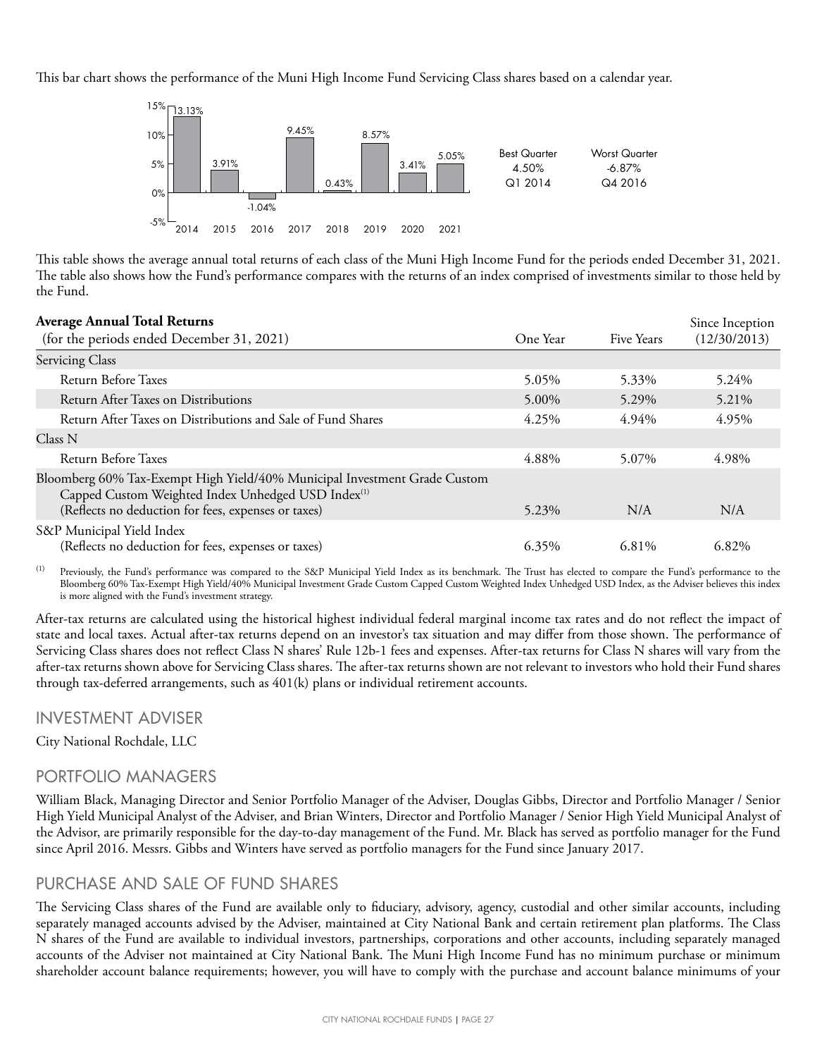This bar chart shows the performance of the Muni High Income Fund Servicing Class shares based on a calendar year.

| Year | Return |
|---|---|
| 2014 | 13.13% |
| 2015 | 3.91% |
| 2016 | -1.04% |
| 2017 | 9.45% |
| 2018 | 0.43% |
| 2019 | 8.57% |
| 2020 | 3.41% |
| 2021 | 5.05% |

| Best Quarter | Worst Quarter |
|---|---|
| 4.50% | -6.87% |
| Q1 2014 | Q4 2016 |

This table shows the average annual total returns of each class of the Muni High Income Fund for the periods ended December 31, 2021. The table also shows how the Fund's performance compares with the returns of an index comprised of investments similar to those held by the Fund.

| **Average Annual Total Returns** (for the periods ended December 31, 2021) | One Year | Five Years | Since Inception (12/30/2013) |
|---|---|---|---|
| Servicing Class | | | |
| Return Before Taxes | 5.05% | 5.33% | 5.24% |
| Return After Taxes on Distributions | 5.00% | 5.29% | 5.21% |
| Return After Taxes on Distributions and Sale of Fund Shares | 4.25% | 4.94% | 4.95% |
| Class N | | | |
| Return Before Taxes | 4.88% | 5.07% | 4.98% |
| Bloomberg 60% Tax-Exempt High Yield/40% Municipal Investment Grade Custom Capped Custom Weighted Index Unhedged USD Index[(1)] (Reflects no deduction for fees, expenses or taxes) | 5.23% | N/A | N/A |
| S&P Municipal Yield Index (Reflects no deduction for fees, expenses or taxes) | 6.35% | 6.81% | 6.82% |

(1) Previously, the Fund's performance was compared to the S&P Municipal Yield Index as its benchmark. The Trust has elected to compare the Fund's performance to the Bloomberg 60% Tax-Exempt High Yield/40% Municipal Investment Grade Custom Capped Custom Weighted Index Unhedged USD Index, as the Adviser believes this index is more aligned with the Fund's investment strategy.

After-tax returns are calculated using the historical highest individual federal marginal income tax rates and do not reflect the impact of state and local taxes. Actual after-tax returns depend on an investor's tax situation and may differ from those shown. The performance of Servicing Class shares does not reflect Class N shares' Rule 12b-1 fees and expenses. After-tax returns for Class N shares will vary from the after-tax returns shown above for Servicing Class shares. The after-tax returns shown are not relevant to investors who hold their Fund shares through tax-deferred arrangements, such as 401(k) plans or individual retirement accounts.

## INVESTMENT ADVISER

City National Rochdale, LLC

## PORTFOLIO MANAGERS

William Black, Managing Director and Senior Portfolio Manager of the Adviser, Douglas Gibbs, Director and Portfolio Manager / Senior High Yield Municipal Analyst of the Adviser, and Brian Winters, Director and Portfolio Manager / Senior High Yield Municipal Analyst of the Advisor, are primarily responsible for the day-to-day management of the Fund. Mr. Black has served as portfolio manager for the Fund since April 2016. Messrs. Gibbs and Winters have served as portfolio managers for the Fund since January 2017.

## PURCHASE AND SALE OF FUND SHARES

The Servicing Class shares of the Fund are available only to fiduciary, advisory, agency, custodial and other similar accounts, including separately managed accounts advised by the Adviser, maintained at City National Bank and certain retirement plan platforms. The Class N shares of the Fund are available to individual investors, partnerships, corporations and other accounts, including separately managed accounts of the Adviser not maintained at City National Bank. The Muni High Income Fund has no minimum purchase or minimum shareholder account balance requirements; however, you will have to comply with the purchase and account balance minimums of your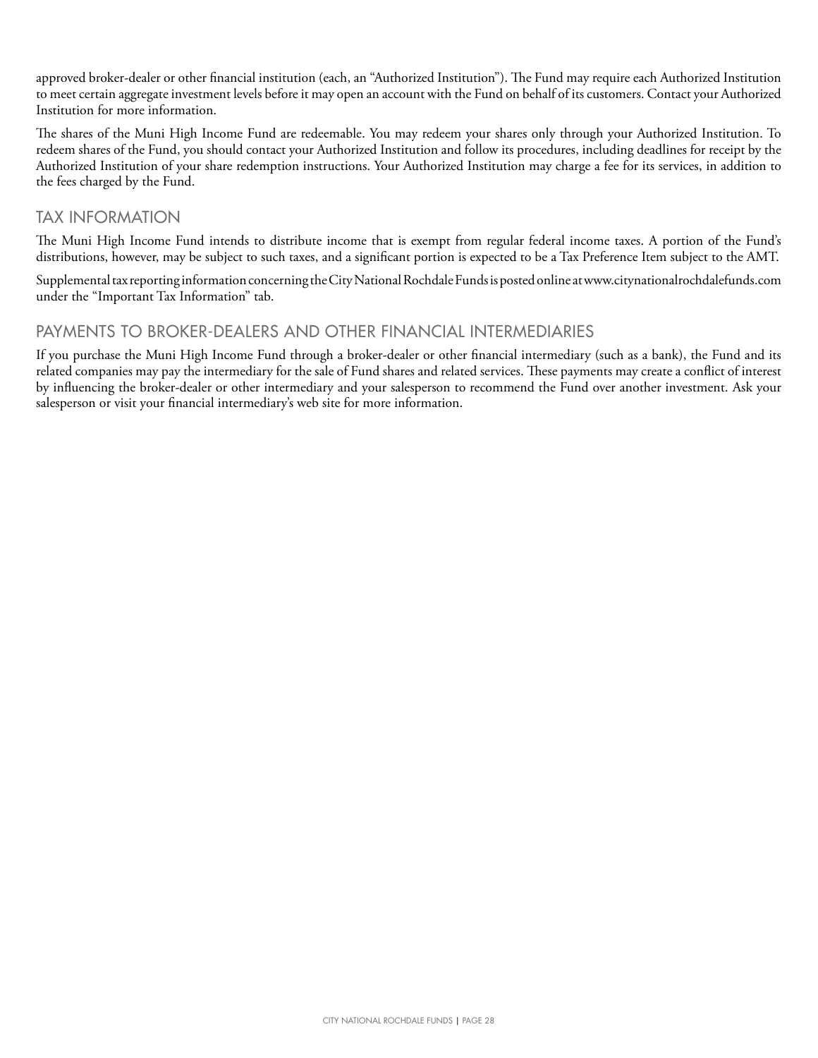approved broker-dealer or other financial institution (each, an "Authorized Institution"). The Fund may require each Authorized Institution to meet certain aggregate investment levels before it may open an account with the Fund on behalf of its customers. Contact your Authorized Institution for more information.

The shares of the Muni High Income Fund are redeemable. You may redeem your shares only through your Authorized Institution. To redeem shares of the Fund, you should contact your Authorized Institution and follow its procedures, including deadlines for receipt by the Authorized Institution of your share redemption instructions. Your Authorized Institution may charge a fee for its services, in addition to the fees charged by the Fund.

## TAX INFORMATION

The Muni High Income Fund intends to distribute income that is exempt from regular federal income taxes. A portion of the Fund's distributions, however, may be subject to such taxes, and a significant portion is expected to be a Tax Preference Item subject to the AMT.

Supplemental tax reporting information concerning the City National Rochdale Funds is posted online at www.citynationalrochdalefunds.com under the "Important Tax Information" tab.

## PAYMENTS TO BROKER-DEALERS AND OTHER FINANCIAL INTERMEDIARIES

If you purchase the Muni High Income Fund through a broker-dealer or other financial intermediary (such as a bank), the Fund and its related companies may pay the intermediary for the sale of Fund shares and related services. These payments may create a conflict of interest by influencing the broker-dealer or other intermediary and your salesperson to recommend the Fund over another investment. Ask your salesperson or visit your financial intermediary's web site for more information.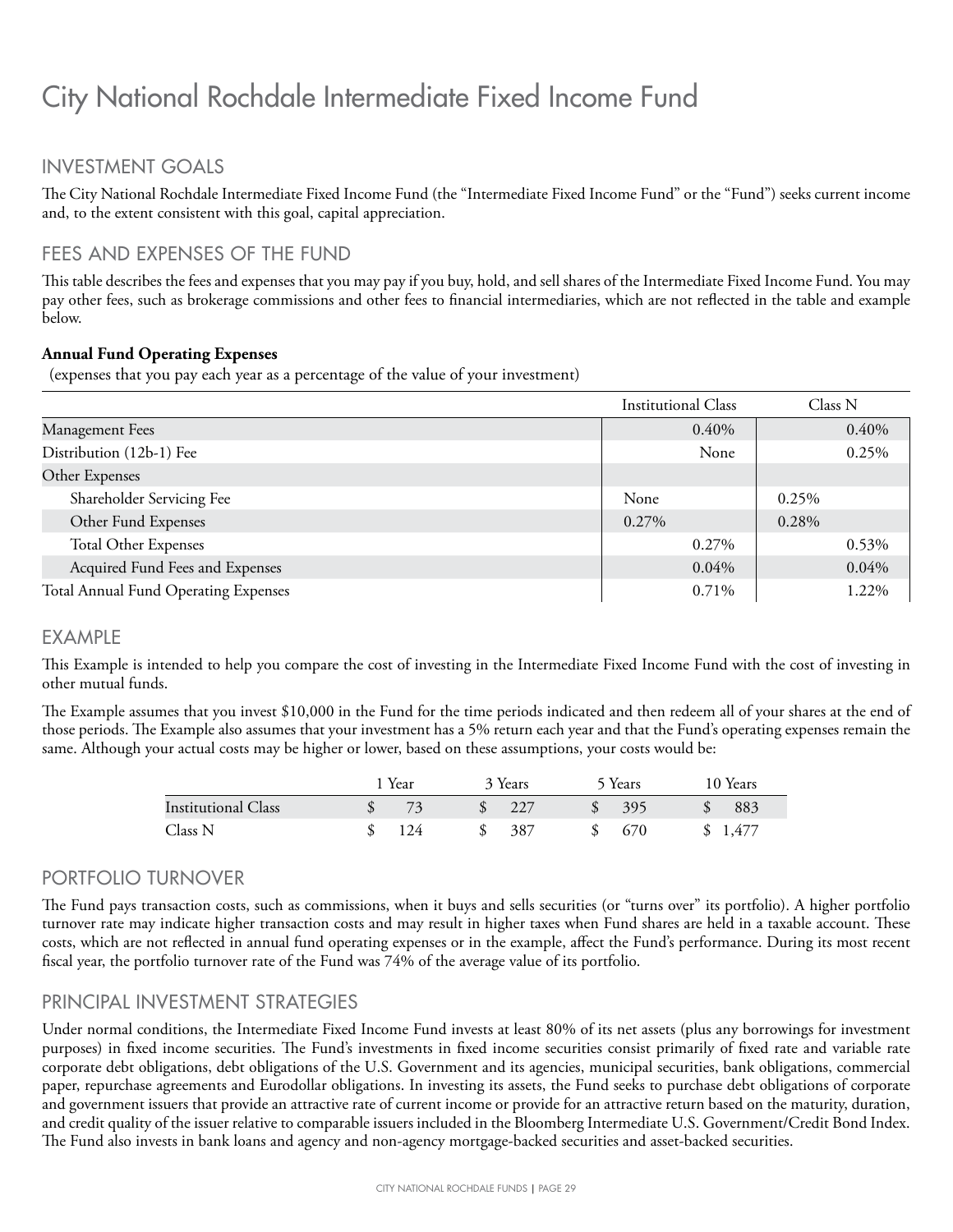# City National Rochdale Intermediate Fixed Income Fund

## INVESTMENT GOALS

The City National Rochdale Intermediate Fixed Income Fund (the "Intermediate Fixed Income Fund" or the "Fund") seeks current income and, to the extent consistent with this goal, capital appreciation.

## FEES AND EXPENSES OF THE FUND

This table describes the fees and expenses that you may pay if you buy, hold, and sell shares of the Intermediate Fixed Income Fund. You may pay other fees, such as brokerage commissions and other fees to financial intermediaries, which are not reflected in the table and example below.

**Annual Fund Operating Expenses**
(expenses that you pay each year as a percentage of the value of your investment)

| | Institutional Class | Class N |
|---|---|---|
| Management Fees | 0.40% | 0.40% |
| Distribution (12b-1) Fee | None | 0.25% |
| Other Expenses | | |
| Shareholder Servicing Fee | None | 0.25% |
| Other Fund Expenses | 0.27% | 0.28% |
| Total Other Expenses | 0.27% | 0.53% |
| Acquired Fund Fees and Expenses | 0.04% | 0.04% |
| Total Annual Fund Operating Expenses | 0.71% | 1.22% |

## EXAMPLE

This Example is intended to help you compare the cost of investing in the Intermediate Fixed Income Fund with the cost of investing in other mutual funds.

The Example assumes that you invest $10,000 in the Fund for the time periods indicated and then redeem all of your shares at the end of those periods. The Example also assumes that your investment has a 5% return each year and that the Fund's operating expenses remain the same. Although your actual costs may be higher or lower, based on these assumptions, your costs would be:

| | 1 Year | 3 Years | 5 Years | 10 Years |
|---|---|---|---|---|
| Institutional Class | $ 73 | $ 227 | $ 395 | $ 883 |
| Class N | $ 124 | $ 387 | $ 670 | $ 1,477 |

## PORTFOLIO TURNOVER

The Fund pays transaction costs, such as commissions, when it buys and sells securities (or "turns over" its portfolio). A higher portfolio turnover rate may indicate higher transaction costs and may result in higher taxes when Fund shares are held in a taxable account. These costs, which are not reflected in annual fund operating expenses or in the example, affect the Fund's performance. During its most recent fiscal year, the portfolio turnover rate of the Fund was 74% of the average value of its portfolio.

## PRINCIPAL INVESTMENT STRATEGIES

Under normal conditions, the Intermediate Fixed Income Fund invests at least 80% of its net assets (plus any borrowings for investment purposes) in fixed income securities. The Fund's investments in fixed income securities consist primarily of fixed rate and variable rate corporate debt obligations, debt obligations of the U.S. Government and its agencies, municipal securities, bank obligations, commercial paper, repurchase agreements and Eurodollar obligations. In investing its assets, the Fund seeks to purchase debt obligations of corporate and government issuers that provide an attractive rate of current income or provide for an attractive return based on the maturity, duration, and credit quality of the issuer relative to comparable issuers included in the Bloomberg Intermediate U.S. Government/Credit Bond Index. The Fund also invests in bank loans and agency and non-agency mortgage-backed securities and asset-backed securities.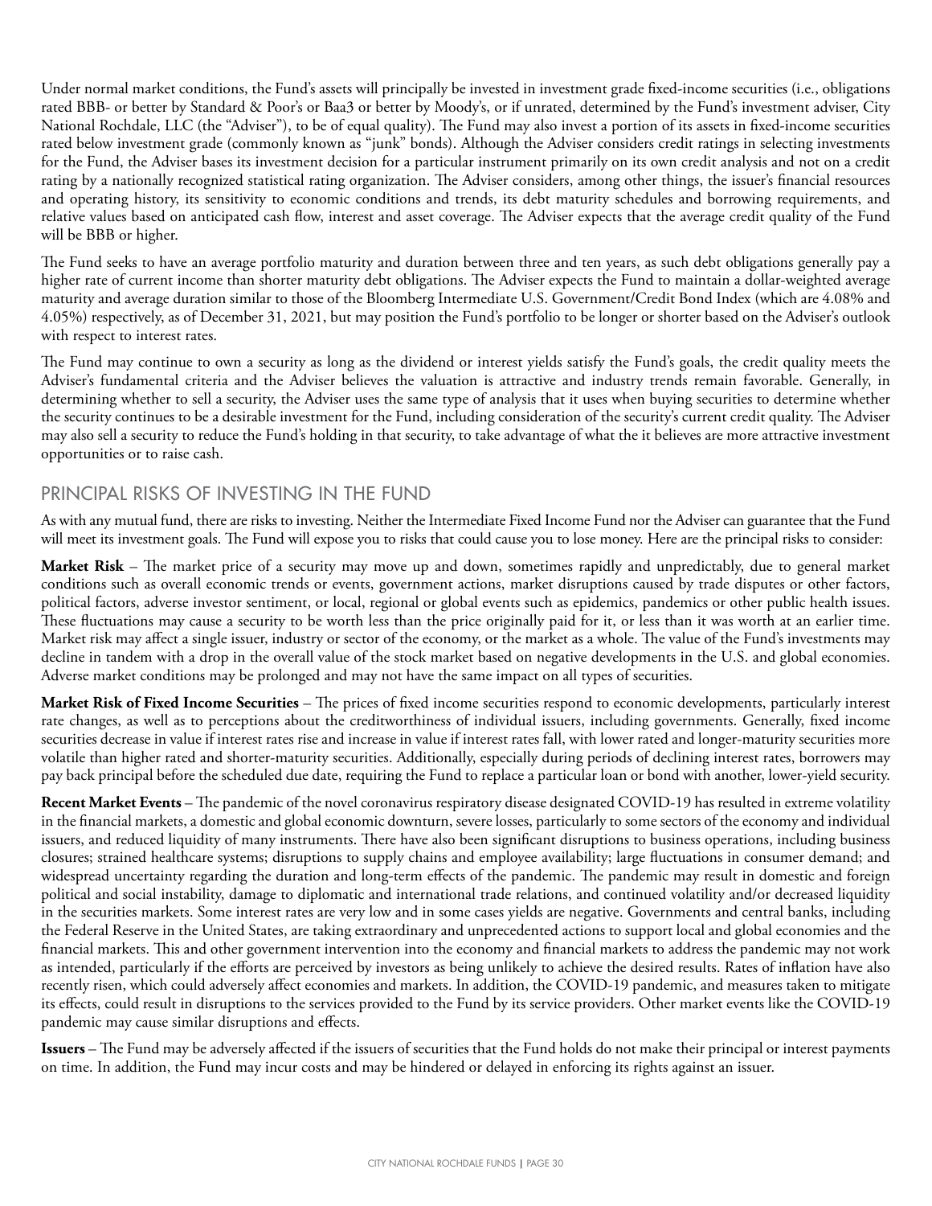Under normal market conditions, the Fund's assets will principally be invested in investment grade fixed-income securities (i.e., obligations rated BBB- or better by Standard & Poor's or Baa3 or better by Moody's, or if unrated, determined by the Fund's investment adviser, City National Rochdale, LLC (the "Adviser"), to be of equal quality). The Fund may also invest a portion of its assets in fixed-income securities rated below investment grade (commonly known as "junk" bonds). Although the Adviser considers credit ratings in selecting investments for the Fund, the Adviser bases its investment decision for a particular instrument primarily on its own credit analysis and not on a credit rating by a nationally recognized statistical rating organization. The Adviser considers, among other things, the issuer's financial resources and operating history, its sensitivity to economic conditions and trends, its debt maturity schedules and borrowing requirements, and relative values based on anticipated cash flow, interest and asset coverage. The Adviser expects that the average credit quality of the Fund will be BBB or higher.

The Fund seeks to have an average portfolio maturity and duration between three and ten years, as such debt obligations generally pay a higher rate of current income than shorter maturity debt obligations. The Adviser expects the Fund to maintain a dollar-weighted average maturity and average duration similar to those of the Bloomberg Intermediate U.S. Government/Credit Bond Index (which are 4.08% and 4.05%) respectively, as of December 31, 2021, but may position the Fund's portfolio to be longer or shorter based on the Adviser's outlook with respect to interest rates.

The Fund may continue to own a security as long as the dividend or interest yields satisfy the Fund's goals, the credit quality meets the Adviser's fundamental criteria and the Adviser believes the valuation is attractive and industry trends remain favorable. Generally, in determining whether to sell a security, the Adviser uses the same type of analysis that it uses when buying securities to determine whether the security continues to be a desirable investment for the Fund, including consideration of the security's current credit quality. The Adviser may also sell a security to reduce the Fund's holding in that security, to take advantage of what the it believes are more attractive investment opportunities or to raise cash.

## PRINCIPAL RISKS OF INVESTING IN THE FUND

As with any mutual fund, there are risks to investing. Neither the Intermediate Fixed Income Fund nor the Adviser can guarantee that the Fund will meet its investment goals. The Fund will expose you to risks that could cause you to lose money. Here are the principal risks to consider:

**Market Risk** – The market price of a security may move up and down, sometimes rapidly and unpredictably, due to general market conditions such as overall economic trends or events, government actions, market disruptions caused by trade disputes or other factors, political factors, adverse investor sentiment, or local, regional or global events such as epidemics, pandemics or other public health issues. These fluctuations may cause a security to be worth less than the price originally paid for it, or less than it was worth at an earlier time. Market risk may affect a single issuer, industry or sector of the economy, or the market as a whole. The value of the Fund's investments may decline in tandem with a drop in the overall value of the stock market based on negative developments in the U.S. and global economies. Adverse market conditions may be prolonged and may not have the same impact on all types of securities.

**Market Risk of Fixed Income Securities** – The prices of fixed income securities respond to economic developments, particularly interest rate changes, as well as to perceptions about the creditworthiness of individual issuers, including governments. Generally, fixed income securities decrease in value if interest rates rise and increase in value if interest rates fall, with lower rated and longer-maturity securities more volatile than higher rated and shorter-maturity securities. Additionally, especially during periods of declining interest rates, borrowers may pay back principal before the scheduled due date, requiring the Fund to replace a particular loan or bond with another, lower-yield security.

**Recent Market Events** – The pandemic of the novel coronavirus respiratory disease designated COVID-19 has resulted in extreme volatility in the financial markets, a domestic and global economic downturn, severe losses, particularly to some sectors of the economy and individual issuers, and reduced liquidity of many instruments. There have also been significant disruptions to business operations, including business closures; strained healthcare systems; disruptions to supply chains and employee availability; large fluctuations in consumer demand; and widespread uncertainty regarding the duration and long-term effects of the pandemic. The pandemic may result in domestic and foreign political and social instability, damage to diplomatic and international trade relations, and continued volatility and/or decreased liquidity in the securities markets. Some interest rates are very low and in some cases yields are negative. Governments and central banks, including the Federal Reserve in the United States, are taking extraordinary and unprecedented actions to support local and global economies and the financial markets. This and other government intervention into the economy and financial markets to address the pandemic may not work as intended, particularly if the efforts are perceived by investors as being unlikely to achieve the desired results. Rates of inflation have also recently risen, which could adversely affect economies and markets. In addition, the COVID-19 pandemic, and measures taken to mitigate its effects, could result in disruptions to the services provided to the Fund by its service providers. Other market events like the COVID-19 pandemic may cause similar disruptions and effects.

**Issuers** – The Fund may be adversely affected if the issuers of securities that the Fund holds do not make their principal or interest payments on time. In addition, the Fund may incur costs and may be hindered or delayed in enforcing its rights against an issuer.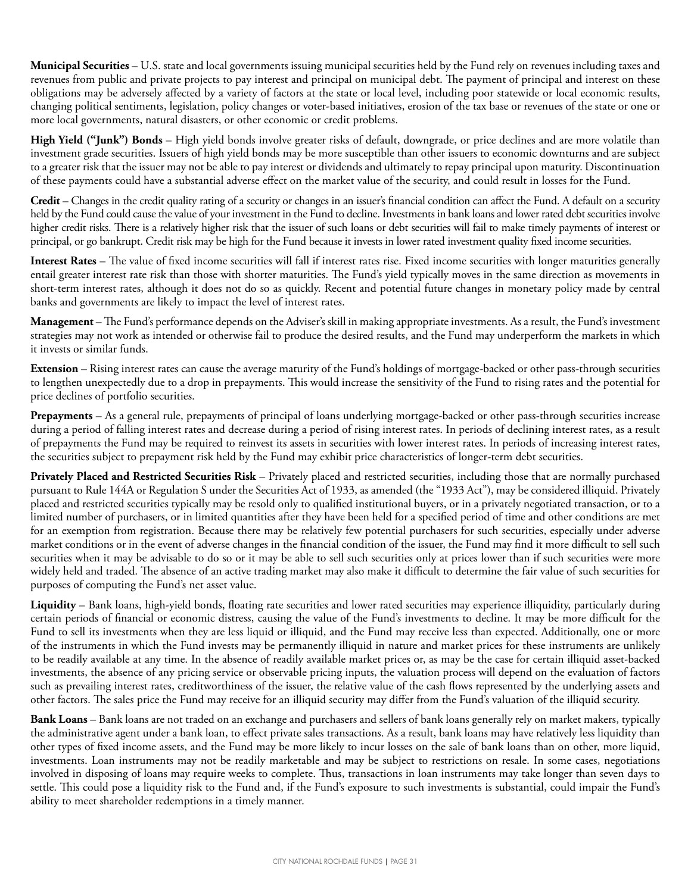**Municipal Securities** – U.S. state and local governments issuing municipal securities held by the Fund rely on revenues including taxes and revenues from public and private projects to pay interest and principal on municipal debt. The payment of principal and interest on these obligations may be adversely affected by a variety of factors at the state or local level, including poor statewide or local economic results, changing political sentiments, legislation, policy changes or voter-based initiatives, erosion of the tax base or revenues of the state or one or more local governments, natural disasters, or other economic or credit problems.

**High Yield ("Junk") Bonds** – High yield bonds involve greater risks of default, downgrade, or price declines and are more volatile than investment grade securities. Issuers of high yield bonds may be more susceptible than other issuers to economic downturns and are subject to a greater risk that the issuer may not be able to pay interest or dividends and ultimately to repay principal upon maturity. Discontinuation of these payments could have a substantial adverse effect on the market value of the security, and could result in losses for the Fund.

**Credit** – Changes in the credit quality rating of a security or changes in an issuer's financial condition can affect the Fund. A default on a security held by the Fund could cause the value of your investment in the Fund to decline. Investments in bank loans and lower rated debt securities involve higher credit risks. There is a relatively higher risk that the issuer of such loans or debt securities will fail to make timely payments of interest or principal, or go bankrupt. Credit risk may be high for the Fund because it invests in lower rated investment quality fixed income securities.

**Interest Rates** – The value of fixed income securities will fall if interest rates rise. Fixed income securities with longer maturities generally entail greater interest rate risk than those with shorter maturities. The Fund's yield typically moves in the same direction as movements in short-term interest rates, although it does not do so as quickly. Recent and potential future changes in monetary policy made by central banks and governments are likely to impact the level of interest rates.

**Management** – The Fund's performance depends on the Adviser's skill in making appropriate investments. As a result, the Fund's investment strategies may not work as intended or otherwise fail to produce the desired results, and the Fund may underperform the markets in which it invests or similar funds.

**Extension** – Rising interest rates can cause the average maturity of the Fund's holdings of mortgage-backed or other pass-through securities to lengthen unexpectedly due to a drop in prepayments. This would increase the sensitivity of the Fund to rising rates and the potential for price declines of portfolio securities.

**Prepayments** – As a general rule, prepayments of principal of loans underlying mortgage-backed or other pass-through securities increase during a period of falling interest rates and decrease during a period of rising interest rates. In periods of declining interest rates, as a result of prepayments the Fund may be required to reinvest its assets in securities with lower interest rates. In periods of increasing interest rates, the securities subject to prepayment risk held by the Fund may exhibit price characteristics of longer-term debt securities.

**Privately Placed and Restricted Securities Risk** – Privately placed and restricted securities, including those that are normally purchased pursuant to Rule 144A or Regulation S under the Securities Act of 1933, as amended (the "1933 Act"), may be considered illiquid. Privately placed and restricted securities typically may be resold only to qualified institutional buyers, or in a privately negotiated transaction, or to a limited number of purchasers, or in limited quantities after they have been held for a specified period of time and other conditions are met for an exemption from registration. Because there may be relatively few potential purchasers for such securities, especially under adverse market conditions or in the event of adverse changes in the financial condition of the issuer, the Fund may find it more difficult to sell such securities when it may be advisable to do so or it may be able to sell such securities only at prices lower than if such securities were more widely held and traded. The absence of an active trading market may also make it difficult to determine the fair value of such securities for purposes of computing the Fund's net asset value.

**Liquidity** – Bank loans, high-yield bonds, floating rate securities and lower rated securities may experience illiquidity, particularly during certain periods of financial or economic distress, causing the value of the Fund's investments to decline. It may be more difficult for the Fund to sell its investments when they are less liquid or illiquid, and the Fund may receive less than expected. Additionally, one or more of the instruments in which the Fund invests may be permanently illiquid in nature and market prices for these instruments are unlikely to be readily available at any time. In the absence of readily available market prices or, as may be the case for certain illiquid asset-backed investments, the absence of any pricing service or observable pricing inputs, the valuation process will depend on the evaluation of factors such as prevailing interest rates, creditworthiness of the issuer, the relative value of the cash flows represented by the underlying assets and other factors. The sales price the Fund may receive for an illiquid security may differ from the Fund's valuation of the illiquid security.

**Bank Loans** – Bank loans are not traded on an exchange and purchasers and sellers of bank loans generally rely on market makers, typically the administrative agent under a bank loan, to effect private sales transactions. As a result, bank loans may have relatively less liquidity than other types of fixed income assets, and the Fund may be more likely to incur losses on the sale of bank loans than on other, more liquid, investments. Loan instruments may not be readily marketable and may be subject to restrictions on resale. In some cases, negotiations involved in disposing of loans may require weeks to complete. Thus, transactions in loan instruments may take longer than seven days to settle. This could pose a liquidity risk to the Fund and, if the Fund's exposure to such investments is substantial, could impair the Fund's ability to meet shareholder redemptions in a timely manner.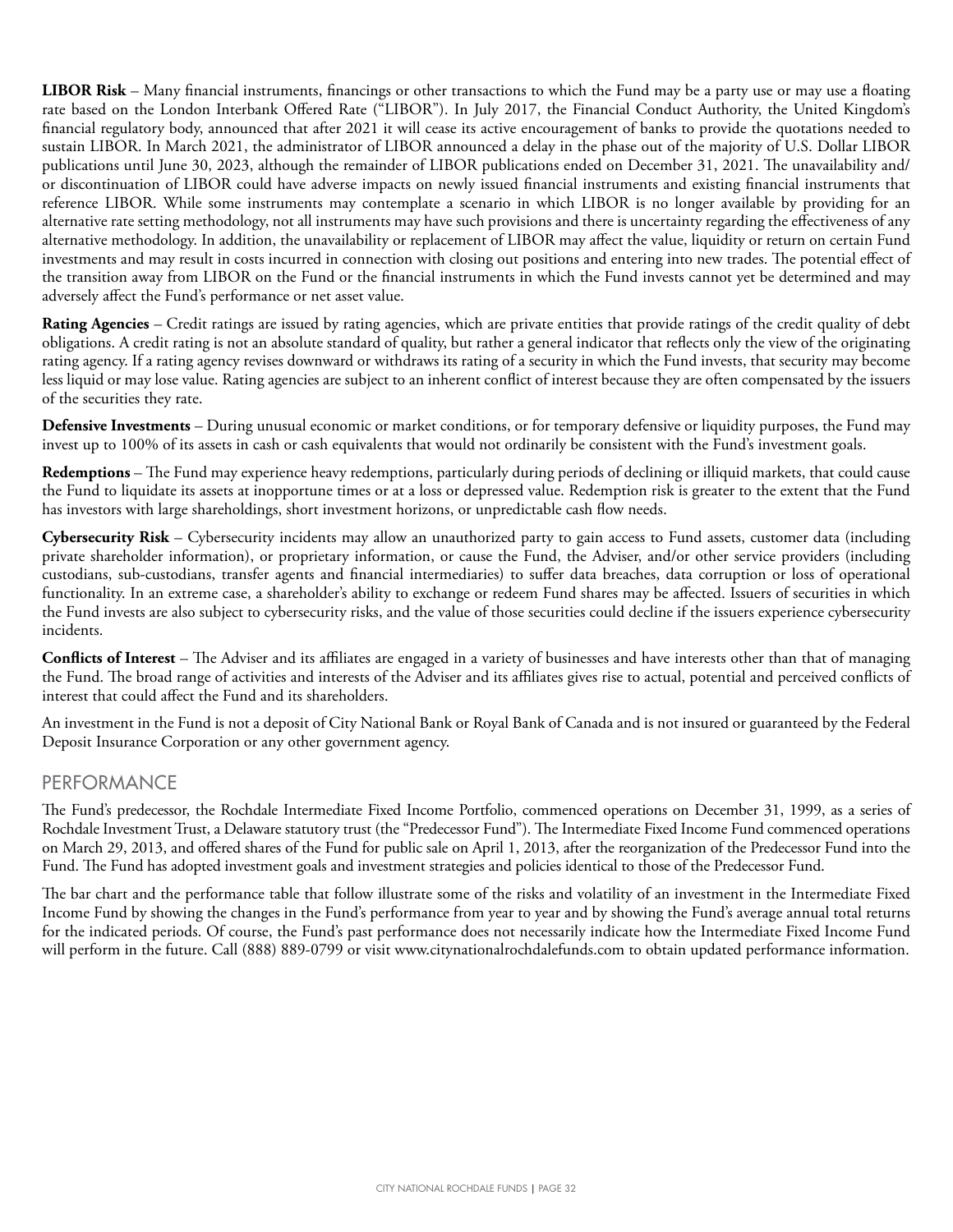**LIBOR Risk** – Many financial instruments, financings or other transactions to which the Fund may be a party use or may use a floating rate based on the London Interbank Offered Rate ("LIBOR"). In July 2017, the Financial Conduct Authority, the United Kingdom's financial regulatory body, announced that after 2021 it will cease its active encouragement of banks to provide the quotations needed to sustain LIBOR. In March 2021, the administrator of LIBOR announced a delay in the phase out of the majority of U.S. Dollar LIBOR publications until June 30, 2023, although the remainder of LIBOR publications ended on December 31, 2021. The unavailability and/or discontinuation of LIBOR could have adverse impacts on newly issued financial instruments and existing financial instruments that reference LIBOR. While some instruments may contemplate a scenario in which LIBOR is no longer available by providing for an alternative rate setting methodology, not all instruments may have such provisions and there is uncertainty regarding the effectiveness of any alternative methodology. In addition, the unavailability or replacement of LIBOR may affect the value, liquidity or return on certain Fund investments and may result in costs incurred in connection with closing out positions and entering into new trades. The potential effect of the transition away from LIBOR on the Fund or the financial instruments in which the Fund invests cannot yet be determined and may adversely affect the Fund's performance or net asset value.

**Rating Agencies** – Credit ratings are issued by rating agencies, which are private entities that provide ratings of the credit quality of debt obligations. A credit rating is not an absolute standard of quality, but rather a general indicator that reflects only the view of the originating rating agency. If a rating agency revises downward or withdraws its rating of a security in which the Fund invests, that security may become less liquid or may lose value. Rating agencies are subject to an inherent conflict of interest because they are often compensated by the issuers of the securities they rate.

**Defensive Investments** – During unusual economic or market conditions, or for temporary defensive or liquidity purposes, the Fund may invest up to 100% of its assets in cash or cash equivalents that would not ordinarily be consistent with the Fund's investment goals.

**Redemptions** – The Fund may experience heavy redemptions, particularly during periods of declining or illiquid markets, that could cause the Fund to liquidate its assets at inopportune times or at a loss or depressed value. Redemption risk is greater to the extent that the Fund has investors with large shareholdings, short investment horizons, or unpredictable cash flow needs.

**Cybersecurity Risk** – Cybersecurity incidents may allow an unauthorized party to gain access to Fund assets, customer data (including private shareholder information), or proprietary information, or cause the Fund, the Adviser, and/or other service providers (including custodians, sub-custodians, transfer agents and financial intermediaries) to suffer data breaches, data corruption or loss of operational functionality. In an extreme case, a shareholder's ability to exchange or redeem Fund shares may be affected. Issuers of securities in which the Fund invests are also subject to cybersecurity risks, and the value of those securities could decline if the issuers experience cybersecurity incidents.

**Conflicts of Interest** – The Adviser and its affiliates are engaged in a variety of businesses and have interests other than that of managing the Fund. The broad range of activities and interests of the Adviser and its affiliates gives rise to actual, potential and perceived conflicts of interest that could affect the Fund and its shareholders.

An investment in the Fund is not a deposit of City National Bank or Royal Bank of Canada and is not insured or guaranteed by the Federal Deposit Insurance Corporation or any other government agency.

## PERFORMANCE

The Fund's predecessor, the Rochdale Intermediate Fixed Income Portfolio, commenced operations on December 31, 1999, as a series of Rochdale Investment Trust, a Delaware statutory trust (the "Predecessor Fund"). The Intermediate Fixed Income Fund commenced operations on March 29, 2013, and offered shares of the Fund for public sale on April 1, 2013, after the reorganization of the Predecessor Fund into the Fund. The Fund has adopted investment goals and investment strategies and policies identical to those of the Predecessor Fund.

The bar chart and the performance table that follow illustrate some of the risks and volatility of an investment in the Intermediate Fixed Income Fund by showing the changes in the Fund's performance from year to year and by showing the Fund's average annual total returns for the indicated periods. Of course, the Fund's past performance does not necessarily indicate how the Intermediate Fixed Income Fund will perform in the future. Call (888) 889-0799 or visit www.citynationalrochdalefunds.com to obtain updated performance information.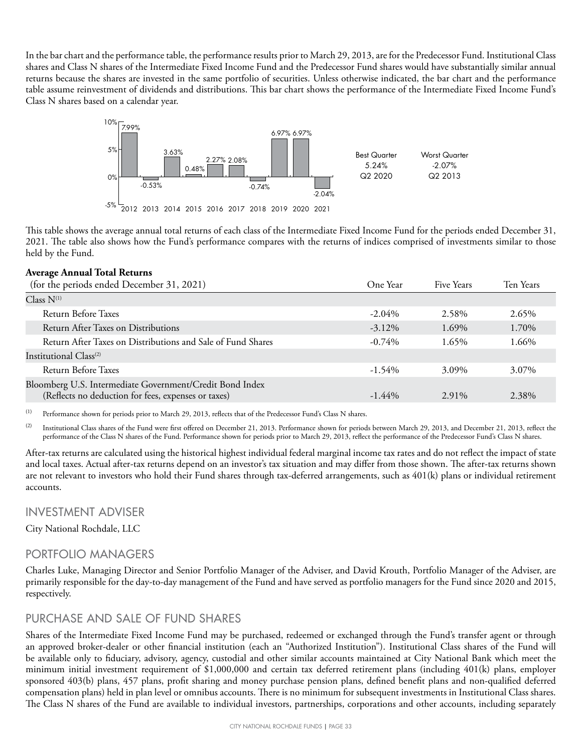In the bar chart and the performance table, the performance results prior to March 29, 2013, are for the Predecessor Fund. Institutional Class shares and Class N shares of the Intermediate Fixed Income Fund and the Predecessor Fund shares would have substantially similar annual returns because the shares are invested in the same portfolio of securities. Unless otherwise indicated, the bar chart and the performance table assume reinvestment of dividends and distributions. This bar chart shows the performance of the Intermediate Fixed Income Fund's Class N shares based on a calendar year.

| 2012 | 2013 | 2014 | 2015 | 2016 | 2017 | 2018 | 2019 | 2020 | 2021 |
|---|---|---|---|---|---|---|---|---|---|
| 7.99% | -0.53% | 3.63% | 0.48% | 2.27% | 2.08% | -0.74% | 6.97% | 6.97% | -2.04% |

| Best Quarter | Worst Quarter |
|---|---|
| 5.24% | -2.07% |
| Q2 2020 | Q2 2013 |

This table shows the average annual total returns of each class of the Intermediate Fixed Income Fund for the periods ended December 31, 2021. The table also shows how the Fund's performance compares with the returns of indices comprised of investments similar to those held by the Fund.

**Average Annual Total Returns**

| (for the periods ended December 31, 2021) | One Year | Five Years | Ten Years |
|---|---|---|---|
| Class N[1] | | | |
| Return Before Taxes | -2.04% | 2.58% | 2.65% |
| Return After Taxes on Distributions | -3.12% | 1.69% | 1.70% |
| Return After Taxes on Distributions and Sale of Fund Shares | -0.74% | 1.65% | 1.66% |
| Institutional Class[2] | | | |
| Return Before Taxes | -1.54% | 3.09% | 3.07% |
| Bloomberg U.S. Intermediate Government/Credit Bond Index (Reflects no deduction for fees, expenses or taxes) | -1.44% | 2.91% | 2.38% |

[1] Performance shown for periods prior to March 29, 2013, reflects that of the Predecessor Fund's Class N shares.

[2] Institutional Class shares of the Fund were first offered on December 21, 2013. Performance shown for periods between March 29, 2013, and December 21, 2013, reflect the performance of the Class N shares of the Fund. Performance shown for periods prior to March 29, 2013, reflect the performance of the Predecessor Fund's Class N shares.

After-tax returns are calculated using the historical highest individual federal marginal income tax rates and do not reflect the impact of state and local taxes. Actual after-tax returns depend on an investor's tax situation and may differ from those shown. The after-tax returns shown are not relevant to investors who hold their Fund shares through tax-deferred arrangements, such as 401(k) plans or individual retirement accounts.

## INVESTMENT ADVISER

City National Rochdale, LLC

## PORTFOLIO MANAGERS

Charles Luke, Managing Director and Senior Portfolio Manager of the Adviser, and David Krouth, Portfolio Manager of the Adviser, are primarily responsible for the day-to-day management of the Fund and have served as portfolio managers for the Fund since 2020 and 2015, respectively.

## PURCHASE AND SALE OF FUND SHARES

Shares of the Intermediate Fixed Income Fund may be purchased, redeemed or exchanged through the Fund's transfer agent or through an approved broker-dealer or other financial institution (each an "Authorized Institution"). Institutional Class shares of the Fund will be available only to fiduciary, advisory, agency, custodial and other similar accounts maintained at City National Bank which meet the minimum initial investment requirement of $1,000,000 and certain tax deferred retirement plans (including 401(k) plans, employer sponsored 403(b) plans, 457 plans, profit sharing and money purchase pension plans, defined benefit plans and non-qualified deferred compensation plans) held in plan level or omnibus accounts. There is no minimum for subsequent investments in Institutional Class shares. The Class N shares of the Fund are available to individual investors, partnerships, corporations and other accounts, including separately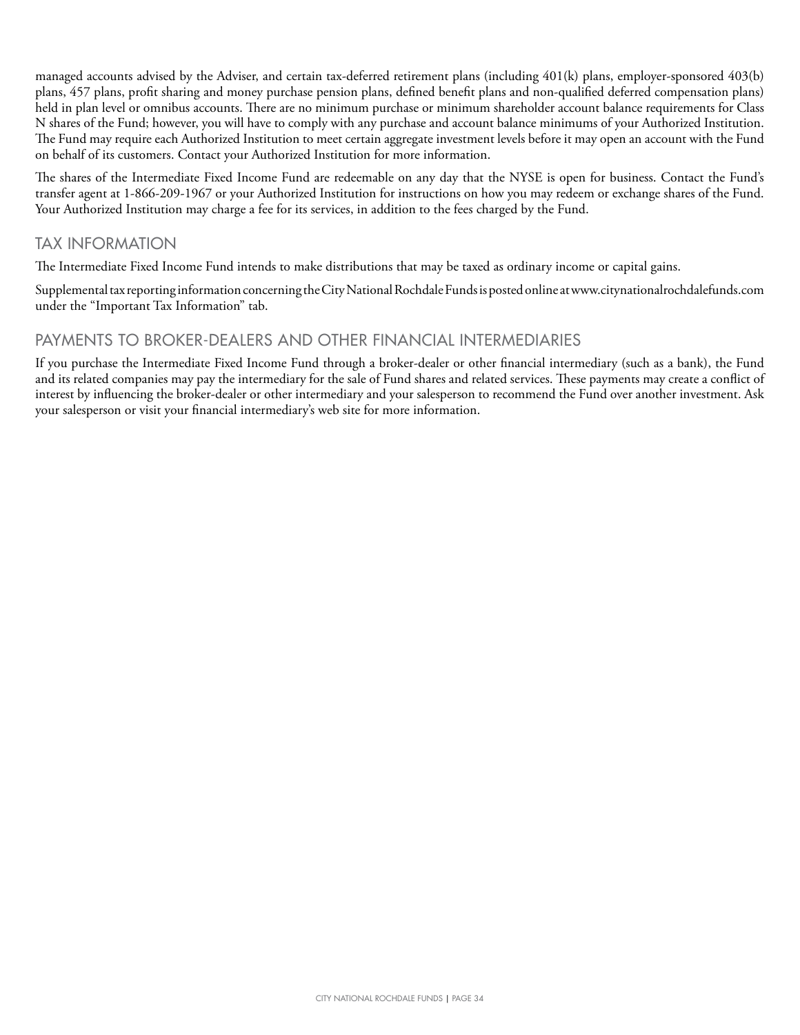managed accounts advised by the Adviser, and certain tax-deferred retirement plans (including 401(k) plans, employer-sponsored 403(b) plans, 457 plans, profit sharing and money purchase pension plans, defined benefit plans and non-qualified deferred compensation plans) held in plan level or omnibus accounts. There are no minimum purchase or minimum shareholder account balance requirements for Class N shares of the Fund; however, you will have to comply with any purchase and account balance minimums of your Authorized Institution. The Fund may require each Authorized Institution to meet certain aggregate investment levels before it may open an account with the Fund on behalf of its customers. Contact your Authorized Institution for more information.

The shares of the Intermediate Fixed Income Fund are redeemable on any day that the NYSE is open for business. Contact the Fund's transfer agent at 1-866-209-1967 or your Authorized Institution for instructions on how you may redeem or exchange shares of the Fund. Your Authorized Institution may charge a fee for its services, in addition to the fees charged by the Fund.

## TAX INFORMATION

The Intermediate Fixed Income Fund intends to make distributions that may be taxed as ordinary income or capital gains.

Supplemental tax reporting information concerning the City National Rochdale Funds is posted online at www.citynationalrochdalefunds.com under the "Important Tax Information" tab.

## PAYMENTS TO BROKER-DEALERS AND OTHER FINANCIAL INTERMEDIARIES

If you purchase the Intermediate Fixed Income Fund through a broker-dealer or other financial intermediary (such as a bank), the Fund and its related companies may pay the intermediary for the sale of Fund shares and related services. These payments may create a conflict of interest by influencing the broker-dealer or other intermediary and your salesperson to recommend the Fund over another investment. Ask your salesperson or visit your financial intermediary's web site for more information.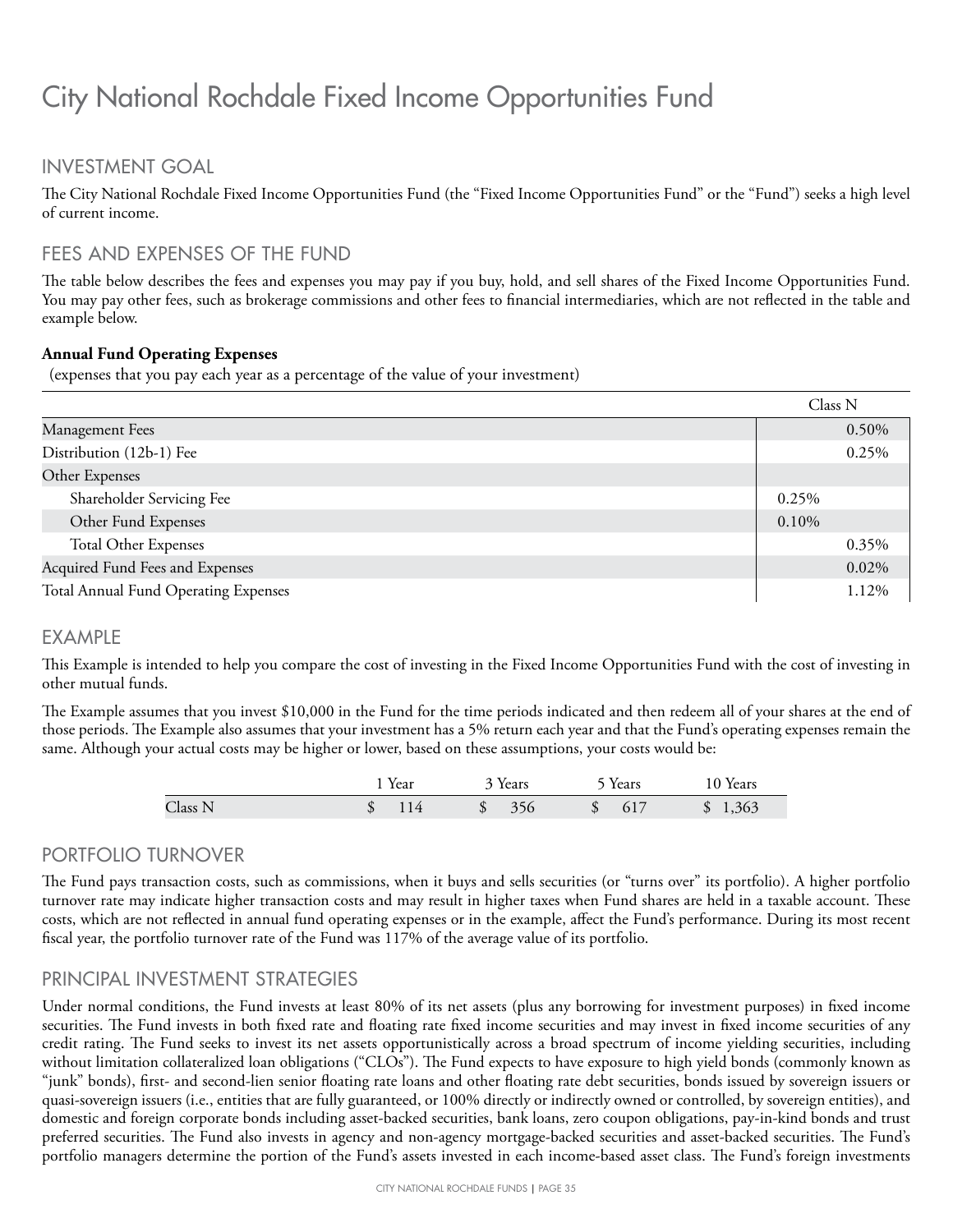# City National Rochdale Fixed Income Opportunities Fund

## INVESTMENT GOAL

The City National Rochdale Fixed Income Opportunities Fund (the "Fixed Income Opportunities Fund" or the "Fund") seeks a high level of current income.

## FEES AND EXPENSES OF THE FUND

The table below describes the fees and expenses you may pay if you buy, hold, and sell shares of the Fixed Income Opportunities Fund. You may pay other fees, such as brokerage commissions and other fees to financial intermediaries, which are not reflected in the table and example below.

**Annual Fund Operating Expenses**
(expenses that you pay each year as a percentage of the value of your investment)

| | Class N | |
|---|---|---|
| Management Fees | | 0.50% |
| Distribution (12b-1) Fee | | 0.25% |
| Other Expenses | | |
| Shareholder Servicing Fee | 0.25% | |
| Other Fund Expenses | 0.10% | |
| Total Other Expenses | | 0.35% |
| Acquired Fund Fees and Expenses | | 0.02% |
| Total Annual Fund Operating Expenses | | 1.12% |

## EXAMPLE

This Example is intended to help you compare the cost of investing in the Fixed Income Opportunities Fund with the cost of investing in other mutual funds.

The Example assumes that you invest $10,000 in the Fund for the time periods indicated and then redeem all of your shares at the end of those periods. The Example also assumes that your investment has a 5% return each year and that the Fund's operating expenses remain the same. Although your actual costs may be higher or lower, based on these assumptions, your costs would be:

| | 1 Year | 3 Years | 5 Years | 10 Years |
|---|---|---|---|---|
| Class N | $ 114 | $ 356 | $ 617 | $ 1,363 |

## PORTFOLIO TURNOVER

The Fund pays transaction costs, such as commissions, when it buys and sells securities (or "turns over" its portfolio). A higher portfolio turnover rate may indicate higher transaction costs and may result in higher taxes when Fund shares are held in a taxable account. These costs, which are not reflected in annual fund operating expenses or in the example, affect the Fund's performance. During its most recent fiscal year, the portfolio turnover rate of the Fund was 117% of the average value of its portfolio.

## PRINCIPAL INVESTMENT STRATEGIES

Under normal conditions, the Fund invests at least 80% of its net assets (plus any borrowing for investment purposes) in fixed income securities. The Fund invests in both fixed rate and floating rate fixed income securities and may invest in fixed income securities of any credit rating. The Fund seeks to invest its net assets opportunistically across a broad spectrum of income yielding securities, including without limitation collateralized loan obligations ("CLOs"). The Fund expects to have exposure to high yield bonds (commonly known as "junk" bonds), first- and second-lien senior floating rate loans and other floating rate debt securities, bonds issued by sovereign issuers or quasi-sovereign issuers (i.e., entities that are fully guaranteed, or 100% directly or indirectly owned or controlled, by sovereign entities), and domestic and foreign corporate bonds including asset-backed securities, bank loans, zero coupon obligations, pay-in-kind bonds and trust preferred securities. The Fund also invests in agency and non-agency mortgage-backed securities and asset-backed securities. The Fund's portfolio managers determine the portion of the Fund's assets invested in each income-based asset class. The Fund's foreign investments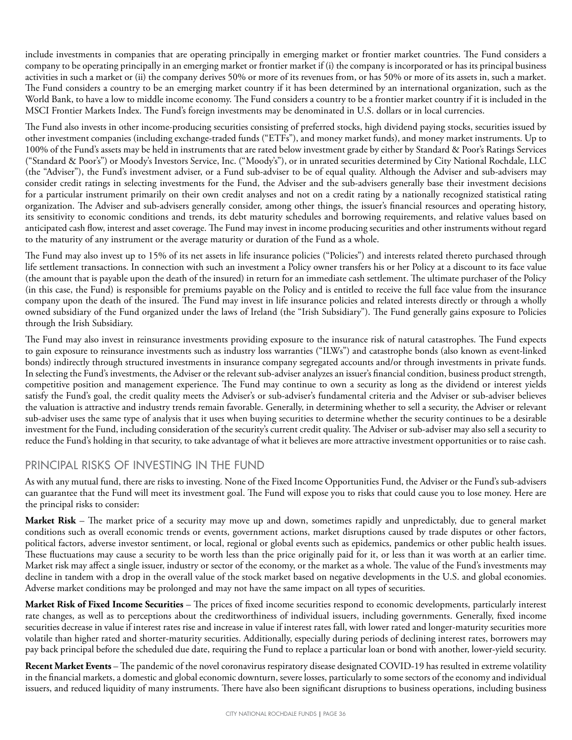include investments in companies that are operating principally in emerging market or frontier market countries. The Fund considers a company to be operating principally in an emerging market or frontier market if (i) the company is incorporated or has its principal business activities in such a market or (ii) the company derives 50% or more of its revenues from, or has 50% or more of its assets in, such a market. The Fund considers a country to be an emerging market country if it has been determined by an international organization, such as the World Bank, to have a low to middle income economy. The Fund considers a country to be a frontier market country if it is included in the MSCI Frontier Markets Index. The Fund's foreign investments may be denominated in U.S. dollars or in local currencies.

The Fund also invests in other income-producing securities consisting of preferred stocks, high dividend paying stocks, securities issued by other investment companies (including exchange-traded funds ("ETFs"), and money market funds), and money market instruments. Up to 100% of the Fund's assets may be held in instruments that are rated below investment grade by either by Standard & Poor's Ratings Services ("Standard & Poor's") or Moody's Investors Service, Inc. ("Moody's"), or in unrated securities determined by City National Rochdale, LLC (the "Adviser"), the Fund's investment adviser, or a Fund sub-adviser to be of equal quality. Although the Adviser and sub-advisers may consider credit ratings in selecting investments for the Fund, the Adviser and the sub-advisers generally base their investment decisions for a particular instrument primarily on their own credit analyses and not on a credit rating by a nationally recognized statistical rating organization. The Adviser and sub-advisers generally consider, among other things, the issuer's financial resources and operating history, its sensitivity to economic conditions and trends, its debt maturity schedules and borrowing requirements, and relative values based on anticipated cash flow, interest and asset coverage. The Fund may invest in income producing securities and other instruments without regard to the maturity of any instrument or the average maturity or duration of the Fund as a whole.

The Fund may also invest up to 15% of its net assets in life insurance policies ("Policies") and interests related thereto purchased through life settlement transactions. In connection with such an investment a Policy owner transfers his or her Policy at a discount to its face value (the amount that is payable upon the death of the insured) in return for an immediate cash settlement. The ultimate purchaser of the Policy (in this case, the Fund) is responsible for premiums payable on the Policy and is entitled to receive the full face value from the insurance company upon the death of the insured. The Fund may invest in life insurance policies and related interests directly or through a wholly owned subsidiary of the Fund organized under the laws of Ireland (the "Irish Subsidiary"). The Fund generally gains exposure to Policies through the Irish Subsidiary.

The Fund may also invest in reinsurance investments providing exposure to the insurance risk of natural catastrophes. The Fund expects to gain exposure to reinsurance investments such as industry loss warranties ("ILWs") and catastrophe bonds (also known as event-linked bonds) indirectly through structured investments in insurance company segregated accounts and/or through investments in private funds. In selecting the Fund's investments, the Adviser or the relevant sub-adviser analyzes an issuer's financial condition, business product strength, competitive position and management experience. The Fund may continue to own a security as long as the dividend or interest yields satisfy the Fund's goal, the credit quality meets the Adviser's or sub-adviser's fundamental criteria and the Adviser or sub-adviser believes the valuation is attractive and industry trends remain favorable. Generally, in determining whether to sell a security, the Adviser or relevant sub-adviser uses the same type of analysis that it uses when buying securities to determine whether the security continues to be a desirable investment for the Fund, including consideration of the security's current credit quality. The Adviser or sub-adviser may also sell a security to reduce the Fund's holding in that security, to take advantage of what it believes are more attractive investment opportunities or to raise cash.

## PRINCIPAL RISKS OF INVESTING IN THE FUND

As with any mutual fund, there are risks to investing. None of the Fixed Income Opportunities Fund, the Adviser or the Fund's sub-advisers can guarantee that the Fund will meet its investment goal. The Fund will expose you to risks that could cause you to lose money. Here are the principal risks to consider:

**Market Risk** – The market price of a security may move up and down, sometimes rapidly and unpredictably, due to general market conditions such as overall economic trends or events, government actions, market disruptions caused by trade disputes or other factors, political factors, adverse investor sentiment, or local, regional or global events such as epidemics, pandemics or other public health issues. These fluctuations may cause a security to be worth less than the price originally paid for it, or less than it was worth at an earlier time. Market risk may affect a single issuer, industry or sector of the economy, or the market as a whole. The value of the Fund's investments may decline in tandem with a drop in the overall value of the stock market based on negative developments in the U.S. and global economies. Adverse market conditions may be prolonged and may not have the same impact on all types of securities.

**Market Risk of Fixed Income Securities** – The prices of fixed income securities respond to economic developments, particularly interest rate changes, as well as to perceptions about the creditworthiness of individual issuers, including governments. Generally, fixed income securities decrease in value if interest rates rise and increase in value if interest rates fall, with lower rated and longer-maturity securities more volatile than higher rated and shorter-maturity securities. Additionally, especially during periods of declining interest rates, borrowers may pay back principal before the scheduled due date, requiring the Fund to replace a particular loan or bond with another, lower-yield security.

**Recent Market Events** – The pandemic of the novel coronavirus respiratory disease designated COVID-19 has resulted in extreme volatility in the financial markets, a domestic and global economic downturn, severe losses, particularly to some sectors of the economy and individual issuers, and reduced liquidity of many instruments. There have also been significant disruptions to business operations, including business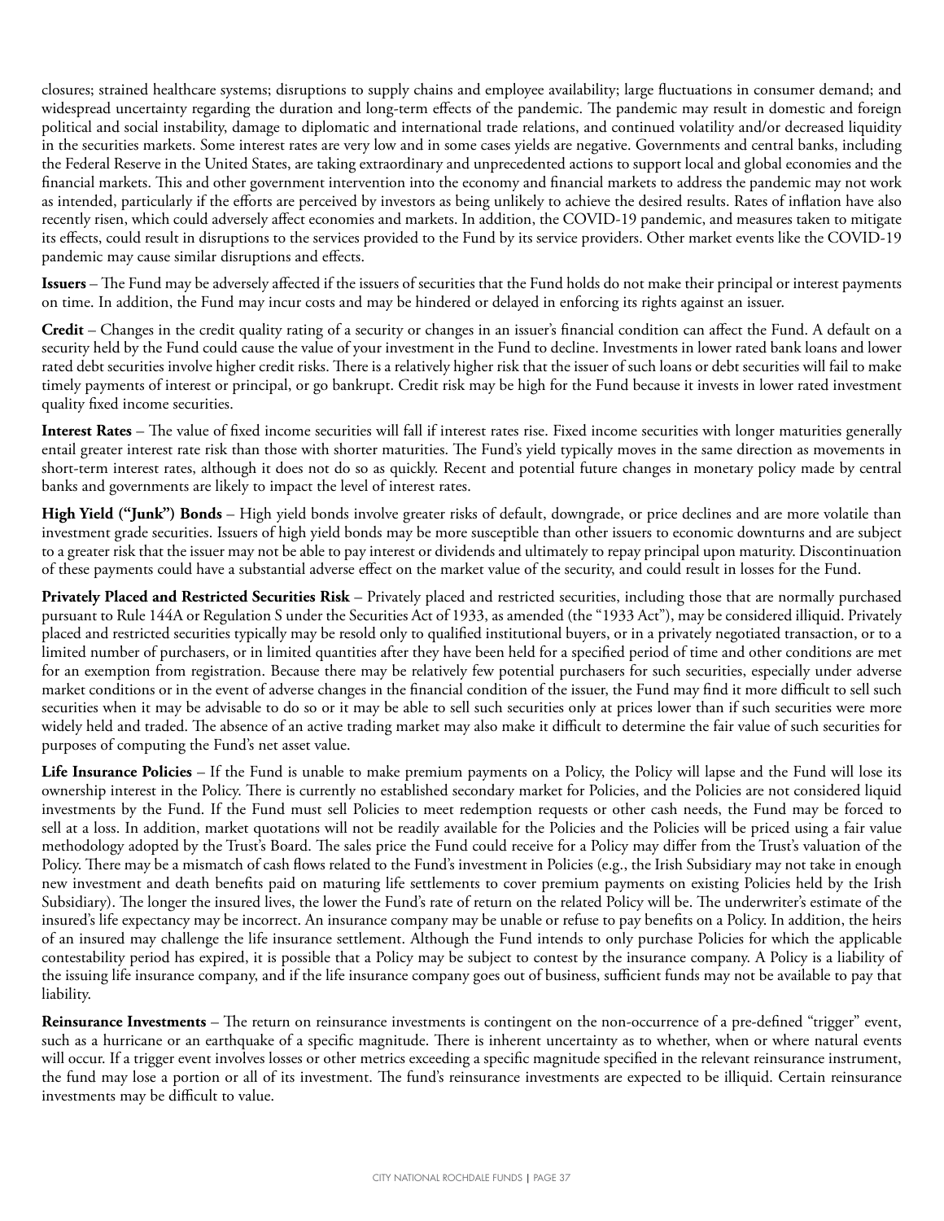closures; strained healthcare systems; disruptions to supply chains and employee availability; large fluctuations in consumer demand; and widespread uncertainty regarding the duration and long-term effects of the pandemic. The pandemic may result in domestic and foreign political and social instability, damage to diplomatic and international trade relations, and continued volatility and/or decreased liquidity in the securities markets. Some interest rates are very low and in some cases yields are negative. Governments and central banks, including the Federal Reserve in the United States, are taking extraordinary and unprecedented actions to support local and global economies and the financial markets. This and other government intervention into the economy and financial markets to address the pandemic may not work as intended, particularly if the efforts are perceived by investors as being unlikely to achieve the desired results. Rates of inflation have also recently risen, which could adversely affect economies and markets. In addition, the COVID-19 pandemic, and measures taken to mitigate its effects, could result in disruptions to the services provided to the Fund by its service providers. Other market events like the COVID-19 pandemic may cause similar disruptions and effects.

**Issuers** – The Fund may be adversely affected if the issuers of securities that the Fund holds do not make their principal or interest payments on time. In addition, the Fund may incur costs and may be hindered or delayed in enforcing its rights against an issuer.

**Credit** – Changes in the credit quality rating of a security or changes in an issuer's financial condition can affect the Fund. A default on a security held by the Fund could cause the value of your investment in the Fund to decline. Investments in lower rated bank loans and lower rated debt securities involve higher credit risks. There is a relatively higher risk that the issuer of such loans or debt securities will fail to make timely payments of interest or principal, or go bankrupt. Credit risk may be high for the Fund because it invests in lower rated investment quality fixed income securities.

**Interest Rates** – The value of fixed income securities will fall if interest rates rise. Fixed income securities with longer maturities generally entail greater interest rate risk than those with shorter maturities. The Fund's yield typically moves in the same direction as movements in short-term interest rates, although it does not do so as quickly. Recent and potential future changes in monetary policy made by central banks and governments are likely to impact the level of interest rates.

**High Yield ("Junk") Bonds** – High yield bonds involve greater risks of default, downgrade, or price declines and are more volatile than investment grade securities. Issuers of high yield bonds may be more susceptible than other issuers to economic downturns and are subject to a greater risk that the issuer may not be able to pay interest or dividends and ultimately to repay principal upon maturity. Discontinuation of these payments could have a substantial adverse effect on the market value of the security, and could result in losses for the Fund.

**Privately Placed and Restricted Securities Risk** – Privately placed and restricted securities, including those that are normally purchased pursuant to Rule 144A or Regulation S under the Securities Act of 1933, as amended (the "1933 Act"), may be considered illiquid. Privately placed and restricted securities typically may be resold only to qualified institutional buyers, or in a privately negotiated transaction, or to a limited number of purchasers, or in limited quantities after they have been held for a specified period of time and other conditions are met for an exemption from registration. Because there may be relatively few potential purchasers for such securities, especially under adverse market conditions or in the event of adverse changes in the financial condition of the issuer, the Fund may find it more difficult to sell such securities when it may be advisable to do so or it may be able to sell such securities only at prices lower than if such securities were more widely held and traded. The absence of an active trading market may also make it difficult to determine the fair value of such securities for purposes of computing the Fund's net asset value.

**Life Insurance Policies** – If the Fund is unable to make premium payments on a Policy, the Policy will lapse and the Fund will lose its ownership interest in the Policy. There is currently no established secondary market for Policies, and the Policies are not considered liquid investments by the Fund. If the Fund must sell Policies to meet redemption requests or other cash needs, the Fund may be forced to sell at a loss. In addition, market quotations will not be readily available for the Policies and the Policies will be priced using a fair value methodology adopted by the Trust's Board. The sales price the Fund could receive for a Policy may differ from the Trust's valuation of the Policy. There may be a mismatch of cash flows related to the Fund's investment in Policies (e.g., the Irish Subsidiary may not take in enough new investment and death benefits paid on maturing life settlements to cover premium payments on existing Policies held by the Irish Subsidiary). The longer the insured lives, the lower the Fund's rate of return on the related Policy will be. The underwriter's estimate of the insured's life expectancy may be incorrect. An insurance company may be unable or refuse to pay benefits on a Policy. In addition, the heirs of an insured may challenge the life insurance settlement. Although the Fund intends to only purchase Policies for which the applicable contestability period has expired, it is possible that a Policy may be subject to contest by the insurance company. A Policy is a liability of the issuing life insurance company, and if the life insurance company goes out of business, sufficient funds may not be available to pay that liability.

**Reinsurance Investments** – The return on reinsurance investments is contingent on the non-occurrence of a pre-defined "trigger" event, such as a hurricane or an earthquake of a specific magnitude. There is inherent uncertainty as to whether, when or where natural events will occur. If a trigger event involves losses or other metrics exceeding a specific magnitude specified in the relevant reinsurance instrument, the fund may lose a portion or all of its investment. The fund's reinsurance investments are expected to be illiquid. Certain reinsurance investments may be difficult to value.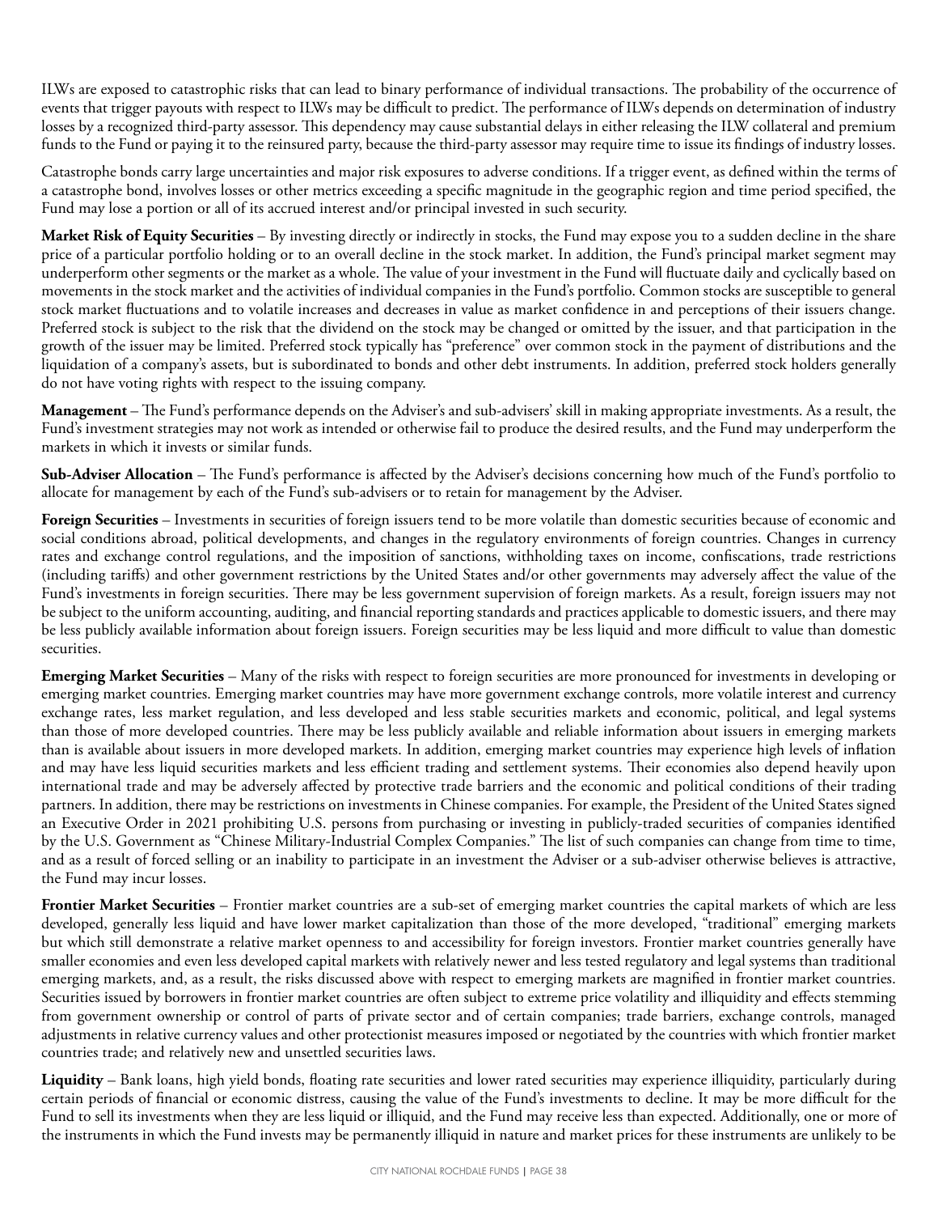ILWs are exposed to catastrophic risks that can lead to binary performance of individual transactions. The probability of the occurrence of events that trigger payouts with respect to ILWs may be difficult to predict. The performance of ILWs depends on determination of industry losses by a recognized third-party assessor. This dependency may cause substantial delays in either releasing the ILW collateral and premium funds to the Fund or paying it to the reinsured party, because the third-party assessor may require time to issue its findings of industry losses.

Catastrophe bonds carry large uncertainties and major risk exposures to adverse conditions. If a trigger event, as defined within the terms of a catastrophe bond, involves losses or other metrics exceeding a specific magnitude in the geographic region and time period specified, the Fund may lose a portion or all of its accrued interest and/or principal invested in such security.

**Market Risk of Equity Securities** – By investing directly or indirectly in stocks, the Fund may expose you to a sudden decline in the share price of a particular portfolio holding or to an overall decline in the stock market. In addition, the Fund's principal market segment may underperform other segments or the market as a whole. The value of your investment in the Fund will fluctuate daily and cyclically based on movements in the stock market and the activities of individual companies in the Fund's portfolio. Common stocks are susceptible to general stock market fluctuations and to volatile increases and decreases in value as market confidence in and perceptions of their issuers change. Preferred stock is subject to the risk that the dividend on the stock may be changed or omitted by the issuer, and that participation in the growth of the issuer may be limited. Preferred stock typically has "preference" over common stock in the payment of distributions and the liquidation of a company's assets, but is subordinated to bonds and other debt instruments. In addition, preferred stock holders generally do not have voting rights with respect to the issuing company.

**Management** – The Fund's performance depends on the Adviser's and sub-advisers' skill in making appropriate investments. As a result, the Fund's investment strategies may not work as intended or otherwise fail to produce the desired results, and the Fund may underperform the markets in which it invests or similar funds.

**Sub-Adviser Allocation** – The Fund's performance is affected by the Adviser's decisions concerning how much of the Fund's portfolio to allocate for management by each of the Fund's sub-advisers or to retain for management by the Adviser.

**Foreign Securities** – Investments in securities of foreign issuers tend to be more volatile than domestic securities because of economic and social conditions abroad, political developments, and changes in the regulatory environments of foreign countries. Changes in currency rates and exchange control regulations, and the imposition of sanctions, withholding taxes on income, confiscations, trade restrictions (including tariffs) and other government restrictions by the United States and/or other governments may adversely affect the value of the Fund's investments in foreign securities. There may be less government supervision of foreign markets. As a result, foreign issuers may not be subject to the uniform accounting, auditing, and financial reporting standards and practices applicable to domestic issuers, and there may be less publicly available information about foreign issuers. Foreign securities may be less liquid and more difficult to value than domestic securities.

**Emerging Market Securities** – Many of the risks with respect to foreign securities are more pronounced for investments in developing or emerging market countries. Emerging market countries may have more government exchange controls, more volatile interest and currency exchange rates, less market regulation, and less developed and less stable securities markets and economic, political, and legal systems than those of more developed countries. There may be less publicly available and reliable information about issuers in emerging markets than is available about issuers in more developed markets. In addition, emerging market countries may experience high levels of inflation and may have less liquid securities markets and less efficient trading and settlement systems. Their economies also depend heavily upon international trade and may be adversely affected by protective trade barriers and the economic and political conditions of their trading partners. In addition, there may be restrictions on investments in Chinese companies. For example, the President of the United States signed an Executive Order in 2021 prohibiting U.S. persons from purchasing or investing in publicly-traded securities of companies identified by the U.S. Government as "Chinese Military-Industrial Complex Companies." The list of such companies can change from time to time, and as a result of forced selling or an inability to participate in an investment the Adviser or a sub-adviser otherwise believes is attractive, the Fund may incur losses.

**Frontier Market Securities** – Frontier market countries are a sub-set of emerging market countries the capital markets of which are less developed, generally less liquid and have lower market capitalization than those of the more developed, "traditional" emerging markets but which still demonstrate a relative market openness to and accessibility for foreign investors. Frontier market countries generally have smaller economies and even less developed capital markets with relatively newer and less tested regulatory and legal systems than traditional emerging markets, and, as a result, the risks discussed above with respect to emerging markets are magnified in frontier market countries. Securities issued by borrowers in frontier market countries are often subject to extreme price volatility and illiquidity and effects stemming from government ownership or control of parts of private sector and of certain companies; trade barriers, exchange controls, managed adjustments in relative currency values and other protectionist measures imposed or negotiated by the countries with which frontier market countries trade; and relatively new and unsettled securities laws.

**Liquidity** – Bank loans, high yield bonds, floating rate securities and lower rated securities may experience illiquidity, particularly during certain periods of financial or economic distress, causing the value of the Fund's investments to decline. It may be more difficult for the Fund to sell its investments when they are less liquid or illiquid, and the Fund may receive less than expected. Additionally, one or more of the instruments in which the Fund invests may be permanently illiquid in nature and market prices for these instruments are unlikely to be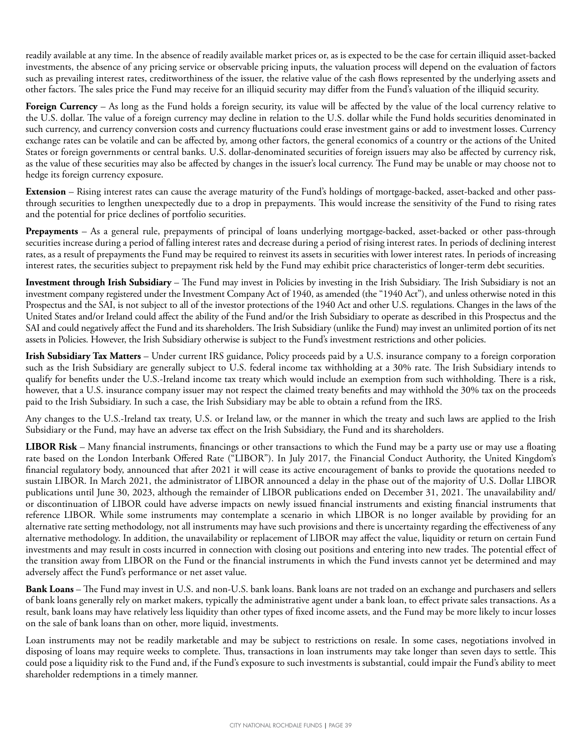readily available at any time. In the absence of readily available market prices or, as is expected to be the case for certain illiquid asset-backed investments, the absence of any pricing service or observable pricing inputs, the valuation process will depend on the evaluation of factors such as prevailing interest rates, creditworthiness of the issuer, the relative value of the cash flows represented by the underlying assets and other factors. The sales price the Fund may receive for an illiquid security may differ from the Fund's valuation of the illiquid security.

**Foreign Currency** – As long as the Fund holds a foreign security, its value will be affected by the value of the local currency relative to the U.S. dollar. The value of a foreign currency may decline in relation to the U.S. dollar while the Fund holds securities denominated in such currency, and currency conversion costs and currency fluctuations could erase investment gains or add to investment losses. Currency exchange rates can be volatile and can be affected by, among other factors, the general economics of a country or the actions of the United States or foreign governments or central banks. U.S. dollar-denominated securities of foreign issuers may also be affected by currency risk, as the value of these securities may also be affected by changes in the issuer's local currency. The Fund may be unable or may choose not to hedge its foreign currency exposure.

**Extension** – Rising interest rates can cause the average maturity of the Fund's holdings of mortgage-backed, asset-backed and other pass-through securities to lengthen unexpectedly due to a drop in prepayments. This would increase the sensitivity of the Fund to rising rates and the potential for price declines of portfolio securities.

**Prepayments** – As a general rule, prepayments of principal of loans underlying mortgage-backed, asset-backed or other pass-through securities increase during a period of falling interest rates and decrease during a period of rising interest rates. In periods of declining interest rates, as a result of prepayments the Fund may be required to reinvest its assets in securities with lower interest rates. In periods of increasing interest rates, the securities subject to prepayment risk held by the Fund may exhibit price characteristics of longer-term debt securities.

**Investment through Irish Subsidiary** – The Fund may invest in Policies by investing in the Irish Subsidiary. The Irish Subsidiary is not an investment company registered under the Investment Company Act of 1940, as amended (the "1940 Act"), and unless otherwise noted in this Prospectus and the SAI, is not subject to all of the investor protections of the 1940 Act and other U.S. regulations. Changes in the laws of the United States and/or Ireland could affect the ability of the Fund and/or the Irish Subsidiary to operate as described in this Prospectus and the SAI and could negatively affect the Fund and its shareholders. The Irish Subsidiary (unlike the Fund) may invest an unlimited portion of its net assets in Policies. However, the Irish Subsidiary otherwise is subject to the Fund's investment restrictions and other policies.

**Irish Subsidiary Tax Matters** – Under current IRS guidance, Policy proceeds paid by a U.S. insurance company to a foreign corporation such as the Irish Subsidiary are generally subject to U.S. federal income tax withholding at a 30% rate. The Irish Subsidiary intends to qualify for benefits under the U.S.-Ireland income tax treaty which would include an exemption from such withholding. There is a risk, however, that a U.S. insurance company issuer may not respect the claimed treaty benefits and may withhold the 30% tax on the proceeds paid to the Irish Subsidiary. In such a case, the Irish Subsidiary may be able to obtain a refund from the IRS.

Any changes to the U.S.-Ireland tax treaty, U.S. or Ireland law, or the manner in which the treaty and such laws are applied to the Irish Subsidiary or the Fund, may have an adverse tax effect on the Irish Subsidiary, the Fund and its shareholders.

**LIBOR Risk** – Many financial instruments, financings or other transactions to which the Fund may be a party use or may use a floating rate based on the London Interbank Offered Rate ("LIBOR"). In July 2017, the Financial Conduct Authority, the United Kingdom's financial regulatory body, announced that after 2021 it will cease its active encouragement of banks to provide the quotations needed to sustain LIBOR. In March 2021, the administrator of LIBOR announced a delay in the phase out of the majority of U.S. Dollar LIBOR publications until June 30, 2023, although the remainder of LIBOR publications ended on December 31, 2021. The unavailability and/or discontinuation of LIBOR could have adverse impacts on newly issued financial instruments and existing financial instruments that reference LIBOR. While some instruments may contemplate a scenario in which LIBOR is no longer available by providing for an alternative rate setting methodology, not all instruments may have such provisions and there is uncertainty regarding the effectiveness of any alternative methodology. In addition, the unavailability or replacement of LIBOR may affect the value, liquidity or return on certain Fund investments and may result in costs incurred in connection with closing out positions and entering into new trades. The potential effect of the transition away from LIBOR on the Fund or the financial instruments in which the Fund invests cannot yet be determined and may adversely affect the Fund's performance or net asset value.

**Bank Loans** – The Fund may invest in U.S. and non-U.S. bank loans. Bank loans are not traded on an exchange and purchasers and sellers of bank loans generally rely on market makers, typically the administrative agent under a bank loan, to effect private sales transactions. As a result, bank loans may have relatively less liquidity than other types of fixed income assets, and the Fund may be more likely to incur losses on the sale of bank loans than on other, more liquid, investments.

Loan instruments may not be readily marketable and may be subject to restrictions on resale. In some cases, negotiations involved in disposing of loans may require weeks to complete. Thus, transactions in loan instruments may take longer than seven days to settle. This could pose a liquidity risk to the Fund and, if the Fund's exposure to such investments is substantial, could impair the Fund's ability to meet shareholder redemptions in a timely manner.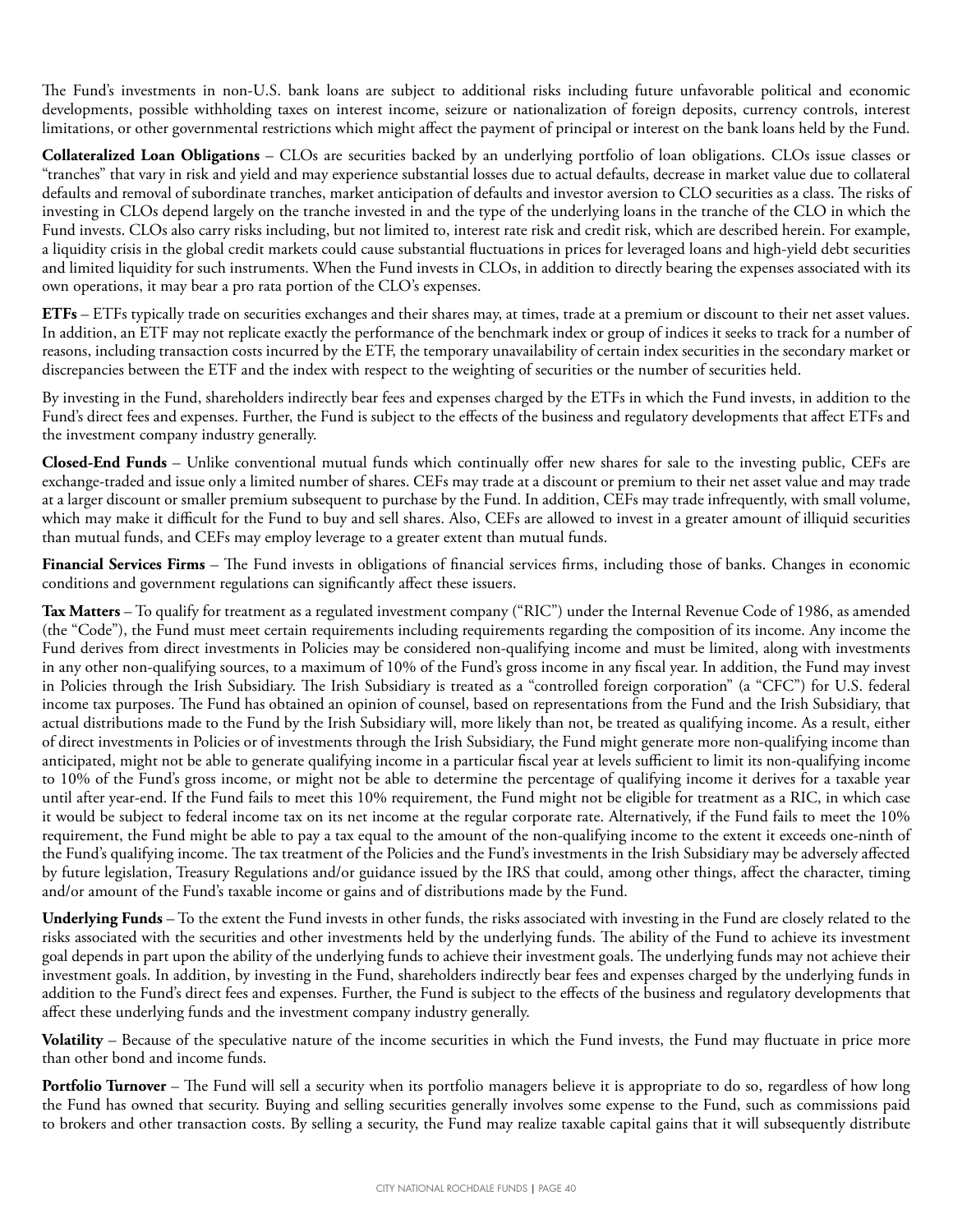The Fund's investments in non-U.S. bank loans are subject to additional risks including future unfavorable political and economic developments, possible withholding taxes on interest income, seizure or nationalization of foreign deposits, currency controls, interest limitations, or other governmental restrictions which might affect the payment of principal or interest on the bank loans held by the Fund.

**Collateralized Loan Obligations** – CLOs are securities backed by an underlying portfolio of loan obligations. CLOs issue classes or "tranches" that vary in risk and yield and may experience substantial losses due to actual defaults, decrease in market value due to collateral defaults and removal of subordinate tranches, market anticipation of defaults and investor aversion to CLO securities as a class. The risks of investing in CLOs depend largely on the tranche invested in and the type of the underlying loans in the tranche of the CLO in which the Fund invests. CLOs also carry risks including, but not limited to, interest rate risk and credit risk, which are described herein. For example, a liquidity crisis in the global credit markets could cause substantial fluctuations in prices for leveraged loans and high-yield debt securities and limited liquidity for such instruments. When the Fund invests in CLOs, in addition to directly bearing the expenses associated with its own operations, it may bear a pro rata portion of the CLO's expenses.

**ETFs** – ETFs typically trade on securities exchanges and their shares may, at times, trade at a premium or discount to their net asset values. In addition, an ETF may not replicate exactly the performance of the benchmark index or group of indices it seeks to track for a number of reasons, including transaction costs incurred by the ETF, the temporary unavailability of certain index securities in the secondary market or discrepancies between the ETF and the index with respect to the weighting of securities or the number of securities held.

By investing in the Fund, shareholders indirectly bear fees and expenses charged by the ETFs in which the Fund invests, in addition to the Fund's direct fees and expenses. Further, the Fund is subject to the effects of the business and regulatory developments that affect ETFs and the investment company industry generally.

**Closed-End Funds** – Unlike conventional mutual funds which continually offer new shares for sale to the investing public, CEFs are exchange-traded and issue only a limited number of shares. CEFs may trade at a discount or premium to their net asset value and may trade at a larger discount or smaller premium subsequent to purchase by the Fund. In addition, CEFs may trade infrequently, with small volume, which may make it difficult for the Fund to buy and sell shares. Also, CEFs are allowed to invest in a greater amount of illiquid securities than mutual funds, and CEFs may employ leverage to a greater extent than mutual funds.

**Financial Services Firms** – The Fund invests in obligations of financial services firms, including those of banks. Changes in economic conditions and government regulations can significantly affect these issuers.

**Tax Matters** – To qualify for treatment as a regulated investment company ("RIC") under the Internal Revenue Code of 1986, as amended (the "Code"), the Fund must meet certain requirements including requirements regarding the composition of its income. Any income the Fund derives from direct investments in Policies may be considered non-qualifying income and must be limited, along with investments in any other non-qualifying sources, to a maximum of 10% of the Fund's gross income in any fiscal year. In addition, the Fund may invest in Policies through the Irish Subsidiary. The Irish Subsidiary is treated as a "controlled foreign corporation" (a "CFC") for U.S. federal income tax purposes. The Fund has obtained an opinion of counsel, based on representations from the Fund and the Irish Subsidiary, that actual distributions made to the Fund by the Irish Subsidiary will, more likely than not, be treated as qualifying income. As a result, either of direct investments in Policies or of investments through the Irish Subsidiary, the Fund might generate more non-qualifying income than anticipated, might not be able to generate qualifying income in a particular fiscal year at levels sufficient to limit its non-qualifying income to 10% of the Fund's gross income, or might not be able to determine the percentage of qualifying income it derives for a taxable year until after year-end. If the Fund fails to meet this 10% requirement, the Fund might not be eligible for treatment as a RIC, in which case it would be subject to federal income tax on its net income at the regular corporate rate. Alternatively, if the Fund fails to meet the 10% requirement, the Fund might be able to pay a tax equal to the amount of the non-qualifying income to the extent it exceeds one-ninth of the Fund's qualifying income. The tax treatment of the Policies and the Fund's investments in the Irish Subsidiary may be adversely affected by future legislation, Treasury Regulations and/or guidance issued by the IRS that could, among other things, affect the character, timing and/or amount of the Fund's taxable income or gains and of distributions made by the Fund.

**Underlying Funds** – To the extent the Fund invests in other funds, the risks associated with investing in the Fund are closely related to the risks associated with the securities and other investments held by the underlying funds. The ability of the Fund to achieve its investment goal depends in part upon the ability of the underlying funds to achieve their investment goals. The underlying funds may not achieve their investment goals. In addition, by investing in the Fund, shareholders indirectly bear fees and expenses charged by the underlying funds in addition to the Fund's direct fees and expenses. Further, the Fund is subject to the effects of the business and regulatory developments that affect these underlying funds and the investment company industry generally.

**Volatility** – Because of the speculative nature of the income securities in which the Fund invests, the Fund may fluctuate in price more than other bond and income funds.

**Portfolio Turnover** – The Fund will sell a security when its portfolio managers believe it is appropriate to do so, regardless of how long the Fund has owned that security. Buying and selling securities generally involves some expense to the Fund, such as commissions paid to brokers and other transaction costs. By selling a security, the Fund may realize taxable capital gains that it will subsequently distribute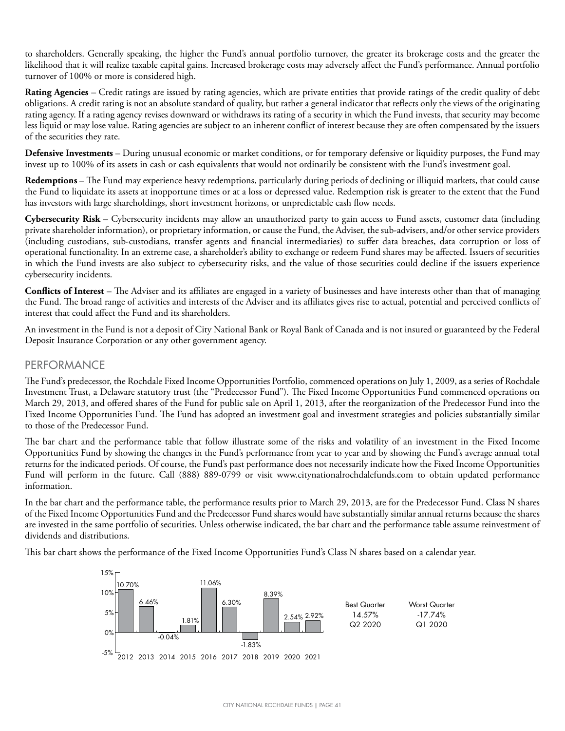to shareholders. Generally speaking, the higher the Fund's annual portfolio turnover, the greater its brokerage costs and the greater the likelihood that it will realize taxable capital gains. Increased brokerage costs may adversely affect the Fund's performance. Annual portfolio turnover of 100% or more is considered high.

**Rating Agencies** – Credit ratings are issued by rating agencies, which are private entities that provide ratings of the credit quality of debt obligations. A credit rating is not an absolute standard of quality, but rather a general indicator that reflects only the views of the originating rating agency. If a rating agency revises downward or withdraws its rating of a security in which the Fund invests, that security may become less liquid or may lose value. Rating agencies are subject to an inherent conflict of interest because they are often compensated by the issuers of the securities they rate.

**Defensive Investments** – During unusual economic or market conditions, or for temporary defensive or liquidity purposes, the Fund may invest up to 100% of its assets in cash or cash equivalents that would not ordinarily be consistent with the Fund's investment goal.

**Redemptions** – The Fund may experience heavy redemptions, particularly during periods of declining or illiquid markets, that could cause the Fund to liquidate its assets at inopportune times or at a loss or depressed value. Redemption risk is greater to the extent that the Fund has investors with large shareholdings, short investment horizons, or unpredictable cash flow needs.

**Cybersecurity Risk** – Cybersecurity incidents may allow an unauthorized party to gain access to Fund assets, customer data (including private shareholder information), or proprietary information, or cause the Fund, the Adviser, the sub-advisers, and/or other service providers (including custodians, sub-custodians, transfer agents and financial intermediaries) to suffer data breaches, data corruption or loss of operational functionality. In an extreme case, a shareholder's ability to exchange or redeem Fund shares may be affected. Issuers of securities in which the Fund invests are also subject to cybersecurity risks, and the value of those securities could decline if the issuers experience cybersecurity incidents.

**Conflicts of Interest** – The Adviser and its affiliates are engaged in a variety of businesses and have interests other than that of managing the Fund. The broad range of activities and interests of the Adviser and its affiliates gives rise to actual, potential and perceived conflicts of interest that could affect the Fund and its shareholders.

An investment in the Fund is not a deposit of City National Bank or Royal Bank of Canada and is not insured or guaranteed by the Federal Deposit Insurance Corporation or any other government agency.

## PERFORMANCE

The Fund's predecessor, the Rochdale Fixed Income Opportunities Portfolio, commenced operations on July 1, 2009, as a series of Rochdale Investment Trust, a Delaware statutory trust (the "Predecessor Fund"). The Fixed Income Opportunities Fund commenced operations on March 29, 2013, and offered shares of the Fund for public sale on April 1, 2013, after the reorganization of the Predecessor Fund into the Fixed Income Opportunities Fund. The Fund has adopted an investment goal and investment strategies and policies substantially similar to those of the Predecessor Fund.

The bar chart and the performance table that follow illustrate some of the risks and volatility of an investment in the Fixed Income Opportunities Fund by showing the changes in the Fund's performance from year to year and by showing the Fund's average annual total returns for the indicated periods. Of course, the Fund's past performance does not necessarily indicate how the Fixed Income Opportunities Fund will perform in the future. Call (888) 889-0799 or visit www.citynationalrochdalefunds.com to obtain updated performance information.

In the bar chart and the performance table, the performance results prior to March 29, 2013, are for the Predecessor Fund. Class N shares of the Fixed Income Opportunities Fund and the Predecessor Fund shares would have substantially similar annual returns because the shares are invested in the same portfolio of securities. Unless otherwise indicated, the bar chart and the performance table assume reinvestment of dividends and distributions.

This bar chart shows the performance of the Fixed Income Opportunities Fund's Class N shares based on a calendar year.

| 2012 | 2013 | 2014 | 2015 | 2016 | 2017 | 2018 | 2019 | 2020 | 2021 |
|---|---|---|---|---|---|---|---|---|---|
| 10.70% | 6.46% | -0.04% | 1.81% | 11.06% | 6.30% | -1.83% | 8.39% | 2.54% | 2.92% |

| Best Quarter | Worst Quarter |
|---|---|
| 14.57% | -17.74% |
| Q2 2020 | Q1 2020 |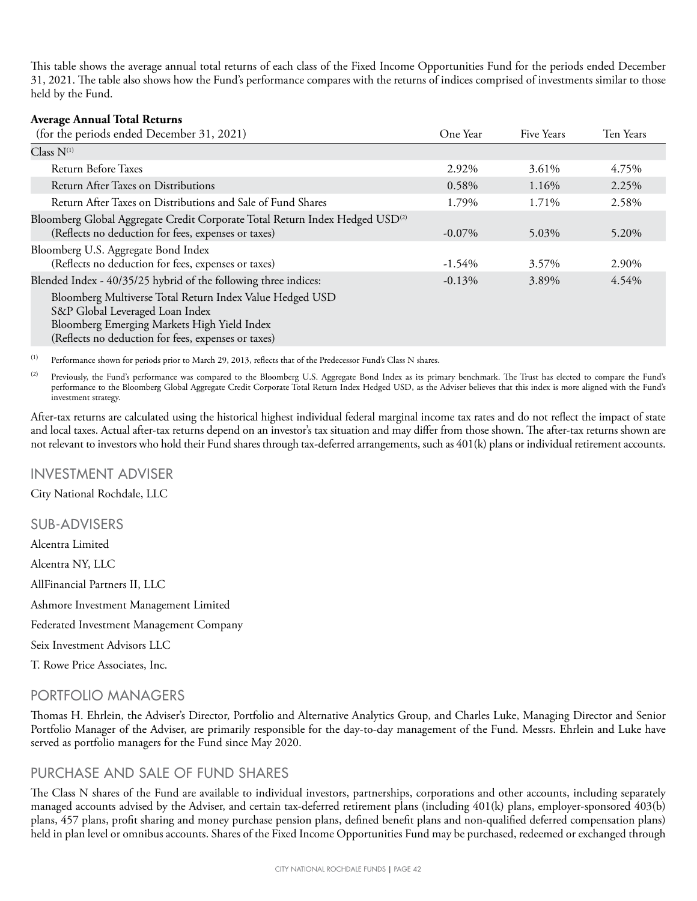This table shows the average annual total returns of each class of the Fixed Income Opportunities Fund for the periods ended December 31, 2021. The table also shows how the Fund's performance compares with the returns of indices comprised of investments similar to those held by the Fund.

**Average Annual Total Returns**

| (for the periods ended December 31, 2021) | One Year | Five Years | Ten Years |
|---|---|---|---|
| Class N[(1)] | | | |
| Return Before Taxes | 2.92% | 3.61% | 4.75% |
| Return After Taxes on Distributions | 0.58% | 1.16% | 2.25% |
| Return After Taxes on Distributions and Sale of Fund Shares | 1.79% | 1.71% | 2.58% |
| Bloomberg Global Aggregate Credit Corporate Total Return Index Hedged USD[(2)] (Reflects no deduction for fees, expenses or taxes) | -0.07% | 5.03% | 5.20% |
| Bloomberg U.S. Aggregate Bond Index (Reflects no deduction for fees, expenses or taxes) | -1.54% | 3.57% | 2.90% |
| Blended Index - 40/35/25 hybrid of the following three indices: Bloomberg Multiverse Total Return Index Value Hedged USD; S&P Global Leveraged Loan Index; Bloomberg Emerging Markets High Yield Index (Reflects no deduction for fees, expenses or taxes) | -0.13% | 3.89% | 4.54% |

(1) Performance shown for periods prior to March 29, 2013, reflects that of the Predecessor Fund's Class N shares.

(2) Previously, the Fund's performance was compared to the Bloomberg U.S. Aggregate Bond Index as its primary benchmark. The Trust has elected to compare the Fund's performance to the Bloomberg Global Aggregate Credit Corporate Total Return Index Hedged USD, as the Adviser believes that this index is more aligned with the Fund's investment strategy.

After-tax returns are calculated using the historical highest individual federal marginal income tax rates and do not reflect the impact of state and local taxes. Actual after-tax returns depend on an investor's tax situation and may differ from those shown. The after-tax returns shown are not relevant to investors who hold their Fund shares through tax-deferred arrangements, such as 401(k) plans or individual retirement accounts.

## INVESTMENT ADVISER

City National Rochdale, LLC

## SUB-ADVISERS

Alcentra Limited

Alcentra NY, LLC

AllFinancial Partners II, LLC

Ashmore Investment Management Limited

Federated Investment Management Company

Seix Investment Advisors LLC

T. Rowe Price Associates, Inc.

## PORTFOLIO MANAGERS

Thomas H. Ehrlein, the Adviser's Director, Portfolio and Alternative Analytics Group, and Charles Luke, Managing Director and Senior Portfolio Manager of the Adviser, are primarily responsible for the day-to-day management of the Fund. Messrs. Ehrlein and Luke have served as portfolio managers for the Fund since May 2020.

## PURCHASE AND SALE OF FUND SHARES

The Class N shares of the Fund are available to individual investors, partnerships, corporations and other accounts, including separately managed accounts advised by the Adviser, and certain tax-deferred retirement plans (including 401(k) plans, employer-sponsored 403(b) plans, 457 plans, profit sharing and money purchase pension plans, defined benefit plans and non-qualified deferred compensation plans) held in plan level or omnibus accounts. Shares of the Fixed Income Opportunities Fund may be purchased, redeemed or exchanged through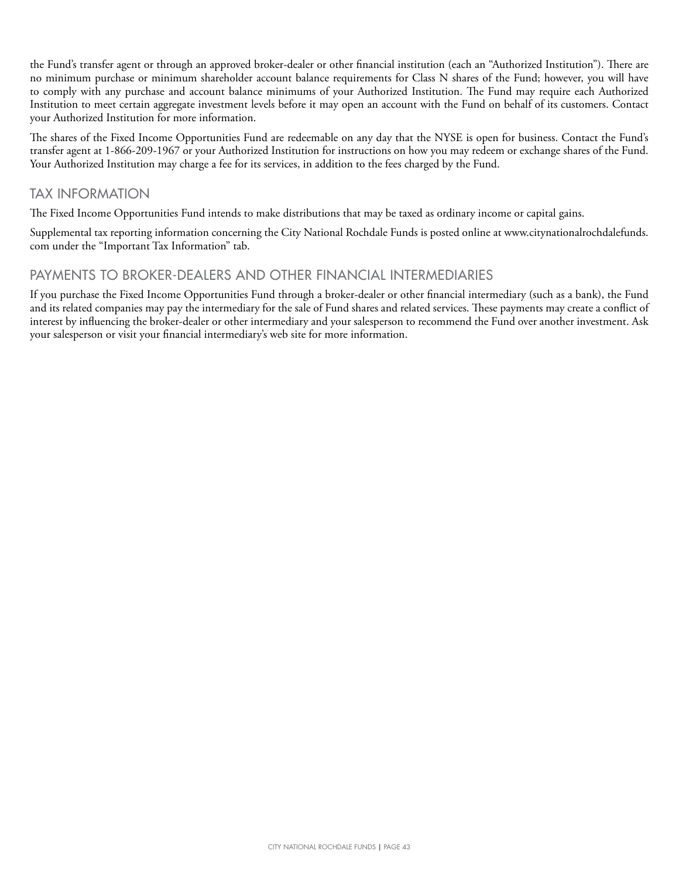the Fund's transfer agent or through an approved broker-dealer or other financial institution (each an "Authorized Institution"). There are no minimum purchase or minimum shareholder account balance requirements for Class N shares of the Fund; however, you will have to comply with any purchase and account balance minimums of your Authorized Institution. The Fund may require each Authorized Institution to meet certain aggregate investment levels before it may open an account with the Fund on behalf of its customers. Contact your Authorized Institution for more information.

The shares of the Fixed Income Opportunities Fund are redeemable on any day that the NYSE is open for business. Contact the Fund's transfer agent at 1-866-209-1967 or your Authorized Institution for instructions on how you may redeem or exchange shares of the Fund. Your Authorized Institution may charge a fee for its services, in addition to the fees charged by the Fund.

## TAX INFORMATION

The Fixed Income Opportunities Fund intends to make distributions that may be taxed as ordinary income or capital gains.

Supplemental tax reporting information concerning the City National Rochdale Funds is posted online at www.citynationalrochdalefunds.com under the "Important Tax Information" tab.

## PAYMENTS TO BROKER-DEALERS AND OTHER FINANCIAL INTERMEDIARIES

If you purchase the Fixed Income Opportunities Fund through a broker-dealer or other financial intermediary (such as a bank), the Fund and its related companies may pay the intermediary for the sale of Fund shares and related services. These payments may create a conflict of interest by influencing the broker-dealer or other intermediary and your salesperson to recommend the Fund over another investment. Ask your salesperson or visit your financial intermediary's web site for more information.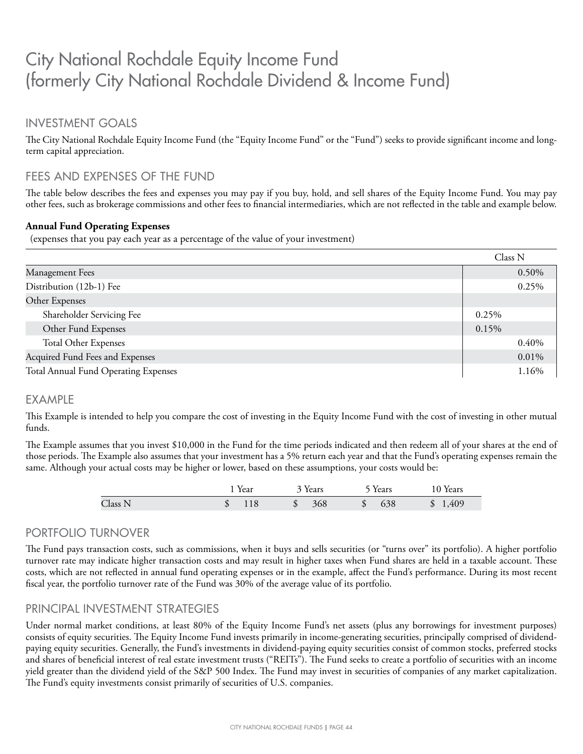# City National Rochdale Equity Income Fund (formerly City National Rochdale Dividend & Income Fund)

## INVESTMENT GOALS

The City National Rochdale Equity Income Fund (the "Equity Income Fund" or the "Fund") seeks to provide significant income and long-term capital appreciation.

## FEES AND EXPENSES OF THE FUND

The table below describes the fees and expenses you may pay if you buy, hold, and sell shares of the Equity Income Fund. You may pay other fees, such as brokerage commissions and other fees to financial intermediaries, which are not reflected in the table and example below.

**Annual Fund Operating Expenses**
(expenses that you pay each year as a percentage of the value of your investment)

| | | Class N |
|---|---|---|
| Management Fees | | 0.50% |
| Distribution (12b-1) Fee | | 0.25% |
| Other Expenses | | |
| Shareholder Servicing Fee | 0.25% | |
| Other Fund Expenses | 0.15% | |
| Total Other Expenses | | 0.40% |
| Acquired Fund Fees and Expenses | | 0.01% |
| Total Annual Fund Operating Expenses | | 1.16% |

## EXAMPLE

This Example is intended to help you compare the cost of investing in the Equity Income Fund with the cost of investing in other mutual funds.

The Example assumes that you invest $10,000 in the Fund for the time periods indicated and then redeem all of your shares at the end of those periods. The Example also assumes that your investment has a 5% return each year and that the Fund's operating expenses remain the same. Although your actual costs may be higher or lower, based on these assumptions, your costs would be:

| | 1 Year | 3 Years | 5 Years | 10 Years |
|---|---|---|---|---|
| Class N | $ 118 | $ 368 | $ 638 | $ 1,409 |

## PORTFOLIO TURNOVER

The Fund pays transaction costs, such as commissions, when it buys and sells securities (or "turns over" its portfolio). A higher portfolio turnover rate may indicate higher transaction costs and may result in higher taxes when Fund shares are held in a taxable account. These costs, which are not reflected in annual fund operating expenses or in the example, affect the Fund's performance. During its most recent fiscal year, the portfolio turnover rate of the Fund was 30% of the average value of its portfolio.

## PRINCIPAL INVESTMENT STRATEGIES

Under normal market conditions, at least 80% of the Equity Income Fund's net assets (plus any borrowings for investment purposes) consists of equity securities. The Equity Income Fund invests primarily in income-generating securities, principally comprised of dividend-paying equity securities. Generally, the Fund's investments in dividend-paying equity securities consist of common stocks, preferred stocks and shares of beneficial interest of real estate investment trusts ("REITs"). The Fund seeks to create a portfolio of securities with an income yield greater than the dividend yield of the S&P 500 Index. The Fund may invest in securities of companies of any market capitalization. The Fund's equity investments consist primarily of securities of U.S. companies.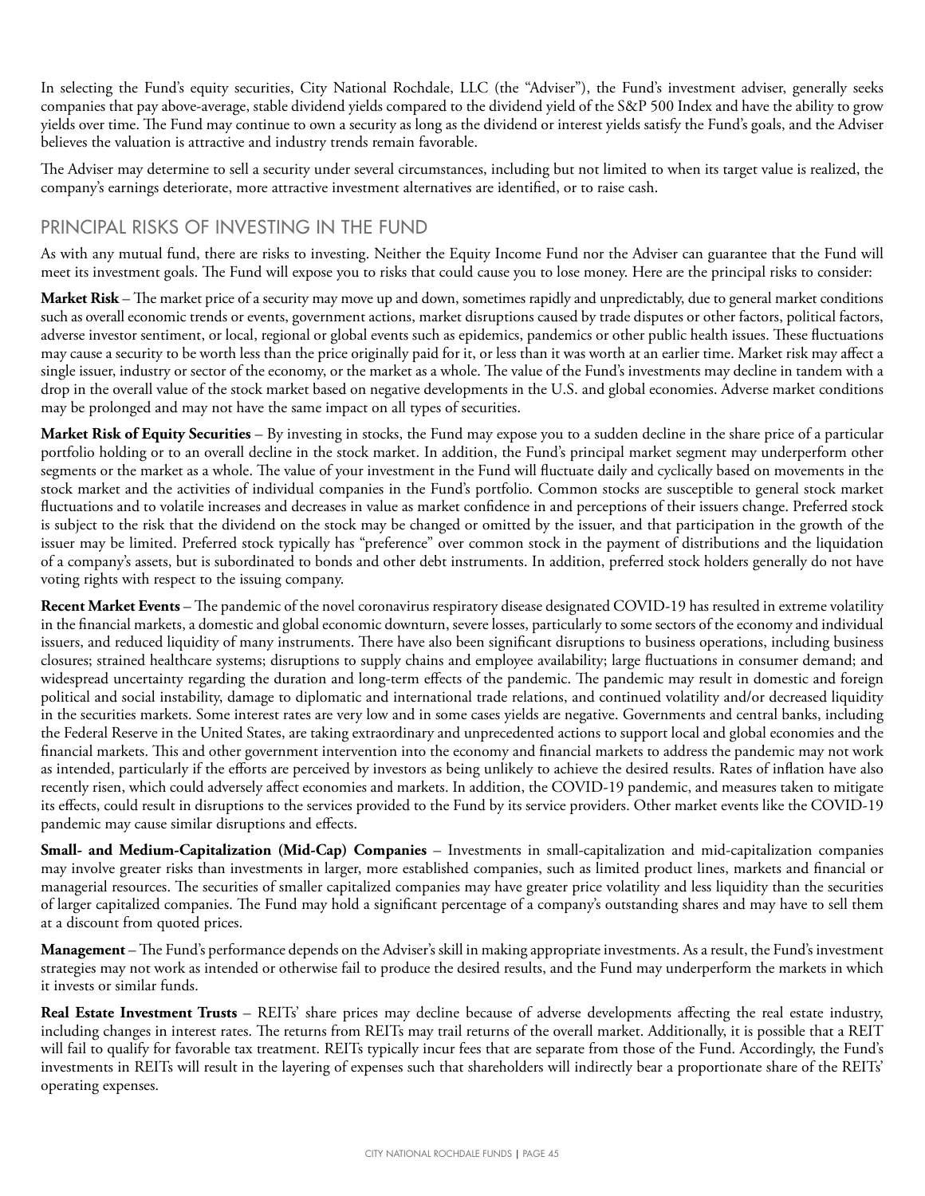In selecting the Fund's equity securities, City National Rochdale, LLC (the "Adviser"), the Fund's investment adviser, generally seeks companies that pay above-average, stable dividend yields compared to the dividend yield of the S&P 500 Index and have the ability to grow yields over time. The Fund may continue to own a security as long as the dividend or interest yields satisfy the Fund's goals, and the Adviser believes the valuation is attractive and industry trends remain favorable.

The Adviser may determine to sell a security under several circumstances, including but not limited to when its target value is realized, the company's earnings deteriorate, more attractive investment alternatives are identified, or to raise cash.

## PRINCIPAL RISKS OF INVESTING IN THE FUND

As with any mutual fund, there are risks to investing. Neither the Equity Income Fund nor the Adviser can guarantee that the Fund will meet its investment goals. The Fund will expose you to risks that could cause you to lose money. Here are the principal risks to consider:

**Market Risk** – The market price of a security may move up and down, sometimes rapidly and unpredictably, due to general market conditions such as overall economic trends or events, government actions, market disruptions caused by trade disputes or other factors, political factors, adverse investor sentiment, or local, regional or global events such as epidemics, pandemics or other public health issues. These fluctuations may cause a security to be worth less than the price originally paid for it, or less than it was worth at an earlier time. Market risk may affect a single issuer, industry or sector of the economy, or the market as a whole. The value of the Fund's investments may decline in tandem with a drop in the overall value of the stock market based on negative developments in the U.S. and global economies. Adverse market conditions may be prolonged and may not have the same impact on all types of securities.

**Market Risk of Equity Securities** – By investing in stocks, the Fund may expose you to a sudden decline in the share price of a particular portfolio holding or to an overall decline in the stock market. In addition, the Fund's principal market segment may underperform other segments or the market as a whole. The value of your investment in the Fund will fluctuate daily and cyclically based on movements in the stock market and the activities of individual companies in the Fund's portfolio. Common stocks are susceptible to general stock market fluctuations and to volatile increases and decreases in value as market confidence in and perceptions of their issuers change. Preferred stock is subject to the risk that the dividend on the stock may be changed or omitted by the issuer, and that participation in the growth of the issuer may be limited. Preferred stock typically has "preference" over common stock in the payment of distributions and the liquidation of a company's assets, but is subordinated to bonds and other debt instruments. In addition, preferred stock holders generally do not have voting rights with respect to the issuing company.

**Recent Market Events** – The pandemic of the novel coronavirus respiratory disease designated COVID-19 has resulted in extreme volatility in the financial markets, a domestic and global economic downturn, severe losses, particularly to some sectors of the economy and individual issuers, and reduced liquidity of many instruments. There have also been significant disruptions to business operations, including business closures; strained healthcare systems; disruptions to supply chains and employee availability; large fluctuations in consumer demand; and widespread uncertainty regarding the duration and long-term effects of the pandemic. The pandemic may result in domestic and foreign political and social instability, damage to diplomatic and international trade relations, and continued volatility and/or decreased liquidity in the securities markets. Some interest rates are very low and in some cases yields are negative. Governments and central banks, including the Federal Reserve in the United States, are taking extraordinary and unprecedented actions to support local and global economies and the financial markets. This and other government intervention into the economy and financial markets to address the pandemic may not work as intended, particularly if the efforts are perceived by investors as being unlikely to achieve the desired results. Rates of inflation have also recently risen, which could adversely affect economies and markets. In addition, the COVID-19 pandemic, and measures taken to mitigate its effects, could result in disruptions to the services provided to the Fund by its service providers. Other market events like the COVID-19 pandemic may cause similar disruptions and effects.

**Small- and Medium-Capitalization (Mid-Cap) Companies** – Investments in small-capitalization and mid-capitalization companies may involve greater risks than investments in larger, more established companies, such as limited product lines, markets and financial or managerial resources. The securities of smaller capitalized companies may have greater price volatility and less liquidity than the securities of larger capitalized companies. The Fund may hold a significant percentage of a company's outstanding shares and may have to sell them at a discount from quoted prices.

**Management** – The Fund's performance depends on the Adviser's skill in making appropriate investments. As a result, the Fund's investment strategies may not work as intended or otherwise fail to produce the desired results, and the Fund may underperform the markets in which it invests or similar funds.

**Real Estate Investment Trusts** – REITs' share prices may decline because of adverse developments affecting the real estate industry, including changes in interest rates. The returns from REITs may trail returns of the overall market. Additionally, it is possible that a REIT will fail to qualify for favorable tax treatment. REITs typically incur fees that are separate from those of the Fund. Accordingly, the Fund's investments in REITs will result in the layering of expenses such that shareholders will indirectly bear a proportionate share of the REITs' operating expenses.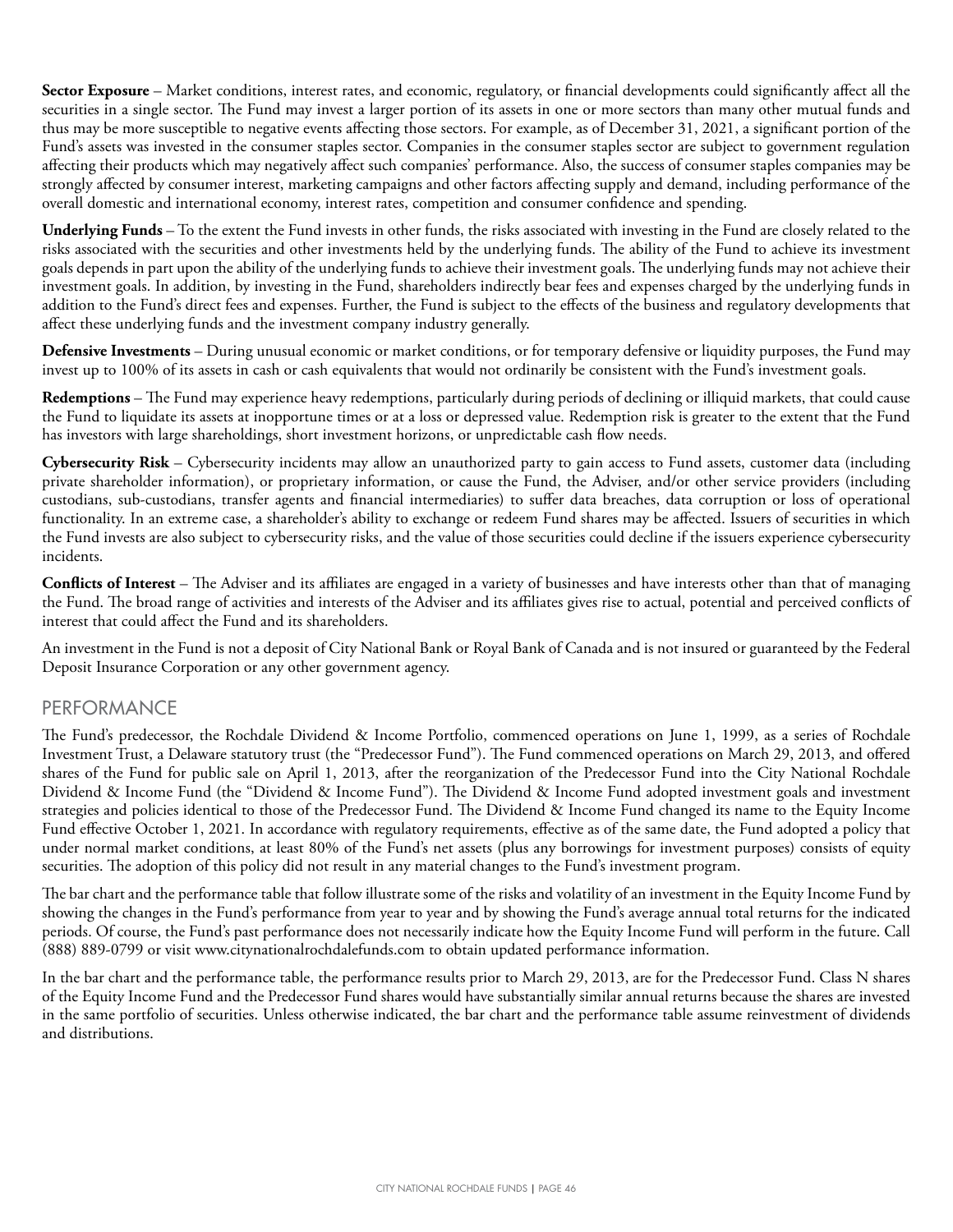**Sector Exposure** – Market conditions, interest rates, and economic, regulatory, or financial developments could significantly affect all the securities in a single sector. The Fund may invest a larger portion of its assets in one or more sectors than many other mutual funds and thus may be more susceptible to negative events affecting those sectors. For example, as of December 31, 2021, a significant portion of the Fund's assets was invested in the consumer staples sector. Companies in the consumer staples sector are subject to government regulation affecting their products which may negatively affect such companies' performance. Also, the success of consumer staples companies may be strongly affected by consumer interest, marketing campaigns and other factors affecting supply and demand, including performance of the overall domestic and international economy, interest rates, competition and consumer confidence and spending.

**Underlying Funds** – To the extent the Fund invests in other funds, the risks associated with investing in the Fund are closely related to the risks associated with the securities and other investments held by the underlying funds. The ability of the Fund to achieve its investment goals depends in part upon the ability of the underlying funds to achieve their investment goals. The underlying funds may not achieve their investment goals. In addition, by investing in the Fund, shareholders indirectly bear fees and expenses charged by the underlying funds in addition to the Fund's direct fees and expenses. Further, the Fund is subject to the effects of the business and regulatory developments that affect these underlying funds and the investment company industry generally.

**Defensive Investments** – During unusual economic or market conditions, or for temporary defensive or liquidity purposes, the Fund may invest up to 100% of its assets in cash or cash equivalents that would not ordinarily be consistent with the Fund's investment goals.

**Redemptions** – The Fund may experience heavy redemptions, particularly during periods of declining or illiquid markets, that could cause the Fund to liquidate its assets at inopportune times or at a loss or depressed value. Redemption risk is greater to the extent that the Fund has investors with large shareholdings, short investment horizons, or unpredictable cash flow needs.

**Cybersecurity Risk** – Cybersecurity incidents may allow an unauthorized party to gain access to Fund assets, customer data (including private shareholder information), or proprietary information, or cause the Fund, the Adviser, and/or other service providers (including custodians, sub-custodians, transfer agents and financial intermediaries) to suffer data breaches, data corruption or loss of operational functionality. In an extreme case, a shareholder's ability to exchange or redeem Fund shares may be affected. Issuers of securities in which the Fund invests are also subject to cybersecurity risks, and the value of those securities could decline if the issuers experience cybersecurity incidents.

**Conflicts of Interest** – The Adviser and its affiliates are engaged in a variety of businesses and have interests other than that of managing the Fund. The broad range of activities and interests of the Adviser and its affiliates gives rise to actual, potential and perceived conflicts of interest that could affect the Fund and its shareholders.

An investment in the Fund is not a deposit of City National Bank or Royal Bank of Canada and is not insured or guaranteed by the Federal Deposit Insurance Corporation or any other government agency.

## PERFORMANCE

The Fund's predecessor, the Rochdale Dividend & Income Portfolio, commenced operations on June 1, 1999, as a series of Rochdale Investment Trust, a Delaware statutory trust (the "Predecessor Fund"). The Fund commenced operations on March 29, 2013, and offered shares of the Fund for public sale on April 1, 2013, after the reorganization of the Predecessor Fund into the City National Rochdale Dividend & Income Fund (the "Dividend & Income Fund"). The Dividend & Income Fund adopted investment goals and investment strategies and policies identical to those of the Predecessor Fund. The Dividend & Income Fund changed its name to the Equity Income Fund effective October 1, 2021. In accordance with regulatory requirements, effective as of the same date, the Fund adopted a policy that under normal market conditions, at least 80% of the Fund's net assets (plus any borrowings for investment purposes) consists of equity securities. The adoption of this policy did not result in any material changes to the Fund's investment program.

The bar chart and the performance table that follow illustrate some of the risks and volatility of an investment in the Equity Income Fund by showing the changes in the Fund's performance from year to year and by showing the Fund's average annual total returns for the indicated periods. Of course, the Fund's past performance does not necessarily indicate how the Equity Income Fund will perform in the future. Call (888) 889-0799 or visit www.citynationalrochdalefunds.com to obtain updated performance information.

In the bar chart and the performance table, the performance results prior to March 29, 2013, are for the Predecessor Fund. Class N shares of the Equity Income Fund and the Predecessor Fund shares would have substantially similar annual returns because the shares are invested in the same portfolio of securities. Unless otherwise indicated, the bar chart and the performance table assume reinvestment of dividends and distributions.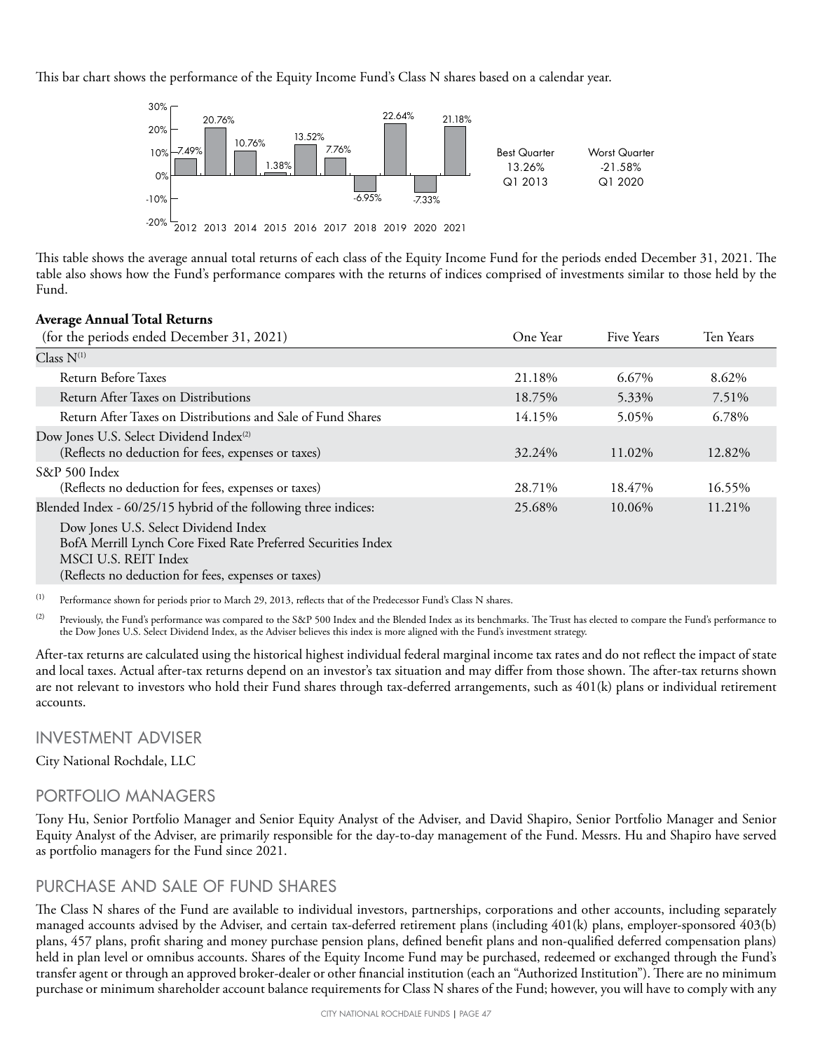This bar chart shows the performance of the Equity Income Fund's Class N shares based on a calendar year.

| Year | Return |
|---|---|
| 2012 | 7.49% |
| 2013 | 20.76% |
| 2014 | 10.76% |
| 2015 | 1.38% |
| 2016 | 13.52% |
| 2017 | 7.76% |
| 2018 | -6.95% |
| 2019 | 22.64% |
| 2020 | -7.33% |
| 2021 | 21.18% |

| Best Quarter | Worst Quarter |
|---|---|
| 13.26% | -21.58% |
| Q1 2013 | Q1 2020 |

This table shows the average annual total returns of each class of the Equity Income Fund for the periods ended December 31, 2021. The table also shows how the Fund's performance compares with the returns of indices comprised of investments similar to those held by the Fund.

**Average Annual Total Returns**

| (for the periods ended December 31, 2021) | One Year | Five Years | Ten Years |
|---|---|---|---|
| Class N[(1)] | | | |
| Return Before Taxes | 21.18% | 6.67% | 8.62% |
| Return After Taxes on Distributions | 18.75% | 5.33% | 7.51% |
| Return After Taxes on Distributions and Sale of Fund Shares | 14.15% | 5.05% | 6.78% |
| Dow Jones U.S. Select Dividend Index[(2)] (Reflects no deduction for fees, expenses or taxes) | 32.24% | 11.02% | 12.82% |
| S&P 500 Index (Reflects no deduction for fees, expenses or taxes) | 28.71% | 18.47% | 16.55% |
| Blended Index - 60/25/15 hybrid of the following three indices: Dow Jones U.S. Select Dividend Index; BofA Merrill Lynch Core Fixed Rate Preferred Securities Index; MSCI U.S. REIT Index (Reflects no deduction for fees, expenses or taxes) | 25.68% | 10.06% | 11.21% |

(1) Performance shown for periods prior to March 29, 2013, reflects that of the Predecessor Fund's Class N shares.

(2) Previously, the Fund's performance was compared to the S&P 500 Index and the Blended Index as its benchmarks. The Trust has elected to compare the Fund's performance to the Dow Jones U.S. Select Dividend Index, as the Adviser believes this index is more aligned with the Fund's investment strategy.

After-tax returns are calculated using the historical highest individual federal marginal income tax rates and do not reflect the impact of state and local taxes. Actual after-tax returns depend on an investor's tax situation and may differ from those shown. The after-tax returns shown are not relevant to investors who hold their Fund shares through tax-deferred arrangements, such as 401(k) plans or individual retirement accounts.

## INVESTMENT ADVISER

City National Rochdale, LLC

## PORTFOLIO MANAGERS

Tony Hu, Senior Portfolio Manager and Senior Equity Analyst of the Adviser, and David Shapiro, Senior Portfolio Manager and Senior Equity Analyst of the Adviser, are primarily responsible for the day-to-day management of the Fund. Messrs. Hu and Shapiro have served as portfolio managers for the Fund since 2021.

## PURCHASE AND SALE OF FUND SHARES

The Class N shares of the Fund are available to individual investors, partnerships, corporations and other accounts, including separately managed accounts advised by the Adviser, and certain tax-deferred retirement plans (including 401(k) plans, employer-sponsored 403(b) plans, 457 plans, profit sharing and money purchase pension plans, defined benefit plans and non-qualified deferred compensation plans) held in plan level or omnibus accounts. Shares of the Equity Income Fund may be purchased, redeemed or exchanged through the Fund's transfer agent or through an approved broker-dealer or other financial institution (each an "Authorized Institution"). There are no minimum purchase or minimum shareholder account balance requirements for Class N shares of the Fund; however, you will have to comply with any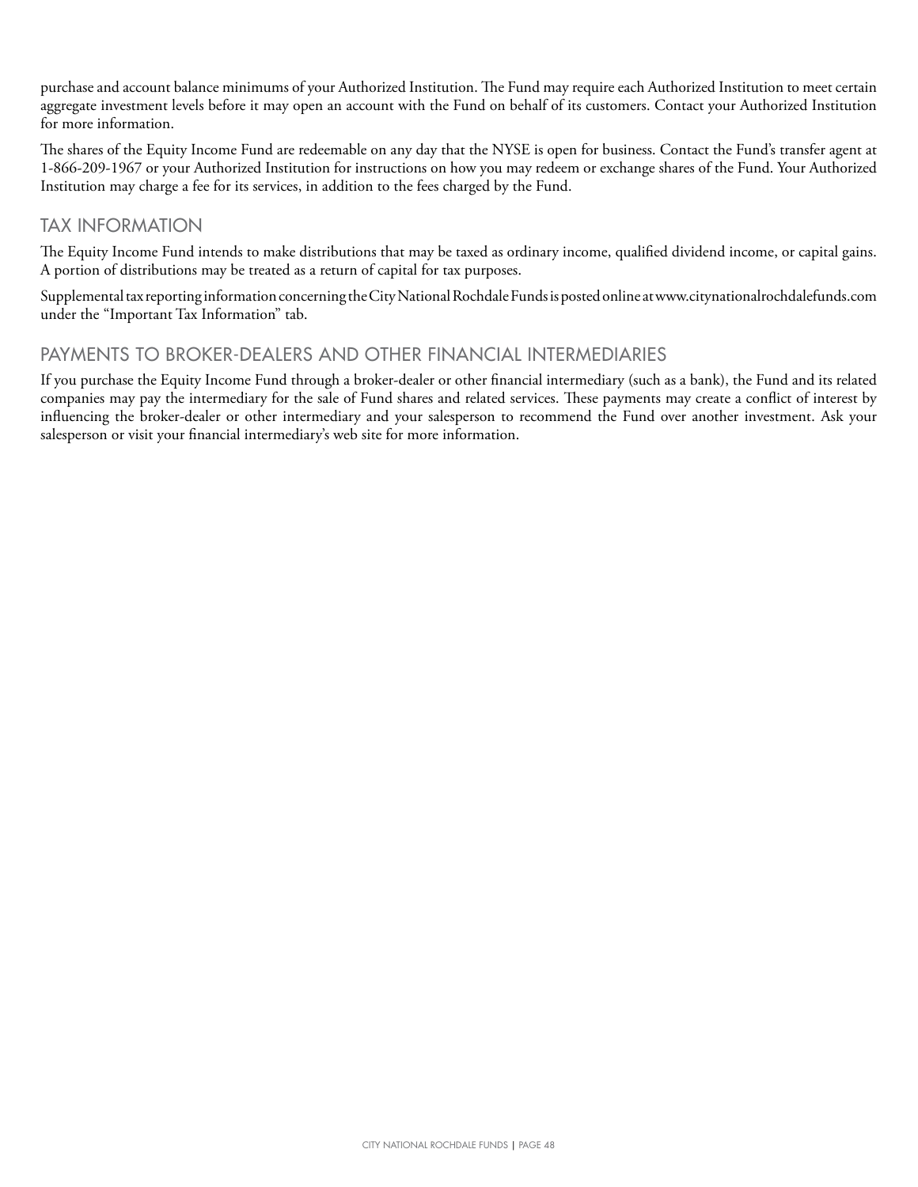purchase and account balance minimums of your Authorized Institution. The Fund may require each Authorized Institution to meet certain aggregate investment levels before it may open an account with the Fund on behalf of its customers. Contact your Authorized Institution for more information.

The shares of the Equity Income Fund are redeemable on any day that the NYSE is open for business. Contact the Fund's transfer agent at 1-866-209-1967 or your Authorized Institution for instructions on how you may redeem or exchange shares of the Fund. Your Authorized Institution may charge a fee for its services, in addition to the fees charged by the Fund.

## TAX INFORMATION

The Equity Income Fund intends to make distributions that may be taxed as ordinary income, qualified dividend income, or capital gains. A portion of distributions may be treated as a return of capital for tax purposes.

Supplemental tax reporting information concerning the City National Rochdale Funds is posted online at www.citynationalrochdalefunds.com under the "Important Tax Information" tab.

## PAYMENTS TO BROKER-DEALERS AND OTHER FINANCIAL INTERMEDIARIES

If you purchase the Equity Income Fund through a broker-dealer or other financial intermediary (such as a bank), the Fund and its related companies may pay the intermediary for the sale of Fund shares and related services. These payments may create a conflict of interest by influencing the broker-dealer or other intermediary and your salesperson to recommend the Fund over another investment. Ask your salesperson or visit your financial intermediary's web site for more information.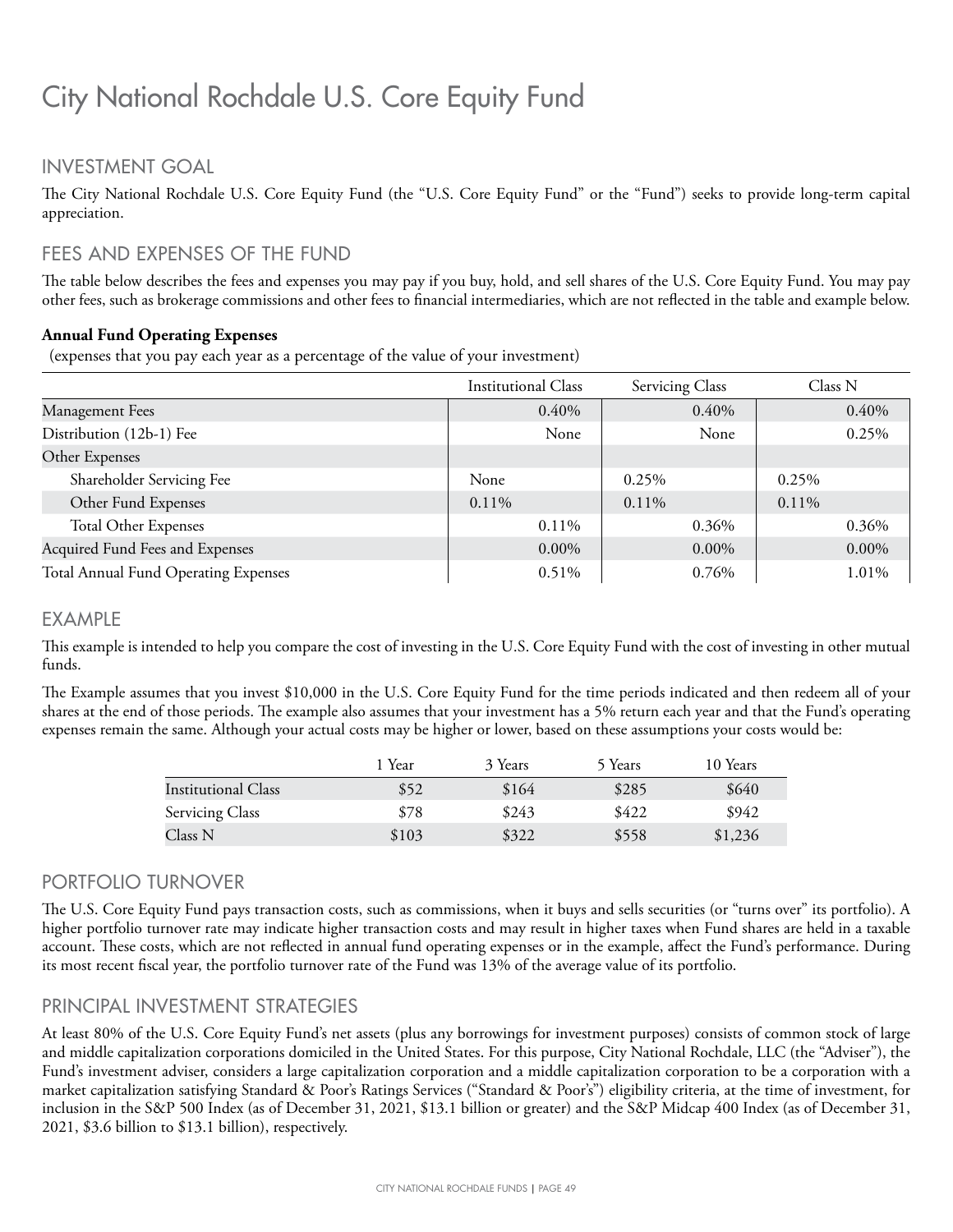# City National Rochdale U.S. Core Equity Fund

## INVESTMENT GOAL

The City National Rochdale U.S. Core Equity Fund (the "U.S. Core Equity Fund" or the "Fund") seeks to provide long-term capital appreciation.

## FEES AND EXPENSES OF THE FUND

The table below describes the fees and expenses you may pay if you buy, hold, and sell shares of the U.S. Core Equity Fund. You may pay other fees, such as brokerage commissions and other fees to financial intermediaries, which are not reflected in the table and example below.

**Annual Fund Operating Expenses**
(expenses that you pay each year as a percentage of the value of your investment)

| | Institutional Class | Servicing Class | Class N |
|---|---|---|---|
| Management Fees | 0.40% | 0.40% | 0.40% |
| Distribution (12b-1) Fee | None | None | 0.25% |
| Other Expenses | | | |
| Shareholder Servicing Fee | None | 0.25% | 0.25% |
| Other Fund Expenses | 0.11% | 0.11% | 0.11% |
| Total Other Expenses | 0.11% | 0.36% | 0.36% |
| Acquired Fund Fees and Expenses | 0.00% | 0.00% | 0.00% |
| Total Annual Fund Operating Expenses | 0.51% | 0.76% | 1.01% |

## EXAMPLE

This example is intended to help you compare the cost of investing in the U.S. Core Equity Fund with the cost of investing in other mutual funds.

The Example assumes that you invest $10,000 in the U.S. Core Equity Fund for the time periods indicated and then redeem all of your shares at the end of those periods. The example also assumes that your investment has a 5% return each year and that the Fund's operating expenses remain the same. Although your actual costs may be higher or lower, based on these assumptions your costs would be:

| | 1 Year | 3 Years | 5 Years | 10 Years |
|---|---|---|---|---|
| Institutional Class | $52 | $164 | $285 | $640 |
| Servicing Class | $78 | $243 | $422 | $942 |
| Class N | $103 | $322 | $558 | $1,236 |

## PORTFOLIO TURNOVER

The U.S. Core Equity Fund pays transaction costs, such as commissions, when it buys and sells securities (or "turns over" its portfolio). A higher portfolio turnover rate may indicate higher transaction costs and may result in higher taxes when Fund shares are held in a taxable account. These costs, which are not reflected in annual fund operating expenses or in the example, affect the Fund's performance. During its most recent fiscal year, the portfolio turnover rate of the Fund was 13% of the average value of its portfolio.

## PRINCIPAL INVESTMENT STRATEGIES

At least 80% of the U.S. Core Equity Fund's net assets (plus any borrowings for investment purposes) consists of common stock of large and middle capitalization corporations domiciled in the United States. For this purpose, City National Rochdale, LLC (the "Adviser"), the Fund's investment adviser, considers a large capitalization corporation and a middle capitalization corporation to be a corporation with a market capitalization satisfying Standard & Poor's Ratings Services ("Standard & Poor's") eligibility criteria, at the time of investment, for inclusion in the S&P 500 Index (as of December 31, 2021, $13.1 billion or greater) and the S&P Midcap 400 Index (as of December 31, 2021, $3.6 billion to $13.1 billion), respectively.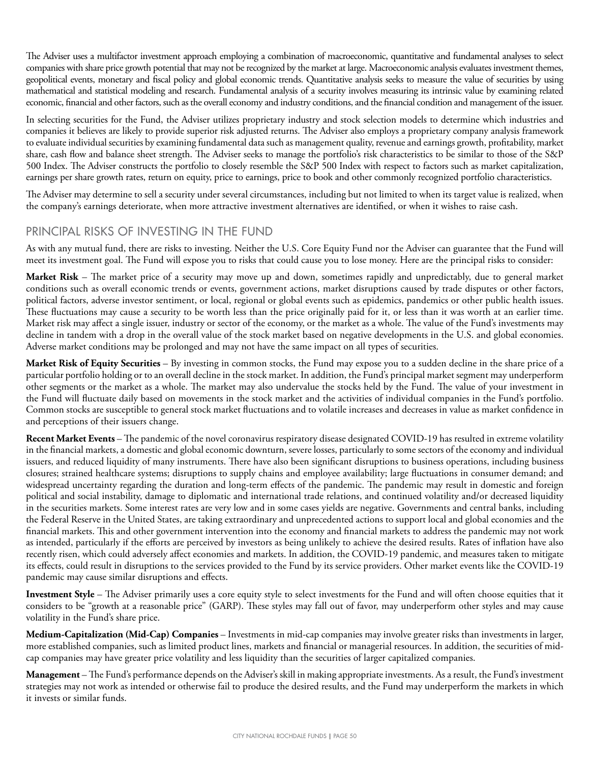The Adviser uses a multifactor investment approach employing a combination of macroeconomic, quantitative and fundamental analyses to select companies with share price growth potential that may not be recognized by the market at large. Macroeconomic analysis evaluates investment themes, geopolitical events, monetary and fiscal policy and global economic trends. Quantitative analysis seeks to measure the value of securities by using mathematical and statistical modeling and research. Fundamental analysis of a security involves measuring its intrinsic value by examining related economic, financial and other factors, such as the overall economy and industry conditions, and the financial condition and management of the issuer.

In selecting securities for the Fund, the Adviser utilizes proprietary industry and stock selection models to determine which industries and companies it believes are likely to provide superior risk adjusted returns. The Adviser also employs a proprietary company analysis framework to evaluate individual securities by examining fundamental data such as management quality, revenue and earnings growth, profitability, market share, cash flow and balance sheet strength. The Adviser seeks to manage the portfolio's risk characteristics to be similar to those of the S&P 500 Index. The Adviser constructs the portfolio to closely resemble the S&P 500 Index with respect to factors such as market capitalization, earnings per share growth rates, return on equity, price to earnings, price to book and other commonly recognized portfolio characteristics.

The Adviser may determine to sell a security under several circumstances, including but not limited to when its target value is realized, when the company's earnings deteriorate, when more attractive investment alternatives are identified, or when it wishes to raise cash.

## PRINCIPAL RISKS OF INVESTING IN THE FUND

As with any mutual fund, there are risks to investing. Neither the U.S. Core Equity Fund nor the Adviser can guarantee that the Fund will meet its investment goal. The Fund will expose you to risks that could cause you to lose money. Here are the principal risks to consider:

**Market Risk** – The market price of a security may move up and down, sometimes rapidly and unpredictably, due to general market conditions such as overall economic trends or events, government actions, market disruptions caused by trade disputes or other factors, political factors, adverse investor sentiment, or local, regional or global events such as epidemics, pandemics or other public health issues. These fluctuations may cause a security to be worth less than the price originally paid for it, or less than it was worth at an earlier time. Market risk may affect a single issuer, industry or sector of the economy, or the market as a whole. The value of the Fund's investments may decline in tandem with a drop in the overall value of the stock market based on negative developments in the U.S. and global economies. Adverse market conditions may be prolonged and may not have the same impact on all types of securities.

**Market Risk of Equity Securities** – By investing in common stocks, the Fund may expose you to a sudden decline in the share price of a particular portfolio holding or to an overall decline in the stock market. In addition, the Fund's principal market segment may underperform other segments or the market as a whole. The market may also undervalue the stocks held by the Fund. The value of your investment in the Fund will fluctuate daily based on movements in the stock market and the activities of individual companies in the Fund's portfolio. Common stocks are susceptible to general stock market fluctuations and to volatile increases and decreases in value as market confidence in and perceptions of their issuers change.

**Recent Market Events** – The pandemic of the novel coronavirus respiratory disease designated COVID-19 has resulted in extreme volatility in the financial markets, a domestic and global economic downturn, severe losses, particularly to some sectors of the economy and individual issuers, and reduced liquidity of many instruments. There have also been significant disruptions to business operations, including business closures; strained healthcare systems; disruptions to supply chains and employee availability; large fluctuations in consumer demand; and widespread uncertainty regarding the duration and long-term effects of the pandemic. The pandemic may result in domestic and foreign political and social instability, damage to diplomatic and international trade relations, and continued volatility and/or decreased liquidity in the securities markets. Some interest rates are very low and in some cases yields are negative. Governments and central banks, including the Federal Reserve in the United States, are taking extraordinary and unprecedented actions to support local and global economies and the financial markets. This and other government intervention into the economy and financial markets to address the pandemic may not work as intended, particularly if the efforts are perceived by investors as being unlikely to achieve the desired results. Rates of inflation have also recently risen, which could adversely affect economies and markets. In addition, the COVID-19 pandemic, and measures taken to mitigate its effects, could result in disruptions to the services provided to the Fund by its service providers. Other market events like the COVID-19 pandemic may cause similar disruptions and effects.

**Investment Style** – The Adviser primarily uses a core equity style to select investments for the Fund and will often choose equities that it considers to be "growth at a reasonable price" (GARP). These styles may fall out of favor, may underperform other styles and may cause volatility in the Fund's share price.

**Medium-Capitalization (Mid-Cap) Companies** – Investments in mid-cap companies may involve greater risks than investments in larger, more established companies, such as limited product lines, markets and financial or managerial resources. In addition, the securities of mid-cap companies may have greater price volatility and less liquidity than the securities of larger capitalized companies.

**Management** – The Fund's performance depends on the Adviser's skill in making appropriate investments. As a result, the Fund's investment strategies may not work as intended or otherwise fail to produce the desired results, and the Fund may underperform the markets in which it invests or similar funds.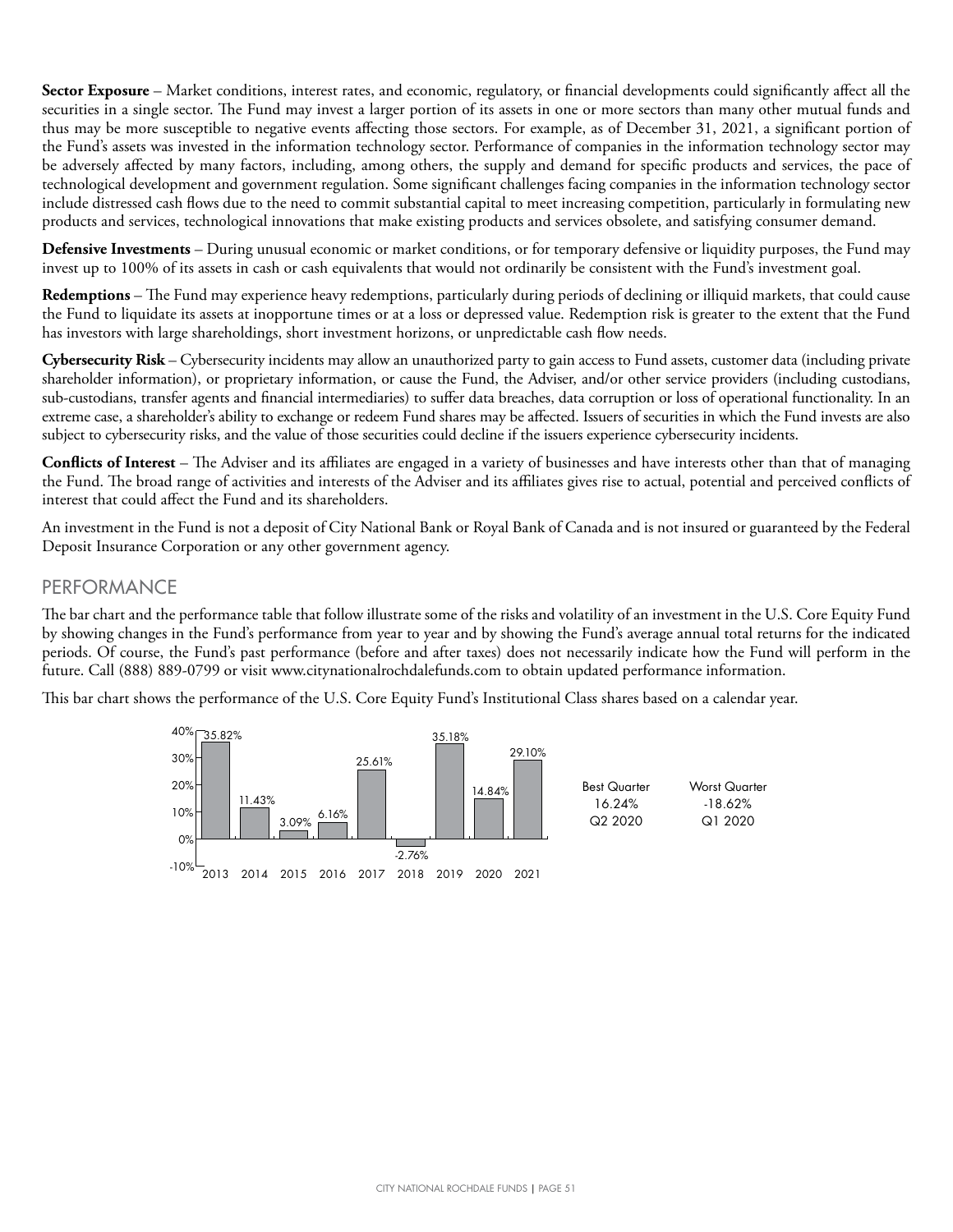**Sector Exposure** – Market conditions, interest rates, and economic, regulatory, or financial developments could significantly affect all the securities in a single sector. The Fund may invest a larger portion of its assets in one or more sectors than many other mutual funds and thus may be more susceptible to negative events affecting those sectors. For example, as of December 31, 2021, a significant portion of the Fund's assets was invested in the information technology sector. Performance of companies in the information technology sector may be adversely affected by many factors, including, among others, the supply and demand for specific products and services, the pace of technological development and government regulation. Some significant challenges facing companies in the information technology sector include distressed cash flows due to the need to commit substantial capital to meet increasing competition, particularly in formulating new products and services, technological innovations that make existing products and services obsolete, and satisfying consumer demand.

**Defensive Investments** – During unusual economic or market conditions, or for temporary defensive or liquidity purposes, the Fund may invest up to 100% of its assets in cash or cash equivalents that would not ordinarily be consistent with the Fund's investment goal.

**Redemptions** – The Fund may experience heavy redemptions, particularly during periods of declining or illiquid markets, that could cause the Fund to liquidate its assets at inopportune times or at a loss or depressed value. Redemption risk is greater to the extent that the Fund has investors with large shareholdings, short investment horizons, or unpredictable cash flow needs.

**Cybersecurity Risk** – Cybersecurity incidents may allow an unauthorized party to gain access to Fund assets, customer data (including private shareholder information), or proprietary information, or cause the Fund, the Adviser, and/or other service providers (including custodians, sub-custodians, transfer agents and financial intermediaries) to suffer data breaches, data corruption or loss of operational functionality. In an extreme case, a shareholder's ability to exchange or redeem Fund shares may be affected. Issuers of securities in which the Fund invests are also subject to cybersecurity risks, and the value of those securities could decline if the issuers experience cybersecurity incidents.

**Conflicts of Interest** – The Adviser and its affiliates are engaged in a variety of businesses and have interests other than that of managing the Fund. The broad range of activities and interests of the Adviser and its affiliates gives rise to actual, potential and perceived conflicts of interest that could affect the Fund and its shareholders.

An investment in the Fund is not a deposit of City National Bank or Royal Bank of Canada and is not insured or guaranteed by the Federal Deposit Insurance Corporation or any other government agency.

## PERFORMANCE

The bar chart and the performance table that follow illustrate some of the risks and volatility of an investment in the U.S. Core Equity Fund by showing changes in the Fund's performance from year to year and by showing the Fund's average annual total returns for the indicated periods. Of course, the Fund's past performance (before and after taxes) does not necessarily indicate how the Fund will perform in the future. Call (888) 889-0799 or visit www.citynationalrochdalefunds.com to obtain updated performance information.

This bar chart shows the performance of the U.S. Core Equity Fund's Institutional Class shares based on a calendar year.

| 2013 | 2014 | 2015 | 2016 | 2017 | 2018 | 2019 | 2020 | 2021 |
|---|---|---|---|---|---|---|---|---|
| 35.82% | 11.43% | 3.09% | 6.16% | 25.61% | -2.76% | 35.18% | 14.84% | 29.10% |

| Best Quarter | Worst Quarter |
|---|---|
| 16.24% | -18.62% |
| Q2 2020 | Q1 2020 |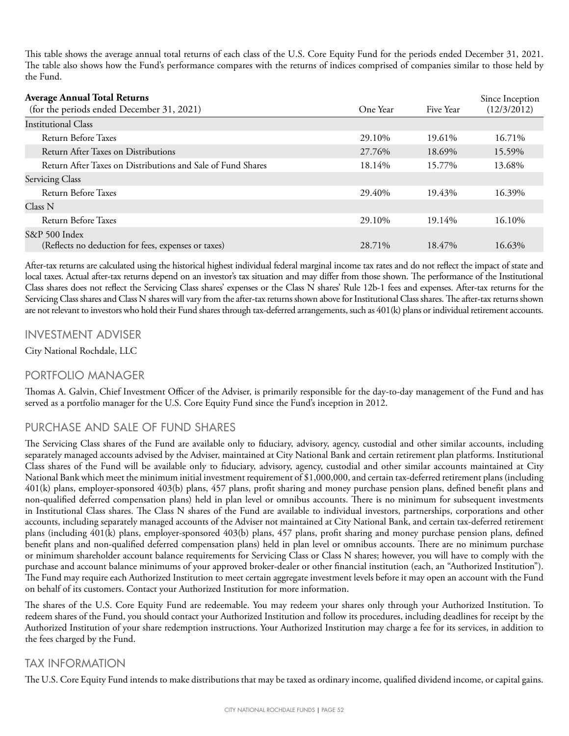This table shows the average annual total returns of each class of the U.S. Core Equity Fund for the periods ended December 31, 2021. The table also shows how the Fund's performance compares with the returns of indices comprised of companies similar to those held by the Fund.

| **Average Annual Total Returns** (for the periods ended December 31, 2021) | One Year | Five Year | Since Inception (12/3/2012) |
|---|---|---|---|
| Institutional Class | | | |
| Return Before Taxes | 29.10% | 19.61% | 16.71% |
| Return After Taxes on Distributions | 27.76% | 18.69% | 15.59% |
| Return After Taxes on Distributions and Sale of Fund Shares | 18.14% | 15.77% | 13.68% |
| Servicing Class | | | |
| Return Before Taxes | 29.40% | 19.43% | 16.39% |
| Class N | | | |
| Return Before Taxes | 29.10% | 19.14% | 16.10% |
| S&P 500 Index (Reflects no deduction for fees, expenses or taxes) | 28.71% | 18.47% | 16.63% |

After-tax returns are calculated using the historical highest individual federal marginal income tax rates and do not reflect the impact of state and local taxes. Actual after-tax returns depend on an investor's tax situation and may differ from those shown. The performance of the Institutional Class shares does not reflect the Servicing Class shares' expenses or the Class N shares' Rule 12b-1 fees and expenses. After-tax returns for the Servicing Class shares and Class N shares will vary from the after-tax returns shown above for Institutional Class shares. The after-tax returns shown are not relevant to investors who hold their Fund shares through tax-deferred arrangements, such as 401(k) plans or individual retirement accounts.

## INVESTMENT ADVISER

City National Rochdale, LLC

## PORTFOLIO MANAGER

Thomas A. Galvin, Chief Investment Officer of the Adviser, is primarily responsible for the day-to-day management of the Fund and has served as a portfolio manager for the U.S. Core Equity Fund since the Fund's inception in 2012.

## PURCHASE AND SALE OF FUND SHARES

The Servicing Class shares of the Fund are available only to fiduciary, advisory, agency, custodial and other similar accounts, including separately managed accounts advised by the Adviser, maintained at City National Bank and certain retirement plan platforms. Institutional Class shares of the Fund will be available only to fiduciary, advisory, agency, custodial and other similar accounts maintained at City National Bank which meet the minimum initial investment requirement of $1,000,000, and certain tax-deferred retirement plans (including 401(k) plans, employer-sponsored 403(b) plans, 457 plans, profit sharing and money purchase pension plans, defined benefit plans and non-qualified deferred compensation plans) held in plan level or omnibus accounts. There is no minimum for subsequent investments in Institutional Class shares. The Class N shares of the Fund are available to individual investors, partnerships, corporations and other accounts, including separately managed accounts of the Adviser not maintained at City National Bank, and certain tax-deferred retirement plans (including 401(k) plans, employer-sponsored 403(b) plans, 457 plans, profit sharing and money purchase pension plans, defined benefit plans and non-qualified deferred compensation plans) held in plan level or omnibus accounts. There are no minimum purchase or minimum shareholder account balance requirements for Servicing Class or Class N shares; however, you will have to comply with the purchase and account balance minimums of your approved broker-dealer or other financial institution (each, an "Authorized Institution"). The Fund may require each Authorized Institution to meet certain aggregate investment levels before it may open an account with the Fund on behalf of its customers. Contact your Authorized Institution for more information.

The shares of the U.S. Core Equity Fund are redeemable. You may redeem your shares only through your Authorized Institution. To redeem shares of the Fund, you should contact your Authorized Institution and follow its procedures, including deadlines for receipt by the Authorized Institution of your share redemption instructions. Your Authorized Institution may charge a fee for its services, in addition to the fees charged by the Fund.

## TAX INFORMATION

The U.S. Core Equity Fund intends to make distributions that may be taxed as ordinary income, qualified dividend income, or capital gains.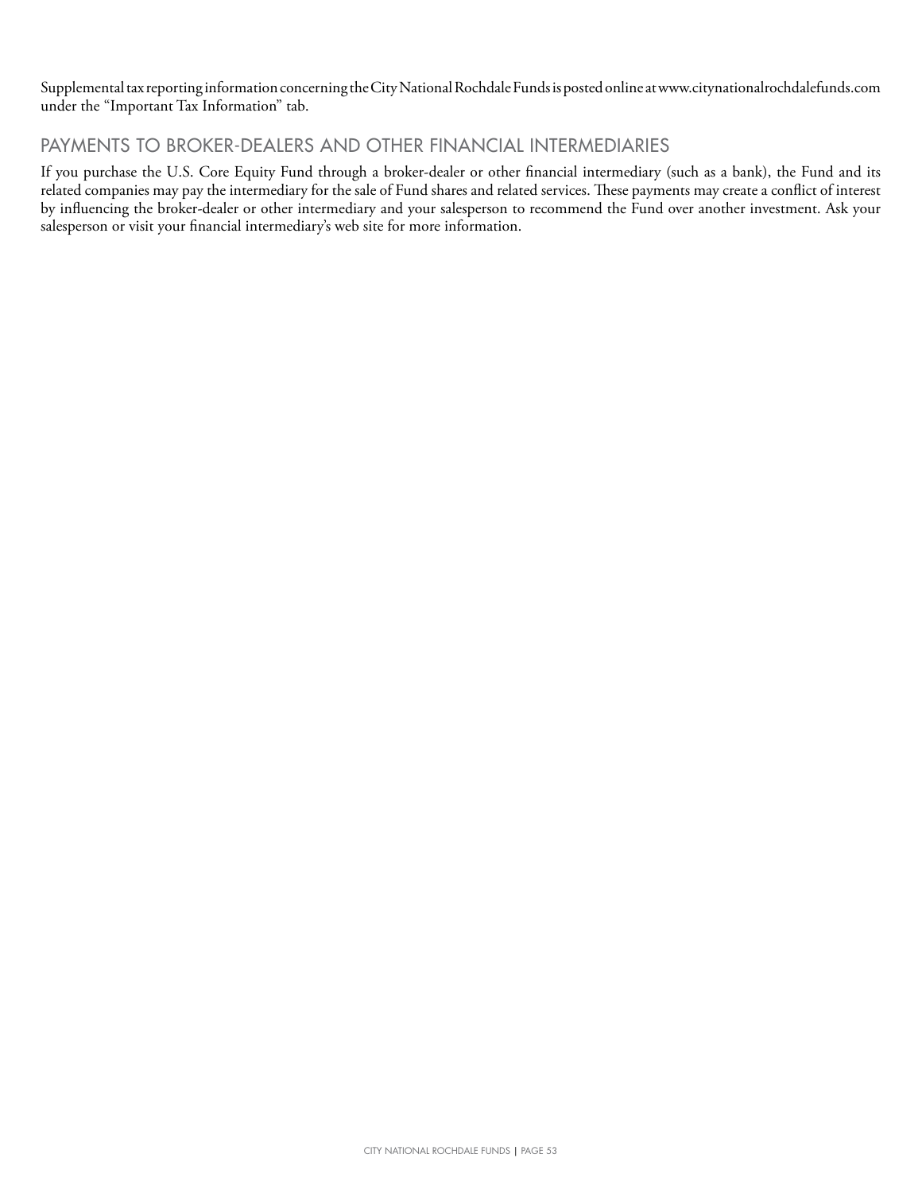Supplemental tax reporting information concerning the City National Rochdale Funds is posted online at www.citynationalrochdalefunds.com under the "Important Tax Information" tab.

## PAYMENTS TO BROKER-DEALERS AND OTHER FINANCIAL INTERMEDIARIES

If you purchase the U.S. Core Equity Fund through a broker-dealer or other financial intermediary (such as a bank), the Fund and its related companies may pay the intermediary for the sale of Fund shares and related services. These payments may create a conflict of interest by influencing the broker-dealer or other intermediary and your salesperson to recommend the Fund over another investment. Ask your salesperson or visit your financial intermediary's web site for more information.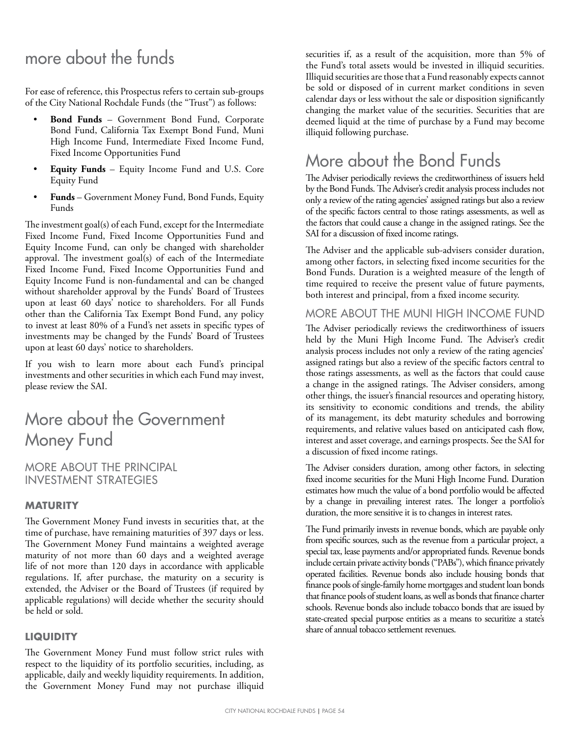# more about the funds

For ease of reference, this Prospectus refers to certain sub-groups of the City National Rochdale Funds (the "Trust") as follows:

- **Bond Funds** – Government Bond Fund, Corporate Bond Fund, California Tax Exempt Bond Fund, Muni High Income Fund, Intermediate Fixed Income Fund, Fixed Income Opportunities Fund
- **Equity Funds** – Equity Income Fund and U.S. Core Equity Fund
- **Funds** – Government Money Fund, Bond Funds, Equity Funds

The investment goal(s) of each Fund, except for the Intermediate Fixed Income Fund, Fixed Income Opportunities Fund and Equity Income Fund, can only be changed with shareholder approval. The investment goal(s) of each of the Intermediate Fixed Income Fund, Fixed Income Opportunities Fund and Equity Income Fund is non-fundamental and can be changed without shareholder approval by the Funds' Board of Trustees upon at least 60 days' notice to shareholders. For all Funds other than the California Tax Exempt Bond Fund, any policy to invest at least 80% of a Fund's net assets in specific types of investments may be changed by the Funds' Board of Trustees upon at least 60 days' notice to shareholders.

If you wish to learn more about each Fund's principal investments and other securities in which each Fund may invest, please review the SAI.

# More about the Government Money Fund

## MORE ABOUT THE PRINCIPAL INVESTMENT STRATEGIES

### MATURITY

The Government Money Fund invests in securities that, at the time of purchase, have remaining maturities of 397 days or less. The Government Money Fund maintains a weighted average maturity of not more than 60 days and a weighted average life of not more than 120 days in accordance with applicable regulations. If, after purchase, the maturity on a security is extended, the Adviser or the Board of Trustees (if required by applicable regulations) will decide whether the security should be held or sold.

### LIQUIDITY

The Government Money Fund must follow strict rules with respect to the liquidity of its portfolio securities, including, as applicable, daily and weekly liquidity requirements. In addition, the Government Money Fund may not purchase illiquid securities if, as a result of the acquisition, more than 5% of the Fund's total assets would be invested in illiquid securities. Illiquid securities are those that a Fund reasonably expects cannot be sold or disposed of in current market conditions in seven calendar days or less without the sale or disposition significantly changing the market value of the securities. Securities that are deemed liquid at the time of purchase by a Fund may become illiquid following purchase.

# More about the Bond Funds

The Adviser periodically reviews the creditworthiness of issuers held by the Bond Funds. The Adviser's credit analysis process includes not only a review of the rating agencies' assigned ratings but also a review of the specific factors central to those ratings assessments, as well as the factors that could cause a change in the assigned ratings. See the SAI for a discussion of fixed income ratings.

The Adviser and the applicable sub-advisers consider duration, among other factors, in selecting fixed income securities for the Bond Funds. Duration is a weighted measure of the length of time required to receive the present value of future payments, both interest and principal, from a fixed income security.

## MORE ABOUT THE MUNI HIGH INCOME FUND

The Adviser periodically reviews the creditworthiness of issuers held by the Muni High Income Fund. The Adviser's credit analysis process includes not only a review of the rating agencies' assigned ratings but also a review of the specific factors central to those ratings assessments, as well as the factors that could cause a change in the assigned ratings. The Adviser considers, among other things, the issuer's financial resources and operating history, its sensitivity to economic conditions and trends, the ability of its management, its debt maturity schedules and borrowing requirements, and relative values based on anticipated cash flow, interest and asset coverage, and earnings prospects. See the SAI for a discussion of fixed income ratings.

The Adviser considers duration, among other factors, in selecting fixed income securities for the Muni High Income Fund. Duration estimates how much the value of a bond portfolio would be affected by a change in prevailing interest rates. The longer a portfolio's duration, the more sensitive it is to changes in interest rates.

The Fund primarily invests in revenue bonds, which are payable only from specific sources, such as the revenue from a particular project, a special tax, lease payments and/or appropriated funds. Revenue bonds include certain private activity bonds ("PABs"), which finance privately operated facilities. Revenue bonds also include housing bonds that finance pools of single-family home mortgages and student loan bonds that finance pools of student loans, as well as bonds that finance charter schools. Revenue bonds also include tobacco bonds that are issued by state-created special purpose entities as a means to securitize a state's share of annual tobacco settlement revenues.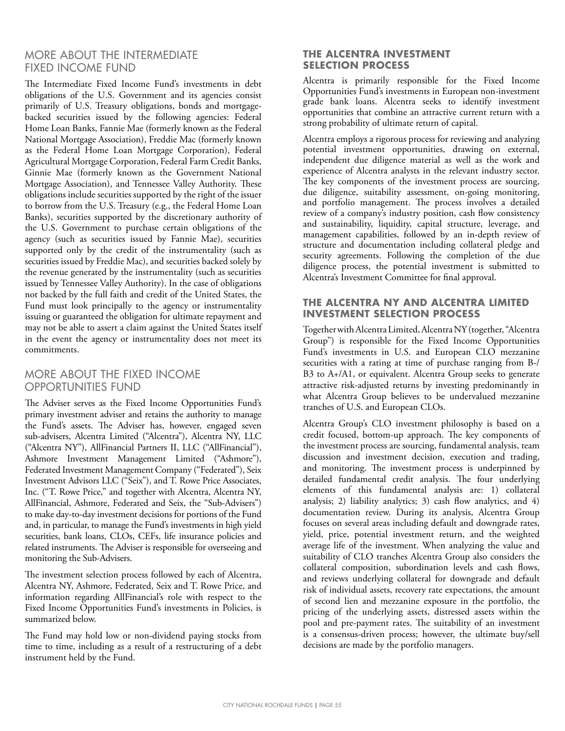## MORE ABOUT THE INTERMEDIATE FIXED INCOME FUND

The Intermediate Fixed Income Fund's investments in debt obligations of the U.S. Government and its agencies consist primarily of U.S. Treasury obligations, bonds and mortgage-backed securities issued by the following agencies: Federal Home Loan Banks, Fannie Mae (formerly known as the Federal National Mortgage Association), Freddie Mac (formerly known as the Federal Home Loan Mortgage Corporation), Federal Agricultural Mortgage Corporation, Federal Farm Credit Banks, Ginnie Mae (formerly known as the Government National Mortgage Association), and Tennessee Valley Authority. These obligations include securities supported by the right of the issuer to borrow from the U.S. Treasury (e.g., the Federal Home Loan Banks), securities supported by the discretionary authority of the U.S. Government to purchase certain obligations of the agency (such as securities issued by Fannie Mae), securities supported only by the credit of the instrumentality (such as securities issued by Freddie Mac), and securities backed solely by the revenue generated by the instrumentality (such as securities issued by Tennessee Valley Authority). In the case of obligations not backed by the full faith and credit of the United States, the Fund must look principally to the agency or instrumentality issuing or guaranteed the obligation for ultimate repayment and may not be able to assert a claim against the United States itself in the event the agency or instrumentality does not meet its commitments.

## MORE ABOUT THE FIXED INCOME OPPORTUNITIES FUND

The Adviser serves as the Fixed Income Opportunities Fund's primary investment adviser and retains the authority to manage the Fund's assets. The Adviser has, however, engaged seven sub-advisers, Alcentra Limited ("Alcentra"), Alcentra NY, LLC ("Alcentra NY"), AllFinancial Partners II, LLC ("AllFinancial"), Ashmore Investment Management Limited ("Ashmore"), Federated Investment Management Company ("Federated"), Seix Investment Advisors LLC ("Seix"), and T. Rowe Price Associates, Inc. ("T. Rowe Price," and together with Alcentra, Alcentra NY, AllFinancial, Ashmore, Federated and Seix, the "Sub-Advisers") to make day-to-day investment decisions for portions of the Fund and, in particular, to manage the Fund's investments in high yield securities, bank loans, CLOs, CEFs, life insurance policies and related instruments. The Adviser is responsible for overseeing and monitoring the Sub-Advisers.

The investment selection process followed by each of Alcentra, Alcentra NY, Ashmore, Federated, Seix and T. Rowe Price, and information regarding AllFinancial's role with respect to the Fixed Income Opportunities Fund's investments in Policies, is summarized below.

The Fund may hold low or non-dividend paying stocks from time to time, including as a result of a restructuring of a debt instrument held by the Fund.

### THE ALCENTRA INVESTMENT SELECTION PROCESS

Alcentra is primarily responsible for the Fixed Income Opportunities Fund's investments in European non-investment grade bank loans. Alcentra seeks to identify investment opportunities that combine an attractive current return with a strong probability of ultimate return of capital.

Alcentra employs a rigorous process for reviewing and analyzing potential investment opportunities, drawing on external, independent due diligence material as well as the work and experience of Alcentra analysts in the relevant industry sector. The key components of the investment process are sourcing, due diligence, suitability assessment, on-going monitoring, and portfolio management. The process involves a detailed review of a company's industry position, cash flow consistency and sustainability, liquidity, capital structure, leverage, and management capabilities, followed by an in-depth review of structure and documentation including collateral pledge and security agreements. Following the completion of the due diligence process, the potential investment is submitted to Alcentra's Investment Committee for final approval.

### THE ALCENTRA NY AND ALCENTRA LIMITED INVESTMENT SELECTION PROCESS

Together with Alcentra Limited, Alcentra NY (together, "Alcentra Group") is responsible for the Fixed Income Opportunities Fund's investments in U.S. and European CLO mezzanine securities with a rating at time of purchase ranging from B-/B3 to A+/A1, or equivalent. Alcentra Group seeks to generate attractive risk-adjusted returns by investing predominantly in what Alcentra Group believes to be undervalued mezzanine tranches of U.S. and European CLOs.

Alcentra Group's CLO investment philosophy is based on a credit focused, bottom-up approach. The key components of the investment process are sourcing, fundamental analysis, team discussion and investment decision, execution and trading, and monitoring. The investment process is underpinned by detailed fundamental credit analysis. The four underlying elements of this fundamental analysis are: 1) collateral analysis; 2) liability analytics; 3) cash flow analytics, and 4) documentation review. During its analysis, Alcentra Group focuses on several areas including default and downgrade rates, yield, price, potential investment return, and the weighted average life of the investment. When analyzing the value and suitability of CLO tranches Alcentra Group also considers the collateral composition, subordination levels and cash flows, and reviews underlying collateral for downgrade and default risk of individual assets, recovery rate expectations, the amount of second lien and mezzanine exposure in the portfolio, the pricing of the underlying assets, distressed assets within the pool and pre-payment rates. The suitability of an investment is a consensus-driven process; however, the ultimate buy/sell decisions are made by the portfolio managers.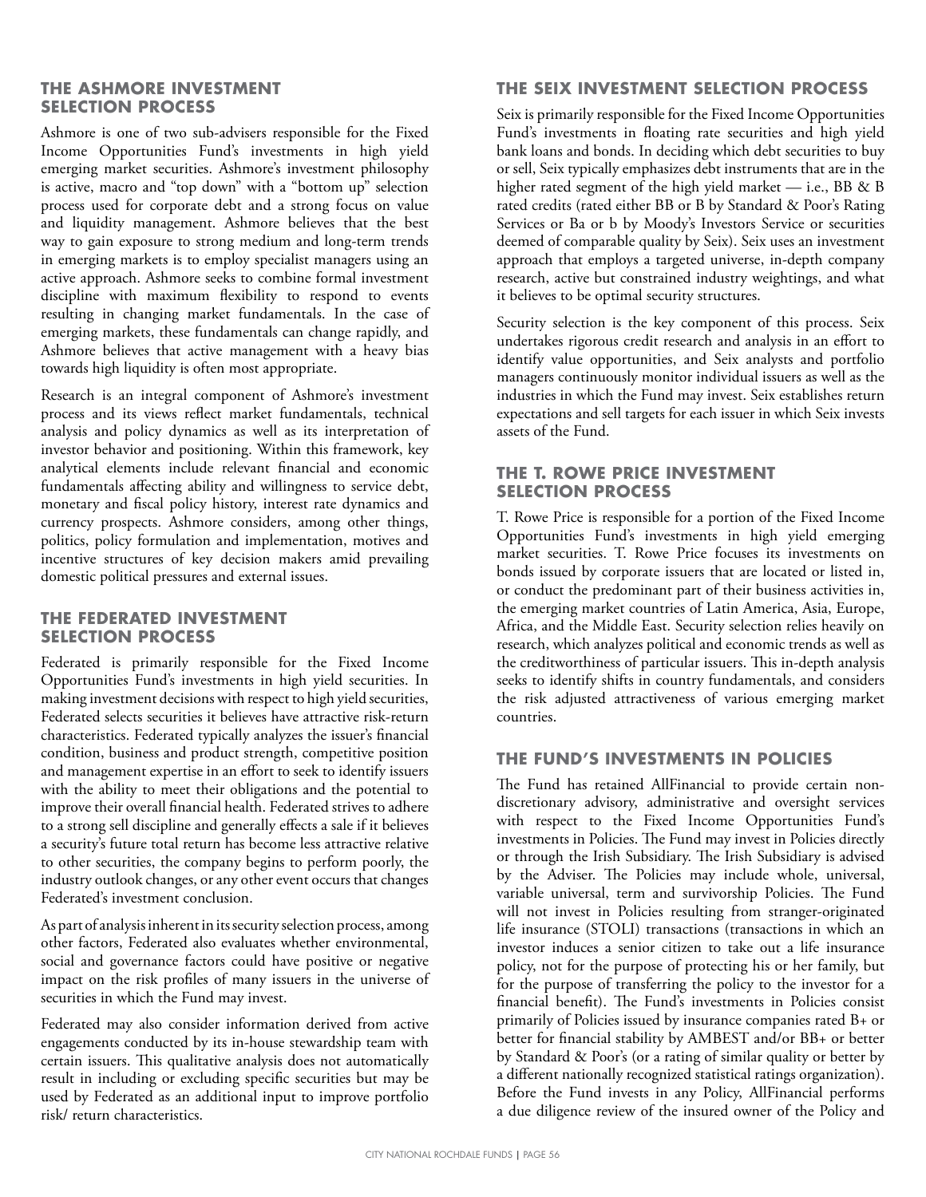## THE ASHMORE INVESTMENT SELECTION PROCESS

Ashmore is one of two sub-advisers responsible for the Fixed Income Opportunities Fund's investments in high yield emerging market securities. Ashmore's investment philosophy is active, macro and "top down" with a "bottom up" selection process used for corporate debt and a strong focus on value and liquidity management. Ashmore believes that the best way to gain exposure to strong medium and long-term trends in emerging markets is to employ specialist managers using an active approach. Ashmore seeks to combine formal investment discipline with maximum flexibility to respond to events resulting in changing market fundamentals. In the case of emerging markets, these fundamentals can change rapidly, and Ashmore believes that active management with a heavy bias towards high liquidity is often most appropriate.

Research is an integral component of Ashmore's investment process and its views reflect market fundamentals, technical analysis and policy dynamics as well as its interpretation of investor behavior and positioning. Within this framework, key analytical elements include relevant financial and economic fundamentals affecting ability and willingness to service debt, monetary and fiscal policy history, interest rate dynamics and currency prospects. Ashmore considers, among other things, politics, policy formulation and implementation, motives and incentive structures of key decision makers amid prevailing domestic political pressures and external issues.

## THE FEDERATED INVESTMENT SELECTION PROCESS

Federated is primarily responsible for the Fixed Income Opportunities Fund's investments in high yield securities. In making investment decisions with respect to high yield securities, Federated selects securities it believes have attractive risk-return characteristics. Federated typically analyzes the issuer's financial condition, business and product strength, competitive position and management expertise in an effort to seek to identify issuers with the ability to meet their obligations and the potential to improve their overall financial health. Federated strives to adhere to a strong sell discipline and generally effects a sale if it believes a security's future total return has become less attractive relative to other securities, the company begins to perform poorly, the industry outlook changes, or any other event occurs that changes Federated's investment conclusion.

As part of analysis inherent in its security selection process, among other factors, Federated also evaluates whether environmental, social and governance factors could have positive or negative impact on the risk profiles of many issuers in the universe of securities in which the Fund may invest.

Federated may also consider information derived from active engagements conducted by its in-house stewardship team with certain issuers. This qualitative analysis does not automatically result in including or excluding specific securities but may be used by Federated as an additional input to improve portfolio risk/ return characteristics.

## THE SEIX INVESTMENT SELECTION PROCESS

Seix is primarily responsible for the Fixed Income Opportunities Fund's investments in floating rate securities and high yield bank loans and bonds. In deciding which debt securities to buy or sell, Seix typically emphasizes debt instruments that are in the higher rated segment of the high yield market — i.e., BB & B rated credits (rated either BB or B by Standard & Poor's Rating Services or Ba or b by Moody's Investors Service or securities deemed of comparable quality by Seix). Seix uses an investment approach that employs a targeted universe, in-depth company research, active but constrained industry weightings, and what it believes to be optimal security structures.

Security selection is the key component of this process. Seix undertakes rigorous credit research and analysis in an effort to identify value opportunities, and Seix analysts and portfolio managers continuously monitor individual issuers as well as the industries in which the Fund may invest. Seix establishes return expectations and sell targets for each issuer in which Seix invests assets of the Fund.

## THE T. ROWE PRICE INVESTMENT SELECTION PROCESS

T. Rowe Price is responsible for a portion of the Fixed Income Opportunities Fund's investments in high yield emerging market securities. T. Rowe Price focuses its investments on bonds issued by corporate issuers that are located or listed in, or conduct the predominant part of their business activities in, the emerging market countries of Latin America, Asia, Europe, Africa, and the Middle East. Security selection relies heavily on research, which analyzes political and economic trends as well as the creditworthiness of particular issuers. This in-depth analysis seeks to identify shifts in country fundamentals, and considers the risk adjusted attractiveness of various emerging market countries.

## THE FUND'S INVESTMENTS IN POLICIES

The Fund has retained AllFinancial to provide certain non-discretionary advisory, administrative and oversight services with respect to the Fixed Income Opportunities Fund's investments in Policies. The Fund may invest in Policies directly or through the Irish Subsidiary. The Irish Subsidiary is advised by the Adviser. The Policies may include whole, universal, variable universal, term and survivorship Policies. The Fund will not invest in Policies resulting from stranger-originated life insurance (STOLI) transactions (transactions in which an investor induces a senior citizen to take out a life insurance policy, not for the purpose of protecting his or her family, but for the purpose of transferring the policy to the investor for a financial benefit). The Fund's investments in Policies consist primarily of Policies issued by insurance companies rated B+ or better for financial stability by AMBEST and/or BB+ or better by Standard & Poor's (or a rating of similar quality or better by a different nationally recognized statistical ratings organization). Before the Fund invests in any Policy, AllFinancial performs a due diligence review of the insured owner of the Policy and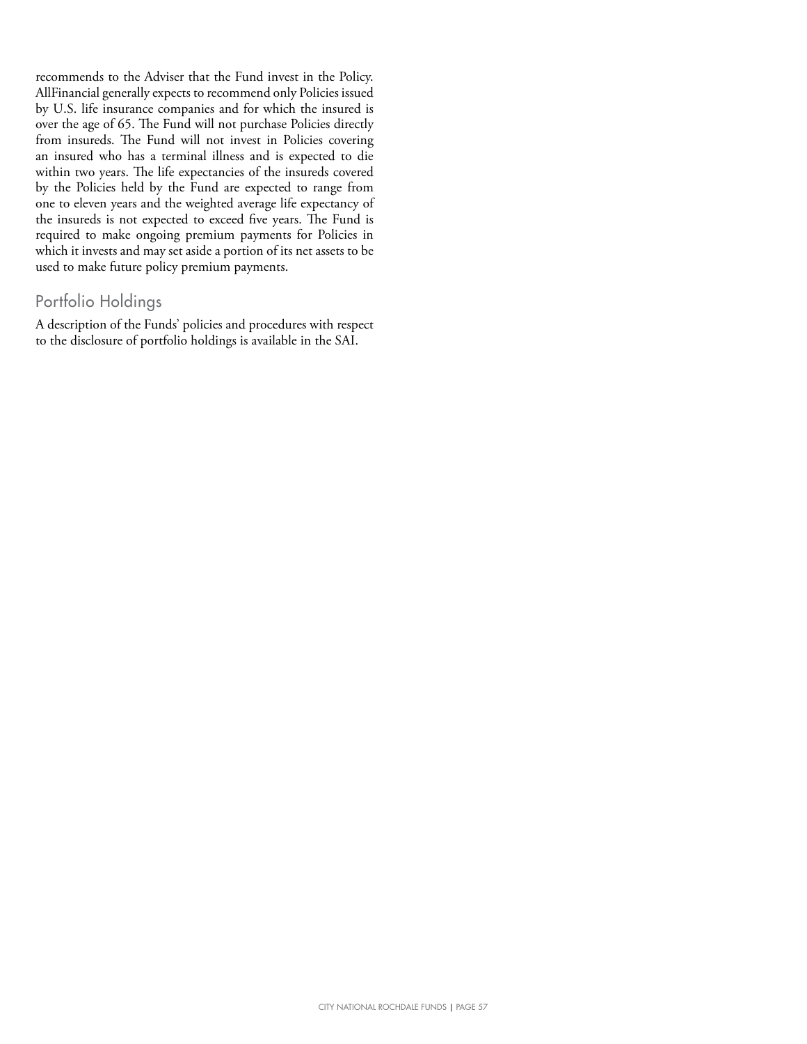recommends to the Adviser that the Fund invest in the Policy. AllFinancial generally expects to recommend only Policies issued by U.S. life insurance companies and for which the insured is over the age of 65. The Fund will not purchase Policies directly from insureds. The Fund will not invest in Policies covering an insured who has a terminal illness and is expected to die within two years. The life expectancies of the insureds covered by the Policies held by the Fund are expected to range from one to eleven years and the weighted average life expectancy of the insureds is not expected to exceed five years. The Fund is required to make ongoing premium payments for Policies in which it invests and may set aside a portion of its net assets to be used to make future policy premium payments.

## Portfolio Holdings

A description of the Funds' policies and procedures with respect to the disclosure of portfolio holdings is available in the SAI.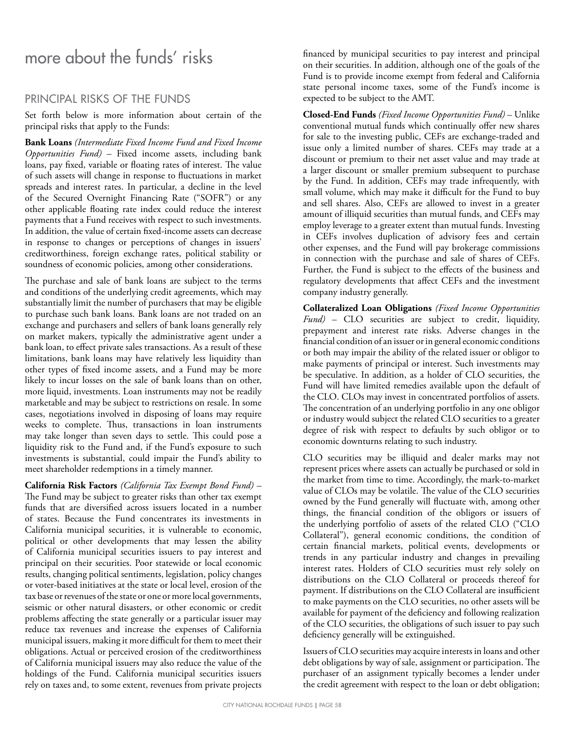# more about the funds' risks

## PRINCIPAL RISKS OF THE FUNDS

Set forth below is more information about certain of the principal risks that apply to the Funds:

**Bank Loans** *(Intermediate Fixed Income Fund and Fixed Income Opportunities Fund)* – Fixed income assets, including bank loans, pay fixed, variable or floating rates of interest. The value of such assets will change in response to fluctuations in market spreads and interest rates. In particular, a decline in the level of the Secured Overnight Financing Rate ("SOFR") or any other applicable floating rate index could reduce the interest payments that a Fund receives with respect to such investments. In addition, the value of certain fixed-income assets can decrease in response to changes or perceptions of changes in issuers' creditworthiness, foreign exchange rates, political stability or soundness of economic policies, among other considerations.

The purchase and sale of bank loans are subject to the terms and conditions of the underlying credit agreements, which may substantially limit the number of purchasers that may be eligible to purchase such bank loans. Bank loans are not traded on an exchange and purchasers and sellers of bank loans generally rely on market makers, typically the administrative agent under a bank loan, to effect private sales transactions. As a result of these limitations, bank loans may have relatively less liquidity than other types of fixed income assets, and a Fund may be more likely to incur losses on the sale of bank loans than on other, more liquid, investments. Loan instruments may not be readily marketable and may be subject to restrictions on resale. In some cases, negotiations involved in disposing of loans may require weeks to complete. Thus, transactions in loan instruments may take longer than seven days to settle. This could pose a liquidity risk to the Fund and, if the Fund's exposure to such investments is substantial, could impair the Fund's ability to meet shareholder redemptions in a timely manner.

**California Risk Factors** *(California Tax Exempt Bond Fund)* – The Fund may be subject to greater risks than other tax exempt funds that are diversified across issuers located in a number of states. Because the Fund concentrates its investments in California municipal securities, it is vulnerable to economic, political or other developments that may lessen the ability of California municipal securities issuers to pay interest and principal on their securities. Poor statewide or local economic results, changing political sentiments, legislation, policy changes or voter-based initiatives at the state or local level, erosion of the tax base or revenues of the state or one or more local governments, seismic or other natural disasters, or other economic or credit problems affecting the state generally or a particular issuer may reduce tax revenues and increase the expenses of California municipal issuers, making it more difficult for them to meet their obligations. Actual or perceived erosion of the creditworthiness of California municipal issuers may also reduce the value of the holdings of the Fund. California municipal securities issuers rely on taxes and, to some extent, revenues from private projects financed by municipal securities to pay interest and principal on their securities. In addition, although one of the goals of the Fund is to provide income exempt from federal and California state personal income taxes, some of the Fund's income is expected to be subject to the AMT.

**Closed-End Funds** *(Fixed Income Opportunities Fund)* – Unlike conventional mutual funds which continually offer new shares for sale to the investing public, CEFs are exchange-traded and issue only a limited number of shares. CEFs may trade at a discount or premium to their net asset value and may trade at a larger discount or smaller premium subsequent to purchase by the Fund. In addition, CEFs may trade infrequently, with small volume, which may make it difficult for the Fund to buy and sell shares. Also, CEFs are allowed to invest in a greater amount of illiquid securities than mutual funds, and CEFs may employ leverage to a greater extent than mutual funds. Investing in CEFs involves duplication of advisory fees and certain other expenses, and the Fund will pay brokerage commissions in connection with the purchase and sale of shares of CEFs. Further, the Fund is subject to the effects of the business and regulatory developments that affect CEFs and the investment company industry generally.

**Collateralized Loan Obligations** *(Fixed Income Opportunities Fund)* – CLO securities are subject to credit, liquidity, prepayment and interest rate risks. Adverse changes in the financial condition of an issuer or in general economic conditions or both may impair the ability of the related issuer or obligor to make payments of principal or interest. Such investments may be speculative. In addition, as a holder of CLO securities, the Fund will have limited remedies available upon the default of the CLO. CLOs may invest in concentrated portfolios of assets. The concentration of an underlying portfolio in any one obligor or industry would subject the related CLO securities to a greater degree of risk with respect to defaults by such obligor or to economic downturns relating to such industry.

CLO securities may be illiquid and dealer marks may not represent prices where assets can actually be purchased or sold in the market from time to time. Accordingly, the mark-to-market value of CLOs may be volatile. The value of the CLO securities owned by the Fund generally will fluctuate with, among other things, the financial condition of the obligors or issuers of the underlying portfolio of assets of the related CLO ("CLO Collateral"), general economic conditions, the condition of certain financial markets, political events, developments or trends in any particular industry and changes in prevailing interest rates. Holders of CLO securities must rely solely on distributions on the CLO Collateral or proceeds thereof for payment. If distributions on the CLO Collateral are insufficient to make payments on the CLO securities, no other assets will be available for payment of the deficiency and following realization of the CLO securities, the obligations of such issuer to pay such deficiency generally will be extinguished.

Issuers of CLO securities may acquire interests in loans and other debt obligations by way of sale, assignment or participation. The purchaser of an assignment typically becomes a lender under the credit agreement with respect to the loan or debt obligation;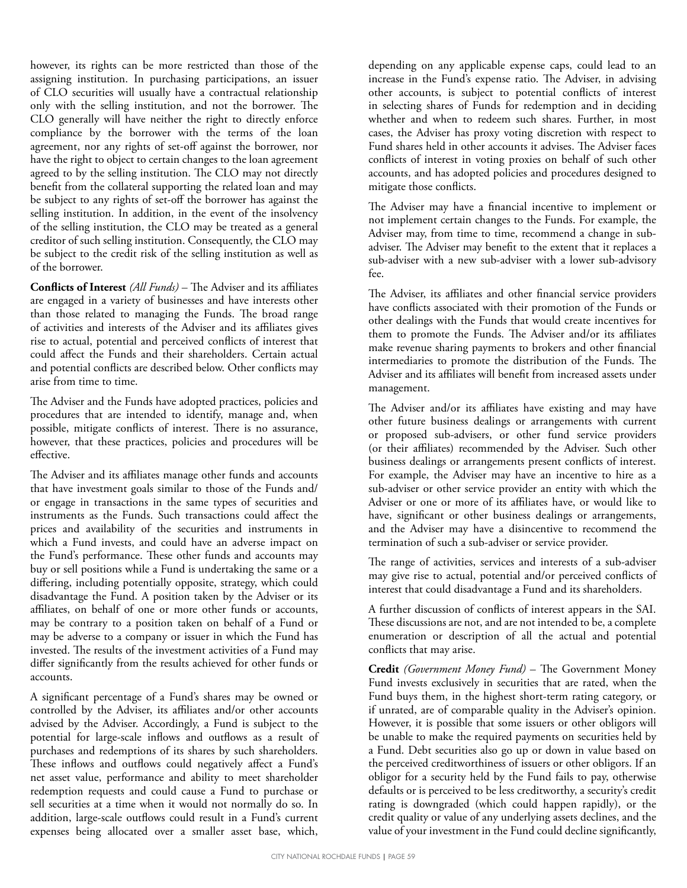however, its rights can be more restricted than those of the assigning institution. In purchasing participations, an issuer of CLO securities will usually have a contractual relationship only with the selling institution, and not the borrower. The CLO generally will have neither the right to directly enforce compliance by the borrower with the terms of the loan agreement, nor any rights of set-off against the borrower, nor have the right to object to certain changes to the loan agreement agreed to by the selling institution. The CLO may not directly benefit from the collateral supporting the related loan and may be subject to any rights of set-off the borrower has against the selling institution. In addition, in the event of the insolvency of the selling institution, the CLO may be treated as a general creditor of such selling institution. Consequently, the CLO may be subject to the credit risk of the selling institution as well as of the borrower.

**Conflicts of Interest** *(All Funds)* – The Adviser and its affiliates are engaged in a variety of businesses and have interests other than those related to managing the Funds. The broad range of activities and interests of the Adviser and its affiliates gives rise to actual, potential and perceived conflicts of interest that could affect the Funds and their shareholders. Certain actual and potential conflicts are described below. Other conflicts may arise from time to time.

The Adviser and the Funds have adopted practices, policies and procedures that are intended to identify, manage and, when possible, mitigate conflicts of interest. There is no assurance, however, that these practices, policies and procedures will be effective.

The Adviser and its affiliates manage other funds and accounts that have investment goals similar to those of the Funds and/or engage in transactions in the same types of securities and instruments as the Funds. Such transactions could affect the prices and availability of the securities and instruments in which a Fund invests, and could have an adverse impact on the Fund's performance. These other funds and accounts may buy or sell positions while a Fund is undertaking the same or a differing, including potentially opposite, strategy, which could disadvantage the Fund. A position taken by the Adviser or its affiliates, on behalf of one or more other funds or accounts, may be contrary to a position taken on behalf of a Fund or may be adverse to a company or issuer in which the Fund has invested. The results of the investment activities of a Fund may differ significantly from the results achieved for other funds or accounts.

A significant percentage of a Fund's shares may be owned or controlled by the Adviser, its affiliates and/or other accounts advised by the Adviser. Accordingly, a Fund is subject to the potential for large-scale inflows and outflows as a result of purchases and redemptions of its shares by such shareholders. These inflows and outflows could negatively affect a Fund's net asset value, performance and ability to meet shareholder redemption requests and could cause a Fund to purchase or sell securities at a time when it would not normally do so. In addition, large-scale outflows could result in a Fund's current expenses being allocated over a smaller asset base, which, depending on any applicable expense caps, could lead to an increase in the Fund's expense ratio. The Adviser, in advising other accounts, is subject to potential conflicts of interest in selecting shares of Funds for redemption and in deciding whether and when to redeem such shares. Further, in most cases, the Adviser has proxy voting discretion with respect to Fund shares held in other accounts it advises. The Adviser faces conflicts of interest in voting proxies on behalf of such other accounts, and has adopted policies and procedures designed to mitigate those conflicts.

The Adviser may have a financial incentive to implement or not implement certain changes to the Funds. For example, the Adviser may, from time to time, recommend a change in sub-adviser. The Adviser may benefit to the extent that it replaces a sub-adviser with a new sub-adviser with a lower sub-advisory fee.

The Adviser, its affiliates and other financial service providers have conflicts associated with their promotion of the Funds or other dealings with the Funds that would create incentives for them to promote the Funds. The Adviser and/or its affiliates make revenue sharing payments to brokers and other financial intermediaries to promote the distribution of the Funds. The Adviser and its affiliates will benefit from increased assets under management.

The Adviser and/or its affiliates have existing and may have other future business dealings or arrangements with current or proposed sub-advisers, or other fund service providers (or their affiliates) recommended by the Adviser. Such other business dealings or arrangements present conflicts of interest. For example, the Adviser may have an incentive to hire as a sub-adviser or other service provider an entity with which the Adviser or one or more of its affiliates have, or would like to have, significant or other business dealings or arrangements, and the Adviser may have a disincentive to recommend the termination of such a sub-adviser or service provider.

The range of activities, services and interests of a sub-adviser may give rise to actual, potential and/or perceived conflicts of interest that could disadvantage a Fund and its shareholders.

A further discussion of conflicts of interest appears in the SAI. These discussions are not, and are not intended to be, a complete enumeration or description of all the actual and potential conflicts that may arise.

**Credit** *(Government Money Fund)* – The Government Money Fund invests exclusively in securities that are rated, when the Fund buys them, in the highest short-term rating category, or if unrated, are of comparable quality in the Adviser's opinion. However, it is possible that some issuers or other obligors will be unable to make the required payments on securities held by a Fund. Debt securities also go up or down in value based on the perceived creditworthiness of issuers or other obligors. If an obligor for a security held by the Fund fails to pay, otherwise defaults or is perceived to be less creditworthy, a security's credit rating is downgraded (which could happen rapidly), or the credit quality or value of any underlying assets declines, and the value of your investment in the Fund could decline significantly,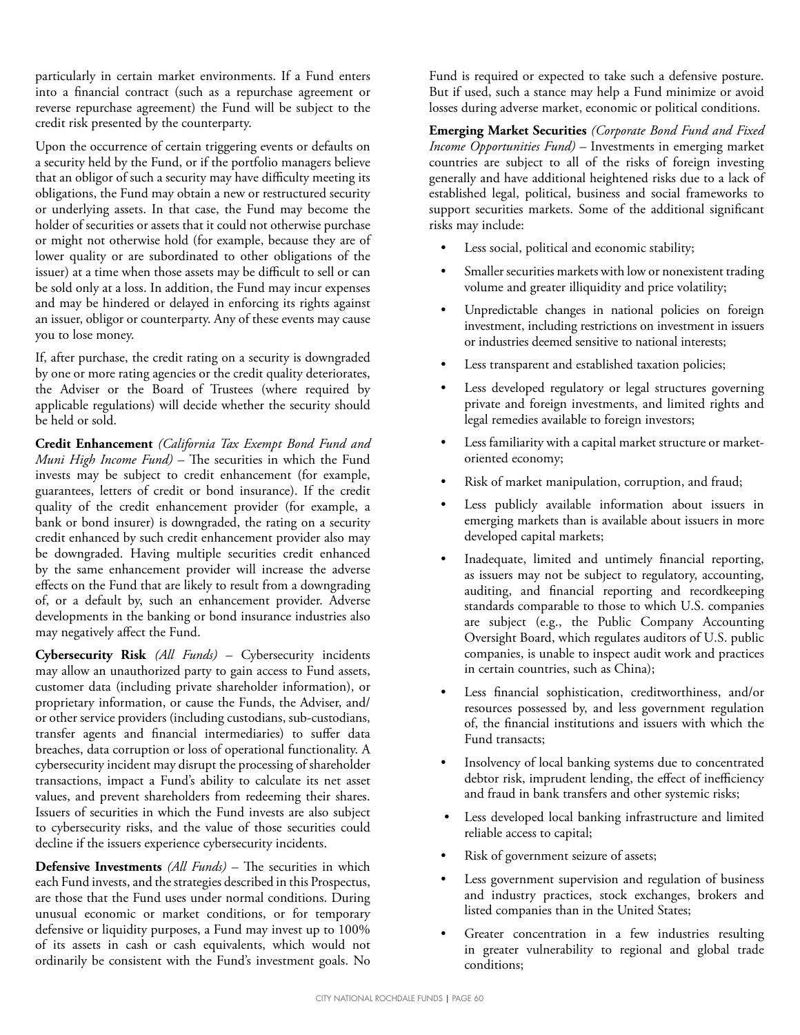particularly in certain market environments. If a Fund enters into a financial contract (such as a repurchase agreement or reverse repurchase agreement) the Fund will be subject to the credit risk presented by the counterparty.

Upon the occurrence of certain triggering events or defaults on a security held by the Fund, or if the portfolio managers believe that an obligor of such a security may have difficulty meeting its obligations, the Fund may obtain a new or restructured security or underlying assets. In that case, the Fund may become the holder of securities or assets that it could not otherwise purchase or might not otherwise hold (for example, because they are of lower quality or are subordinated to other obligations of the issuer) at a time when those assets may be difficult to sell or can be sold only at a loss. In addition, the Fund may incur expenses and may be hindered or delayed in enforcing its rights against an issuer, obligor or counterparty. Any of these events may cause you to lose money.

If, after purchase, the credit rating on a security is downgraded by one or more rating agencies or the credit quality deteriorates, the Adviser or the Board of Trustees (where required by applicable regulations) will decide whether the security should be held or sold.

**Credit Enhancement** *(California Tax Exempt Bond Fund and Muni High Income Fund)* – The securities in which the Fund invests may be subject to credit enhancement (for example, guarantees, letters of credit or bond insurance). If the credit quality of the credit enhancement provider (for example, a bank or bond insurer) is downgraded, the rating on a security credit enhanced by such credit enhancement provider also may be downgraded. Having multiple securities credit enhanced by the same enhancement provider will increase the adverse effects on the Fund that are likely to result from a downgrading of, or a default by, such an enhancement provider. Adverse developments in the banking or bond insurance industries also may negatively affect the Fund.

**Cybersecurity Risk** *(All Funds)* – Cybersecurity incidents may allow an unauthorized party to gain access to Fund assets, customer data (including private shareholder information), or proprietary information, or cause the Funds, the Adviser, and/or other service providers (including custodians, sub-custodians, transfer agents and financial intermediaries) to suffer data breaches, data corruption or loss of operational functionality. A cybersecurity incident may disrupt the processing of shareholder transactions, impact a Fund's ability to calculate its net asset values, and prevent shareholders from redeeming their shares. Issuers of securities in which the Fund invests are also subject to cybersecurity risks, and the value of those securities could decline if the issuers experience cybersecurity incidents.

**Defensive Investments** *(All Funds)* – The securities in which each Fund invests, and the strategies described in this Prospectus, are those that the Fund uses under normal conditions. During unusual economic or market conditions, or for temporary defensive or liquidity purposes, a Fund may invest up to 100% of its assets in cash or cash equivalents, which would not ordinarily be consistent with the Fund's investment goals. No Fund is required or expected to take such a defensive posture. But if used, such a stance may help a Fund minimize or avoid losses during adverse market, economic or political conditions.

**Emerging Market Securities** *(Corporate Bond Fund and Fixed Income Opportunities Fund)* – Investments in emerging market countries are subject to all of the risks of foreign investing generally and have additional heightened risks due to a lack of established legal, political, business and social frameworks to support securities markets. Some of the additional significant risks may include:

- Less social, political and economic stability;
- Smaller securities markets with low or nonexistent trading volume and greater illiquidity and price volatility;
- Unpredictable changes in national policies on foreign investment, including restrictions on investment in issuers or industries deemed sensitive to national interests;
- Less transparent and established taxation policies;
- Less developed regulatory or legal structures governing private and foreign investments, and limited rights and legal remedies available to foreign investors;
- Less familiarity with a capital market structure or market-oriented economy;
- Risk of market manipulation, corruption, and fraud;
- Less publicly available information about issuers in emerging markets than is available about issuers in more developed capital markets;
- Inadequate, limited and untimely financial reporting, as issuers may not be subject to regulatory, accounting, auditing, and financial reporting and recordkeeping standards comparable to those to which U.S. companies are subject (e.g., the Public Company Accounting Oversight Board, which regulates auditors of U.S. public companies, is unable to inspect audit work and practices in certain countries, such as China);
- Less financial sophistication, creditworthiness, and/or resources possessed by, and less government regulation of, the financial institutions and issuers with which the Fund transacts;
- Insolvency of local banking systems due to concentrated debtor risk, imprudent lending, the effect of inefficiency and fraud in bank transfers and other systemic risks;
- Less developed local banking infrastructure and limited reliable access to capital;
- Risk of government seizure of assets;
- Less government supervision and regulation of business and industry practices, stock exchanges, brokers and listed companies than in the United States;
- Greater concentration in a few industries resulting in greater vulnerability to regional and global trade conditions;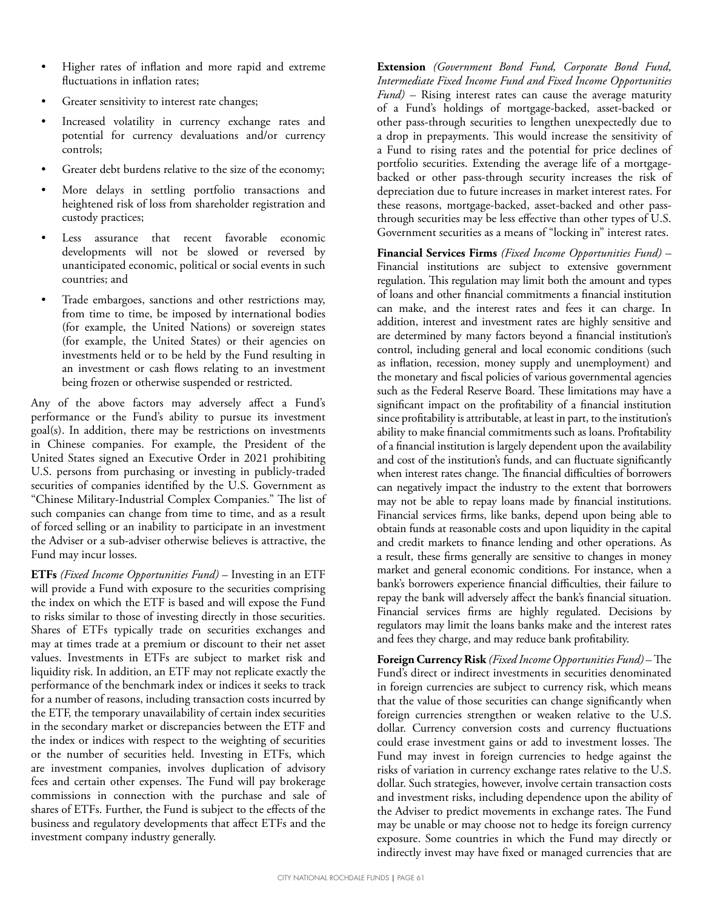- Higher rates of inflation and more rapid and extreme fluctuations in inflation rates;
- Greater sensitivity to interest rate changes;
- Increased volatility in currency exchange rates and potential for currency devaluations and/or currency controls;
- Greater debt burdens relative to the size of the economy;
- More delays in settling portfolio transactions and heightened risk of loss from shareholder registration and custody practices;
- Less assurance that recent favorable economic developments will not be slowed or reversed by unanticipated economic, political or social events in such countries; and
- Trade embargoes, sanctions and other restrictions may, from time to time, be imposed by international bodies (for example, the United Nations) or sovereign states (for example, the United States) or their agencies on investments held or to be held by the Fund resulting in an investment or cash flows relating to an investment being frozen or otherwise suspended or restricted.

Any of the above factors may adversely affect a Fund's performance or the Fund's ability to pursue its investment goal(s). In addition, there may be restrictions on investments in Chinese companies. For example, the President of the United States signed an Executive Order in 2021 prohibiting U.S. persons from purchasing or investing in publicly-traded securities of companies identified by the U.S. Government as "Chinese Military-Industrial Complex Companies." The list of such companies can change from time to time, and as a result of forced selling or an inability to participate in an investment the Adviser or a sub-adviser otherwise believes is attractive, the Fund may incur losses.

**ETFs** *(Fixed Income Opportunities Fund)* – Investing in an ETF will provide a Fund with exposure to the securities comprising the index on which the ETF is based and will expose the Fund to risks similar to those of investing directly in those securities. Shares of ETFs typically trade on securities exchanges and may at times trade at a premium or discount to their net asset values. Investments in ETFs are subject to market risk and liquidity risk. In addition, an ETF may not replicate exactly the performance of the benchmark index or indices it seeks to track for a number of reasons, including transaction costs incurred by the ETF, the temporary unavailability of certain index securities in the secondary market or discrepancies between the ETF and the index or indices with respect to the weighting of securities or the number of securities held. Investing in ETFs, which are investment companies, involves duplication of advisory fees and certain other expenses. The Fund will pay brokerage commissions in connection with the purchase and sale of shares of ETFs. Further, the Fund is subject to the effects of the business and regulatory developments that affect ETFs and the investment company industry generally.

**Extension** *(Government Bond Fund, Corporate Bond Fund, Intermediate Fixed Income Fund and Fixed Income Opportunities Fund)* – Rising interest rates can cause the average maturity of a Fund's holdings of mortgage-backed, asset-backed or other pass-through securities to lengthen unexpectedly due to a drop in prepayments. This would increase the sensitivity of a Fund to rising rates and the potential for price declines of portfolio securities. Extending the average life of a mortgage-backed or other pass-through security increases the risk of depreciation due to future increases in market interest rates. For these reasons, mortgage-backed, asset-backed and other pass-through securities may be less effective than other types of U.S. Government securities as a means of "locking in" interest rates.

**Financial Services Firms** *(Fixed Income Opportunities Fund)* – Financial institutions are subject to extensive government regulation. This regulation may limit both the amount and types of loans and other financial commitments a financial institution can make, and the interest rates and fees it can charge. In addition, interest and investment rates are highly sensitive and are determined by many factors beyond a financial institution's control, including general and local economic conditions (such as inflation, recession, money supply and unemployment) and the monetary and fiscal policies of various governmental agencies such as the Federal Reserve Board. These limitations may have a significant impact on the profitability of a financial institution since profitability is attributable, at least in part, to the institution's ability to make financial commitments such as loans. Profitability of a financial institution is largely dependent upon the availability and cost of the institution's funds, and can fluctuate significantly when interest rates change. The financial difficulties of borrowers can negatively impact the industry to the extent that borrowers may not be able to repay loans made by financial institutions. Financial services firms, like banks, depend upon being able to obtain funds at reasonable costs and upon liquidity in the capital and credit markets to finance lending and other operations. As a result, these firms generally are sensitive to changes in money market and general economic conditions. For instance, when a bank's borrowers experience financial difficulties, their failure to repay the bank will adversely affect the bank's financial situation. Financial services firms are highly regulated. Decisions by regulators may limit the loans banks make and the interest rates and fees they charge, and may reduce bank profitability.

**Foreign Currency Risk** *(Fixed Income Opportunities Fund)* – The Fund's direct or indirect investments in securities denominated in foreign currencies are subject to currency risk, which means that the value of those securities can change significantly when foreign currencies strengthen or weaken relative to the U.S. dollar. Currency conversion costs and currency fluctuations could erase investment gains or add to investment losses. The Fund may invest in foreign currencies to hedge against the risks of variation in currency exchange rates relative to the U.S. dollar. Such strategies, however, involve certain transaction costs and investment risks, including dependence upon the ability of the Adviser to predict movements in exchange rates. The Fund may be unable or may choose not to hedge its foreign currency exposure. Some countries in which the Fund may directly or indirectly invest may have fixed or managed currencies that are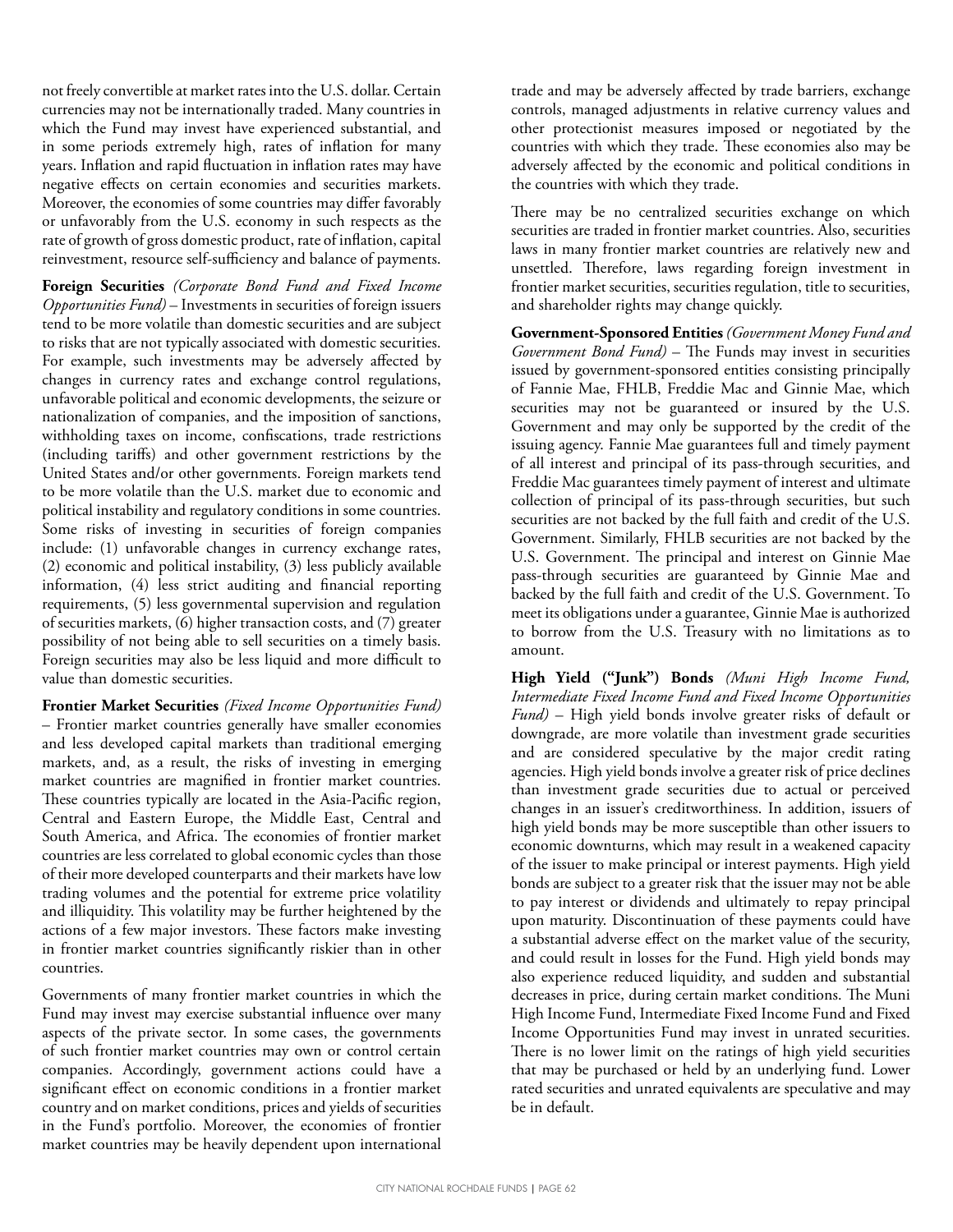not freely convertible at market rates into the U.S. dollar. Certain currencies may not be internationally traded. Many countries in which the Fund may invest have experienced substantial, and in some periods extremely high, rates of inflation for many years. Inflation and rapid fluctuation in inflation rates may have negative effects on certain economies and securities markets. Moreover, the economies of some countries may differ favorably or unfavorably from the U.S. economy in such respects as the rate of growth of gross domestic product, rate of inflation, capital reinvestment, resource self-sufficiency and balance of payments.

**Foreign Securities** *(Corporate Bond Fund and Fixed Income Opportunities Fund)* – Investments in securities of foreign issuers tend to be more volatile than domestic securities and are subject to risks that are not typically associated with domestic securities. For example, such investments may be adversely affected by changes in currency rates and exchange control regulations, unfavorable political and economic developments, the seizure or nationalization of companies, and the imposition of sanctions, withholding taxes on income, confiscations, trade restrictions (including tariffs) and other government restrictions by the United States and/or other governments. Foreign markets tend to be more volatile than the U.S. market due to economic and political instability and regulatory conditions in some countries. Some risks of investing in securities of foreign companies include: (1) unfavorable changes in currency exchange rates, (2) economic and political instability, (3) less publicly available information, (4) less strict auditing and financial reporting requirements, (5) less governmental supervision and regulation of securities markets, (6) higher transaction costs, and (7) greater possibility of not being able to sell securities on a timely basis. Foreign securities may also be less liquid and more difficult to value than domestic securities.

**Frontier Market Securities** *(Fixed Income Opportunities Fund)* – Frontier market countries generally have smaller economies and less developed capital markets than traditional emerging markets, and, as a result, the risks of investing in emerging market countries are magnified in frontier market countries. These countries typically are located in the Asia-Pacific region, Central and Eastern Europe, the Middle East, Central and South America, and Africa. The economies of frontier market countries are less correlated to global economic cycles than those of their more developed counterparts and their markets have low trading volumes and the potential for extreme price volatility and illiquidity. This volatility may be further heightened by the actions of a few major investors. These factors make investing in frontier market countries significantly riskier than in other countries.

Governments of many frontier market countries in which the Fund may invest may exercise substantial influence over many aspects of the private sector. In some cases, the governments of such frontier market countries may own or control certain companies. Accordingly, government actions could have a significant effect on economic conditions in a frontier market country and on market conditions, prices and yields of securities in the Fund's portfolio. Moreover, the economies of frontier market countries may be heavily dependent upon international trade and may be adversely affected by trade barriers, exchange controls, managed adjustments in relative currency values and other protectionist measures imposed or negotiated by the countries with which they trade. These economies also may be adversely affected by the economic and political conditions in the countries with which they trade.

There may be no centralized securities exchange on which securities are traded in frontier market countries. Also, securities laws in many frontier market countries are relatively new and unsettled. Therefore, laws regarding foreign investment in frontier market securities, securities regulation, title to securities, and shareholder rights may change quickly.

**Government-Sponsored Entities** *(Government Money Fund and Government Bond Fund)* – The Funds may invest in securities issued by government-sponsored entities consisting principally of Fannie Mae, FHLB, Freddie Mac and Ginnie Mae, which securities may not be guaranteed or insured by the U.S. Government and may only be supported by the credit of the issuing agency. Fannie Mae guarantees full and timely payment of all interest and principal of its pass-through securities, and Freddie Mac guarantees timely payment of interest and ultimate collection of principal of its pass-through securities, but such securities are not backed by the full faith and credit of the U.S. Government. Similarly, FHLB securities are not backed by the U.S. Government. The principal and interest on Ginnie Mae pass-through securities are guaranteed by Ginnie Mae and backed by the full faith and credit of the U.S. Government. To meet its obligations under a guarantee, Ginnie Mae is authorized to borrow from the U.S. Treasury with no limitations as to amount.

**High Yield ("Junk") Bonds** *(Muni High Income Fund, Intermediate Fixed Income Fund and Fixed Income Opportunities Fund)* – High yield bonds involve greater risks of default or downgrade, are more volatile than investment grade securities and are considered speculative by the major credit rating agencies. High yield bonds involve a greater risk of price declines than investment grade securities due to actual or perceived changes in an issuer's creditworthiness. In addition, issuers of high yield bonds may be more susceptible than other issuers to economic downturns, which may result in a weakened capacity of the issuer to make principal or interest payments. High yield bonds are subject to a greater risk that the issuer may not be able to pay interest or dividends and ultimately to repay principal upon maturity. Discontinuation of these payments could have a substantial adverse effect on the market value of the security, and could result in losses for the Fund. High yield bonds may also experience reduced liquidity, and sudden and substantial decreases in price, during certain market conditions. The Muni High Income Fund, Intermediate Fixed Income Fund and Fixed Income Opportunities Fund may invest in unrated securities. There is no lower limit on the ratings of high yield securities that may be purchased or held by an underlying fund. Lower rated securities and unrated equivalents are speculative and may be in default.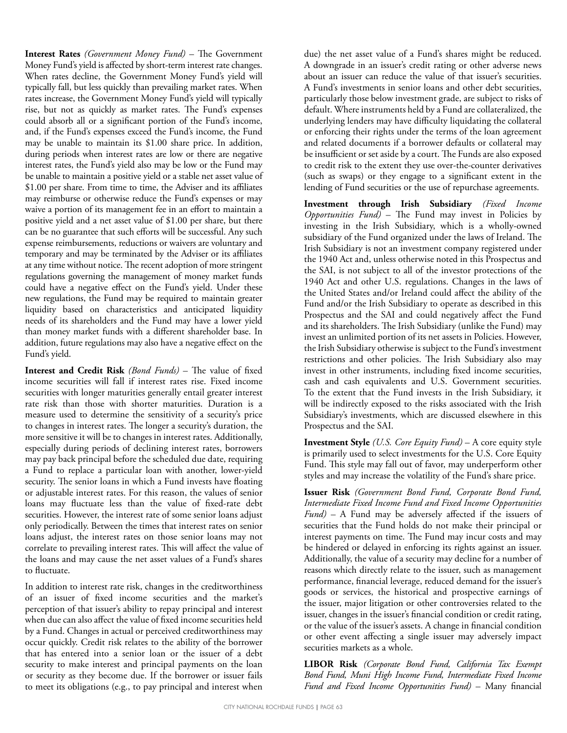**Interest Rates** *(Government Money Fund)* – The Government Money Fund's yield is affected by short-term interest rate changes. When rates decline, the Government Money Fund's yield will typically fall, but less quickly than prevailing market rates. When rates increase, the Government Money Fund's yield will typically rise, but not as quickly as market rates. The Fund's expenses could absorb all or a significant portion of the Fund's income, and, if the Fund's expenses exceed the Fund's income, the Fund may be unable to maintain its $1.00 share price. In addition, during periods when interest rates are low or there are negative interest rates, the Fund's yield also may be low or the Fund may be unable to maintain a positive yield or a stable net asset value of $1.00 per share. From time to time, the Adviser and its affiliates may reimburse or otherwise reduce the Fund's expenses or may waive a portion of its management fee in an effort to maintain a positive yield and a net asset value of $1.00 per share, but there can be no guarantee that such efforts will be successful. Any such expense reimbursements, reductions or waivers are voluntary and temporary and may be terminated by the Adviser or its affiliates at any time without notice. The recent adoption of more stringent regulations governing the management of money market funds could have a negative effect on the Fund's yield. Under these new regulations, the Fund may be required to maintain greater liquidity based on characteristics and anticipated liquidity needs of its shareholders and the Fund may have a lower yield than money market funds with a different shareholder base. In addition, future regulations may also have a negative effect on the Fund's yield.

**Interest and Credit Risk** *(Bond Funds)* – The value of fixed income securities will fall if interest rates rise. Fixed income securities with longer maturities generally entail greater interest rate risk than those with shorter maturities. Duration is a measure used to determine the sensitivity of a security's price to changes in interest rates. The longer a security's duration, the more sensitive it will be to changes in interest rates. Additionally, especially during periods of declining interest rates, borrowers may pay back principal before the scheduled due date, requiring a Fund to replace a particular loan with another, lower-yield security. The senior loans in which a Fund invests have floating or adjustable interest rates. For this reason, the values of senior loans may fluctuate less than the value of fixed-rate debt securities. However, the interest rate of some senior loans adjust only periodically. Between the times that interest rates on senior loans adjust, the interest rates on those senior loans may not correlate to prevailing interest rates. This will affect the value of the loans and may cause the net asset values of a Fund's shares to fluctuate.

In addition to interest rate risk, changes in the creditworthiness of an issuer of fixed income securities and the market's perception of that issuer's ability to repay principal and interest when due can also affect the value of fixed income securities held by a Fund. Changes in actual or perceived creditworthiness may occur quickly. Credit risk relates to the ability of the borrower that has entered into a senior loan or the issuer of a debt security to make interest and principal payments on the loan or security as they become due. If the borrower or issuer fails to meet its obligations (e.g., to pay principal and interest when due) the net asset value of a Fund's shares might be reduced. A downgrade in an issuer's credit rating or other adverse news about an issuer can reduce the value of that issuer's securities. A Fund's investments in senior loans and other debt securities, particularly those below investment grade, are subject to risks of default. Where instruments held by a Fund are collateralized, the underlying lenders may have difficulty liquidating the collateral or enforcing their rights under the terms of the loan agreement and related documents if a borrower defaults or collateral may be insufficient or set aside by a court. The Funds are also exposed to credit risk to the extent they use over-the-counter derivatives (such as swaps) or they engage to a significant extent in the lending of Fund securities or the use of repurchase agreements.

**Investment through Irish Subsidiary** *(Fixed Income Opportunities Fund)* – The Fund may invest in Policies by investing in the Irish Subsidiary, which is a wholly-owned subsidiary of the Fund organized under the laws of Ireland. The Irish Subsidiary is not an investment company registered under the 1940 Act and, unless otherwise noted in this Prospectus and the SAI, is not subject to all of the investor protections of the 1940 Act and other U.S. regulations. Changes in the laws of the United States and/or Ireland could affect the ability of the Fund and/or the Irish Subsidiary to operate as described in this Prospectus and the SAI and could negatively affect the Fund and its shareholders. The Irish Subsidiary (unlike the Fund) may invest an unlimited portion of its net assets in Policies. However, the Irish Subsidiary otherwise is subject to the Fund's investment restrictions and other policies. The Irish Subsidiary also may invest in other instruments, including fixed income securities, cash and cash equivalents and U.S. Government securities. To the extent that the Fund invests in the Irish Subsidiary, it will be indirectly exposed to the risks associated with the Irish Subsidiary's investments, which are discussed elsewhere in this Prospectus and the SAI.

**Investment Style** *(U.S. Core Equity Fund)* – A core equity style is primarily used to select investments for the U.S. Core Equity Fund. This style may fall out of favor, may underperform other styles and may increase the volatility of the Fund's share price.

**Issuer Risk** *(Government Bond Fund, Corporate Bond Fund, Intermediate Fixed Income Fund and Fixed Income Opportunities Fund)* – A Fund may be adversely affected if the issuers of securities that the Fund holds do not make their principal or interest payments on time. The Fund may incur costs and may be hindered or delayed in enforcing its rights against an issuer. Additionally, the value of a security may decline for a number of reasons which directly relate to the issuer, such as management performance, financial leverage, reduced demand for the issuer's goods or services, the historical and prospective earnings of the issuer, major litigation or other controversies related to the issuer, changes in the issuer's financial condition or credit rating, or the value of the issuer's assets. A change in financial condition or other event affecting a single issuer may adversely impact securities markets as a whole.

**LIBOR Risk** *(Corporate Bond Fund, California Tax Exempt Bond Fund, Muni High Income Fund, Intermediate Fixed Income Fund and Fixed Income Opportunities Fund)* – Many financial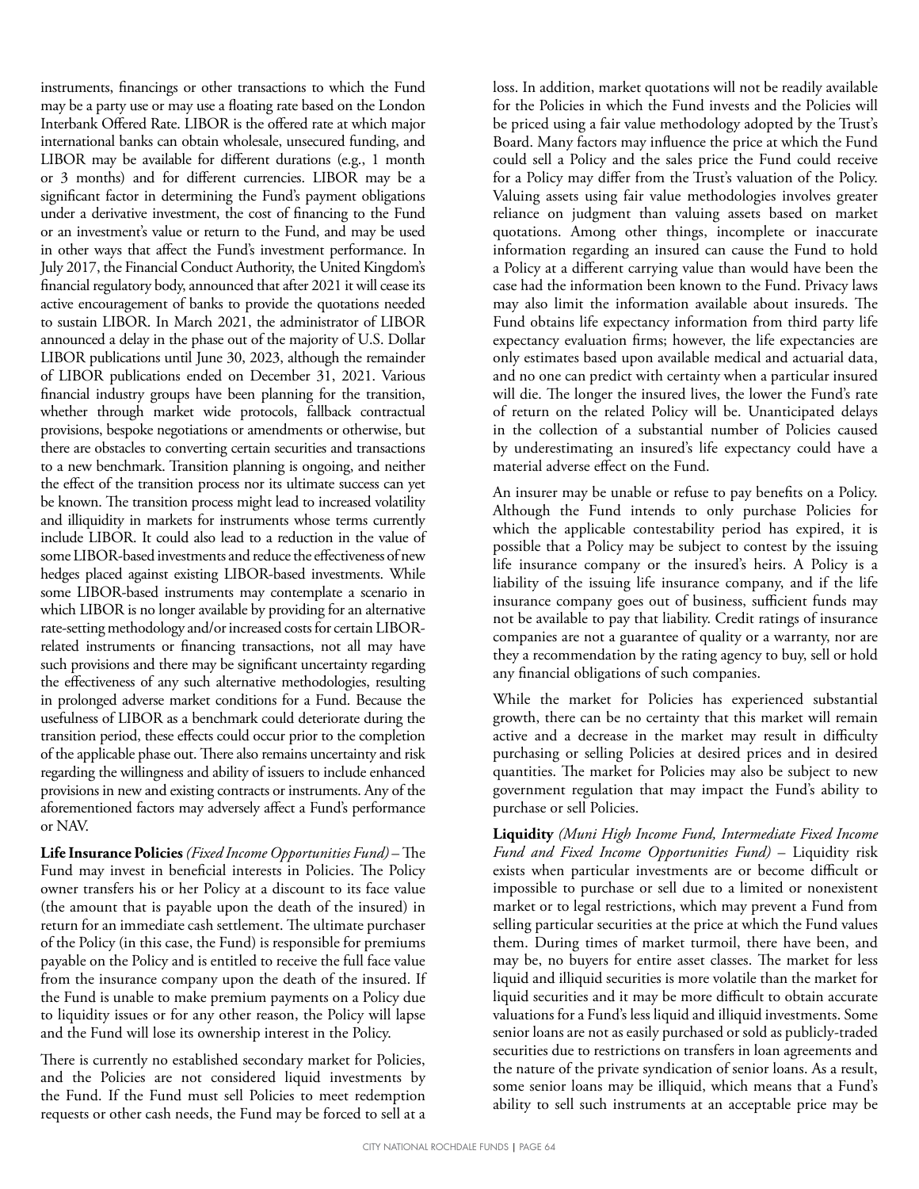instruments, financings or other transactions to which the Fund may be a party use or may use a floating rate based on the London Interbank Offered Rate. LIBOR is the offered rate at which major international banks can obtain wholesale, unsecured funding, and LIBOR may be available for different durations (e.g., 1 month or 3 months) and for different currencies. LIBOR may be a significant factor in determining the Fund's payment obligations under a derivative investment, the cost of financing to the Fund or an investment's value or return to the Fund, and may be used in other ways that affect the Fund's investment performance. In July 2017, the Financial Conduct Authority, the United Kingdom's financial regulatory body, announced that after 2021 it will cease its active encouragement of banks to provide the quotations needed to sustain LIBOR. In March 2021, the administrator of LIBOR announced a delay in the phase out of the majority of U.S. Dollar LIBOR publications until June 30, 2023, although the remainder of LIBOR publications ended on December 31, 2021. Various financial industry groups have been planning for the transition, whether through market wide protocols, fallback contractual provisions, bespoke negotiations or amendments or otherwise, but there are obstacles to converting certain securities and transactions to a new benchmark. Transition planning is ongoing, and neither the effect of the transition process nor its ultimate success can yet be known. The transition process might lead to increased volatility and illiquidity in markets for instruments whose terms currently include LIBOR. It could also lead to a reduction in the value of some LIBOR-based investments and reduce the effectiveness of new hedges placed against existing LIBOR-based investments. While some LIBOR-based instruments may contemplate a scenario in which LIBOR is no longer available by providing for an alternative rate-setting methodology and/or increased costs for certain LIBOR-related instruments or financing transactions, not all may have such provisions and there may be significant uncertainty regarding the effectiveness of any such alternative methodologies, resulting in prolonged adverse market conditions for a Fund. Because the usefulness of LIBOR as a benchmark could deteriorate during the transition period, these effects could occur prior to the completion of the applicable phase out. There also remains uncertainty and risk regarding the willingness and ability of issuers to include enhanced provisions in new and existing contracts or instruments. Any of the aforementioned factors may adversely affect a Fund's performance or NAV.

**Life Insurance Policies** *(Fixed Income Opportunities Fund)* – The Fund may invest in beneficial interests in Policies. The Policy owner transfers his or her Policy at a discount to its face value (the amount that is payable upon the death of the insured) in return for an immediate cash settlement. The ultimate purchaser of the Policy (in this case, the Fund) is responsible for premiums payable on the Policy and is entitled to receive the full face value from the insurance company upon the death of the insured. If the Fund is unable to make premium payments on a Policy due to liquidity issues or for any other reason, the Policy will lapse and the Fund will lose its ownership interest in the Policy.

There is currently no established secondary market for Policies, and the Policies are not considered liquid investments by the Fund. If the Fund must sell Policies to meet redemption requests or other cash needs, the Fund may be forced to sell at a loss. In addition, market quotations will not be readily available for the Policies in which the Fund invests and the Policies will be priced using a fair value methodology adopted by the Trust's Board. Many factors may influence the price at which the Fund could sell a Policy and the sales price the Fund could receive for a Policy may differ from the Trust's valuation of the Policy. Valuing assets using fair value methodologies involves greater reliance on judgment than valuing assets based on market quotations. Among other things, incomplete or inaccurate information regarding an insured can cause the Fund to hold a Policy at a different carrying value than would have been the case had the information been known to the Fund. Privacy laws may also limit the information available about insureds. The Fund obtains life expectancy information from third party life expectancy evaluation firms; however, the life expectancies are only estimates based upon available medical and actuarial data, and no one can predict with certainty when a particular insured will die. The longer the insured lives, the lower the Fund's rate of return on the related Policy will be. Unanticipated delays in the collection of a substantial number of Policies caused by underestimating an insured's life expectancy could have a material adverse effect on the Fund.

An insurer may be unable or refuse to pay benefits on a Policy. Although the Fund intends to only purchase Policies for which the applicable contestability period has expired, it is possible that a Policy may be subject to contest by the issuing life insurance company or the insured's heirs. A Policy is a liability of the issuing life insurance company, and if the life insurance company goes out of business, sufficient funds may not be available to pay that liability. Credit ratings of insurance companies are not a guarantee of quality or a warranty, nor are they a recommendation by the rating agency to buy, sell or hold any financial obligations of such companies.

While the market for Policies has experienced substantial growth, there can be no certainty that this market will remain active and a decrease in the market may result in difficulty purchasing or selling Policies at desired prices and in desired quantities. The market for Policies may also be subject to new government regulation that may impact the Fund's ability to purchase or sell Policies.

**Liquidity** *(Muni High Income Fund, Intermediate Fixed Income Fund and Fixed Income Opportunities Fund)* – Liquidity risk exists when particular investments are or become difficult or impossible to purchase or sell due to a limited or nonexistent market or to legal restrictions, which may prevent a Fund from selling particular securities at the price at which the Fund values them. During times of market turmoil, there have been, and may be, no buyers for entire asset classes. The market for less liquid and illiquid securities is more volatile than the market for liquid securities and it may be more difficult to obtain accurate valuations for a Fund's less liquid and illiquid investments. Some senior loans are not as easily purchased or sold as publicly-traded securities due to restrictions on transfers in loan agreements and the nature of the private syndication of senior loans. As a result, some senior loans may be illiquid, which means that a Fund's ability to sell such instruments at an acceptable price may be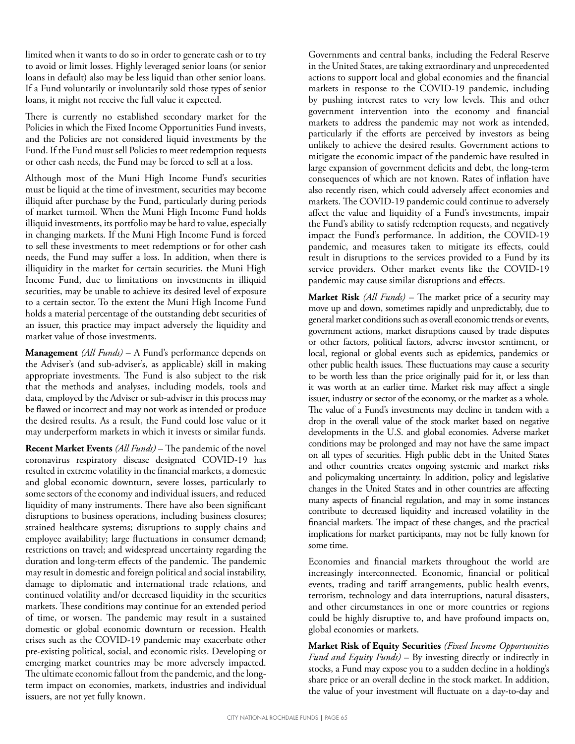limited when it wants to do so in order to generate cash or to try to avoid or limit losses. Highly leveraged senior loans (or senior loans in default) also may be less liquid than other senior loans. If a Fund voluntarily or involuntarily sold those types of senior loans, it might not receive the full value it expected.

There is currently no established secondary market for the Policies in which the Fixed Income Opportunities Fund invests, and the Policies are not considered liquid investments by the Fund. If the Fund must sell Policies to meet redemption requests or other cash needs, the Fund may be forced to sell at a loss.

Although most of the Muni High Income Fund's securities must be liquid at the time of investment, securities may become illiquid after purchase by the Fund, particularly during periods of market turmoil. When the Muni High Income Fund holds illiquid investments, its portfolio may be hard to value, especially in changing markets. If the Muni High Income Fund is forced to sell these investments to meet redemptions or for other cash needs, the Fund may suffer a loss. In addition, when there is illiquidity in the market for certain securities, the Muni High Income Fund, due to limitations on investments in illiquid securities, may be unable to achieve its desired level of exposure to a certain sector. To the extent the Muni High Income Fund holds a material percentage of the outstanding debt securities of an issuer, this practice may impact adversely the liquidity and market value of those investments.

**Management** *(All Funds)* – A Fund's performance depends on the Adviser's (and sub-adviser's, as applicable) skill in making appropriate investments. The Fund is also subject to the risk that the methods and analyses, including models, tools and data, employed by the Adviser or sub-adviser in this process may be flawed or incorrect and may not work as intended or produce the desired results. As a result, the Fund could lose value or it may underperform markets in which it invests or similar funds.

**Recent Market Events** *(All Funds)* – The pandemic of the novel coronavirus respiratory disease designated COVID-19 has resulted in extreme volatility in the financial markets, a domestic and global economic downturn, severe losses, particularly to some sectors of the economy and individual issuers, and reduced liquidity of many instruments. There have also been significant disruptions to business operations, including business closures; strained healthcare systems; disruptions to supply chains and employee availability; large fluctuations in consumer demand; restrictions on travel; and widespread uncertainty regarding the duration and long-term effects of the pandemic. The pandemic may result in domestic and foreign political and social instability, damage to diplomatic and international trade relations, and continued volatility and/or decreased liquidity in the securities markets. These conditions may continue for an extended period of time, or worsen. The pandemic may result in a sustained domestic or global economic downturn or recession. Health crises such as the COVID-19 pandemic may exacerbate other pre-existing political, social, and economic risks. Developing or emerging market countries may be more adversely impacted. The ultimate economic fallout from the pandemic, and the long-term impact on economies, markets, industries and individual issuers, are not yet fully known.

Governments and central banks, including the Federal Reserve in the United States, are taking extraordinary and unprecedented actions to support local and global economies and the financial markets in response to the COVID-19 pandemic, including by pushing interest rates to very low levels. This and other government intervention into the economy and financial markets to address the pandemic may not work as intended, particularly if the efforts are perceived by investors as being unlikely to achieve the desired results. Government actions to mitigate the economic impact of the pandemic have resulted in large expansion of government deficits and debt, the long-term consequences of which are not known. Rates of inflation have also recently risen, which could adversely affect economies and markets. The COVID-19 pandemic could continue to adversely affect the value and liquidity of a Fund's investments, impair the Fund's ability to satisfy redemption requests, and negatively impact the Fund's performance. In addition, the COVID-19 pandemic, and measures taken to mitigate its effects, could result in disruptions to the services provided to a Fund by its service providers. Other market events like the COVID-19 pandemic may cause similar disruptions and effects.

**Market Risk** *(All Funds)* – The market price of a security may move up and down, sometimes rapidly and unpredictably, due to general market conditions such as overall economic trends or events, government actions, market disruptions caused by trade disputes or other factors, political factors, adverse investor sentiment, or local, regional or global events such as epidemics, pandemics or other public health issues. These fluctuations may cause a security to be worth less than the price originally paid for it, or less than it was worth at an earlier time. Market risk may affect a single issuer, industry or sector of the economy, or the market as a whole. The value of a Fund's investments may decline in tandem with a drop in the overall value of the stock market based on negative developments in the U.S. and global economies. Adverse market conditions may be prolonged and may not have the same impact on all types of securities. High public debt in the United States and other countries creates ongoing systemic and market risks and policymaking uncertainty. In addition, policy and legislative changes in the United States and in other countries are affecting many aspects of financial regulation, and may in some instances contribute to decreased liquidity and increased volatility in the financial markets. The impact of these changes, and the practical implications for market participants, may not be fully known for some time.

Economies and financial markets throughout the world are increasingly interconnected. Economic, financial or political events, trading and tariff arrangements, public health events, terrorism, technology and data interruptions, natural disasters, and other circumstances in one or more countries or regions could be highly disruptive to, and have profound impacts on, global economies or markets.

**Market Risk of Equity Securities** *(Fixed Income Opportunities Fund and Equity Funds)* – By investing directly or indirectly in stocks, a Fund may expose you to a sudden decline in a holding's share price or an overall decline in the stock market. In addition, the value of your investment will fluctuate on a day-to-day and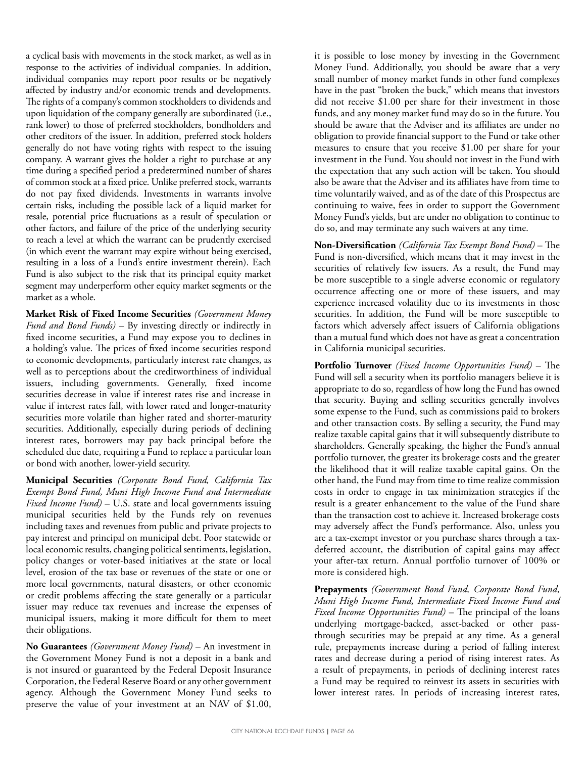a cyclical basis with movements in the stock market, as well as in response to the activities of individual companies. In addition, individual companies may report poor results or be negatively affected by industry and/or economic trends and developments. The rights of a company's common stockholders to dividends and upon liquidation of the company generally are subordinated (i.e., rank lower) to those of preferred stockholders, bondholders and other creditors of the issuer. In addition, preferred stock holders generally do not have voting rights with respect to the issuing company. A warrant gives the holder a right to purchase at any time during a specified period a predetermined number of shares of common stock at a fixed price. Unlike preferred stock, warrants do not pay fixed dividends. Investments in warrants involve certain risks, including the possible lack of a liquid market for resale, potential price fluctuations as a result of speculation or other factors, and failure of the price of the underlying security to reach a level at which the warrant can be prudently exercised (in which event the warrant may expire without being exercised, resulting in a loss of a Fund's entire investment therein). Each Fund is also subject to the risk that its principal equity market segment may underperform other equity market segments or the market as a whole.

**Market Risk of Fixed Income Securities** *(Government Money Fund and Bond Funds)* – By investing directly or indirectly in fixed income securities, a Fund may expose you to declines in a holding's value. The prices of fixed income securities respond to economic developments, particularly interest rate changes, as well as to perceptions about the creditworthiness of individual issuers, including governments. Generally, fixed income securities decrease in value if interest rates rise and increase in value if interest rates fall, with lower rated and longer-maturity securities more volatile than higher rated and shorter-maturity securities. Additionally, especially during periods of declining interest rates, borrowers may pay back principal before the scheduled due date, requiring a Fund to replace a particular loan or bond with another, lower-yield security.

**Municipal Securities** *(Corporate Bond Fund, California Tax Exempt Bond Fund, Muni High Income Fund and Intermediate Fixed Income Fund)* – U.S. state and local governments issuing municipal securities held by the Funds rely on revenues including taxes and revenues from public and private projects to pay interest and principal on municipal debt. Poor statewide or local economic results, changing political sentiments, legislation, policy changes or voter-based initiatives at the state or local level, erosion of the tax base or revenues of the state or one or more local governments, natural disasters, or other economic or credit problems affecting the state generally or a particular issuer may reduce tax revenues and increase the expenses of municipal issuers, making it more difficult for them to meet their obligations.

**No Guarantees** *(Government Money Fund)* – An investment in the Government Money Fund is not a deposit in a bank and is not insured or guaranteed by the Federal Deposit Insurance Corporation, the Federal Reserve Board or any other government agency. Although the Government Money Fund seeks to preserve the value of your investment at an NAV of $1.00, it is possible to lose money by investing in the Government Money Fund. Additionally, you should be aware that a very small number of money market funds in other fund complexes have in the past "broken the buck," which means that investors did not receive $1.00 per share for their investment in those funds, and any money market fund may do so in the future. You should be aware that the Adviser and its affiliates are under no obligation to provide financial support to the Fund or take other measures to ensure that you receive $1.00 per share for your investment in the Fund. You should not invest in the Fund with the expectation that any such action will be taken. You should also be aware that the Adviser and its affiliates have from time to time voluntarily waived, and as of the date of this Prospectus are continuing to waive, fees in order to support the Government Money Fund's yields, but are under no obligation to continue to do so, and may terminate any such waivers at any time.

**Non-Diversification** *(California Tax Exempt Bond Fund)* – The Fund is non-diversified, which means that it may invest in the securities of relatively few issuers. As a result, the Fund may be more susceptible to a single adverse economic or regulatory occurrence affecting one or more of these issuers, and may experience increased volatility due to its investments in those securities. In addition, the Fund will be more susceptible to factors which adversely affect issuers of California obligations than a mutual fund which does not have as great a concentration in California municipal securities.

**Portfolio Turnover** *(Fixed Income Opportunities Fund)* – The Fund will sell a security when its portfolio managers believe it is appropriate to do so, regardless of how long the Fund has owned that security. Buying and selling securities generally involves some expense to the Fund, such as commissions paid to brokers and other transaction costs. By selling a security, the Fund may realize taxable capital gains that it will subsequently distribute to shareholders. Generally speaking, the higher the Fund's annual portfolio turnover, the greater its brokerage costs and the greater the likelihood that it will realize taxable capital gains. On the other hand, the Fund may from time to time realize commission costs in order to engage in tax minimization strategies if the result is a greater enhancement to the value of the Fund share than the transaction cost to achieve it. Increased brokerage costs may adversely affect the Fund's performance. Also, unless you are a tax-exempt investor or you purchase shares through a tax-deferred account, the distribution of capital gains may affect your after-tax return. Annual portfolio turnover of 100% or more is considered high.

**Prepayments** *(Government Bond Fund, Corporate Bond Fund, Muni High Income Fund, Intermediate Fixed Income Fund and Fixed Income Opportunities Fund)* – The principal of the loans underlying mortgage-backed, asset-backed or other pass-through securities may be prepaid at any time. As a general rule, prepayments increase during a period of falling interest rates and decrease during a period of rising interest rates. As a result of prepayments, in periods of declining interest rates a Fund may be required to reinvest its assets in securities with lower interest rates. In periods of increasing interest rates,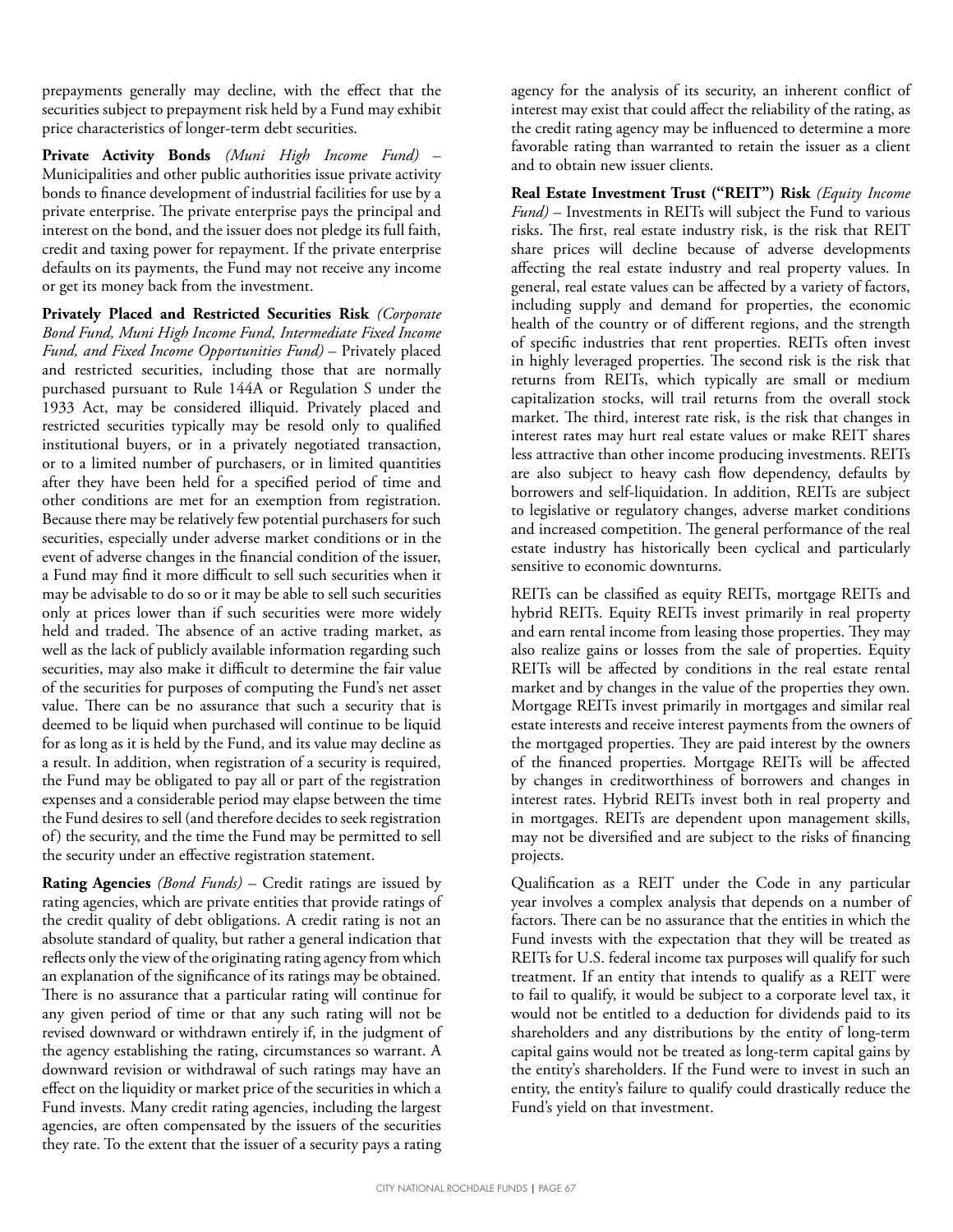prepayments generally may decline, with the effect that the securities subject to prepayment risk held by a Fund may exhibit price characteristics of longer-term debt securities.

**Private Activity Bonds** *(Muni High Income Fund)* – Municipalities and other public authorities issue private activity bonds to finance development of industrial facilities for use by a private enterprise. The private enterprise pays the principal and interest on the bond, and the issuer does not pledge its full faith, credit and taxing power for repayment. If the private enterprise defaults on its payments, the Fund may not receive any income or get its money back from the investment.

**Privately Placed and Restricted Securities Risk** *(Corporate Bond Fund, Muni High Income Fund, Intermediate Fixed Income Fund, and Fixed Income Opportunities Fund)* – Privately placed and restricted securities, including those that are normally purchased pursuant to Rule 144A or Regulation S under the 1933 Act, may be considered illiquid. Privately placed and restricted securities typically may be resold only to qualified institutional buyers, or in a privately negotiated transaction, or to a limited number of purchasers, or in limited quantities after they have been held for a specified period of time and other conditions are met for an exemption from registration. Because there may be relatively few potential purchasers for such securities, especially under adverse market conditions or in the event of adverse changes in the financial condition of the issuer, a Fund may find it more difficult to sell such securities when it may be advisable to do so or it may be able to sell such securities only at prices lower than if such securities were more widely held and traded. The absence of an active trading market, as well as the lack of publicly available information regarding such securities, may also make it difficult to determine the fair value of the securities for purposes of computing the Fund's net asset value. There can be no assurance that such a security that is deemed to be liquid when purchased will continue to be liquid for as long as it is held by the Fund, and its value may decline as a result. In addition, when registration of a security is required, the Fund may be obligated to pay all or part of the registration expenses and a considerable period may elapse between the time the Fund desires to sell (and therefore decides to seek registration of) the security, and the time the Fund may be permitted to sell the security under an effective registration statement.

**Rating Agencies** *(Bond Funds)* – Credit ratings are issued by rating agencies, which are private entities that provide ratings of the credit quality of debt obligations. A credit rating is not an absolute standard of quality, but rather a general indication that reflects only the view of the originating rating agency from which an explanation of the significance of its ratings may be obtained. There is no assurance that a particular rating will continue for any given period of time or that any such rating will not be revised downward or withdrawn entirely if, in the judgment of the agency establishing the rating, circumstances so warrant. A downward revision or withdrawal of such ratings may have an effect on the liquidity or market price of the securities in which a Fund invests. Many credit rating agencies, including the largest agencies, are often compensated by the issuers of the securities they rate. To the extent that the issuer of a security pays a rating agency for the analysis of its security, an inherent conflict of interest may exist that could affect the reliability of the rating, as the credit rating agency may be influenced to determine a more favorable rating than warranted to retain the issuer as a client and to obtain new issuer clients.

**Real Estate Investment Trust ("REIT") Risk** *(Equity Income Fund)* – Investments in REITs will subject the Fund to various risks. The first, real estate industry risk, is the risk that REIT share prices will decline because of adverse developments affecting the real estate industry and real property values. In general, real estate values can be affected by a variety of factors, including supply and demand for properties, the economic health of the country or of different regions, and the strength of specific industries that rent properties. REITs often invest in highly leveraged properties. The second risk is the risk that returns from REITs, which typically are small or medium capitalization stocks, will trail returns from the overall stock market. The third, interest rate risk, is the risk that changes in interest rates may hurt real estate values or make REIT shares less attractive than other income producing investments. REITs are also subject to heavy cash flow dependency, defaults by borrowers and self-liquidation. In addition, REITs are subject to legislative or regulatory changes, adverse market conditions and increased competition. The general performance of the real estate industry has historically been cyclical and particularly sensitive to economic downturns.

REITs can be classified as equity REITs, mortgage REITs and hybrid REITs. Equity REITs invest primarily in real property and earn rental income from leasing those properties. They may also realize gains or losses from the sale of properties. Equity REITs will be affected by conditions in the real estate rental market and by changes in the value of the properties they own. Mortgage REITs invest primarily in mortgages and similar real estate interests and receive interest payments from the owners of the mortgaged properties. They are paid interest by the owners of the financed properties. Mortgage REITs will be affected by changes in creditworthiness of borrowers and changes in interest rates. Hybrid REITs invest both in real property and in mortgages. REITs are dependent upon management skills, may not be diversified and are subject to the risks of financing projects.

Qualification as a REIT under the Code in any particular year involves a complex analysis that depends on a number of factors. There can be no assurance that the entities in which the Fund invests with the expectation that they will be treated as REITs for U.S. federal income tax purposes will qualify for such treatment. If an entity that intends to qualify as a REIT were to fail to qualify, it would be subject to a corporate level tax, it would not be entitled to a deduction for dividends paid to its shareholders and any distributions by the entity of long-term capital gains would not be treated as long-term capital gains by the entity's shareholders. If the Fund were to invest in such an entity, the entity's failure to qualify could drastically reduce the Fund's yield on that investment.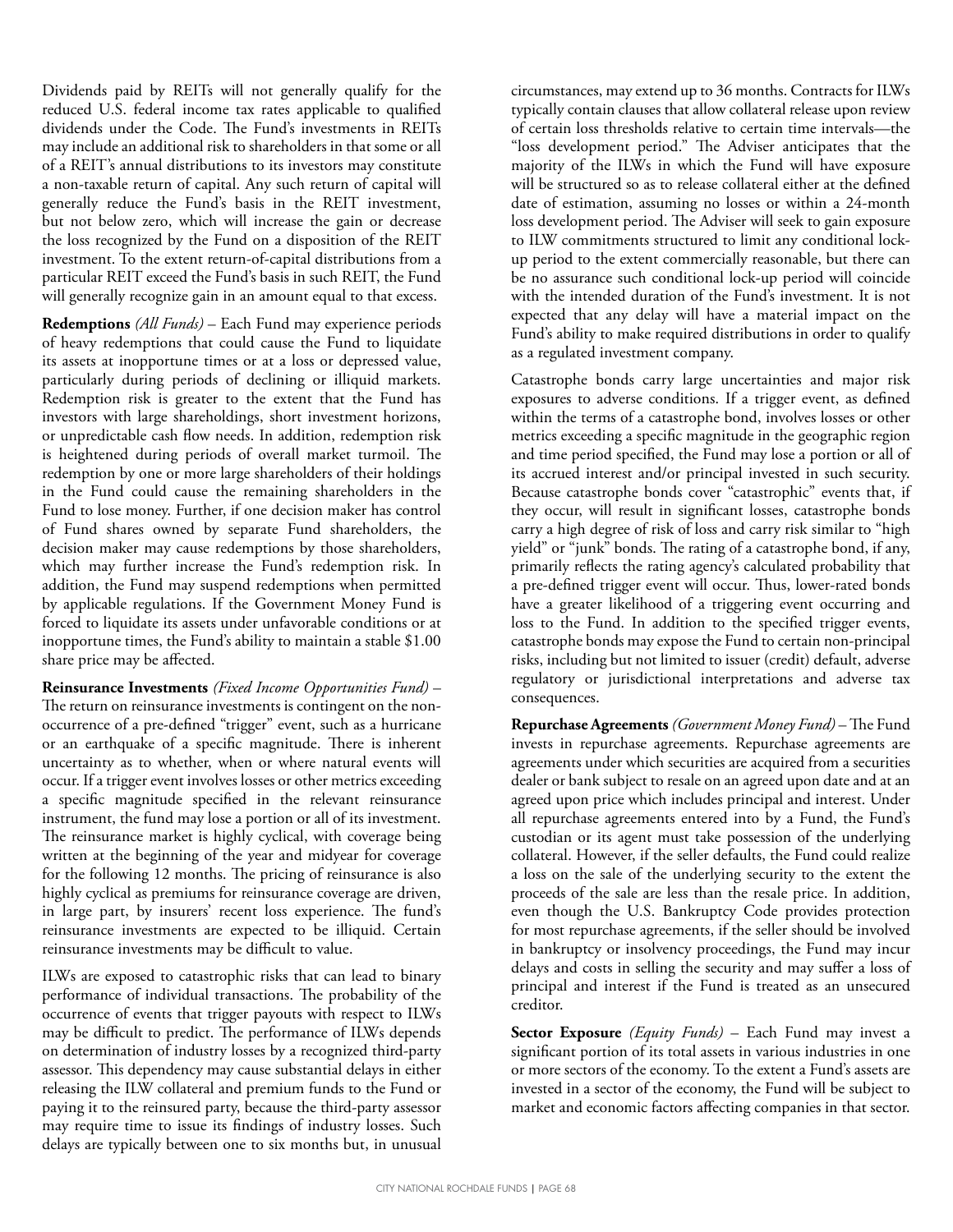Dividends paid by REITs will not generally qualify for the reduced U.S. federal income tax rates applicable to qualified dividends under the Code. The Fund's investments in REITs may include an additional risk to shareholders in that some or all of a REIT's annual distributions to its investors may constitute a non-taxable return of capital. Any such return of capital will generally reduce the Fund's basis in the REIT investment, but not below zero, which will increase the gain or decrease the loss recognized by the Fund on a disposition of the REIT investment. To the extent return-of-capital distributions from a particular REIT exceed the Fund's basis in such REIT, the Fund will generally recognize gain in an amount equal to that excess.

**Redemptions** *(All Funds)* – Each Fund may experience periods of heavy redemptions that could cause the Fund to liquidate its assets at inopportune times or at a loss or depressed value, particularly during periods of declining or illiquid markets. Redemption risk is greater to the extent that the Fund has investors with large shareholdings, short investment horizons, or unpredictable cash flow needs. In addition, redemption risk is heightened during periods of overall market turmoil. The redemption by one or more large shareholders of their holdings in the Fund could cause the remaining shareholders in the Fund to lose money. Further, if one decision maker has control of Fund shares owned by separate Fund shareholders, the decision maker may cause redemptions by those shareholders, which may further increase the Fund's redemption risk. In addition, the Fund may suspend redemptions when permitted by applicable regulations. If the Government Money Fund is forced to liquidate its assets under unfavorable conditions or at inopportune times, the Fund's ability to maintain a stable $1.00 share price may be affected.

**Reinsurance Investments** *(Fixed Income Opportunities Fund)* – The return on reinsurance investments is contingent on the non-occurrence of a pre-defined "trigger" event, such as a hurricane or an earthquake of a specific magnitude. There is inherent uncertainty as to whether, when or where natural events will occur. If a trigger event involves losses or other metrics exceeding a specific magnitude specified in the relevant reinsurance instrument, the fund may lose a portion or all of its investment. The reinsurance market is highly cyclical, with coverage being written at the beginning of the year and midyear for coverage for the following 12 months. The pricing of reinsurance is also highly cyclical as premiums for reinsurance coverage are driven, in large part, by insurers' recent loss experience. The fund's reinsurance investments are expected to be illiquid. Certain reinsurance investments may be difficult to value.

ILWs are exposed to catastrophic risks that can lead to binary performance of individual transactions. The probability of the occurrence of events that trigger payouts with respect to ILWs may be difficult to predict. The performance of ILWs depends on determination of industry losses by a recognized third-party assessor. This dependency may cause substantial delays in either releasing the ILW collateral and premium funds to the Fund or paying it to the reinsured party, because the third-party assessor may require time to issue its findings of industry losses. Such delays are typically between one to six months but, in unusual circumstances, may extend up to 36 months. Contracts for ILWs typically contain clauses that allow collateral release upon review of certain loss thresholds relative to certain time intervals—the "loss development period." The Adviser anticipates that the majority of the ILWs in which the Fund will have exposure will be structured so as to release collateral either at the defined date of estimation, assuming no losses or within a 24-month loss development period. The Adviser will seek to gain exposure to ILW commitments structured to limit any conditional lock-up period to the extent commercially reasonable, but there can be no assurance such conditional lock-up period will coincide with the intended duration of the Fund's investment. It is not expected that any delay will have a material impact on the Fund's ability to make required distributions in order to qualify as a regulated investment company.

Catastrophe bonds carry large uncertainties and major risk exposures to adverse conditions. If a trigger event, as defined within the terms of a catastrophe bond, involves losses or other metrics exceeding a specific magnitude in the geographic region and time period specified, the Fund may lose a portion or all of its accrued interest and/or principal invested in such security. Because catastrophe bonds cover "catastrophic" events that, if they occur, will result in significant losses, catastrophe bonds carry a high degree of risk of loss and carry risk similar to "high yield" or "junk" bonds. The rating of a catastrophe bond, if any, primarily reflects the rating agency's calculated probability that a pre-defined trigger event will occur. Thus, lower-rated bonds have a greater likelihood of a triggering event occurring and loss to the Fund. In addition to the specified trigger events, catastrophe bonds may expose the Fund to certain non-principal risks, including but not limited to issuer (credit) default, adverse regulatory or jurisdictional interpretations and adverse tax consequences.

**Repurchase Agreements** *(Government Money Fund)* – The Fund invests in repurchase agreements. Repurchase agreements are agreements under which securities are acquired from a securities dealer or bank subject to resale on an agreed upon date and at an agreed upon price which includes principal and interest. Under all repurchase agreements entered into by a Fund, the Fund's custodian or its agent must take possession of the underlying collateral. However, if the seller defaults, the Fund could realize a loss on the sale of the underlying security to the extent the proceeds of the sale are less than the resale price. In addition, even though the U.S. Bankruptcy Code provides protection for most repurchase agreements, if the seller should be involved in bankruptcy or insolvency proceedings, the Fund may incur delays and costs in selling the security and may suffer a loss of principal and interest if the Fund is treated as an unsecured creditor.

**Sector Exposure** *(Equity Funds)* – Each Fund may invest a significant portion of its total assets in various industries in one or more sectors of the economy. To the extent a Fund's assets are invested in a sector of the economy, the Fund will be subject to market and economic factors affecting companies in that sector.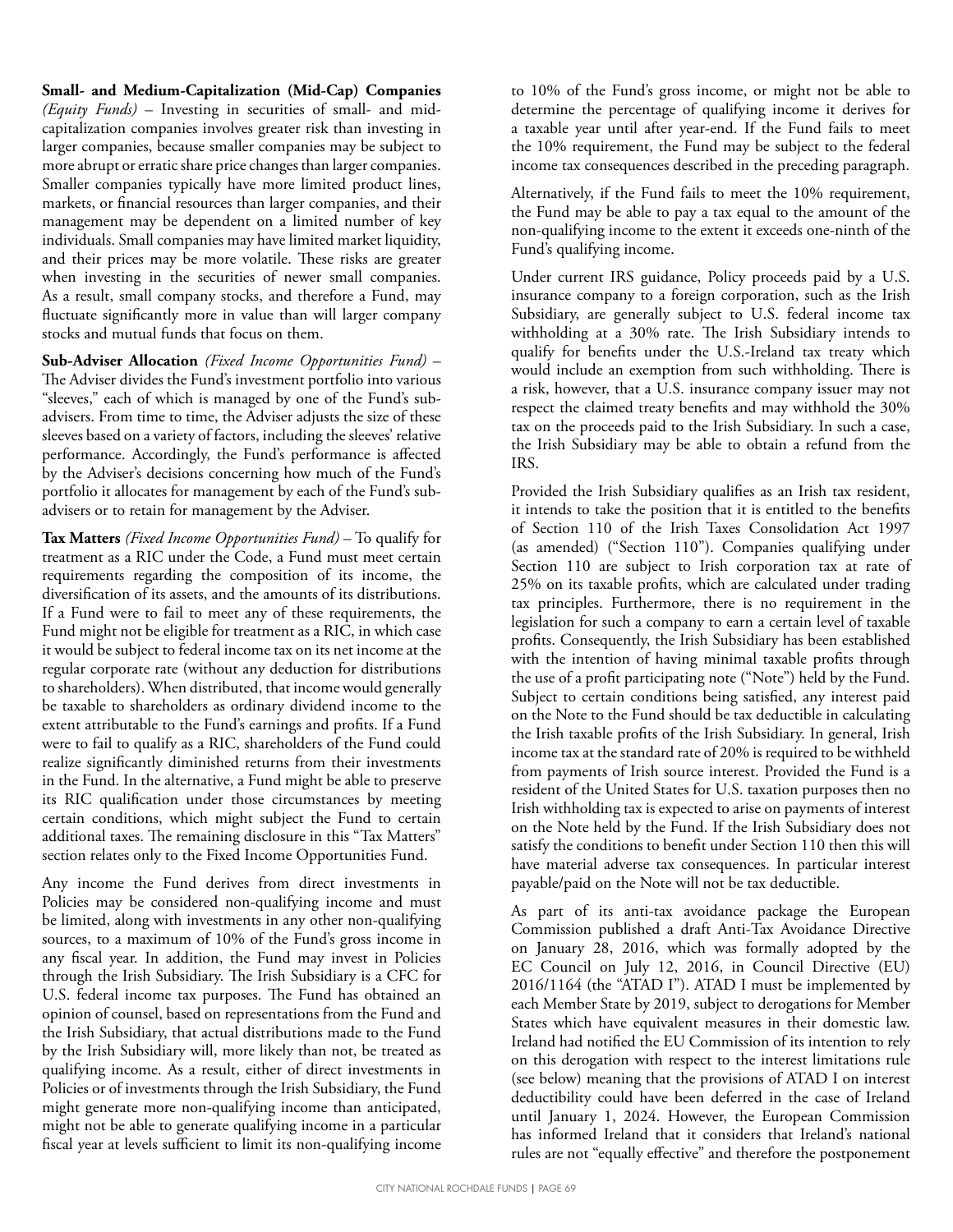**Small- and Medium-Capitalization (Mid-Cap) Companies** *(Equity Funds)* – Investing in securities of small- and mid-capitalization companies involves greater risk than investing in larger companies, because smaller companies may be subject to more abrupt or erratic share price changes than larger companies. Smaller companies typically have more limited product lines, markets, or financial resources than larger companies, and their management may be dependent on a limited number of key individuals. Small companies may have limited market liquidity, and their prices may be more volatile. These risks are greater when investing in the securities of newer small companies. As a result, small company stocks, and therefore a Fund, may fluctuate significantly more in value than will larger company stocks and mutual funds that focus on them.

**Sub-Adviser Allocation** *(Fixed Income Opportunities Fund)* – The Adviser divides the Fund's investment portfolio into various "sleeves," each of which is managed by one of the Fund's sub-advisers. From time to time, the Adviser adjusts the size of these sleeves based on a variety of factors, including the sleeves' relative performance. Accordingly, the Fund's performance is affected by the Adviser's decisions concerning how much of the Fund's portfolio it allocates for management by each of the Fund's sub-advisers or to retain for management by the Adviser.

**Tax Matters** *(Fixed Income Opportunities Fund)* – To qualify for treatment as a RIC under the Code, a Fund must meet certain requirements regarding the composition of its income, the diversification of its assets, and the amounts of its distributions. If a Fund were to fail to meet any of these requirements, the Fund might not be eligible for treatment as a RIC, in which case it would be subject to federal income tax on its net income at the regular corporate rate (without any deduction for distributions to shareholders). When distributed, that income would generally be taxable to shareholders as ordinary dividend income to the extent attributable to the Fund's earnings and profits. If a Fund were to fail to qualify as a RIC, shareholders of the Fund could realize significantly diminished returns from their investments in the Fund. In the alternative, a Fund might be able to preserve its RIC qualification under those circumstances by meeting certain conditions, which might subject the Fund to certain additional taxes. The remaining disclosure in this "Tax Matters" section relates only to the Fixed Income Opportunities Fund.

Any income the Fund derives from direct investments in Policies may be considered non-qualifying income and must be limited, along with investments in any other non-qualifying sources, to a maximum of 10% of the Fund's gross income in any fiscal year. In addition, the Fund may invest in Policies through the Irish Subsidiary. The Irish Subsidiary is a CFC for U.S. federal income tax purposes. The Fund has obtained an opinion of counsel, based on representations from the Fund and the Irish Subsidiary, that actual distributions made to the Fund by the Irish Subsidiary will, more likely than not, be treated as qualifying income. As a result, either of direct investments in Policies or of investments through the Irish Subsidiary, the Fund might generate more non-qualifying income than anticipated, might not be able to generate qualifying income in a particular fiscal year at levels sufficient to limit its non-qualifying income to 10% of the Fund's gross income, or might not be able to determine the percentage of qualifying income it derives for a taxable year until after year-end. If the Fund fails to meet the 10% requirement, the Fund may be subject to the federal income tax consequences described in the preceding paragraph.

Alternatively, if the Fund fails to meet the 10% requirement, the Fund may be able to pay a tax equal to the amount of the non-qualifying income to the extent it exceeds one-ninth of the Fund's qualifying income.

Under current IRS guidance, Policy proceeds paid by a U.S. insurance company to a foreign corporation, such as the Irish Subsidiary, are generally subject to U.S. federal income tax withholding at a 30% rate. The Irish Subsidiary intends to qualify for benefits under the U.S.-Ireland tax treaty which would include an exemption from such withholding. There is a risk, however, that a U.S. insurance company issuer may not respect the claimed treaty benefits and may withhold the 30% tax on the proceeds paid to the Irish Subsidiary. In such a case, the Irish Subsidiary may be able to obtain a refund from the IRS.

Provided the Irish Subsidiary qualifies as an Irish tax resident, it intends to take the position that it is entitled to the benefits of Section 110 of the Irish Taxes Consolidation Act 1997 (as amended) ("Section 110"). Companies qualifying under Section 110 are subject to Irish corporation tax at rate of 25% on its taxable profits, which are calculated under trading tax principles. Furthermore, there is no requirement in the legislation for such a company to earn a certain level of taxable profits. Consequently, the Irish Subsidiary has been established with the intention of having minimal taxable profits through the use of a profit participating note ("Note") held by the Fund. Subject to certain conditions being satisfied, any interest paid on the Note to the Fund should be tax deductible in calculating the Irish taxable profits of the Irish Subsidiary. In general, Irish income tax at the standard rate of 20% is required to be withheld from payments of Irish source interest. Provided the Fund is a resident of the United States for U.S. taxation purposes then no Irish withholding tax is expected to arise on payments of interest on the Note held by the Fund. If the Irish Subsidiary does not satisfy the conditions to benefit under Section 110 then this will have material adverse tax consequences. In particular interest payable/paid on the Note will not be tax deductible.

As part of its anti-tax avoidance package the European Commission published a draft Anti-Tax Avoidance Directive on January 28, 2016, which was formally adopted by the EC Council on July 12, 2016, in Council Directive (EU) 2016/1164 (the "ATAD I"). ATAD I must be implemented by each Member State by 2019, subject to derogations for Member States which have equivalent measures in their domestic law. Ireland had notified the EU Commission of its intention to rely on this derogation with respect to the interest limitations rule (see below) meaning that the provisions of ATAD I on interest deductibility could have been deferred in the case of Ireland until January 1, 2024. However, the European Commission has informed Ireland that it considers that Ireland's national rules are not "equally effective" and therefore the postponement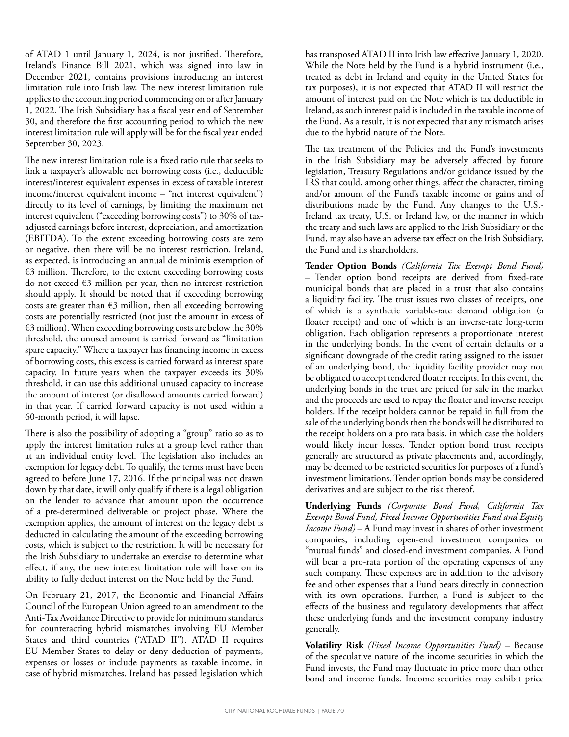of ATAD 1 until January 1, 2024, is not justified. Therefore, Ireland's Finance Bill 2021, which was signed into law in December 2021, contains provisions introducing an interest limitation rule into Irish law. The new interest limitation rule applies to the accounting period commencing on or after January 1, 2022. The Irish Subsidiary has a fiscal year end of September 30, and therefore the first accounting period to which the new interest limitation rule will apply will be for the fiscal year ended September 30, 2023.

The new interest limitation rule is a fixed ratio rule that seeks to link a taxpayer's allowable net borrowing costs (i.e., deductible interest/interest equivalent expenses in excess of taxable interest income/interest equivalent income – "net interest equivalent") directly to its level of earnings, by limiting the maximum net interest equivalent ("exceeding borrowing costs") to 30% of tax-adjusted earnings before interest, depreciation, and amortization (EBITDA). To the extent exceeding borrowing costs are zero or negative, then there will be no interest restriction. Ireland, as expected, is introducing an annual de minimis exemption of €3 million. Therefore, to the extent exceeding borrowing costs do not exceed €3 million per year, then no interest restriction should apply. It should be noted that if exceeding borrowing costs are greater than €3 million, then all exceeding borrowing costs are potentially restricted (not just the amount in excess of €3 million). When exceeding borrowing costs are below the 30% threshold, the unused amount is carried forward as "limitation spare capacity." Where a taxpayer has financing income in excess of borrowing costs, this excess is carried forward as interest spare capacity. In future years when the taxpayer exceeds its 30% threshold, it can use this additional unused capacity to increase the amount of interest (or disallowed amounts carried forward) in that year. If carried forward capacity is not used within a 60-month period, it will lapse.

There is also the possibility of adopting a "group" ratio so as to apply the interest limitation rules at a group level rather than at an individual entity level. The legislation also includes an exemption for legacy debt. To qualify, the terms must have been agreed to before June 17, 2016. If the principal was not drawn down by that date, it will only qualify if there is a legal obligation on the lender to advance that amount upon the occurrence of a pre-determined deliverable or project phase. Where the exemption applies, the amount of interest on the legacy debt is deducted in calculating the amount of the exceeding borrowing costs, which is subject to the restriction. It will be necessary for the Irish Subsidiary to undertake an exercise to determine what effect, if any, the new interest limitation rule will have on its ability to fully deduct interest on the Note held by the Fund.

On February 21, 2017, the Economic and Financial Affairs Council of the European Union agreed to an amendment to the Anti-Tax Avoidance Directive to provide for minimum standards for counteracting hybrid mismatches involving EU Member States and third countries ("ATAD II"). ATAD II requires EU Member States to delay or deny deduction of payments, expenses or losses or include payments as taxable income, in case of hybrid mismatches. Ireland has passed legislation which has transposed ATAD II into Irish law effective January 1, 2020. While the Note held by the Fund is a hybrid instrument (i.e., treated as debt in Ireland and equity in the United States for tax purposes), it is not expected that ATAD II will restrict the amount of interest paid on the Note which is tax deductible in Ireland, as such interest paid is included in the taxable income of the Fund. As a result, it is not expected that any mismatch arises due to the hybrid nature of the Note.

The tax treatment of the Policies and the Fund's investments in the Irish Subsidiary may be adversely affected by future legislation, Treasury Regulations and/or guidance issued by the IRS that could, among other things, affect the character, timing and/or amount of the Fund's taxable income or gains and of distributions made by the Fund. Any changes to the U.S.-Ireland tax treaty, U.S. or Ireland law, or the manner in which the treaty and such laws are applied to the Irish Subsidiary or the Fund, may also have an adverse tax effect on the Irish Subsidiary, the Fund and its shareholders.

**Tender Option Bonds** *(California Tax Exempt Bond Fund)* – Tender option bond receipts are derived from fixed-rate municipal bonds that are placed in a trust that also contains a liquidity facility. The trust issues two classes of receipts, one of which is a synthetic variable-rate demand obligation (a floater receipt) and one of which is an inverse-rate long-term obligation. Each obligation represents a proportionate interest in the underlying bonds. In the event of certain defaults or a significant downgrade of the credit rating assigned to the issuer of an underlying bond, the liquidity facility provider may not be obligated to accept tendered floater receipts. In this event, the underlying bonds in the trust are priced for sale in the market and the proceeds are used to repay the floater and inverse receipt holders. If the receipt holders cannot be repaid in full from the sale of the underlying bonds then the bonds will be distributed to the receipt holders on a pro rata basis, in which case the holders would likely incur losses. Tender option bond trust receipts generally are structured as private placements and, accordingly, may be deemed to be restricted securities for purposes of a fund's investment limitations. Tender option bonds may be considered derivatives and are subject to the risk thereof.

**Underlying Funds** *(Corporate Bond Fund, California Tax Exempt Bond Fund, Fixed Income Opportunities Fund and Equity Income Fund)* – A Fund may invest in shares of other investment companies, including open-end investment companies or "mutual funds" and closed-end investment companies. A Fund will bear a pro-rata portion of the operating expenses of any such company. These expenses are in addition to the advisory fee and other expenses that a Fund bears directly in connection with its own operations. Further, a Fund is subject to the effects of the business and regulatory developments that affect these underlying funds and the investment company industry generally.

**Volatility Risk** *(Fixed Income Opportunities Fund)* – Because of the speculative nature of the income securities in which the Fund invests, the Fund may fluctuate in price more than other bond and income funds. Income securities may exhibit price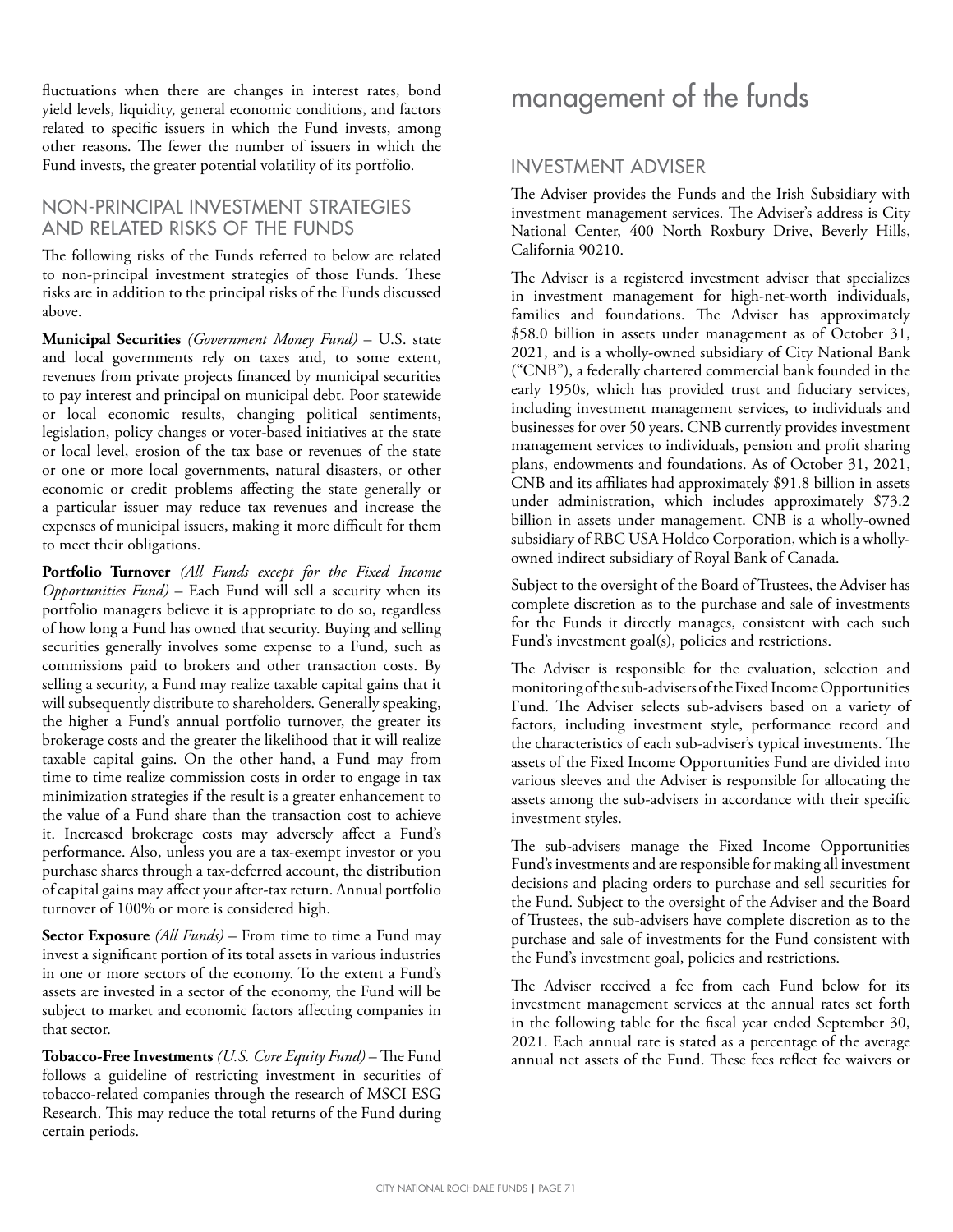fluctuations when there are changes in interest rates, bond yield levels, liquidity, general economic conditions, and factors related to specific issuers in which the Fund invests, among other reasons. The fewer the number of issuers in which the Fund invests, the greater potential volatility of its portfolio.

## NON-PRINCIPAL INVESTMENT STRATEGIES AND RELATED RISKS OF THE FUNDS

The following risks of the Funds referred to below are related to non-principal investment strategies of those Funds. These risks are in addition to the principal risks of the Funds discussed above.

**Municipal Securities** *(Government Money Fund)* – U.S. state and local governments rely on taxes and, to some extent, revenues from private projects financed by municipal securities to pay interest and principal on municipal debt. Poor statewide or local economic results, changing political sentiments, legislation, policy changes or voter-based initiatives at the state or local level, erosion of the tax base or revenues of the state or one or more local governments, natural disasters, or other economic or credit problems affecting the state generally or a particular issuer may reduce tax revenues and increase the expenses of municipal issuers, making it more difficult for them to meet their obligations.

**Portfolio Turnover** *(All Funds except for the Fixed Income Opportunities Fund)* – Each Fund will sell a security when its portfolio managers believe it is appropriate to do so, regardless of how long a Fund has owned that security. Buying and selling securities generally involves some expense to a Fund, such as commissions paid to brokers and other transaction costs. By selling a security, a Fund may realize taxable capital gains that it will subsequently distribute to shareholders. Generally speaking, the higher a Fund's annual portfolio turnover, the greater its brokerage costs and the greater the likelihood that it will realize taxable capital gains. On the other hand, a Fund may from time to time realize commission costs in order to engage in tax minimization strategies if the result is a greater enhancement to the value of a Fund share than the transaction cost to achieve it. Increased brokerage costs may adversely affect a Fund's performance. Also, unless you are a tax-exempt investor or you purchase shares through a tax-deferred account, the distribution of capital gains may affect your after-tax return. Annual portfolio turnover of 100% or more is considered high.

**Sector Exposure** *(All Funds)* – From time to time a Fund may invest a significant portion of its total assets in various industries in one or more sectors of the economy. To the extent a Fund's assets are invested in a sector of the economy, the Fund will be subject to market and economic factors affecting companies in that sector.

**Tobacco-Free Investments** *(U.S. Core Equity Fund)* – The Fund follows a guideline of restricting investment in securities of tobacco-related companies through the research of MSCI ESG Research. This may reduce the total returns of the Fund during certain periods.

# management of the funds

## INVESTMENT ADVISER

The Adviser provides the Funds and the Irish Subsidiary with investment management services. The Adviser's address is City National Center, 400 North Roxbury Drive, Beverly Hills, California 90210.

The Adviser is a registered investment adviser that specializes in investment management for high-net-worth individuals, families and foundations. The Adviser has approximately $58.0 billion in assets under management as of October 31, 2021, and is a wholly-owned subsidiary of City National Bank ("CNB"), a federally chartered commercial bank founded in the early 1950s, which has provided trust and fiduciary services, including investment management services, to individuals and businesses for over 50 years. CNB currently provides investment management services to individuals, pension and profit sharing plans, endowments and foundations. As of October 31, 2021, CNB and its affiliates had approximately $91.8 billion in assets under administration, which includes approximately $73.2 billion in assets under management. CNB is a wholly-owned subsidiary of RBC USA Holdco Corporation, which is a wholly-owned indirect subsidiary of Royal Bank of Canada.

Subject to the oversight of the Board of Trustees, the Adviser has complete discretion as to the purchase and sale of investments for the Funds it directly manages, consistent with each such Fund's investment goal(s), policies and restrictions.

The Adviser is responsible for the evaluation, selection and monitoring of the sub-advisers of the Fixed Income Opportunities Fund. The Adviser selects sub-advisers based on a variety of factors, including investment style, performance record and the characteristics of each sub-adviser's typical investments. The assets of the Fixed Income Opportunities Fund are divided into various sleeves and the Adviser is responsible for allocating the assets among the sub-advisers in accordance with their specific investment styles.

The sub-advisers manage the Fixed Income Opportunities Fund's investments and are responsible for making all investment decisions and placing orders to purchase and sell securities for the Fund. Subject to the oversight of the Adviser and the Board of Trustees, the sub-advisers have complete discretion as to the purchase and sale of investments for the Fund consistent with the Fund's investment goal, policies and restrictions.

The Adviser received a fee from each Fund below for its investment management services at the annual rates set forth in the following table for the fiscal year ended September 30, 2021. Each annual rate is stated as a percentage of the average annual net assets of the Fund. These fees reflect fee waivers or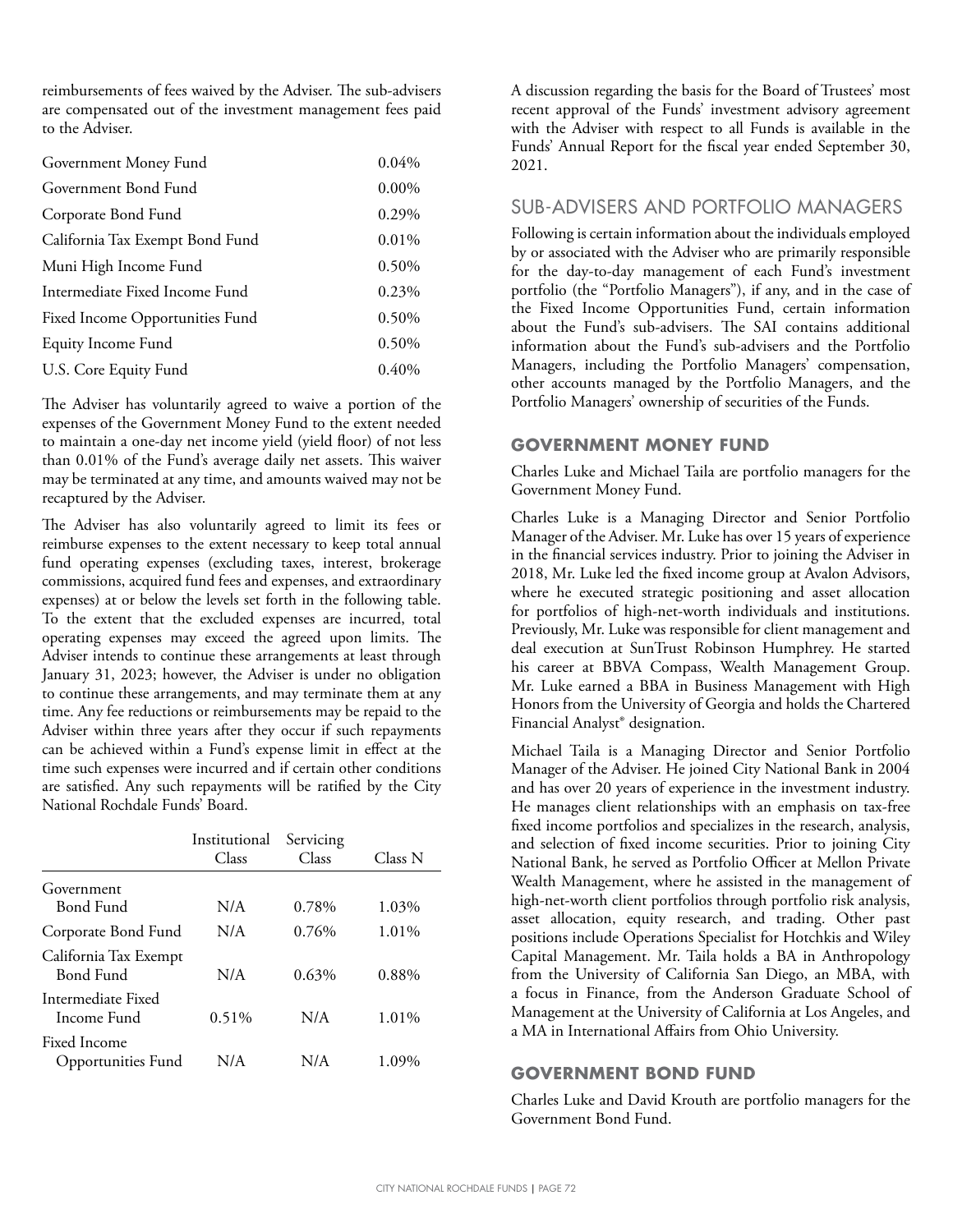reimbursements of fees waived by the Adviser. The sub-advisers are compensated out of the investment management fees paid to the Adviser.

| | |
|---|---|
| Government Money Fund | 0.04% |
| Government Bond Fund | 0.00% |
| Corporate Bond Fund | 0.29% |
| California Tax Exempt Bond Fund | 0.01% |
| Muni High Income Fund | 0.50% |
| Intermediate Fixed Income Fund | 0.23% |
| Fixed Income Opportunities Fund | 0.50% |
| Equity Income Fund | 0.50% |
| U.S. Core Equity Fund | 0.40% |

The Adviser has voluntarily agreed to waive a portion of the expenses of the Government Money Fund to the extent needed to maintain a one-day net income yield (yield floor) of not less than 0.01% of the Fund's average daily net assets. This waiver may be terminated at any time, and amounts waived may not be recaptured by the Adviser.

The Adviser has also voluntarily agreed to limit its fees or reimburse expenses to the extent necessary to keep total annual fund operating expenses (excluding taxes, interest, brokerage commissions, acquired fund fees and expenses, and extraordinary expenses) at or below the levels set forth in the following table. To the extent that the excluded expenses are incurred, total operating expenses may exceed the agreed upon limits. The Adviser intends to continue these arrangements at least through January 31, 2023; however, the Adviser is under no obligation to continue these arrangements, and may terminate them at any time. Any fee reductions or reimbursements may be repaid to the Adviser within three years after they occur if such repayments can be achieved within a Fund's expense limit in effect at the time such expenses were incurred and if certain other conditions are satisfied. Any such repayments will be ratified by the City National Rochdale Funds' Board.

| | Institutional Class | Servicing Class | Class N |
|---|---|---|---|
| Government Bond Fund | N/A | 0.78% | 1.03% |
| Corporate Bond Fund | N/A | 0.76% | 1.01% |
| California Tax Exempt Bond Fund | N/A | 0.63% | 0.88% |
| Intermediate Fixed Income Fund | 0.51% | N/A | 1.01% |
| Fixed Income Opportunities Fund | N/A | N/A | 1.09% |

A discussion regarding the basis for the Board of Trustees' most recent approval of the Funds' investment advisory agreement with the Adviser with respect to all Funds is available in the Funds' Annual Report for the fiscal year ended September 30, 2021.

## SUB-ADVISERS AND PORTFOLIO MANAGERS

Following is certain information about the individuals employed by or associated with the Adviser who are primarily responsible for the day-to-day management of each Fund's investment portfolio (the "Portfolio Managers"), if any, and in the case of the Fixed Income Opportunities Fund, certain information about the Fund's sub-advisers. The SAI contains additional information about the Fund's sub-advisers and the Portfolio Managers, including the Portfolio Managers' compensation, other accounts managed by the Portfolio Managers, and the Portfolio Managers' ownership of securities of the Funds.

### GOVERNMENT MONEY FUND

Charles Luke and Michael Taila are portfolio managers for the Government Money Fund.

Charles Luke is a Managing Director and Senior Portfolio Manager of the Adviser. Mr. Luke has over 15 years of experience in the financial services industry. Prior to joining the Adviser in 2018, Mr. Luke led the fixed income group at Avalon Advisors, where he executed strategic positioning and asset allocation for portfolios of high-net-worth individuals and institutions. Previously, Mr. Luke was responsible for client management and deal execution at SunTrust Robinson Humphrey. He started his career at BBVA Compass, Wealth Management Group. Mr. Luke earned a BBA in Business Management with High Honors from the University of Georgia and holds the Chartered Financial Analyst® designation.

Michael Taila is a Managing Director and Senior Portfolio Manager of the Adviser. He joined City National Bank in 2004 and has over 20 years of experience in the investment industry. He manages client relationships with an emphasis on tax-free fixed income portfolios and specializes in the research, analysis, and selection of fixed income securities. Prior to joining City National Bank, he served as Portfolio Officer at Mellon Private Wealth Management, where he assisted in the management of high-net-worth client portfolios through portfolio risk analysis, asset allocation, equity research, and trading. Other past positions include Operations Specialist for Hotchkis and Wiley Capital Management. Mr. Taila holds a BA in Anthropology from the University of California San Diego, an MBA, with a focus in Finance, from the Anderson Graduate School of Management at the University of California at Los Angeles, and a MA in International Affairs from Ohio University.

### GOVERNMENT BOND FUND

Charles Luke and David Krouth are portfolio managers for the Government Bond Fund.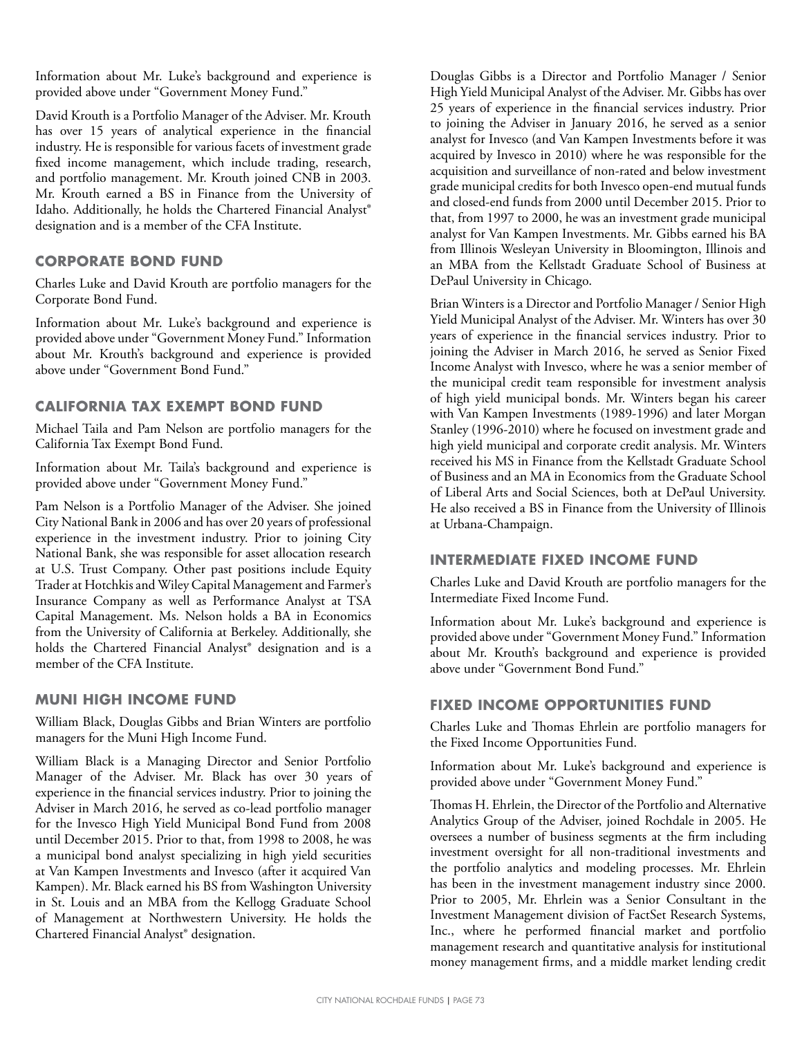Information about Mr. Luke's background and experience is provided above under "Government Money Fund."

David Krouth is a Portfolio Manager of the Adviser. Mr. Krouth has over 15 years of analytical experience in the financial industry. He is responsible for various facets of investment grade fixed income management, which include trading, research, and portfolio management. Mr. Krouth joined CNB in 2003. Mr. Krouth earned a BS in Finance from the University of Idaho. Additionally, he holds the Chartered Financial Analyst® designation and is a member of the CFA Institute.

### CORPORATE BOND FUND

Charles Luke and David Krouth are portfolio managers for the Corporate Bond Fund.

Information about Mr. Luke's background and experience is provided above under "Government Money Fund." Information about Mr. Krouth's background and experience is provided above under "Government Bond Fund."

### CALIFORNIA TAX EXEMPT BOND FUND

Michael Taila and Pam Nelson are portfolio managers for the California Tax Exempt Bond Fund.

Information about Mr. Taila's background and experience is provided above under "Government Money Fund."

Pam Nelson is a Portfolio Manager of the Adviser. She joined City National Bank in 2006 and has over 20 years of professional experience in the investment industry. Prior to joining City National Bank, she was responsible for asset allocation research at U.S. Trust Company. Other past positions include Equity Trader at Hotchkis and Wiley Capital Management and Farmer's Insurance Company as well as Performance Analyst at TSA Capital Management. Ms. Nelson holds a BA in Economics from the University of California at Berkeley. Additionally, she holds the Chartered Financial Analyst® designation and is a member of the CFA Institute.

### MUNI HIGH INCOME FUND

William Black, Douglas Gibbs and Brian Winters are portfolio managers for the Muni High Income Fund.

William Black is a Managing Director and Senior Portfolio Manager of the Adviser. Mr. Black has over 30 years of experience in the financial services industry. Prior to joining the Adviser in March 2016, he served as co-lead portfolio manager for the Invesco High Yield Municipal Bond Fund from 2008 until December 2015. Prior to that, from 1998 to 2008, he was a municipal bond analyst specializing in high yield securities at Van Kampen Investments and Invesco (after it acquired Van Kampen). Mr. Black earned his BS from Washington University in St. Louis and an MBA from the Kellogg Graduate School of Management at Northwestern University. He holds the Chartered Financial Analyst® designation.

Douglas Gibbs is a Director and Portfolio Manager / Senior High Yield Municipal Analyst of the Adviser. Mr. Gibbs has over 25 years of experience in the financial services industry. Prior to joining the Adviser in January 2016, he served as a senior analyst for Invesco (and Van Kampen Investments before it was acquired by Invesco in 2010) where he was responsible for the acquisition and surveillance of non-rated and below investment grade municipal credits for both Invesco open-end mutual funds and closed-end funds from 2000 until December 2015. Prior to that, from 1997 to 2000, he was an investment grade municipal analyst for Van Kampen Investments. Mr. Gibbs earned his BA from Illinois Wesleyan University in Bloomington, Illinois and an MBA from the Kellstadt Graduate School of Business at DePaul University in Chicago.

Brian Winters is a Director and Portfolio Manager / Senior High Yield Municipal Analyst of the Adviser. Mr. Winters has over 30 years of experience in the financial services industry. Prior to joining the Adviser in March 2016, he served as Senior Fixed Income Analyst with Invesco, where he was a senior member of the municipal credit team responsible for investment analysis of high yield municipal bonds. Mr. Winters began his career with Van Kampen Investments (1989-1996) and later Morgan Stanley (1996-2010) where he focused on investment grade and high yield municipal and corporate credit analysis. Mr. Winters received his MS in Finance from the Kellstadt Graduate School of Business and an MA in Economics from the Graduate School of Liberal Arts and Social Sciences, both at DePaul University. He also received a BS in Finance from the University of Illinois at Urbana-Champaign.

### INTERMEDIATE FIXED INCOME FUND

Charles Luke and David Krouth are portfolio managers for the Intermediate Fixed Income Fund.

Information about Mr. Luke's background and experience is provided above under "Government Money Fund." Information about Mr. Krouth's background and experience is provided above under "Government Bond Fund."

### FIXED INCOME OPPORTUNITIES FUND

Charles Luke and Thomas Ehrlein are portfolio managers for the Fixed Income Opportunities Fund.

Information about Mr. Luke's background and experience is provided above under "Government Money Fund."

Thomas H. Ehrlein, the Director of the Portfolio and Alternative Analytics Group of the Adviser, joined Rochdale in 2005. He oversees a number of business segments at the firm including investment oversight for all non-traditional investments and the portfolio analytics and modeling processes. Mr. Ehrlein has been in the investment management industry since 2000. Prior to 2005, Mr. Ehrlein was a Senior Consultant in the Investment Management division of FactSet Research Systems, Inc., where he performed financial market and portfolio management research and quantitative analysis for institutional money management firms, and a middle market lending credit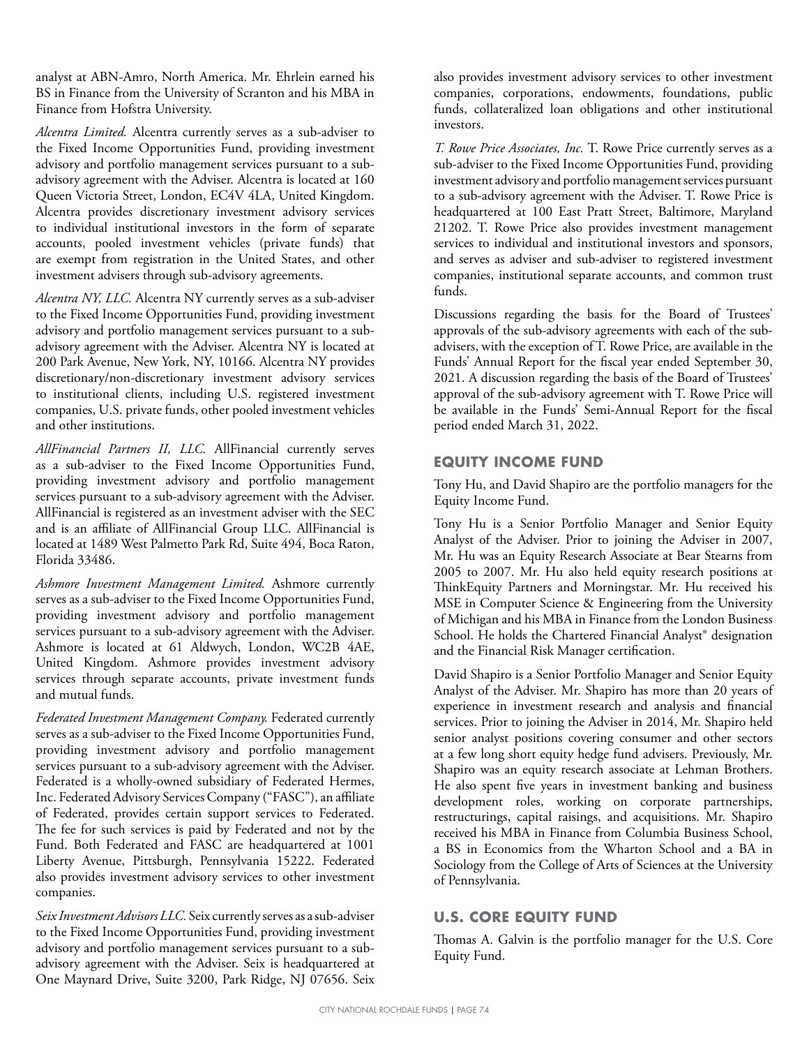analyst at ABN-Amro, North America. Mr. Ehrlein earned his BS in Finance from the University of Scranton and his MBA in Finance from Hofstra University.

*Alcentra Limited.* Alcentra currently serves as a sub-adviser to the Fixed Income Opportunities Fund, providing investment advisory and portfolio management services pursuant to a sub-advisory agreement with the Adviser. Alcentra is located at 160 Queen Victoria Street, London, EC4V 4LA, United Kingdom. Alcentra provides discretionary investment advisory services to individual institutional investors in the form of separate accounts, pooled investment vehicles (private funds) that are exempt from registration in the United States, and other investment advisers through sub-advisory agreements.

*Alcentra NY, LLC.* Alcentra NY currently serves as a sub-adviser to the Fixed Income Opportunities Fund, providing investment advisory and portfolio management services pursuant to a sub-advisory agreement with the Adviser. Alcentra NY is located at 200 Park Avenue, New York, NY, 10166. Alcentra NY provides discretionary/non-discretionary investment advisory services to institutional clients, including U.S. registered investment companies, U.S. private funds, other pooled investment vehicles and other institutions.

*AllFinancial Partners II, LLC.* AllFinancial currently serves as a sub-adviser to the Fixed Income Opportunities Fund, providing investment advisory and portfolio management services pursuant to a sub-advisory agreement with the Adviser. AllFinancial is registered as an investment adviser with the SEC and is an affiliate of AllFinancial Group LLC. AllFinancial is located at 1489 West Palmetto Park Rd, Suite 494, Boca Raton, Florida 33486.

*Ashmore Investment Management Limited.* Ashmore currently serves as a sub-adviser to the Fixed Income Opportunities Fund, providing investment advisory and portfolio management services pursuant to a sub-advisory agreement with the Adviser. Ashmore is located at 61 Aldwych, London, WC2B 4AE, United Kingdom. Ashmore provides investment advisory services through separate accounts, private investment funds and mutual funds.

*Federated Investment Management Company.* Federated currently serves as a sub-adviser to the Fixed Income Opportunities Fund, providing investment advisory and portfolio management services pursuant to a sub-advisory agreement with the Adviser. Federated is a wholly-owned subsidiary of Federated Hermes, Inc. Federated Advisory Services Company ("FASC"), an affiliate of Federated, provides certain support services to Federated. The fee for such services is paid by Federated and not by the Fund. Both Federated and FASC are headquartered at 1001 Liberty Avenue, Pittsburgh, Pennsylvania 15222. Federated also provides investment advisory services to other investment companies.

*Seix Investment Advisors LLC.* Seix currently serves as a sub-adviser to the Fixed Income Opportunities Fund, providing investment advisory and portfolio management services pursuant to a sub-advisory agreement with the Adviser. Seix is headquartered at One Maynard Drive, Suite 3200, Park Ridge, NJ 07656. Seix also provides investment advisory services to other investment companies, corporations, endowments, foundations, public funds, collateralized loan obligations and other institutional investors.

*T. Rowe Price Associates, Inc.* T. Rowe Price currently serves as a sub-adviser to the Fixed Income Opportunities Fund, providing investment advisory and portfolio management services pursuant to a sub-advisory agreement with the Adviser. T. Rowe Price is headquartered at 100 East Pratt Street, Baltimore, Maryland 21202. T. Rowe Price also provides investment management services to individual and institutional investors and sponsors, and serves as adviser and sub-adviser to registered investment companies, institutional separate accounts, and common trust funds.

Discussions regarding the basis for the Board of Trustees' approvals of the sub-advisory agreements with each of the sub-advisers, with the exception of T. Rowe Price, are available in the Funds' Annual Report for the fiscal year ended September 30, 2021. A discussion regarding the basis of the Board of Trustees' approval of the sub-advisory agreement with T. Rowe Price will be available in the Funds' Semi-Annual Report for the fiscal period ended March 31, 2022.

## EQUITY INCOME FUND

Tony Hu, and David Shapiro are the portfolio managers for the Equity Income Fund.

Tony Hu is a Senior Portfolio Manager and Senior Equity Analyst of the Adviser. Prior to joining the Adviser in 2007, Mr. Hu was an Equity Research Associate at Bear Stearns from 2005 to 2007. Mr. Hu also held equity research positions at ThinkEquity Partners and Morningstar. Mr. Hu received his MSE in Computer Science & Engineering from the University of Michigan and his MBA in Finance from the London Business School. He holds the Chartered Financial Analyst® designation and the Financial Risk Manager certification.

David Shapiro is a Senior Portfolio Manager and Senior Equity Analyst of the Adviser. Mr. Shapiro has more than 20 years of experience in investment research and analysis and financial services. Prior to joining the Adviser in 2014, Mr. Shapiro held senior analyst positions covering consumer and other sectors at a few long short equity hedge fund advisers. Previously, Mr. Shapiro was an equity research associate at Lehman Brothers. He also spent five years in investment banking and business development roles, working on corporate partnerships, restructurings, capital raisings, and acquisitions. Mr. Shapiro received his MBA in Finance from Columbia Business School, a BS in Economics from the Wharton School and a BA in Sociology from the College of Arts of Sciences at the University of Pennsylvania.

## U.S. CORE EQUITY FUND

Thomas A. Galvin is the portfolio manager for the U.S. Core Equity Fund.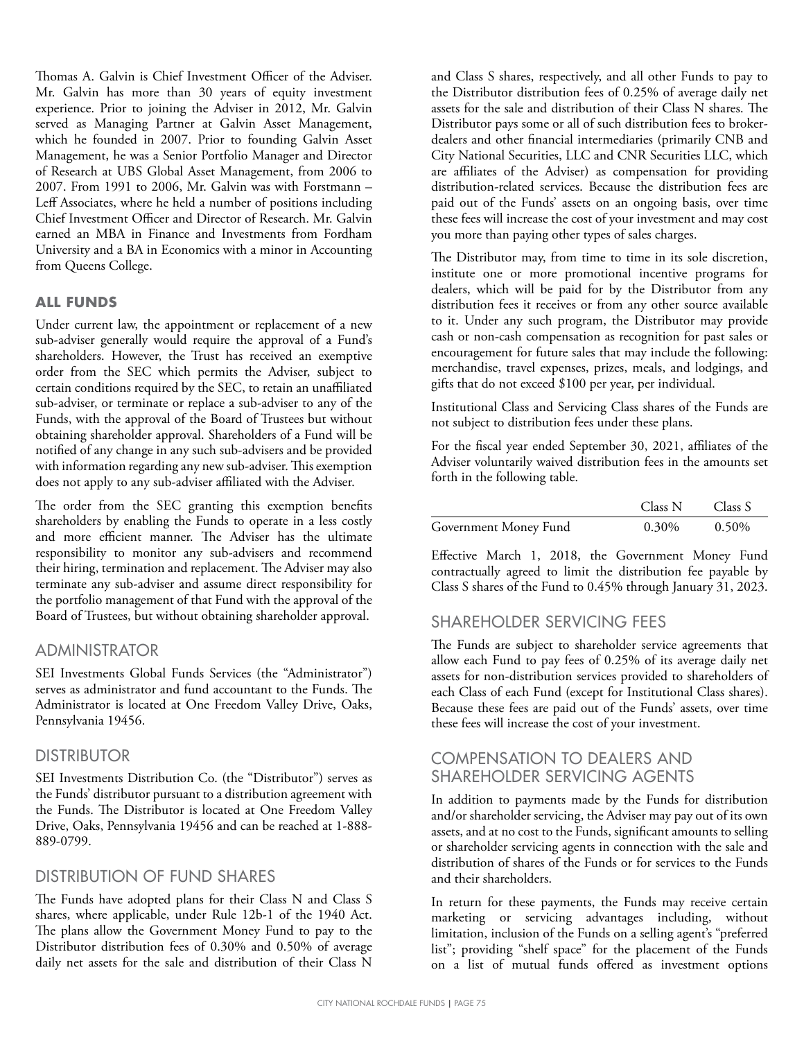Thomas A. Galvin is Chief Investment Officer of the Adviser. Mr. Galvin has more than 30 years of equity investment experience. Prior to joining the Adviser in 2012, Mr. Galvin served as Managing Partner at Galvin Asset Management, which he founded in 2007. Prior to founding Galvin Asset Management, he was a Senior Portfolio Manager and Director of Research at UBS Global Asset Management, from 2006 to 2007. From 1991 to 2006, Mr. Galvin was with Forstmann – Leff Associates, where he held a number of positions including Chief Investment Officer and Director of Research. Mr. Galvin earned an MBA in Finance and Investments from Fordham University and a BA in Economics with a minor in Accounting from Queens College.

### ALL FUNDS

Under current law, the appointment or replacement of a new sub-adviser generally would require the approval of a Fund's shareholders. However, the Trust has received an exemptive order from the SEC which permits the Adviser, subject to certain conditions required by the SEC, to retain an unaffiliated sub-adviser, or terminate or replace a sub-adviser to any of the Funds, with the approval of the Board of Trustees but without obtaining shareholder approval. Shareholders of a Fund will be notified of any change in any such sub-advisers and be provided with information regarding any new sub-adviser. This exemption does not apply to any sub-adviser affiliated with the Adviser.

The order from the SEC granting this exemption benefits shareholders by enabling the Funds to operate in a less costly and more efficient manner. The Adviser has the ultimate responsibility to monitor any sub-advisers and recommend their hiring, termination and replacement. The Adviser may also terminate any sub-adviser and assume direct responsibility for the portfolio management of that Fund with the approval of the Board of Trustees, but without obtaining shareholder approval.

## ADMINISTRATOR

SEI Investments Global Funds Services (the "Administrator") serves as administrator and fund accountant to the Funds. The Administrator is located at One Freedom Valley Drive, Oaks, Pennsylvania 19456.

## DISTRIBUTOR

SEI Investments Distribution Co. (the "Distributor") serves as the Funds' distributor pursuant to a distribution agreement with the Funds. The Distributor is located at One Freedom Valley Drive, Oaks, Pennsylvania 19456 and can be reached at 1-888-889-0799.

## DISTRIBUTION OF FUND SHARES

The Funds have adopted plans for their Class N and Class S shares, where applicable, under Rule 12b-1 of the 1940 Act. The plans allow the Government Money Fund to pay to the Distributor distribution fees of 0.30% and 0.50% of average daily net assets for the sale and distribution of their Class N and Class S shares, respectively, and all other Funds to pay to the Distributor distribution fees of 0.25% of average daily net assets for the sale and distribution of their Class N shares. The Distributor pays some or all of such distribution fees to broker-dealers and other financial intermediaries (primarily CNB and City National Securities, LLC and CNR Securities LLC, which are affiliates of the Adviser) as compensation for providing distribution-related services. Because the distribution fees are paid out of the Funds' assets on an ongoing basis, over time these fees will increase the cost of your investment and may cost you more than paying other types of sales charges.

The Distributor may, from time to time in its sole discretion, institute one or more promotional incentive programs for dealers, which will be paid for by the Distributor from any distribution fees it receives or from any other source available to it. Under any such program, the Distributor may provide cash or non-cash compensation as recognition for past sales or encouragement for future sales that may include the following: merchandise, travel expenses, prizes, meals, and lodgings, and gifts that do not exceed $100 per year, per individual.

Institutional Class and Servicing Class shares of the Funds are not subject to distribution fees under these plans.

For the fiscal year ended September 30, 2021, affiliates of the Adviser voluntarily waived distribution fees in the amounts set forth in the following table.

| | Class N | Class S |
|---|---|---|
| Government Money Fund | 0.30% | 0.50% |

Effective March 1, 2018, the Government Money Fund contractually agreed to limit the distribution fee payable by Class S shares of the Fund to 0.45% through January 31, 2023.

## SHAREHOLDER SERVICING FEES

The Funds are subject to shareholder service agreements that allow each Fund to pay fees of 0.25% of its average daily net assets for non-distribution services provided to shareholders of each Class of each Fund (except for Institutional Class shares). Because these fees are paid out of the Funds' assets, over time these fees will increase the cost of your investment.

## COMPENSATION TO DEALERS AND SHAREHOLDER SERVICING AGENTS

In addition to payments made by the Funds for distribution and/or shareholder servicing, the Adviser may pay out of its own assets, and at no cost to the Funds, significant amounts to selling or shareholder servicing agents in connection with the sale and distribution of shares of the Funds or for services to the Funds and their shareholders.

In return for these payments, the Funds may receive certain marketing or servicing advantages including, without limitation, inclusion of the Funds on a selling agent's "preferred list"; providing "shelf space" for the placement of the Funds on a list of mutual funds offered as investment options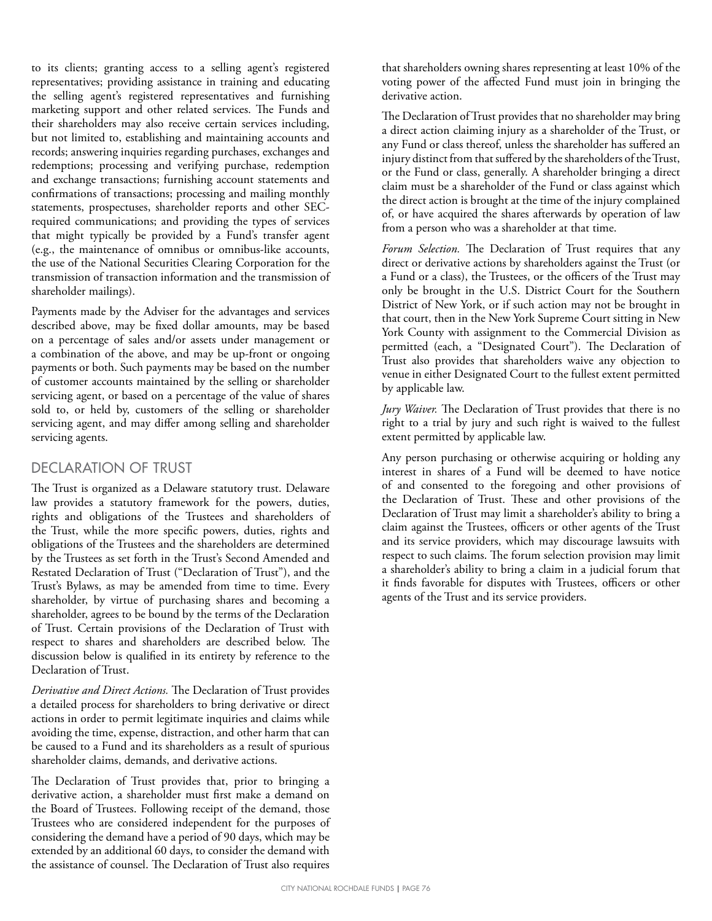to its clients; granting access to a selling agent's registered representatives; providing assistance in training and educating the selling agent's registered representatives and furnishing marketing support and other related services. The Funds and their shareholders may also receive certain services including, but not limited to, establishing and maintaining accounts and records; answering inquiries regarding purchases, exchanges and redemptions; processing and verifying purchase, redemption and exchange transactions; furnishing account statements and confirmations of transactions; processing and mailing monthly statements, prospectuses, shareholder reports and other SEC-required communications; and providing the types of services that might typically be provided by a Fund's transfer agent (e.g., the maintenance of omnibus or omnibus-like accounts, the use of the National Securities Clearing Corporation for the transmission of transaction information and the transmission of shareholder mailings).

Payments made by the Adviser for the advantages and services described above, may be fixed dollar amounts, may be based on a percentage of sales and/or assets under management or a combination of the above, and may be up-front or ongoing payments or both. Such payments may be based on the number of customer accounts maintained by the selling or shareholder servicing agent, or based on a percentage of the value of shares sold to, or held by, customers of the selling or shareholder servicing agent, and may differ among selling and shareholder servicing agents.

## DECLARATION OF TRUST

The Trust is organized as a Delaware statutory trust. Delaware law provides a statutory framework for the powers, duties, rights and obligations of the Trustees and shareholders of the Trust, while the more specific powers, duties, rights and obligations of the Trustees and the shareholders are determined by the Trustees as set forth in the Trust's Second Amended and Restated Declaration of Trust ("Declaration of Trust"), and the Trust's Bylaws, as may be amended from time to time. Every shareholder, by virtue of purchasing shares and becoming a shareholder, agrees to be bound by the terms of the Declaration of Trust. Certain provisions of the Declaration of Trust with respect to shares and shareholders are described below. The discussion below is qualified in its entirety by reference to the Declaration of Trust.

*Derivative and Direct Actions.* The Declaration of Trust provides a detailed process for shareholders to bring derivative or direct actions in order to permit legitimate inquiries and claims while avoiding the time, expense, distraction, and other harm that can be caused to a Fund and its shareholders as a result of spurious shareholder claims, demands, and derivative actions.

The Declaration of Trust provides that, prior to bringing a derivative action, a shareholder must first make a demand on the Board of Trustees. Following receipt of the demand, those Trustees who are considered independent for the purposes of considering the demand have a period of 90 days, which may be extended by an additional 60 days, to consider the demand with the assistance of counsel. The Declaration of Trust also requires that shareholders owning shares representing at least 10% of the voting power of the affected Fund must join in bringing the derivative action.

The Declaration of Trust provides that no shareholder may bring a direct action claiming injury as a shareholder of the Trust, or any Fund or class thereof, unless the shareholder has suffered an injury distinct from that suffered by the shareholders of the Trust, or the Fund or class, generally. A shareholder bringing a direct claim must be a shareholder of the Fund or class against which the direct action is brought at the time of the injury complained of, or have acquired the shares afterwards by operation of law from a person who was a shareholder at that time.

*Forum Selection.* The Declaration of Trust requires that any direct or derivative actions by shareholders against the Trust (or a Fund or a class), the Trustees, or the officers of the Trust may only be brought in the U.S. District Court for the Southern District of New York, or if such action may not be brought in that court, then in the New York Supreme Court sitting in New York County with assignment to the Commercial Division as permitted (each, a "Designated Court"). The Declaration of Trust also provides that shareholders waive any objection to venue in either Designated Court to the fullest extent permitted by applicable law.

*Jury Waiver.* The Declaration of Trust provides that there is no right to a trial by jury and such right is waived to the fullest extent permitted by applicable law.

Any person purchasing or otherwise acquiring or holding any interest in shares of a Fund will be deemed to have notice of and consented to the foregoing and other provisions of the Declaration of Trust. These and other provisions of the Declaration of Trust may limit a shareholder's ability to bring a claim against the Trustees, officers or other agents of the Trust and its service providers, which may discourage lawsuits with respect to such claims. The forum selection provision may limit a shareholder's ability to bring a claim in a judicial forum that it finds favorable for disputes with Trustees, officers or other agents of the Trust and its service providers.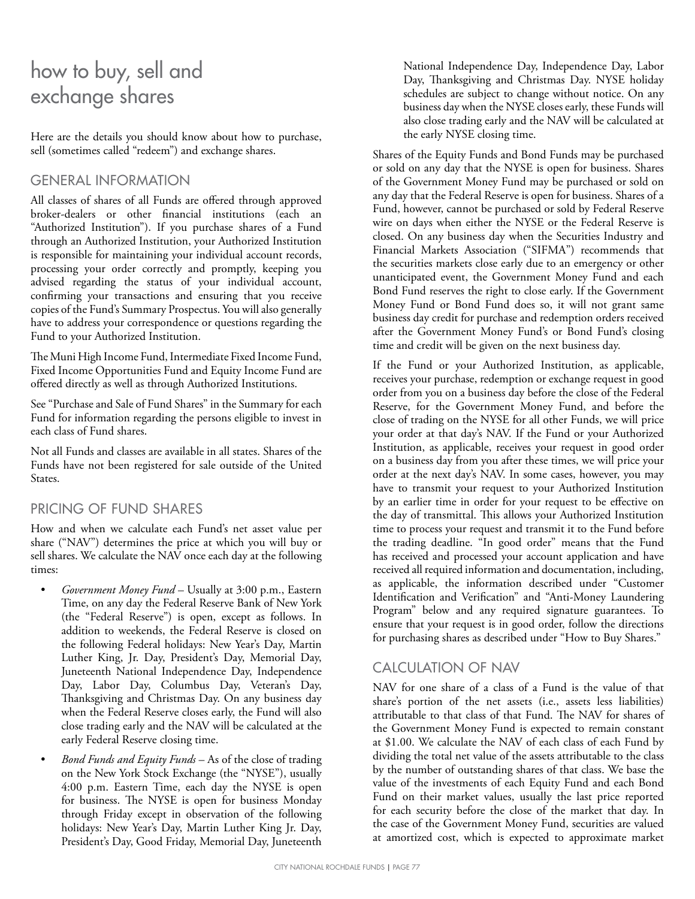# how to buy, sell and exchange shares

Here are the details you should know about how to purchase, sell (sometimes called "redeem") and exchange shares.

## GENERAL INFORMATION

All classes of shares of all Funds are offered through approved broker-dealers or other financial institutions (each an "Authorized Institution"). If you purchase shares of a Fund through an Authorized Institution, your Authorized Institution is responsible for maintaining your individual account records, processing your order correctly and promptly, keeping you advised regarding the status of your individual account, confirming your transactions and ensuring that you receive copies of the Fund's Summary Prospectus. You will also generally have to address your correspondence or questions regarding the Fund to your Authorized Institution.

The Muni High Income Fund, Intermediate Fixed Income Fund, Fixed Income Opportunities Fund and Equity Income Fund are offered directly as well as through Authorized Institutions.

See "Purchase and Sale of Fund Shares" in the Summary for each Fund for information regarding the persons eligible to invest in each class of Fund shares.

Not all Funds and classes are available in all states. Shares of the Funds have not been registered for sale outside of the United States.

## PRICING OF FUND SHARES

How and when we calculate each Fund's net asset value per share ("NAV") determines the price at which you will buy or sell shares. We calculate the NAV once each day at the following times:

- *Government Money Fund* – Usually at 3:00 p.m., Eastern Time, on any day the Federal Reserve Bank of New York (the "Federal Reserve") is open, except as follows. In addition to weekends, the Federal Reserve is closed on the following Federal holidays: New Year's Day, Martin Luther King, Jr. Day, President's Day, Memorial Day, Juneteenth National Independence Day, Independence Day, Labor Day, Columbus Day, Veteran's Day, Thanksgiving and Christmas Day. On any business day when the Federal Reserve closes early, the Fund will also close trading early and the NAV will be calculated at the early Federal Reserve closing time.
- *Bond Funds and Equity Funds* – As of the close of trading on the New York Stock Exchange (the "NYSE"), usually 4:00 p.m. Eastern Time, each day the NYSE is open for business. The NYSE is open for business Monday through Friday except in observation of the following holidays: New Year's Day, Martin Luther King Jr. Day, President's Day, Good Friday, Memorial Day, Juneteenth National Independence Day, Independence Day, Labor Day, Thanksgiving and Christmas Day. NYSE holiday schedules are subject to change without notice. On any business day when the NYSE closes early, these Funds will also close trading early and the NAV will be calculated at the early NYSE closing time.

Shares of the Equity Funds and Bond Funds may be purchased or sold on any day that the NYSE is open for business. Shares of the Government Money Fund may be purchased or sold on any day that the Federal Reserve is open for business. Shares of a Fund, however, cannot be purchased or sold by Federal Reserve wire on days when either the NYSE or the Federal Reserve is closed. On any business day when the Securities Industry and Financial Markets Association ("SIFMA") recommends that the securities markets close early due to an emergency or other unanticipated event, the Government Money Fund and each Bond Fund reserves the right to close early. If the Government Money Fund or Bond Fund does so, it will not grant same business day credit for purchase and redemption orders received after the Government Money Fund's or Bond Fund's closing time and credit will be given on the next business day.

If the Fund or your Authorized Institution, as applicable, receives your purchase, redemption or exchange request in good order from you on a business day before the close of the Federal Reserve, for the Government Money Fund, and before the close of trading on the NYSE for all other Funds, we will price your order at that day's NAV. If the Fund or your Authorized Institution, as applicable, receives your request in good order on a business day from you after these times, we will price your order at the next day's NAV. In some cases, however, you may have to transmit your request to your Authorized Institution by an earlier time in order for your request to be effective on the day of transmittal. This allows your Authorized Institution time to process your request and transmit it to the Fund before the trading deadline. "In good order" means that the Fund has received and processed your account application and have received all required information and documentation, including, as applicable, the information described under "Customer Identification and Verification" and "Anti-Money Laundering Program" below and any required signature guarantees. To ensure that your request is in good order, follow the directions for purchasing shares as described under "How to Buy Shares."

## CALCULATION OF NAV

NAV for one share of a class of a Fund is the value of that share's portion of the net assets (i.e., assets less liabilities) attributable to that class of that Fund. The NAV for shares of the Government Money Fund is expected to remain constant at $1.00. We calculate the NAV of each class of each Fund by dividing the total net value of the assets attributable to the class by the number of outstanding shares of that class. We base the value of the investments of each Equity Fund and each Bond Fund on their market values, usually the last price reported for each security before the close of the market that day. In the case of the Government Money Fund, securities are valued at amortized cost, which is expected to approximate market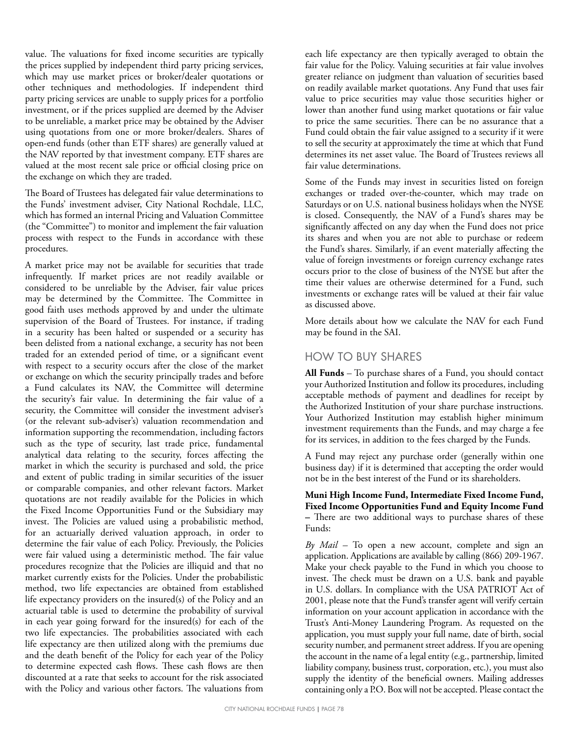value. The valuations for fixed income securities are typically the prices supplied by independent third party pricing services, which may use market prices or broker/dealer quotations or other techniques and methodologies. If independent third party pricing services are unable to supply prices for a portfolio investment, or if the prices supplied are deemed by the Adviser to be unreliable, a market price may be obtained by the Adviser using quotations from one or more broker/dealers. Shares of open-end funds (other than ETF shares) are generally valued at the NAV reported by that investment company. ETF shares are valued at the most recent sale price or official closing price on the exchange on which they are traded.

The Board of Trustees has delegated fair value determinations to the Funds' investment adviser, City National Rochdale, LLC, which has formed an internal Pricing and Valuation Committee (the "Committee") to monitor and implement the fair valuation process with respect to the Funds in accordance with these procedures.

A market price may not be available for securities that trade infrequently. If market prices are not readily available or considered to be unreliable by the Adviser, fair value prices may be determined by the Committee. The Committee in good faith uses methods approved by and under the ultimate supervision of the Board of Trustees. For instance, if trading in a security has been halted or suspended or a security has been delisted from a national exchange, a security has not been traded for an extended period of time, or a significant event with respect to a security occurs after the close of the market or exchange on which the security principally trades and before a Fund calculates its NAV, the Committee will determine the security's fair value. In determining the fair value of a security, the Committee will consider the investment adviser's (or the relevant sub-adviser's) valuation recommendation and information supporting the recommendation, including factors such as the type of security, last trade price, fundamental analytical data relating to the security, forces affecting the market in which the security is purchased and sold, the price and extent of public trading in similar securities of the issuer or comparable companies, and other relevant factors. Market quotations are not readily available for the Policies in which the Fixed Income Opportunities Fund or the Subsidiary may invest. The Policies are valued using a probabilistic method, for an actuarially derived valuation approach, in order to determine the fair value of each Policy. Previously, the Policies were fair valued using a deterministic method. The fair value procedures recognize that the Policies are illiquid and that no market currently exists for the Policies. Under the probabilistic method, two life expectancies are obtained from established life expectancy providers on the insured(s) of the Policy and an actuarial table is used to determine the probability of survival in each year going forward for the insured(s) for each of the two life expectancies. The probabilities associated with each life expectancy are then utilized along with the premiums due and the death benefit of the Policy for each year of the Policy to determine expected cash flows. These cash flows are then discounted at a rate that seeks to account for the risk associated with the Policy and various other factors. The valuations from each life expectancy are then typically averaged to obtain the fair value for the Policy. Valuing securities at fair value involves greater reliance on judgment than valuation of securities based on readily available market quotations. Any Fund that uses fair value to price securities may value those securities higher or lower than another fund using market quotations or fair value to price the same securities. There can be no assurance that a Fund could obtain the fair value assigned to a security if it were to sell the security at approximately the time at which that Fund determines its net asset value. The Board of Trustees reviews all fair value determinations.

Some of the Funds may invest in securities listed on foreign exchanges or traded over-the-counter, which may trade on Saturdays or on U.S. national business holidays when the NYSE is closed. Consequently, the NAV of a Fund's shares may be significantly affected on any day when the Fund does not price its shares and when you are not able to purchase or redeem the Fund's shares. Similarly, if an event materially affecting the value of foreign investments or foreign currency exchange rates occurs prior to the close of business of the NYSE but after the time their values are otherwise determined for a Fund, such investments or exchange rates will be valued at their fair value as discussed above.

More details about how we calculate the NAV for each Fund may be found in the SAI.

## HOW TO BUY SHARES

**All Funds** – To purchase shares of a Fund, you should contact your Authorized Institution and follow its procedures, including acceptable methods of payment and deadlines for receipt by the Authorized Institution of your share purchase instructions. Your Authorized Institution may establish higher minimum investment requirements than the Funds, and may charge a fee for its services, in addition to the fees charged by the Funds.

A Fund may reject any purchase order (generally within one business day) if it is determined that accepting the order would not be in the best interest of the Fund or its shareholders.

**Muni High Income Fund, Intermediate Fixed Income Fund, Fixed Income Opportunities Fund and Equity Income Fund –** There are two additional ways to purchase shares of these Funds:

*By Mail* – To open a new account, complete and sign an application. Applications are available by calling (866) 209-1967. Make your check payable to the Fund in which you choose to invest. The check must be drawn on a U.S. bank and payable in U.S. dollars. In compliance with the USA PATRIOT Act of 2001, please note that the Fund's transfer agent will verify certain information on your account application in accordance with the Trust's Anti-Money Laundering Program. As requested on the application, you must supply your full name, date of birth, social security number, and permanent street address. If you are opening the account in the name of a legal entity (e.g., partnership, limited liability company, business trust, corporation, etc.), you must also supply the identity of the beneficial owners. Mailing addresses containing only a P.O. Box will not be accepted. Please contact the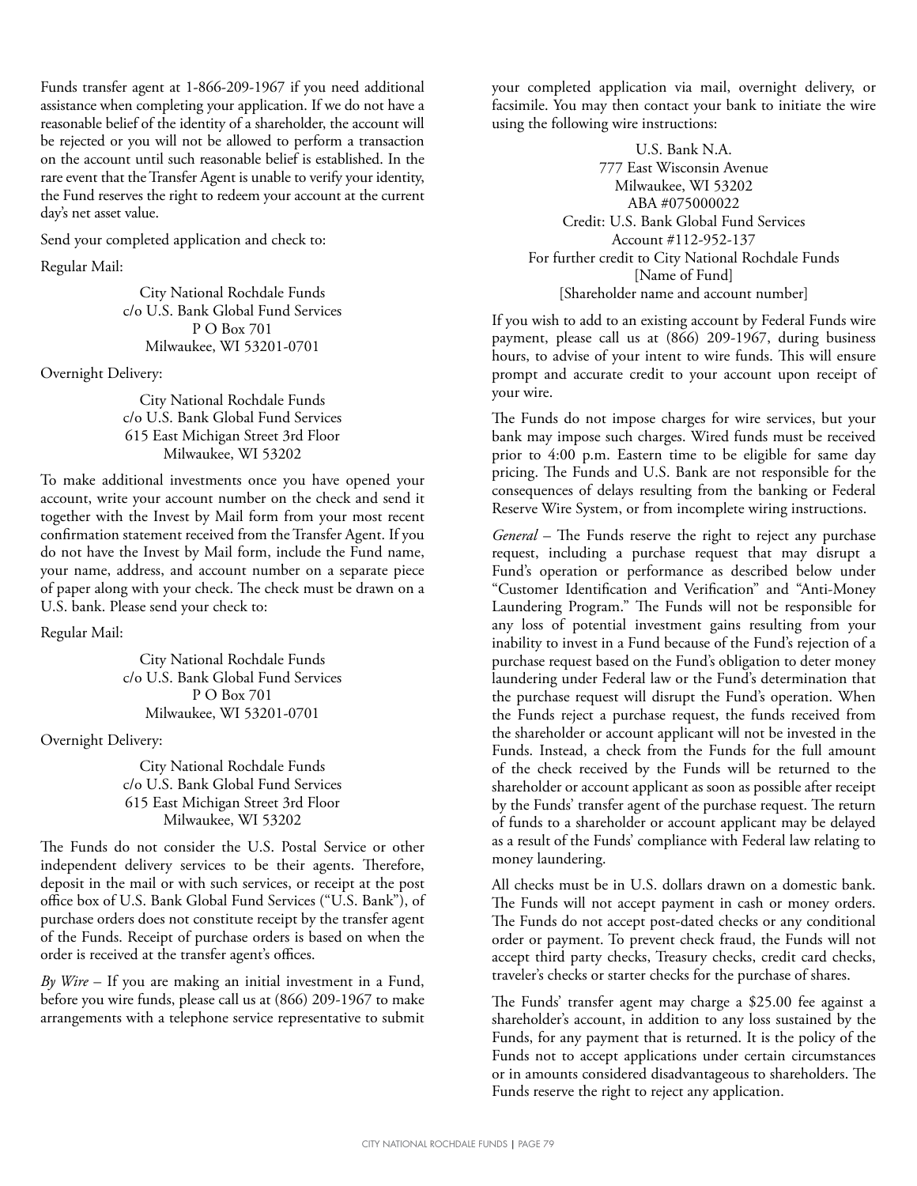Funds transfer agent at 1-866-209-1967 if you need additional assistance when completing your application. If we do not have a reasonable belief of the identity of a shareholder, the account will be rejected or you will not be allowed to perform a transaction on the account until such reasonable belief is established. In the rare event that the Transfer Agent is unable to verify your identity, the Fund reserves the right to redeem your account at the current day's net asset value.

Send your completed application and check to:

Regular Mail:

City National Rochdale Funds
c/o U.S. Bank Global Fund Services
P O Box 701
Milwaukee, WI 53201-0701

Overnight Delivery:

City National Rochdale Funds
c/o U.S. Bank Global Fund Services
615 East Michigan Street 3rd Floor
Milwaukee, WI 53202

To make additional investments once you have opened your account, write your account number on the check and send it together with the Invest by Mail form from your most recent confirmation statement received from the Transfer Agent. If you do not have the Invest by Mail form, include the Fund name, your name, address, and account number on a separate piece of paper along with your check. The check must be drawn on a U.S. bank. Please send your check to:

Regular Mail:

City National Rochdale Funds
c/o U.S. Bank Global Fund Services
P O Box 701
Milwaukee, WI 53201-0701

Overnight Delivery:

City National Rochdale Funds
c/o U.S. Bank Global Fund Services
615 East Michigan Street 3rd Floor
Milwaukee, WI 53202

The Funds do not consider the U.S. Postal Service or other independent delivery services to be their agents. Therefore, deposit in the mail or with such services, or receipt at the post office box of U.S. Bank Global Fund Services ("U.S. Bank"), of purchase orders does not constitute receipt by the transfer agent of the Funds. Receipt of purchase orders is based on when the order is received at the transfer agent's offices.

*By Wire* – If you are making an initial investment in a Fund, before you wire funds, please call us at (866) 209-1967 to make arrangements with a telephone service representative to submit your completed application via mail, overnight delivery, or facsimile. You may then contact your bank to initiate the wire using the following wire instructions:

U.S. Bank N.A.
777 East Wisconsin Avenue
Milwaukee, WI 53202
ABA #075000022
Credit: U.S. Bank Global Fund Services
Account #112-952-137
For further credit to City National Rochdale Funds
[Name of Fund]
[Shareholder name and account number]

If you wish to add to an existing account by Federal Funds wire payment, please call us at (866) 209-1967, during business hours, to advise of your intent to wire funds. This will ensure prompt and accurate credit to your account upon receipt of your wire.

The Funds do not impose charges for wire services, but your bank may impose such charges. Wired funds must be received prior to 4:00 p.m. Eastern time to be eligible for same day pricing. The Funds and U.S. Bank are not responsible for the consequences of delays resulting from the banking or Federal Reserve Wire System, or from incomplete wiring instructions.

*General* – The Funds reserve the right to reject any purchase request, including a purchase request that may disrupt a Fund's operation or performance as described below under "Customer Identification and Verification" and "Anti-Money Laundering Program." The Funds will not be responsible for any loss of potential investment gains resulting from your inability to invest in a Fund because of the Fund's rejection of a purchase request based on the Fund's obligation to deter money laundering under Federal law or the Fund's determination that the purchase request will disrupt the Fund's operation. When the Funds reject a purchase request, the funds received from the shareholder or account applicant will not be invested in the Funds. Instead, a check from the Funds for the full amount of the check received by the Funds will be returned to the shareholder or account applicant as soon as possible after receipt by the Funds' transfer agent of the purchase request. The return of funds to a shareholder or account applicant may be delayed as a result of the Funds' compliance with Federal law relating to money laundering.

All checks must be in U.S. dollars drawn on a domestic bank. The Funds will not accept payment in cash or money orders. The Funds do not accept post-dated checks or any conditional order or payment. To prevent check fraud, the Funds will not accept third party checks, Treasury checks, credit card checks, traveler's checks or starter checks for the purchase of shares.

The Funds' transfer agent may charge a $25.00 fee against a shareholder's account, in addition to any loss sustained by the Funds, for any payment that is returned. It is the policy of the Funds not to accept applications under certain circumstances or in amounts considered disadvantageous to shareholders. The Funds reserve the right to reject any application.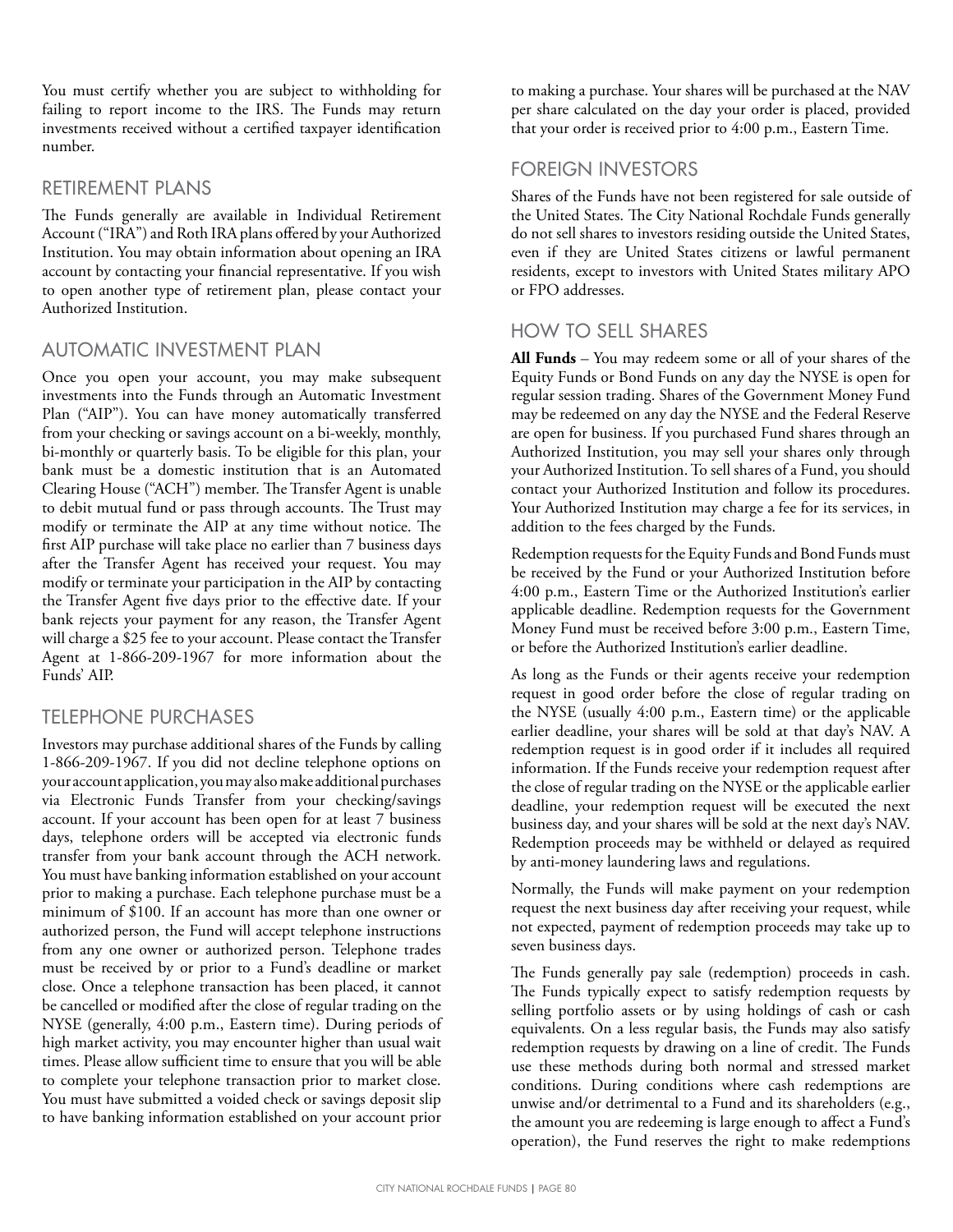You must certify whether you are subject to withholding for failing to report income to the IRS. The Funds may return investments received without a certified taxpayer identification number.

## RETIREMENT PLANS

The Funds generally are available in Individual Retirement Account ("IRA") and Roth IRA plans offered by your Authorized Institution. You may obtain information about opening an IRA account by contacting your financial representative. If you wish to open another type of retirement plan, please contact your Authorized Institution.

## AUTOMATIC INVESTMENT PLAN

Once you open your account, you may make subsequent investments into the Funds through an Automatic Investment Plan ("AIP"). You can have money automatically transferred from your checking or savings account on a bi-weekly, monthly, bi-monthly or quarterly basis. To be eligible for this plan, your bank must be a domestic institution that is an Automated Clearing House ("ACH") member. The Transfer Agent is unable to debit mutual fund or pass through accounts. The Trust may modify or terminate the AIP at any time without notice. The first AIP purchase will take place no earlier than 7 business days after the Transfer Agent has received your request. You may modify or terminate your participation in the AIP by contacting the Transfer Agent five days prior to the effective date. If your bank rejects your payment for any reason, the Transfer Agent will charge a $25 fee to your account. Please contact the Transfer Agent at 1-866-209-1967 for more information about the Funds' AIP.

## TELEPHONE PURCHASES

Investors may purchase additional shares of the Funds by calling 1-866-209-1967. If you did not decline telephone options on your account application, you may also make additional purchases via Electronic Funds Transfer from your checking/savings account. If your account has been open for at least 7 business days, telephone orders will be accepted via electronic funds transfer from your bank account through the ACH network. You must have banking information established on your account prior to making a purchase. Each telephone purchase must be a minimum of $100. If an account has more than one owner or authorized person, the Fund will accept telephone instructions from any one owner or authorized person. Telephone trades must be received by or prior to a Fund's deadline or market close. Once a telephone transaction has been placed, it cannot be cancelled or modified after the close of regular trading on the NYSE (generally, 4:00 p.m., Eastern time). During periods of high market activity, you may encounter higher than usual wait times. Please allow sufficient time to ensure that you will be able to complete your telephone transaction prior to market close. You must have submitted a voided check or savings deposit slip to have banking information established on your account prior to making a purchase. Your shares will be purchased at the NAV per share calculated on the day your order is placed, provided that your order is received prior to 4:00 p.m., Eastern Time.

## FOREIGN INVESTORS

Shares of the Funds have not been registered for sale outside of the United States. The City National Rochdale Funds generally do not sell shares to investors residing outside the United States, even if they are United States citizens or lawful permanent residents, except to investors with United States military APO or FPO addresses.

## HOW TO SELL SHARES

**All Funds** – You may redeem some or all of your shares of the Equity Funds or Bond Funds on any day the NYSE is open for regular session trading. Shares of the Government Money Fund may be redeemed on any day the NYSE and the Federal Reserve are open for business. If you purchased Fund shares through an Authorized Institution, you may sell your shares only through your Authorized Institution. To sell shares of a Fund, you should contact your Authorized Institution and follow its procedures. Your Authorized Institution may charge a fee for its services, in addition to the fees charged by the Funds.

Redemption requests for the Equity Funds and Bond Funds must be received by the Fund or your Authorized Institution before 4:00 p.m., Eastern Time or the Authorized Institution's earlier applicable deadline. Redemption requests for the Government Money Fund must be received before 3:00 p.m., Eastern Time, or before the Authorized Institution's earlier deadline.

As long as the Funds or their agents receive your redemption request in good order before the close of regular trading on the NYSE (usually 4:00 p.m., Eastern time) or the applicable earlier deadline, your shares will be sold at that day's NAV. A redemption request is in good order if it includes all required information. If the Funds receive your redemption request after the close of regular trading on the NYSE or the applicable earlier deadline, your redemption request will be executed the next business day, and your shares will be sold at the next day's NAV. Redemption proceeds may be withheld or delayed as required by anti-money laundering laws and regulations.

Normally, the Funds will make payment on your redemption request the next business day after receiving your request, while not expected, payment of redemption proceeds may take up to seven business days.

The Funds generally pay sale (redemption) proceeds in cash. The Funds typically expect to satisfy redemption requests by selling portfolio assets or by using holdings of cash or cash equivalents. On a less regular basis, the Funds may also satisfy redemption requests by drawing on a line of credit. The Funds use these methods during both normal and stressed market conditions. During conditions where cash redemptions are unwise and/or detrimental to a Fund and its shareholders (e.g., the amount you are redeeming is large enough to affect a Fund's operation), the Fund reserves the right to make redemptions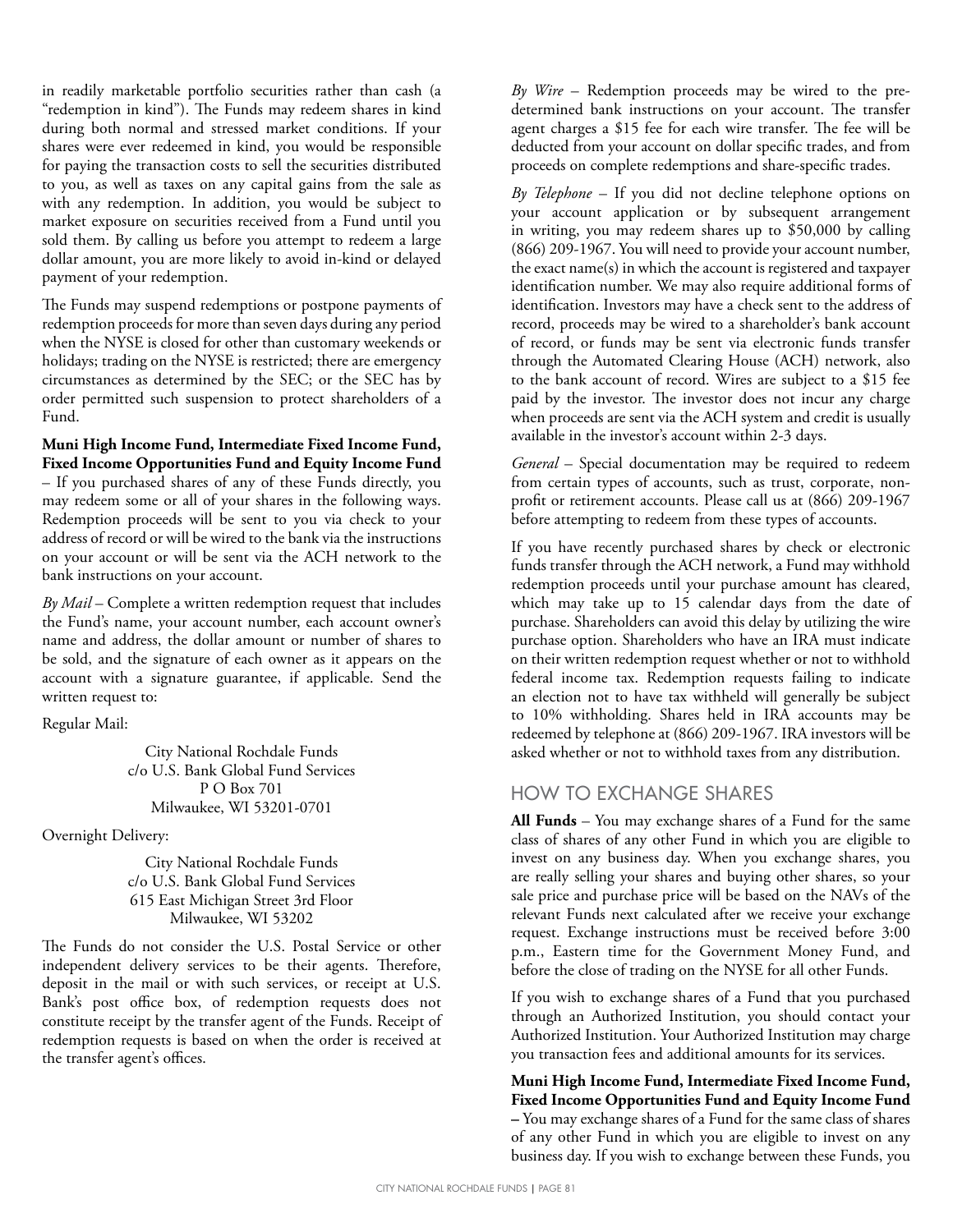in readily marketable portfolio securities rather than cash (a "redemption in kind"). The Funds may redeem shares in kind during both normal and stressed market conditions. If your shares were ever redeemed in kind, you would be responsible for paying the transaction costs to sell the securities distributed to you, as well as taxes on any capital gains from the sale as with any redemption. In addition, you would be subject to market exposure on securities received from a Fund until you sold them. By calling us before you attempt to redeem a large dollar amount, you are more likely to avoid in-kind or delayed payment of your redemption.

The Funds may suspend redemptions or postpone payments of redemption proceeds for more than seven days during any period when the NYSE is closed for other than customary weekends or holidays; trading on the NYSE is restricted; there are emergency circumstances as determined by the SEC; or the SEC has by order permitted such suspension to protect shareholders of a Fund.

**Muni High Income Fund, Intermediate Fixed Income Fund, Fixed Income Opportunities Fund and Equity Income Fund** – If you purchased shares of any of these Funds directly, you may redeem some or all of your shares in the following ways. Redemption proceeds will be sent to you via check to your address of record or will be wired to the bank via the instructions on your account or will be sent via the ACH network to the bank instructions on your account.

*By Mail* – Complete a written redemption request that includes the Fund's name, your account number, each account owner's name and address, the dollar amount or number of shares to be sold, and the signature of each owner as it appears on the account with a signature guarantee, if applicable. Send the written request to:

Regular Mail:

City National Rochdale Funds
c/o U.S. Bank Global Fund Services
P O Box 701
Milwaukee, WI 53201-0701

Overnight Delivery:

City National Rochdale Funds
c/o U.S. Bank Global Fund Services
615 East Michigan Street 3rd Floor
Milwaukee, WI 53202

The Funds do not consider the U.S. Postal Service or other independent delivery services to be their agents. Therefore, deposit in the mail or with such services, or receipt at U.S. Bank's post office box, of redemption requests does not constitute receipt by the transfer agent of the Funds. Receipt of redemption requests is based on when the order is received at the transfer agent's offices.

*By Wire* – Redemption proceeds may be wired to the pre-determined bank instructions on your account. The transfer agent charges a $15 fee for each wire transfer. The fee will be deducted from your account on dollar specific trades, and from proceeds on complete redemptions and share-specific trades.

*By Telephone* – If you did not decline telephone options on your account application or by subsequent arrangement in writing, you may redeem shares up to $50,000 by calling (866) 209-1967. You will need to provide your account number, the exact name(s) in which the account is registered and taxpayer identification number. We may also require additional forms of identification. Investors may have a check sent to the address of record, proceeds may be wired to a shareholder's bank account of record, or funds may be sent via electronic funds transfer through the Automated Clearing House (ACH) network, also to the bank account of record. Wires are subject to a $15 fee paid by the investor. The investor does not incur any charge when proceeds are sent via the ACH system and credit is usually available in the investor's account within 2-3 days.

*General* – Special documentation may be required to redeem from certain types of accounts, such as trust, corporate, non-profit or retirement accounts. Please call us at (866) 209-1967 before attempting to redeem from these types of accounts.

If you have recently purchased shares by check or electronic funds transfer through the ACH network, a Fund may withhold redemption proceeds until your purchase amount has cleared, which may take up to 15 calendar days from the date of purchase. Shareholders can avoid this delay by utilizing the wire purchase option. Shareholders who have an IRA must indicate on their written redemption request whether or not to withhold federal income tax. Redemption requests failing to indicate an election not to have tax withheld will generally be subject to 10% withholding. Shares held in IRA accounts may be redeemed by telephone at (866) 209-1967. IRA investors will be asked whether or not to withhold taxes from any distribution.

## HOW TO EXCHANGE SHARES

**All Funds** – You may exchange shares of a Fund for the same class of shares of any other Fund in which you are eligible to invest on any business day. When you exchange shares, you are really selling your shares and buying other shares, so your sale price and purchase price will be based on the NAVs of the relevant Funds next calculated after we receive your exchange request. Exchange instructions must be received before 3:00 p.m., Eastern time for the Government Money Fund, and before the close of trading on the NYSE for all other Funds.

If you wish to exchange shares of a Fund that you purchased through an Authorized Institution, you should contact your Authorized Institution. Your Authorized Institution may charge you transaction fees and additional amounts for its services.

**Muni High Income Fund, Intermediate Fixed Income Fund, Fixed Income Opportunities Fund and Equity Income Fund** – You may exchange shares of a Fund for the same class of shares of any other Fund in which you are eligible to invest on any business day. If you wish to exchange between these Funds, you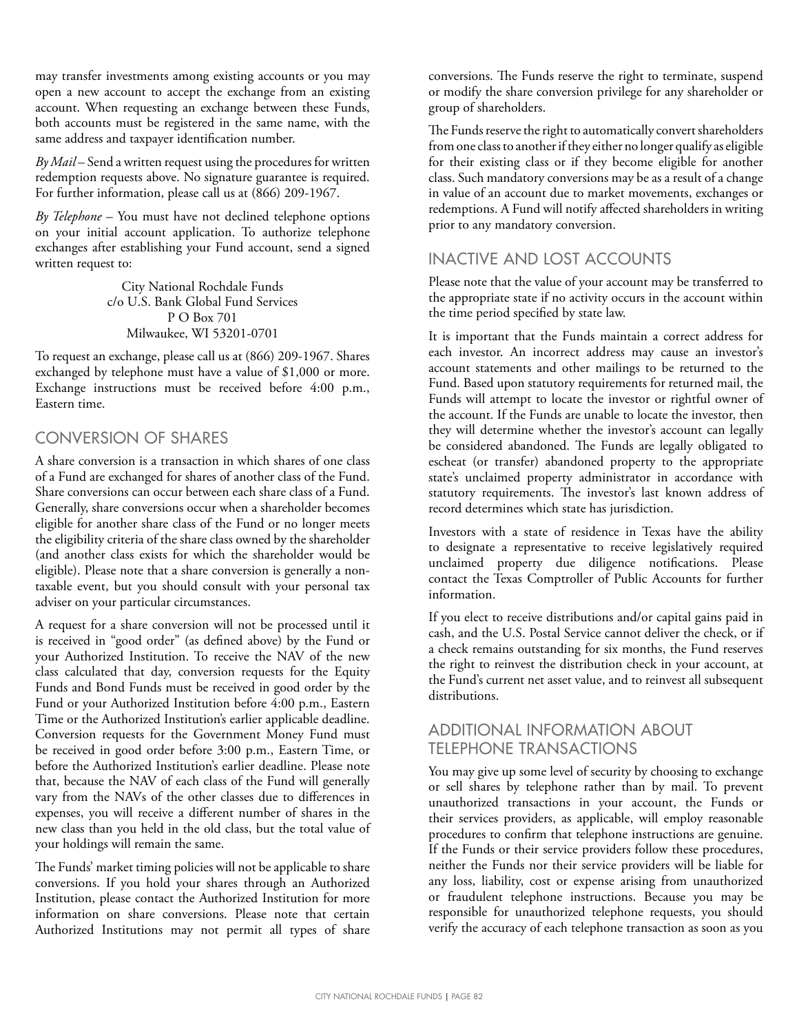may transfer investments among existing accounts or you may open a new account to accept the exchange from an existing account. When requesting an exchange between these Funds, both accounts must be registered in the same name, with the same address and taxpayer identification number.

*By Mail* – Send a written request using the procedures for written redemption requests above. No signature guarantee is required. For further information, please call us at (866) 209-1967.

*By Telephone* – You must have not declined telephone options on your initial account application. To authorize telephone exchanges after establishing your Fund account, send a signed written request to:

City National Rochdale Funds
c/o U.S. Bank Global Fund Services
P O Box 701
Milwaukee, WI 53201-0701

To request an exchange, please call us at (866) 209-1967. Shares exchanged by telephone must have a value of $1,000 or more. Exchange instructions must be received before 4:00 p.m., Eastern time.

## CONVERSION OF SHARES

A share conversion is a transaction in which shares of one class of a Fund are exchanged for shares of another class of the Fund. Share conversions can occur between each share class of a Fund. Generally, share conversions occur when a shareholder becomes eligible for another share class of the Fund or no longer meets the eligibility criteria of the share class owned by the shareholder (and another class exists for which the shareholder would be eligible). Please note that a share conversion is generally a non-taxable event, but you should consult with your personal tax adviser on your particular circumstances.

A request for a share conversion will not be processed until it is received in "good order" (as defined above) by the Fund or your Authorized Institution. To receive the NAV of the new class calculated that day, conversion requests for the Equity Funds and Bond Funds must be received in good order by the Fund or your Authorized Institution before 4:00 p.m., Eastern Time or the Authorized Institution's earlier applicable deadline. Conversion requests for the Government Money Fund must be received in good order before 3:00 p.m., Eastern Time, or before the Authorized Institution's earlier deadline. Please note that, because the NAV of each class of the Fund will generally vary from the NAVs of the other classes due to differences in expenses, you will receive a different number of shares in the new class than you held in the old class, but the total value of your holdings will remain the same.

The Funds' market timing policies will not be applicable to share conversions. If you hold your shares through an Authorized Institution, please contact the Authorized Institution for more information on share conversions. Please note that certain Authorized Institutions may not permit all types of share conversions. The Funds reserve the right to terminate, suspend or modify the share conversion privilege for any shareholder or group of shareholders.

The Funds reserve the right to automatically convert shareholders from one class to another if they either no longer qualify as eligible for their existing class or if they become eligible for another class. Such mandatory conversions may be as a result of a change in value of an account due to market movements, exchanges or redemptions. A Fund will notify affected shareholders in writing prior to any mandatory conversion.

## INACTIVE AND LOST ACCOUNTS

Please note that the value of your account may be transferred to the appropriate state if no activity occurs in the account within the time period specified by state law.

It is important that the Funds maintain a correct address for each investor. An incorrect address may cause an investor's account statements and other mailings to be returned to the Fund. Based upon statutory requirements for returned mail, the Funds will attempt to locate the investor or rightful owner of the account. If the Funds are unable to locate the investor, then they will determine whether the investor's account can legally be considered abandoned. The Funds are legally obligated to escheat (or transfer) abandoned property to the appropriate state's unclaimed property administrator in accordance with statutory requirements. The investor's last known address of record determines which state has jurisdiction.

Investors with a state of residence in Texas have the ability to designate a representative to receive legislatively required unclaimed property due diligence notifications. Please contact the Texas Comptroller of Public Accounts for further information.

If you elect to receive distributions and/or capital gains paid in cash, and the U.S. Postal Service cannot deliver the check, or if a check remains outstanding for six months, the Fund reserves the right to reinvest the distribution check in your account, at the Fund's current net asset value, and to reinvest all subsequent distributions.

## ADDITIONAL INFORMATION ABOUT TELEPHONE TRANSACTIONS

You may give up some level of security by choosing to exchange or sell shares by telephone rather than by mail. To prevent unauthorized transactions in your account, the Funds or their services providers, as applicable, will employ reasonable procedures to confirm that telephone instructions are genuine. If the Funds or their service providers follow these procedures, neither the Funds nor their service providers will be liable for any loss, liability, cost or expense arising from unauthorized or fraudulent telephone instructions. Because you may be responsible for unauthorized telephone requests, you should verify the accuracy of each telephone transaction as soon as you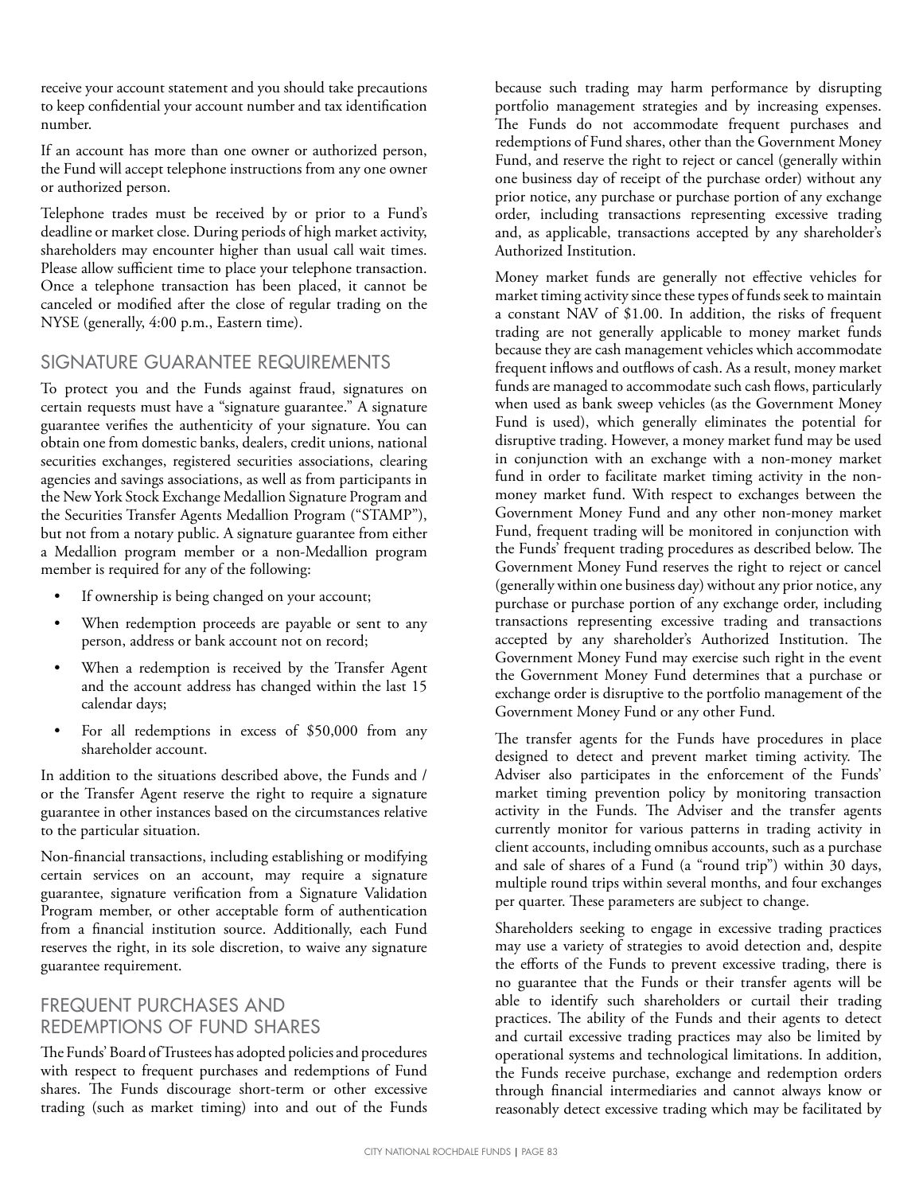receive your account statement and you should take precautions to keep confidential your account number and tax identification number.

If an account has more than one owner or authorized person, the Fund will accept telephone instructions from any one owner or authorized person.

Telephone trades must be received by or prior to a Fund's deadline or market close. During periods of high market activity, shareholders may encounter higher than usual call wait times. Please allow sufficient time to place your telephone transaction. Once a telephone transaction has been placed, it cannot be canceled or modified after the close of regular trading on the NYSE (generally, 4:00 p.m., Eastern time).

## SIGNATURE GUARANTEE REQUIREMENTS

To protect you and the Funds against fraud, signatures on certain requests must have a "signature guarantee." A signature guarantee verifies the authenticity of your signature. You can obtain one from domestic banks, dealers, credit unions, national securities exchanges, registered securities associations, clearing agencies and savings associations, as well as from participants in the New York Stock Exchange Medallion Signature Program and the Securities Transfer Agents Medallion Program ("STAMP"), but not from a notary public. A signature guarantee from either a Medallion program member or a non-Medallion program member is required for any of the following:

- If ownership is being changed on your account;
- When redemption proceeds are payable or sent to any person, address or bank account not on record;
- When a redemption is received by the Transfer Agent and the account address has changed within the last 15 calendar days;
- For all redemptions in excess of $50,000 from any shareholder account.

In addition to the situations described above, the Funds and / or the Transfer Agent reserve the right to require a signature guarantee in other instances based on the circumstances relative to the particular situation.

Non-financial transactions, including establishing or modifying certain services on an account, may require a signature guarantee, signature verification from a Signature Validation Program member, or other acceptable form of authentication from a financial institution source. Additionally, each Fund reserves the right, in its sole discretion, to waive any signature guarantee requirement.

## FREQUENT PURCHASES AND REDEMPTIONS OF FUND SHARES

The Funds' Board of Trustees has adopted policies and procedures with respect to frequent purchases and redemptions of Fund shares. The Funds discourage short-term or other excessive trading (such as market timing) into and out of the Funds because such trading may harm performance by disrupting portfolio management strategies and by increasing expenses. The Funds do not accommodate frequent purchases and redemptions of Fund shares, other than the Government Money Fund, and reserve the right to reject or cancel (generally within one business day of receipt of the purchase order) without any prior notice, any purchase or purchase portion of any exchange order, including transactions representing excessive trading and, as applicable, transactions accepted by any shareholder's Authorized Institution.

Money market funds are generally not effective vehicles for market timing activity since these types of funds seek to maintain a constant NAV of $1.00. In addition, the risks of frequent trading are not generally applicable to money market funds because they are cash management vehicles which accommodate frequent inflows and outflows of cash. As a result, money market funds are managed to accommodate such cash flows, particularly when used as bank sweep vehicles (as the Government Money Fund is used), which generally eliminates the potential for disruptive trading. However, a money market fund may be used in conjunction with an exchange with a non-money market fund in order to facilitate market timing activity in the non-money market fund. With respect to exchanges between the Government Money Fund and any other non-money market Fund, frequent trading will be monitored in conjunction with the Funds' frequent trading procedures as described below. The Government Money Fund reserves the right to reject or cancel (generally within one business day) without any prior notice, any purchase or purchase portion of any exchange order, including transactions representing excessive trading and transactions accepted by any shareholder's Authorized Institution. The Government Money Fund may exercise such right in the event the Government Money Fund determines that a purchase or exchange order is disruptive to the portfolio management of the Government Money Fund or any other Fund.

The transfer agents for the Funds have procedures in place designed to detect and prevent market timing activity. The Adviser also participates in the enforcement of the Funds' market timing prevention policy by monitoring transaction activity in the Funds. The Adviser and the transfer agents currently monitor for various patterns in trading activity in client accounts, including omnibus accounts, such as a purchase and sale of shares of a Fund (a "round trip") within 30 days, multiple round trips within several months, and four exchanges per quarter. These parameters are subject to change.

Shareholders seeking to engage in excessive trading practices may use a variety of strategies to avoid detection and, despite the efforts of the Funds to prevent excessive trading, there is no guarantee that the Funds or their transfer agents will be able to identify such shareholders or curtail their trading practices. The ability of the Funds and their agents to detect and curtail excessive trading practices may also be limited by operational systems and technological limitations. In addition, the Funds receive purchase, exchange and redemption orders through financial intermediaries and cannot always know or reasonably detect excessive trading which may be facilitated by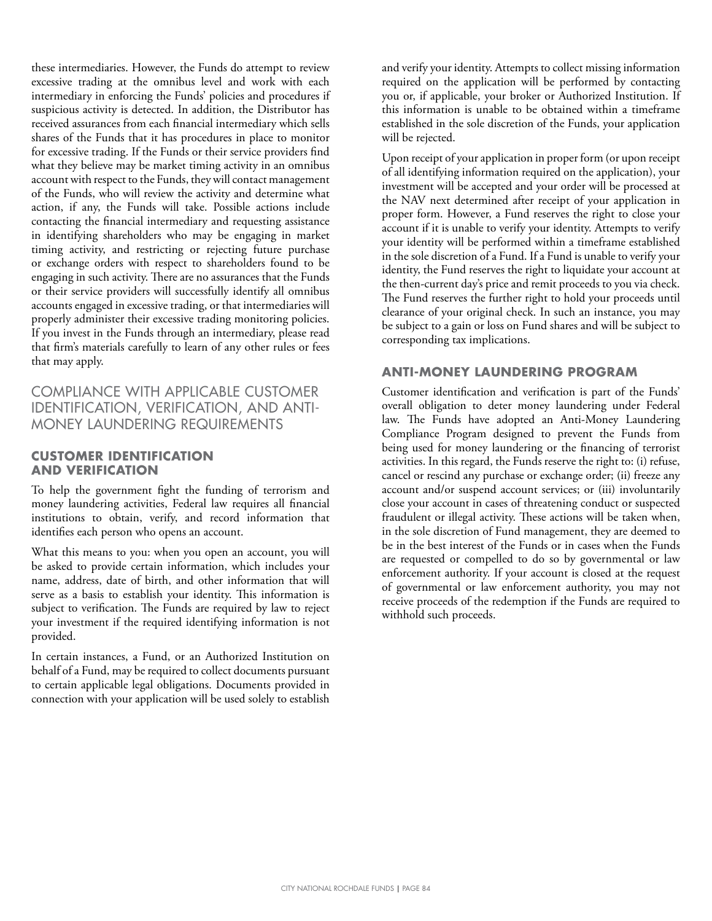these intermediaries. However, the Funds do attempt to review excessive trading at the omnibus level and work with each intermediary in enforcing the Funds' policies and procedures if suspicious activity is detected. In addition, the Distributor has received assurances from each financial intermediary which sells shares of the Funds that it has procedures in place to monitor for excessive trading. If the Funds or their service providers find what they believe may be market timing activity in an omnibus account with respect to the Funds, they will contact management of the Funds, who will review the activity and determine what action, if any, the Funds will take. Possible actions include contacting the financial intermediary and requesting assistance in identifying shareholders who may be engaging in market timing activity, and restricting or rejecting future purchase or exchange orders with respect to shareholders found to be engaging in such activity. There are no assurances that the Funds or their service providers will successfully identify all omnibus accounts engaged in excessive trading, or that intermediaries will properly administer their excessive trading monitoring policies. If you invest in the Funds through an intermediary, please read that firm's materials carefully to learn of any other rules or fees that may apply.

## COMPLIANCE WITH APPLICABLE CUSTOMER IDENTIFICATION, VERIFICATION, AND ANTI-MONEY LAUNDERING REQUIREMENTS

### CUSTOMER IDENTIFICATION AND VERIFICATION

To help the government fight the funding of terrorism and money laundering activities, Federal law requires all financial institutions to obtain, verify, and record information that identifies each person who opens an account.

What this means to you: when you open an account, you will be asked to provide certain information, which includes your name, address, date of birth, and other information that will serve as a basis to establish your identity. This information is subject to verification. The Funds are required by law to reject your investment if the required identifying information is not provided.

In certain instances, a Fund, or an Authorized Institution on behalf of a Fund, may be required to collect documents pursuant to certain applicable legal obligations. Documents provided in connection with your application will be used solely to establish and verify your identity. Attempts to collect missing information required on the application will be performed by contacting you or, if applicable, your broker or Authorized Institution. If this information is unable to be obtained within a timeframe established in the sole discretion of the Funds, your application will be rejected.

Upon receipt of your application in proper form (or upon receipt of all identifying information required on the application), your investment will be accepted and your order will be processed at the NAV next determined after receipt of your application in proper form. However, a Fund reserves the right to close your account if it is unable to verify your identity. Attempts to verify your identity will be performed within a timeframe established in the sole discretion of a Fund. If a Fund is unable to verify your identity, the Fund reserves the right to liquidate your account at the then-current day's price and remit proceeds to you via check. The Fund reserves the further right to hold your proceeds until clearance of your original check. In such an instance, you may be subject to a gain or loss on Fund shares and will be subject to corresponding tax implications.

### ANTI-MONEY LAUNDERING PROGRAM

Customer identification and verification is part of the Funds' overall obligation to deter money laundering under Federal law. The Funds have adopted an Anti-Money Laundering Compliance Program designed to prevent the Funds from being used for money laundering or the financing of terrorist activities. In this regard, the Funds reserve the right to: (i) refuse, cancel or rescind any purchase or exchange order; (ii) freeze any account and/or suspend account services; or (iii) involuntarily close your account in cases of threatening conduct or suspected fraudulent or illegal activity. These actions will be taken when, in the sole discretion of Fund management, they are deemed to be in the best interest of the Funds or in cases when the Funds are requested or compelled to do so by governmental or law enforcement authority. If your account is closed at the request of governmental or law enforcement authority, you may not receive proceeds of the redemption if the Funds are required to withhold such proceeds.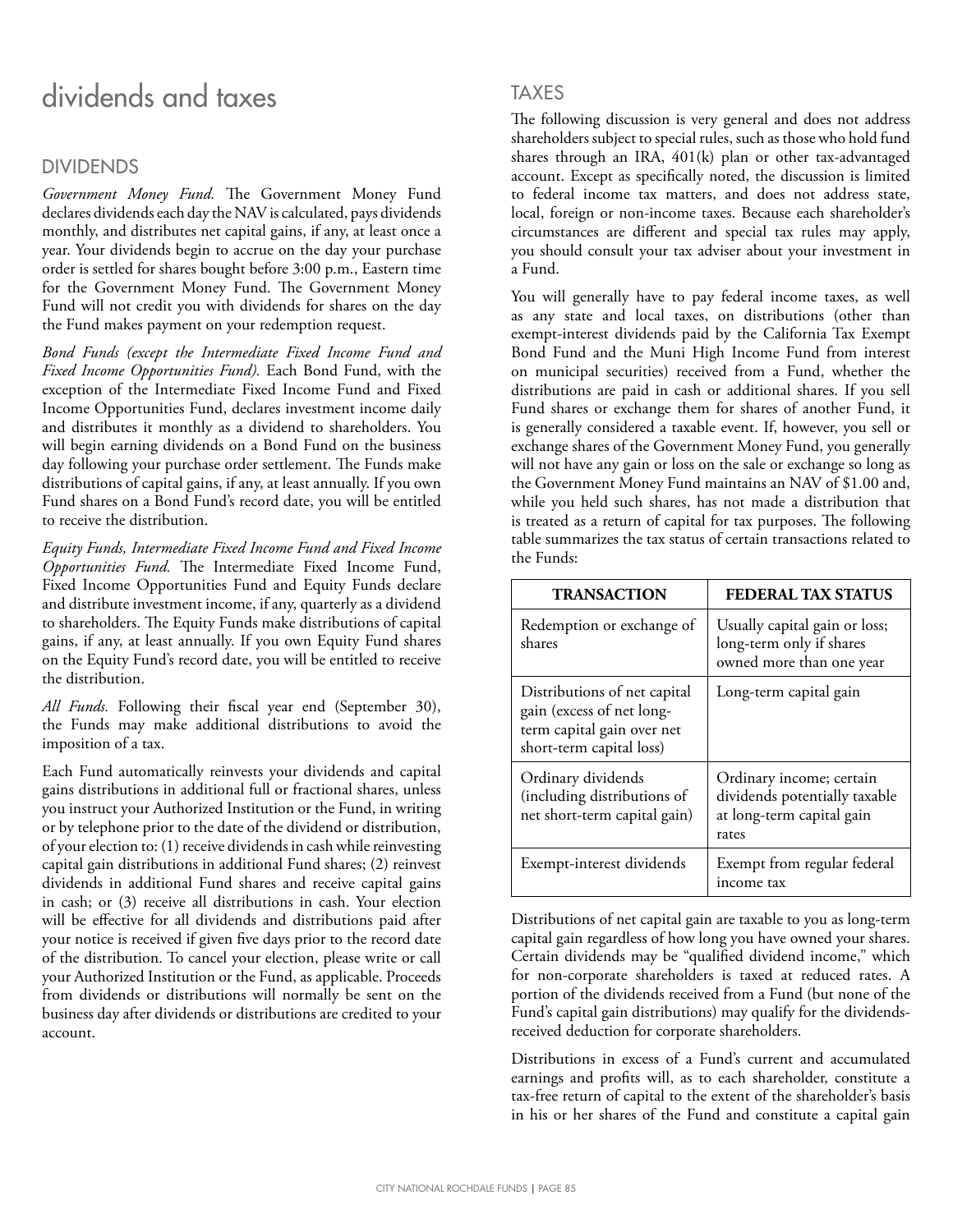# dividends and taxes

## DIVIDENDS

*Government Money Fund.* The Government Money Fund declares dividends each day the NAV is calculated, pays dividends monthly, and distributes net capital gains, if any, at least once a year. Your dividends begin to accrue on the day your purchase order is settled for shares bought before 3:00 p.m., Eastern time for the Government Money Fund. The Government Money Fund will not credit you with dividends for shares on the day the Fund makes payment on your redemption request.

*Bond Funds (except the Intermediate Fixed Income Fund and Fixed Income Opportunities Fund).* Each Bond Fund, with the exception of the Intermediate Fixed Income Fund and Fixed Income Opportunities Fund, declares investment income daily and distributes it monthly as a dividend to shareholders. You will begin earning dividends on a Bond Fund on the business day following your purchase order settlement. The Funds make distributions of capital gains, if any, at least annually. If you own Fund shares on a Bond Fund's record date, you will be entitled to receive the distribution.

*Equity Funds, Intermediate Fixed Income Fund and Fixed Income Opportunities Fund.* The Intermediate Fixed Income Fund, Fixed Income Opportunities Fund and Equity Funds declare and distribute investment income, if any, quarterly as a dividend to shareholders. The Equity Funds make distributions of capital gains, if any, at least annually. If you own Equity Fund shares on the Equity Fund's record date, you will be entitled to receive the distribution.

*All Funds.* Following their fiscal year end (September 30), the Funds may make additional distributions to avoid the imposition of a tax.

Each Fund automatically reinvests your dividends and capital gains distributions in additional full or fractional shares, unless you instruct your Authorized Institution or the Fund, in writing or by telephone prior to the date of the dividend or distribution, of your election to: (1) receive dividends in cash while reinvesting capital gain distributions in additional Fund shares; (2) reinvest dividends in additional Fund shares and receive capital gains in cash; or (3) receive all distributions in cash. Your election will be effective for all dividends and distributions paid after your notice is received if given five days prior to the record date of the distribution. To cancel your election, please write or call your Authorized Institution or the Fund, as applicable. Proceeds from dividends or distributions will normally be sent on the business day after dividends or distributions are credited to your account.

## TAXES

The following discussion is very general and does not address shareholders subject to special rules, such as those who hold fund shares through an IRA, 401(k) plan or other tax-advantaged account. Except as specifically noted, the discussion is limited to federal income tax matters, and does not address state, local, foreign or non-income taxes. Because each shareholder's circumstances are different and special tax rules may apply, you should consult your tax adviser about your investment in a Fund.

You will generally have to pay federal income taxes, as well as any state and local taxes, on distributions (other than exempt-interest dividends paid by the California Tax Exempt Bond Fund and the Muni High Income Fund from interest on municipal securities) received from a Fund, whether the distributions are paid in cash or additional shares. If you sell Fund shares or exchange them for shares of another Fund, it is generally considered a taxable event. If, however, you sell or exchange shares of the Government Money Fund, you generally will not have any gain or loss on the sale or exchange so long as the Government Money Fund maintains an NAV of $1.00 and, while you held such shares, has not made a distribution that is treated as a return of capital for tax purposes. The following table summarizes the tax status of certain transactions related to the Funds:

| TRANSACTION | FEDERAL TAX STATUS |
|---|---|
| Redemption or exchange of shares | Usually capital gain or loss; long-term only if shares owned more than one year |
| Distributions of net capital gain (excess of net long-term capital gain over net short-term capital loss) | Long-term capital gain |
| Ordinary dividends (including distributions of net short-term capital gain) | Ordinary income; certain dividends potentially taxable at long-term capital gain rates |
| Exempt-interest dividends | Exempt from regular federal income tax |

Distributions of net capital gain are taxable to you as long-term capital gain regardless of how long you have owned your shares. Certain dividends may be "qualified dividend income," which for non-corporate shareholders is taxed at reduced rates. A portion of the dividends received from a Fund (but none of the Fund's capital gain distributions) may qualify for the dividends-received deduction for corporate shareholders.

Distributions in excess of a Fund's current and accumulated earnings and profits will, as to each shareholder, constitute a tax-free return of capital to the extent of the shareholder's basis in his or her shares of the Fund and constitute a capital gain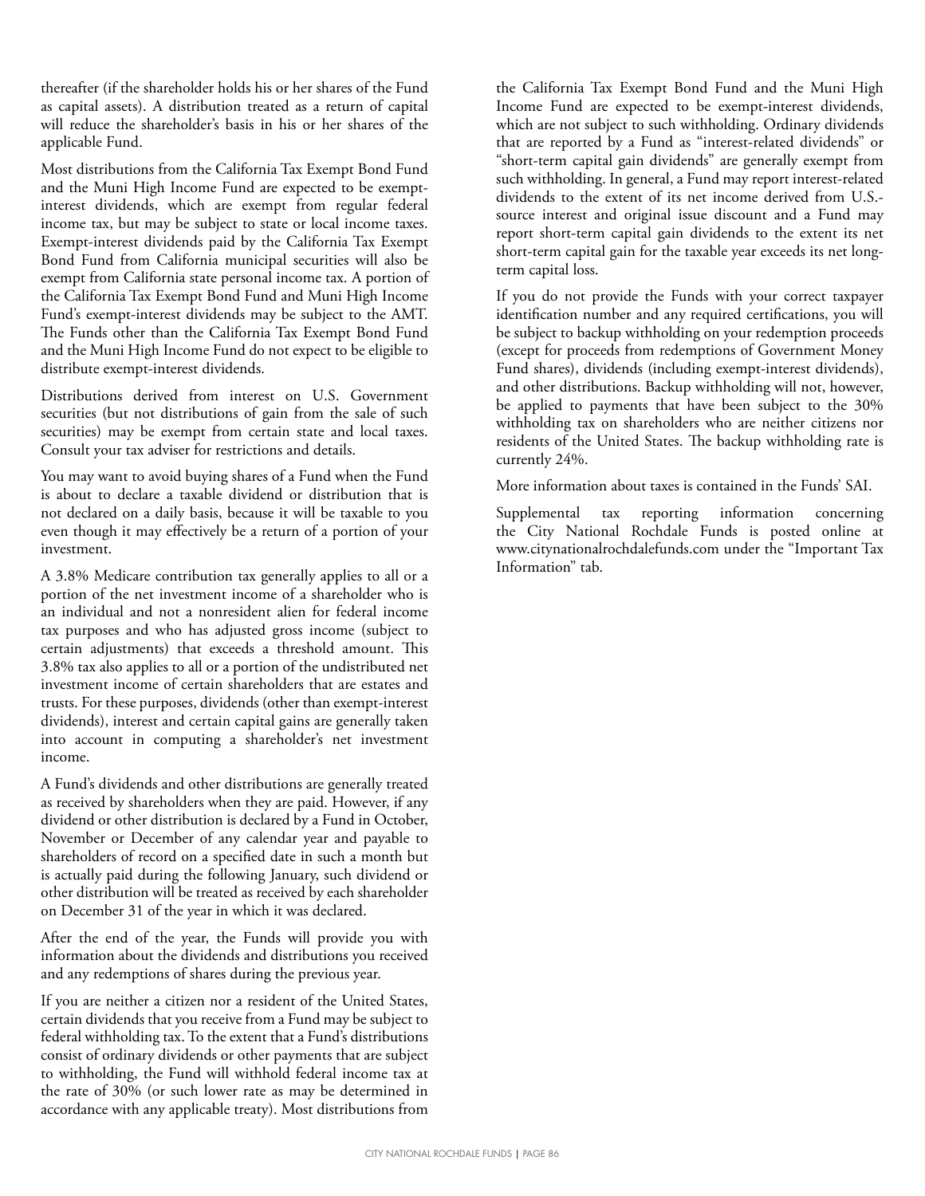thereafter (if the shareholder holds his or her shares of the Fund as capital assets). A distribution treated as a return of capital will reduce the shareholder's basis in his or her shares of the applicable Fund.

Most distributions from the California Tax Exempt Bond Fund and the Muni High Income Fund are expected to be exempt-interest dividends, which are exempt from regular federal income tax, but may be subject to state or local income taxes. Exempt-interest dividends paid by the California Tax Exempt Bond Fund from California municipal securities will also be exempt from California state personal income tax. A portion of the California Tax Exempt Bond Fund and Muni High Income Fund's exempt-interest dividends may be subject to the AMT. The Funds other than the California Tax Exempt Bond Fund and the Muni High Income Fund do not expect to be eligible to distribute exempt-interest dividends.

Distributions derived from interest on U.S. Government securities (but not distributions of gain from the sale of such securities) may be exempt from certain state and local taxes. Consult your tax adviser for restrictions and details.

You may want to avoid buying shares of a Fund when the Fund is about to declare a taxable dividend or distribution that is not declared on a daily basis, because it will be taxable to you even though it may effectively be a return of a portion of your investment.

A 3.8% Medicare contribution tax generally applies to all or a portion of the net investment income of a shareholder who is an individual and not a nonresident alien for federal income tax purposes and who has adjusted gross income (subject to certain adjustments) that exceeds a threshold amount. This 3.8% tax also applies to all or a portion of the undistributed net investment income of certain shareholders that are estates and trusts. For these purposes, dividends (other than exempt-interest dividends), interest and certain capital gains are generally taken into account in computing a shareholder's net investment income.

A Fund's dividends and other distributions are generally treated as received by shareholders when they are paid. However, if any dividend or other distribution is declared by a Fund in October, November or December of any calendar year and payable to shareholders of record on a specified date in such a month but is actually paid during the following January, such dividend or other distribution will be treated as received by each shareholder on December 31 of the year in which it was declared.

After the end of the year, the Funds will provide you with information about the dividends and distributions you received and any redemptions of shares during the previous year.

If you are neither a citizen nor a resident of the United States, certain dividends that you receive from a Fund may be subject to federal withholding tax. To the extent that a Fund's distributions consist of ordinary dividends or other payments that are subject to withholding, the Fund will withhold federal income tax at the rate of 30% (or such lower rate as may be determined in accordance with any applicable treaty). Most distributions from the California Tax Exempt Bond Fund and the Muni High Income Fund are expected to be exempt-interest dividends, which are not subject to such withholding. Ordinary dividends that are reported by a Fund as "interest-related dividends" or "short-term capital gain dividends" are generally exempt from such withholding. In general, a Fund may report interest-related dividends to the extent of its net income derived from U.S.-source interest and original issue discount and a Fund may report short-term capital gain dividends to the extent its net short-term capital gain for the taxable year exceeds its net long-term capital loss.

If you do not provide the Funds with your correct taxpayer identification number and any required certifications, you will be subject to backup withholding on your redemption proceeds (except for proceeds from redemptions of Government Money Fund shares), dividends (including exempt-interest dividends), and other distributions. Backup withholding will not, however, be applied to payments that have been subject to the 30% withholding tax on shareholders who are neither citizens nor residents of the United States. The backup withholding rate is currently 24%.

More information about taxes is contained in the Funds' SAI.

Supplemental tax reporting information concerning the City National Rochdale Funds is posted online at www.citynationalrochdalefunds.com under the "Important Tax Information" tab.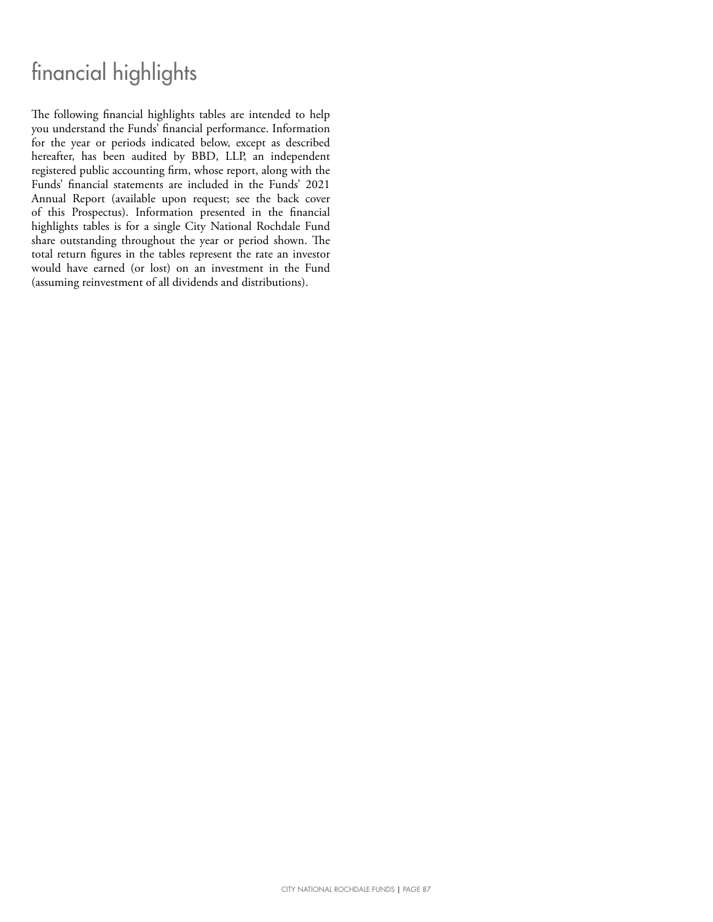# financial highlights

The following financial highlights tables are intended to help you understand the Funds' financial performance. Information for the year or periods indicated below, except as described hereafter, has been audited by BBD, LLP, an independent registered public accounting firm, whose report, along with the Funds' financial statements are included in the Funds' 2021 Annual Report (available upon request; see the back cover of this Prospectus). Information presented in the financial highlights tables is for a single City National Rochdale Fund share outstanding throughout the year or period shown. The total return figures in the tables represent the rate an investor would have earned (or lost) on an investment in the Fund (assuming reinvestment of all dividends and distributions).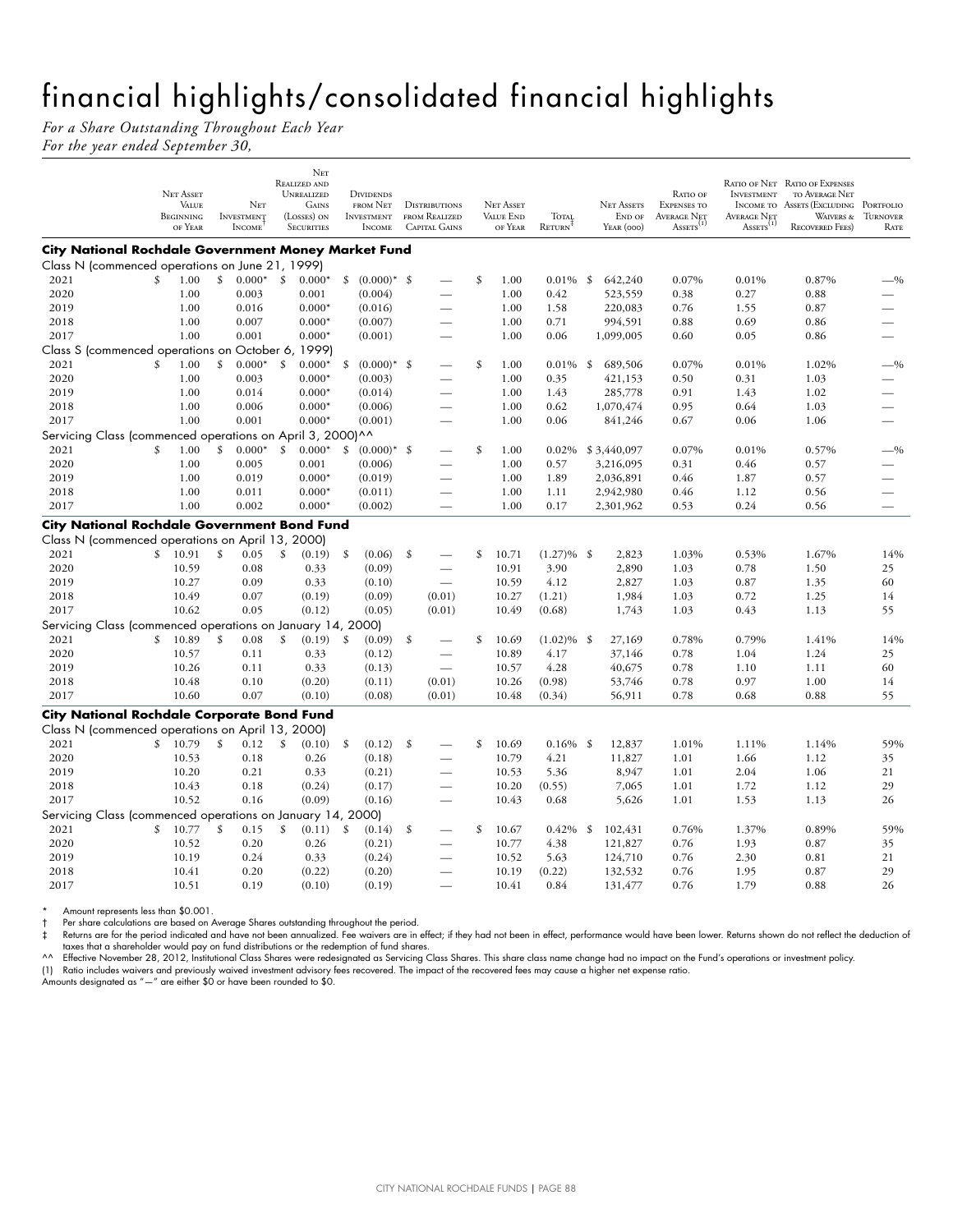# financial highlights/consolidated financial highlights

*For a Share Outstanding Throughout Each Year*
*For the year ended September 30,*

| | Net Asset Value Beginning of Year | Net Investment Income† | Net Realized and Unrealized Gains (Losses) on Securities | Dividends from Net Investment Income | Distributions from Realized Capital Gains | Net Asset Value End of Year | Total Return‡ | Net Assets End of Year (000) | Ratio of Expenses to Average Net Assets(1) | Ratio of Net Investment Income to Average Net Assets(1) | Ratio of Expenses to Average Net Assets (Excluding Waivers & Recovered Fees) | Portfolio Turnover Rate |
|---|---|---|---|---|---|---|---|---|---|---|---|---|
| **City National Rochdale Government Money Market Fund** | | | | | | | | | | | | |
| Class N (commenced operations on June 21, 1999) | | | | | | | | | | | | |
| 2021 | $ 1.00 | $ 0.000* | $ 0.000* | $ (0.000)* | $ — | $ 1.00 | 0.01% | $ 642,240 | 0.07% | 0.01% | 0.87% | —% |
| 2020 | 1.00 | 0.003 | 0.001 | (0.004) | — | 1.00 | 0.42 | 523,559 | 0.38 | 0.27 | 0.88 | — |
| 2019 | 1.00 | 0.016 | 0.000* | (0.016) | — | 1.00 | 1.58 | 220,083 | 0.76 | 1.55 | 0.87 | — |
| 2018 | 1.00 | 0.007 | 0.000* | (0.007) | — | 1.00 | 0.71 | 994,591 | 0.88 | 0.69 | 0.86 | — |
| 2017 | 1.00 | 0.001 | 0.000* | (0.001) | — | 1.00 | 0.06 | 1,099,005 | 0.60 | 0.05 | 0.86 | — |
| Class S (commenced operations on October 6, 1999) | | | | | | | | | | | | |
| 2021 | $ 1.00 | $ 0.000* | $ 0.000* | $ (0.000)* | $ — | $ 1.00 | 0.01% | $ 689,506 | 0.07% | 0.01% | 1.02% | —% |
| 2020 | 1.00 | 0.003 | 0.000* | (0.003) | — | 1.00 | 0.35 | 421,153 | 0.50 | 0.31 | 1.03 | — |
| 2019 | 1.00 | 0.014 | 0.000* | (0.014) | — | 1.00 | 1.43 | 285,778 | 0.91 | 1.43 | 1.02 | — |
| 2018 | 1.00 | 0.006 | 0.000* | (0.006) | — | 1.00 | 0.62 | 1,070,474 | 0.95 | 0.64 | 1.03 | — |
| 2017 | 1.00 | 0.001 | 0.000* | (0.001) | — | 1.00 | 0.06 | 841,246 | 0.67 | 0.06 | 1.06 | — |
| Servicing Class (commenced operations on April 3, 2000)^^ | | | | | | | | | | | | |
| 2021 | $ 1.00 | $ 0.000* | $ 0.000* | $ (0.000)* | $ — | $ 1.00 | 0.02% | $ 3,440,097 | 0.07% | 0.01% | 0.57% | —% |
| 2020 | 1.00 | 0.005 | 0.001 | (0.006) | — | 1.00 | 0.57 | 3,216,095 | 0.31 | 0.46 | 0.57 | — |
| 2019 | 1.00 | 0.019 | 0.000* | (0.019) | — | 1.00 | 1.89 | 2,036,891 | 0.46 | 1.87 | 0.57 | — |
| 2018 | 1.00 | 0.011 | 0.000* | (0.011) | — | 1.00 | 1.11 | 2,942,980 | 0.46 | 1.12 | 0.56 | — |
| 2017 | 1.00 | 0.002 | 0.000* | (0.002) | — | 1.00 | 0.17 | 2,301,962 | 0.53 | 0.24 | 0.56 | — |
| **City National Rochdale Government Bond Fund** | | | | | | | | | | | | |
| Class N (commenced operations on April 13, 2000) | | | | | | | | | | | | |
| 2021 | $ 10.91 | $ 0.05 | $ (0.19) | $ (0.06) | $ — | $ 10.71 | (1.27)% | $ 2,823 | 1.03% | 0.53% | 1.67% | 14% |
| 2020 | 10.59 | 0.08 | 0.33 | (0.09) | — | 10.91 | 3.90 | 2,890 | 1.03 | 0.78 | 1.50 | 25 |
| 2019 | 10.27 | 0.09 | 0.33 | (0.10) | — | 10.59 | 4.12 | 2,827 | 1.03 | 0.87 | 1.35 | 60 |
| 2018 | 10.49 | 0.07 | (0.19) | (0.09) | (0.01) | 10.27 | (1.21) | 1,984 | 1.03 | 0.72 | 1.25 | 14 |
| 2017 | 10.62 | 0.05 | (0.12) | (0.05) | (0.01) | 10.49 | (0.68) | 1,743 | 1.03 | 0.43 | 1.13 | 55 |
| Servicing Class (commenced operations on January 14, 2000) | | | | | | | | | | | | |
| 2021 | $ 10.89 | $ 0.08 | $ (0.19) | $ (0.09) | $ — | $ 10.69 | (1.02)% | $ 27,169 | 0.78% | 0.79% | 1.41% | 14% |
| 2020 | 10.57 | 0.11 | 0.33 | (0.12) | — | 10.89 | 4.17 | 37,146 | 0.78 | 1.04 | 1.24 | 25 |
| 2019 | 10.26 | 0.11 | 0.33 | (0.13) | — | 10.57 | 4.28 | 40,675 | 0.78 | 1.10 | 1.11 | 60 |
| 2018 | 10.48 | 0.10 | (0.20) | (0.11) | (0.01) | 10.26 | (0.98) | 53,746 | 0.78 | 0.97 | 1.00 | 14 |
| 2017 | 10.60 | 0.07 | (0.10) | (0.08) | (0.01) | 10.48 | (0.34) | 56,911 | 0.78 | 0.68 | 0.88 | 55 |
| **City National Rochdale Corporate Bond Fund** | | | | | | | | | | | | |
| Class N (commenced operations on April 13, 2000) | | | | | | | | | | | | |
| 2021 | $ 10.79 | $ 0.12 | $ (0.10) | $ (0.12) | $ — | $ 10.69 | 0.16% | $ 12,837 | 1.01% | 1.11% | 1.14% | 59% |
| 2020 | 10.53 | 0.18 | 0.26 | (0.18) | — | 10.79 | 4.21 | 11,827 | 1.01 | 1.66 | 1.12 | 35 |
| 2019 | 10.20 | 0.21 | 0.33 | (0.21) | — | 10.53 | 5.36 | 8,947 | 1.01 | 2.04 | 1.06 | 21 |
| 2018 | 10.43 | 0.18 | (0.24) | (0.17) | — | 10.20 | (0.55) | 7,065 | 1.01 | 1.72 | 1.12 | 29 |
| 2017 | 10.52 | 0.16 | (0.09) | (0.16) | — | 10.43 | 0.68 | 5,626 | 1.01 | 1.53 | 1.13 | 26 |
| Servicing Class (commenced operations on January 14, 2000) | | | | | | | | | | | | |
| 2021 | $ 10.77 | $ 0.15 | $ (0.11) | $ (0.14) | $ — | $ 10.67 | 0.42% | $ 102,431 | 0.76% | 1.37% | 0.89% | 59% |
| 2020 | 10.52 | 0.20 | 0.26 | (0.21) | — | 10.77 | 4.38 | 121,827 | 0.76 | 1.93 | 0.87 | 35 |
| 2019 | 10.19 | 0.24 | 0.33 | (0.24) | — | 10.52 | 5.63 | 124,710 | 0.76 | 2.30 | 0.81 | 21 |
| 2018 | 10.41 | 0.20 | (0.22) | (0.20) | — | 10.19 | (0.22) | 132,532 | 0.76 | 1.95 | 0.87 | 29 |
| 2017 | 10.51 | 0.19 | (0.10) | (0.19) | — | 10.41 | 0.84 | 131,477 | 0.76 | 1.79 | 0.88 | 26 |

\* Amount represents less than $0.001.
† Per share calculations are based on Average Shares outstanding throughout the period.
‡ Returns are for the period indicated and have not been annualized. Fee waivers are in effect; if they had not been in effect, performance would have been lower. Returns shown do not reflect the deduction of taxes that a shareholder would pay on fund distributions or the redemption of fund shares.
^^ Effective November 28, 2012, Institutional Class Shares were redesignated as Servicing Class Shares. This share class name change had no impact on the Fund's operations or investment policy.
(1) Ratio includes waivers and previously waived investment advisory fees recovered. The impact of the recovered fees may cause a higher net expense ratio.
Amounts designated as "—" are either $0 or have been rounded to $0.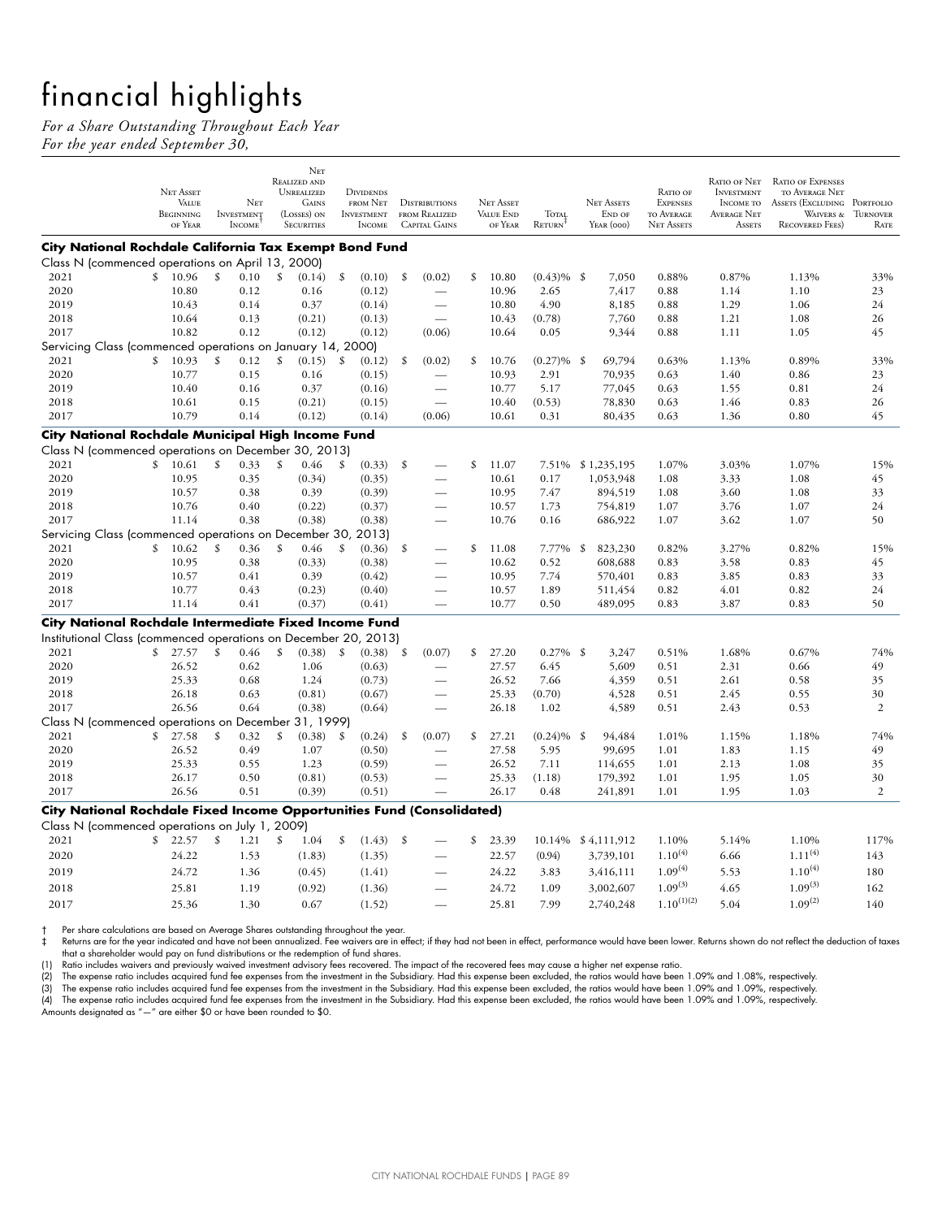# financial highlights

*For a Share Outstanding Throughout Each Year*
*For the year ended September 30,*

| | Net Asset Value Beginning of Year | Net Investment Income† | Net Realized and Unrealized Gains (Losses) on Securities | Dividends from Net Investment Income | Distributions from Realized Capital Gains | Net Asset Value End of Year | Total Return‡ | Net Assets End of Year (000) | Ratio of Expenses to Average Net Assets | Ratio of Net Investment Income to Average Net Assets | Ratio of Expenses to Average Net Assets (Excluding Waivers & Recovered Fees) | Portfolio Turnover Rate |
|---|---|---|---|---|---|---|---|---|---|---|---|---|
| **City National Rochdale California Tax Exempt Bond Fund** | | | | | | | | | | | | |
| Class N (commenced operations on April 13, 2000) | | | | | | | | | | | | |
| 2021 | $ 10.96 | $ 0.10 | $ (0.14) | $ (0.10) | $ (0.02) | $ 10.80 | (0.43)% | $ 7,050 | 0.88% | 0.87% | 1.13% | 33% |
| 2020 | 10.80 | 0.12 | 0.16 | (0.12) | — | 10.96 | 2.65 | 7,417 | 0.88 | 1.14 | 1.10 | 23 |
| 2019 | 10.43 | 0.14 | 0.37 | (0.14) | — | 10.80 | 4.90 | 8,185 | 0.88 | 1.29 | 1.06 | 24 |
| 2018 | 10.64 | 0.13 | (0.21) | (0.13) | — | 10.43 | (0.78) | 7,760 | 0.88 | 1.21 | 1.08 | 26 |
| 2017 | 10.82 | 0.12 | (0.12) | (0.12) | (0.06) | 10.64 | 0.05 | 9,344 | 0.88 | 1.11 | 1.05 | 45 |
| Servicing Class (commenced operations on January 14, 2000) | | | | | | | | | | | | |
| 2021 | $ 10.93 | $ 0.12 | $ (0.15) | $ (0.12) | $ (0.02) | $ 10.76 | (0.27)% | $ 69,794 | 0.63% | 1.13% | 0.89% | 33% |
| 2020 | 10.77 | 0.15 | 0.16 | (0.15) | — | 10.93 | 2.91 | 70,935 | 0.63 | 1.40 | 0.86 | 23 |
| 2019 | 10.40 | 0.16 | 0.37 | (0.16) | — | 10.77 | 5.17 | 77,045 | 0.63 | 1.55 | 0.81 | 24 |
| 2018 | 10.61 | 0.15 | (0.21) | (0.15) | — | 10.40 | (0.53) | 78,830 | 0.63 | 1.46 | 0.83 | 26 |
| 2017 | 10.79 | 0.14 | (0.12) | (0.14) | (0.06) | 10.61 | 0.31 | 80,435 | 0.63 | 1.36 | 0.80 | 45 |
| **City National Rochdale Municipal High Income Fund** | | | | | | | | | | | | |
| Class N (commenced operations on December 30, 2013) | | | | | | | | | | | | |
| 2021 | $ 10.61 | $ 0.33 | $ 0.46 | $ (0.33) | $ — | $ 11.07 | 7.51% | $ 1,235,195 | 1.07% | 3.03% | 1.07% | 15% |
| 2020 | 10.95 | 0.35 | (0.34) | (0.35) | — | 10.61 | 0.17 | 1,053,948 | 1.08 | 3.33 | 1.08 | 45 |
| 2019 | 10.57 | 0.38 | 0.39 | (0.39) | — | 10.95 | 7.47 | 894,519 | 1.08 | 3.60 | 1.08 | 33 |
| 2018 | 10.76 | 0.40 | (0.22) | (0.37) | — | 10.57 | 1.73 | 754,819 | 1.07 | 3.76 | 1.07 | 24 |
| 2017 | 11.14 | 0.38 | (0.38) | (0.38) | — | 10.76 | 0.16 | 686,922 | 1.07 | 3.62 | 1.07 | 50 |
| Servicing Class (commenced operations on December 30, 2013) | | | | | | | | | | | | |
| 2021 | $ 10.62 | $ 0.36 | $ 0.46 | $ (0.36) | $ — | $ 11.08 | 7.77% | $ 823,230 | 0.82% | 3.27% | 0.82% | 15% |
| 2020 | 10.95 | 0.38 | (0.33) | (0.38) | — | 10.62 | 0.52 | 608,688 | 0.83 | 3.58 | 0.83 | 45 |
| 2019 | 10.57 | 0.41 | 0.39 | (0.42) | — | 10.95 | 7.74 | 570,401 | 0.83 | 3.85 | 0.83 | 33 |
| 2018 | 10.77 | 0.43 | (0.23) | (0.40) | — | 10.57 | 1.89 | 511,454 | 0.82 | 4.01 | 0.82 | 24 |
| 2017 | 11.14 | 0.41 | (0.37) | (0.41) | — | 10.77 | 0.50 | 489,095 | 0.83 | 3.87 | 0.83 | 50 |
| **City National Rochdale Intermediate Fixed Income Fund** | | | | | | | | | | | | |
| Institutional Class (commenced operations on December 20, 2013) | | | | | | | | | | | | |
| 2021 | $ 27.57 | $ 0.46 | $ (0.38) | $ (0.38) | $ (0.07) | $ 27.20 | 0.27% | $ 3,247 | 0.51% | 1.68% | 0.67% | 74% |
| 2020 | 26.52 | 0.62 | 1.06 | (0.63) | — | 27.57 | 6.45 | 5,609 | 0.51 | 2.31 | 0.66 | 49 |
| 2019 | 25.33 | 0.68 | 1.24 | (0.73) | — | 26.52 | 7.66 | 4,359 | 0.51 | 2.61 | 0.58 | 35 |
| 2018 | 26.18 | 0.63 | (0.81) | (0.67) | — | 25.33 | (0.70) | 4,528 | 0.51 | 2.45 | 0.55 | 30 |
| 2017 | 26.56 | 0.64 | (0.38) | (0.64) | — | 26.18 | 1.02 | 4,589 | 0.51 | 2.43 | 0.53 | 2 |
| Class N (commenced operations on December 31, 1999) | | | | | | | | | | | | |
| 2021 | $ 27.58 | $ 0.32 | $ (0.38) | $ (0.24) | $ (0.07) | $ 27.21 | (0.24)% | $ 94,484 | 1.01% | 1.15% | 1.18% | 74% |
| 2020 | 26.52 | 0.49 | 1.07 | (0.50) | — | 27.58 | 5.95 | 99,695 | 1.01 | 1.83 | 1.15 | 49 |
| 2019 | 25.33 | 0.55 | 1.23 | (0.59) | — | 26.52 | 7.11 | 114,655 | 1.01 | 2.13 | 1.08 | 35 |
| 2018 | 26.17 | 0.50 | (0.81) | (0.53) | — | 25.33 | (1.18) | 179,392 | 1.01 | 1.95 | 1.05 | 30 |
| 2017 | 26.56 | 0.51 | (0.39) | (0.51) | — | 26.17 | 0.48 | 241,891 | 1.01 | 1.95 | 1.03 | 2 |
| **City National Rochdale Fixed Income Opportunities Fund (Consolidated)** | | | | | | | | | | | | |
| Class N (commenced operations on July 1, 2009) | | | | | | | | | | | | |
| 2021 | $ 22.57 | $ 1.21 | $ 1.04 | $ (1.43) | $ — | $ 23.39 | 10.14% | $ 4,111,912 | 1.10% | 5.14% | 1.10% | 117% |
| 2020 | 24.22 | 1.53 | (1.83) | (1.35) | — | 22.57 | (0.94) | 3,739,101 | 1.10(4) | 6.66 | 1.11(4) | 143 |
| 2019 | 24.72 | 1.36 | (0.45) | (1.41) | — | 24.22 | 3.83 | 3,416,111 | 1.09(4) | 5.53 | 1.10(4) | 180 |
| 2018 | 25.81 | 1.19 | (0.92) | (1.36) | — | 24.72 | 1.09 | 3,002,607 | 1.09(3) | 4.65 | 1.09(3) | 162 |
| 2017 | 25.36 | 1.30 | 0.67 | (1.52) | — | 25.81 | 7.99 | 2,740,248 | 1.10(1)(2) | 5.04 | 1.09(2) | 140 |

† Per share calculations are based on Average Shares outstanding throughout the year.
‡ Returns are for the year indicated and have not been annualized. Fee waivers are in effect; if they had not been in effect, performance would have been lower. Returns shown do not reflect the deduction of taxes that a shareholder would pay on fund distributions or the redemption of fund shares.
(1) Ratio includes waivers and previously waived investment advisory fees recovered. The impact of the recovered fees may cause a higher net expense ratio.
(2) The expense ratio includes acquired fund fee expenses from the investment in the Subsidiary. Had this expense been excluded, the ratios would have been 1.09% and 1.08%, respectively.
(3) The expense ratio includes acquired fund fee expenses from the investment in the Subsidiary. Had this expense been excluded, the ratios would have been 1.09% and 1.09%, respectively.
(4) The expense ratio includes acquired fund fee expenses from the investment in the Subsidiary. Had this expense been excluded, the ratios would have been 1.09% and 1.09%, respectively.
Amounts designated as "—" are either $0 or have been rounded to $0.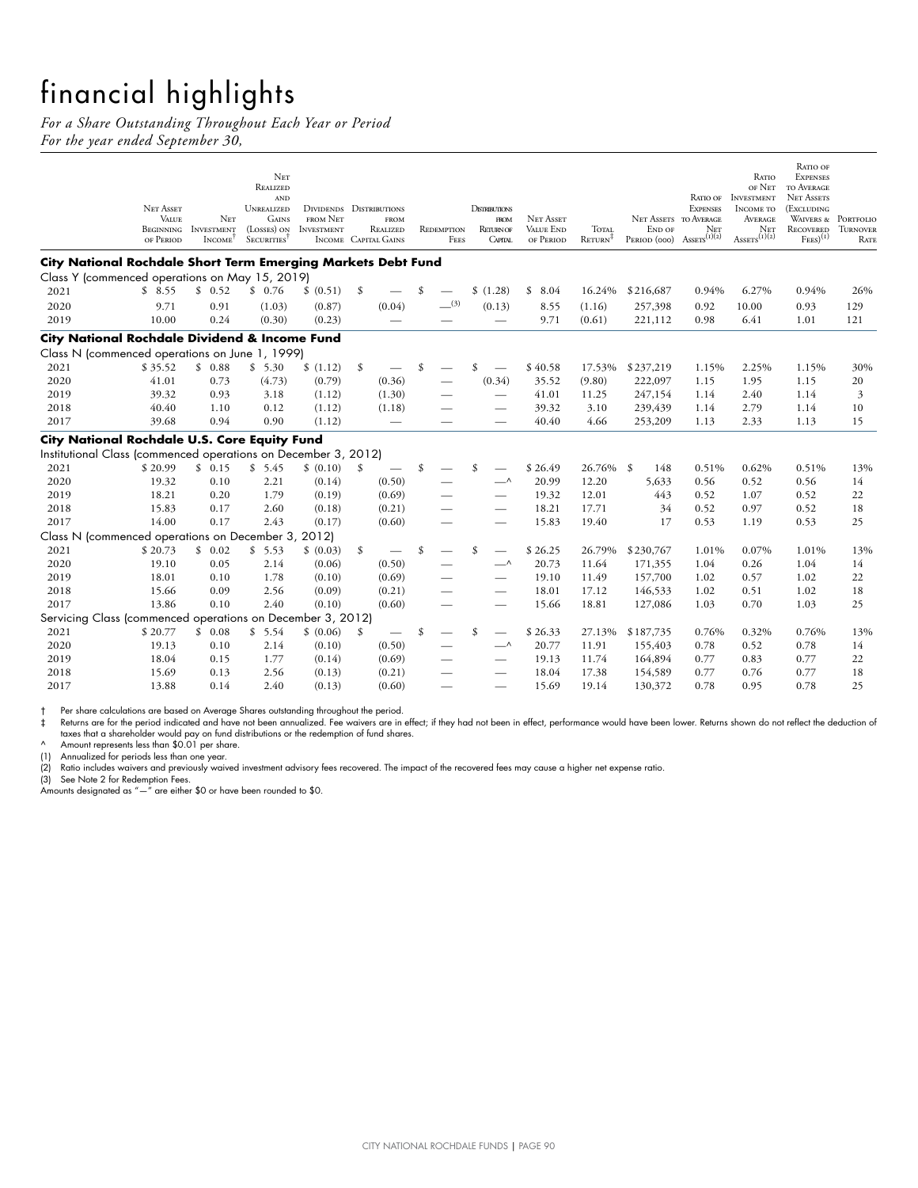# financial highlights

*For a Share Outstanding Throughout Each Year or Period*
*For the year ended September 30,*

| | Net Asset Value Beginning of Period | Net Investment Income† | Net Realized and Unrealized Gains (Losses) on Securities† | Dividends from Net Investment Income | Distributions from Realized Capital Gains | Redemption Fees | Distributions from Return of Capital | Net Asset Value End of Period | Total Return‡ | Net Assets End of Period (000) | Ratio of Expenses to Average Net Assets(1)(2) | Ratio of Net Investment Income to Average Net Assets(1)(2) | Ratio of Expenses to Average Net Assets (Excluding Waivers & Recovered Fees)(1) | Portfolio Turnover Rate |
|---|---|---|---|---|---|---|---|---|---|---|---|---|---|---|
| **City National Rochdale Short Term Emerging Markets Debt Fund** | | | | | | | | | | | | | | |
| Class Y (commenced operations on May 15, 2019) | | | | | | | | | | | | | | |
| 2021 | $ 8.55 | $ 0.52 | $ 0.76 | $ (0.51) | $ — | $ — | $ (1.28) | $ 8.04 | 16.24% | $216,687 | 0.94% | 6.27% | 0.94% | 26% |
| 2020 | 9.71 | 0.91 | (1.03) | (0.87) | (0.04) | —(3) | (0.13) | 8.55 | (1.16) | 257,398 | 0.92 | 10.00 | 0.93 | 129 |
| 2019 | 10.00 | 0.24 | (0.30) | (0.23) | — | — | — | 9.71 | (0.61) | 221,112 | 0.98 | 6.41 | 1.01 | 121 |
| **City National Rochdale Dividend & Income Fund** | | | | | | | | | | | | | | |
| Class N (commenced operations on June 1, 1999) | | | | | | | | | | | | | | |
| 2021 | $ 35.52 | $ 0.88 | $ 5.30 | $ (1.12) | $ — | $ — | $ — | $ 40.58 | 17.53% | $237,219 | 1.15% | 2.25% | 1.15% | 30% |
| 2020 | 41.01 | 0.73 | (4.73) | (0.79) | (0.36) | — | (0.34) | 35.52 | (9.80) | 222,097 | 1.15 | 1.95 | 1.15 | 20 |
| 2019 | 39.32 | 0.93 | 3.18 | (1.12) | (1.30) | — | — | 41.01 | 11.25 | 247,154 | 1.14 | 2.40 | 1.14 | 3 |
| 2018 | 40.40 | 1.10 | 0.12 | (1.12) | (1.18) | — | — | 39.32 | 3.10 | 239,439 | 1.14 | 2.79 | 1.14 | 10 |
| 2017 | 39.68 | 0.94 | 0.90 | (1.12) | — | — | — | 40.40 | 4.66 | 253,209 | 1.13 | 2.33 | 1.13 | 15 |
| **City National Rochdale U.S. Core Equity Fund** | | | | | | | | | | | | | | |
| Institutional Class (commenced operations on December 3, 2012) | | | | | | | | | | | | | | |
| 2021 | $ 20.99 | $ 0.15 | $ 5.45 | $ (0.10) | $ — | $ — | $ — | $ 26.49 | 26.76% | $ 148 | 0.51% | 0.62% | 0.51% | 13% |
| 2020 | 19.32 | 0.10 | 2.21 | (0.14) | (0.50) | — | —^ | 20.99 | 12.20 | 5,633 | 0.56 | 0.52 | 0.56 | 14 |
| 2019 | 18.21 | 0.20 | 1.79 | (0.19) | (0.69) | — | — | 19.32 | 12.01 | 443 | 0.52 | 1.07 | 0.52 | 22 |
| 2018 | 15.83 | 0.17 | 2.60 | (0.18) | (0.21) | — | — | 18.21 | 17.71 | 34 | 0.52 | 0.97 | 0.52 | 18 |
| 2017 | 14.00 | 0.17 | 2.43 | (0.17) | (0.60) | — | — | 15.83 | 19.40 | 17 | 0.53 | 1.19 | 0.53 | 25 |
| Class N (commenced operations on December 3, 2012) | | | | | | | | | | | | | | |
| 2021 | $ 20.73 | $ 0.02 | $ 5.53 | $ (0.03) | $ — | $ — | $ — | $ 26.25 | 26.79% | $230,767 | 1.01% | 0.07% | 1.01% | 13% |
| 2020 | 19.10 | 0.05 | 2.14 | (0.06) | (0.50) | — | —^ | 20.73 | 11.64 | 171,355 | 1.04 | 0.26 | 1.04 | 14 |
| 2019 | 18.01 | 0.10 | 1.78 | (0.10) | (0.69) | — | — | 19.10 | 11.49 | 157,700 | 1.02 | 0.57 | 1.02 | 22 |
| 2018 | 15.66 | 0.09 | 2.56 | (0.09) | (0.21) | — | — | 18.01 | 17.12 | 146,533 | 1.02 | 0.51 | 1.02 | 18 |
| 2017 | 13.86 | 0.10 | 2.40 | (0.10) | (0.60) | — | — | 15.66 | 18.81 | 127,086 | 1.03 | 0.70 | 1.03 | 25 |
| Servicing Class (commenced operations on December 3, 2012) | | | | | | | | | | | | | | |
| 2021 | $ 20.77 | $ 0.08 | $ 5.54 | $ (0.06) | $ — | $ — | $ — | $ 26.33 | 27.13% | $187,735 | 0.76% | 0.32% | 0.76% | 13% |
| 2020 | 19.13 | 0.10 | 2.14 | (0.10) | (0.50) | — | —^ | 20.77 | 11.91 | 155,403 | 0.78 | 0.52 | 0.78 | 14 |
| 2019 | 18.04 | 0.15 | 1.77 | (0.14) | (0.69) | — | — | 19.13 | 11.74 | 164,894 | 0.77 | 0.83 | 0.77 | 22 |
| 2018 | 15.69 | 0.13 | 2.56 | (0.13) | (0.21) | — | — | 18.04 | 17.38 | 154,589 | 0.77 | 0.76 | 0.77 | 18 |
| 2017 | 13.88 | 0.14 | 2.40 | (0.13) | (0.60) | — | — | 15.69 | 19.14 | 130,372 | 0.78 | 0.95 | 0.78 | 25 |

† Per share calculations are based on Average Shares outstanding throughout the period.
‡ Returns are for the period indicated and have not been annualized. Fee waivers are in effect; if they had not been in effect, performance would have been lower. Returns shown do not reflect the deduction of taxes that a shareholder would pay on fund distributions or the redemption of fund shares.
^ Amount represents less than $0.01 per share.
(1) Annualized for periods less than one year.
(2) Ratio includes waivers and previously waived investment advisory fees recovered. The impact of the recovered fees may cause a higher net expense ratio.
(3) See Note 2 for Redemption Fees.
Amounts designated as "—" are either $0 or have been rounded to $0.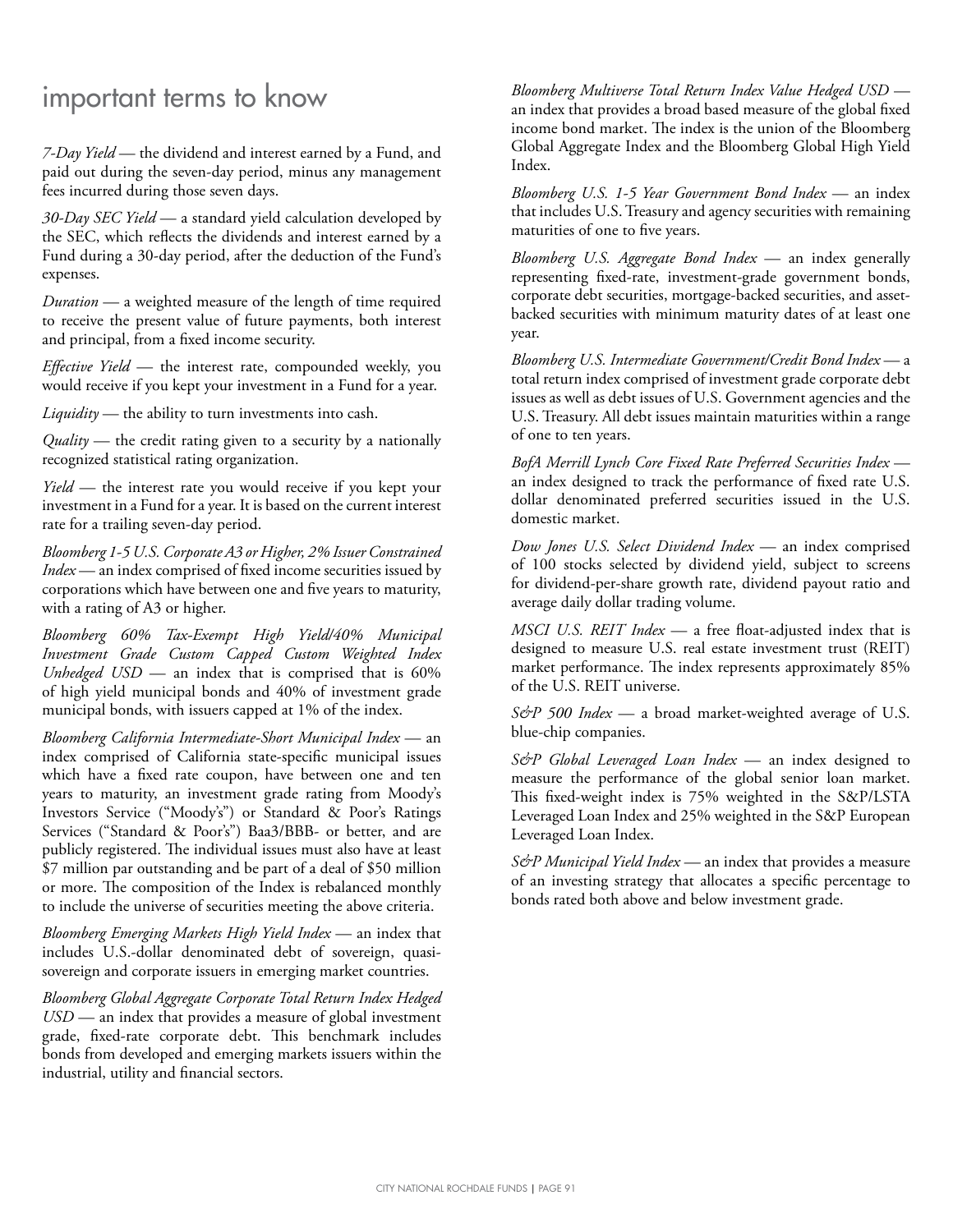# important terms to know

*7-Day Yield* — the dividend and interest earned by a Fund, and paid out during the seven-day period, minus any management fees incurred during those seven days.

*30-Day SEC Yield* — a standard yield calculation developed by the SEC, which reflects the dividends and interest earned by a Fund during a 30-day period, after the deduction of the Fund's expenses.

*Duration* — a weighted measure of the length of time required to receive the present value of future payments, both interest and principal, from a fixed income security.

*Effective Yield* — the interest rate, compounded weekly, you would receive if you kept your investment in a Fund for a year.

*Liquidity* — the ability to turn investments into cash.

*Quality* — the credit rating given to a security by a nationally recognized statistical rating organization.

*Yield* — the interest rate you would receive if you kept your investment in a Fund for a year. It is based on the current interest rate for a trailing seven-day period.

*Bloomberg 1-5 U.S. Corporate A3 or Higher, 2% Issuer Constrained Index* — an index comprised of fixed income securities issued by corporations which have between one and five years to maturity, with a rating of A3 or higher.

*Bloomberg 60% Tax-Exempt High Yield/40% Municipal Investment Grade Custom Capped Custom Weighted Index Unhedged USD* — an index that is comprised that is 60% of high yield municipal bonds and 40% of investment grade municipal bonds, with issuers capped at 1% of the index.

*Bloomberg California Intermediate-Short Municipal Index* — an index comprised of California state-specific municipal issues which have a fixed rate coupon, have between one and ten years to maturity, an investment grade rating from Moody's Investors Service ("Moody's") or Standard & Poor's Ratings Services ("Standard & Poor's") Baa3/BBB- or better, and are publicly registered. The individual issues must also have at least $7 million par outstanding and be part of a deal of $50 million or more. The composition of the Index is rebalanced monthly to include the universe of securities meeting the above criteria.

*Bloomberg Emerging Markets High Yield Index* — an index that includes U.S.-dollar denominated debt of sovereign, quasi-sovereign and corporate issuers in emerging market countries.

*Bloomberg Global Aggregate Corporate Total Return Index Hedged USD* — an index that provides a measure of global investment grade, fixed-rate corporate debt. This benchmark includes bonds from developed and emerging markets issuers within the industrial, utility and financial sectors.

*Bloomberg Multiverse Total Return Index Value Hedged USD* — an index that provides a broad based measure of the global fixed income bond market. The index is the union of the Bloomberg Global Aggregate Index and the Bloomberg Global High Yield Index.

*Bloomberg U.S. 1-5 Year Government Bond Index* — an index that includes U.S. Treasury and agency securities with remaining maturities of one to five years.

*Bloomberg U.S. Aggregate Bond Index* — an index generally representing fixed-rate, investment-grade government bonds, corporate debt securities, mortgage-backed securities, and asset-backed securities with minimum maturity dates of at least one year.

*Bloomberg U.S. Intermediate Government/Credit Bond Index* — a total return index comprised of investment grade corporate debt issues as well as debt issues of U.S. Government agencies and the U.S. Treasury. All debt issues maintain maturities within a range of one to ten years.

*BofA Merrill Lynch Core Fixed Rate Preferred Securities Index* — an index designed to track the performance of fixed rate U.S. dollar denominated preferred securities issued in the U.S. domestic market.

*Dow Jones U.S. Select Dividend Index* — an index comprised of 100 stocks selected by dividend yield, subject to screens for dividend-per-share growth rate, dividend payout ratio and average daily dollar trading volume.

*MSCI U.S. REIT Index* — a free float-adjusted index that is designed to measure U.S. real estate investment trust (REIT) market performance. The index represents approximately 85% of the U.S. REIT universe.

*S&P 500 Index* — a broad market-weighted average of U.S. blue-chip companies.

*S&P Global Leveraged Loan Index* — an index designed to measure the performance of the global senior loan market. This fixed-weight index is 75% weighted in the S&P/LSTA Leveraged Loan Index and 25% weighted in the S&P European Leveraged Loan Index.

*S&P Municipal Yield Index* — an index that provides a measure of an investing strategy that allocates a specific percentage to bonds rated both above and below investment grade.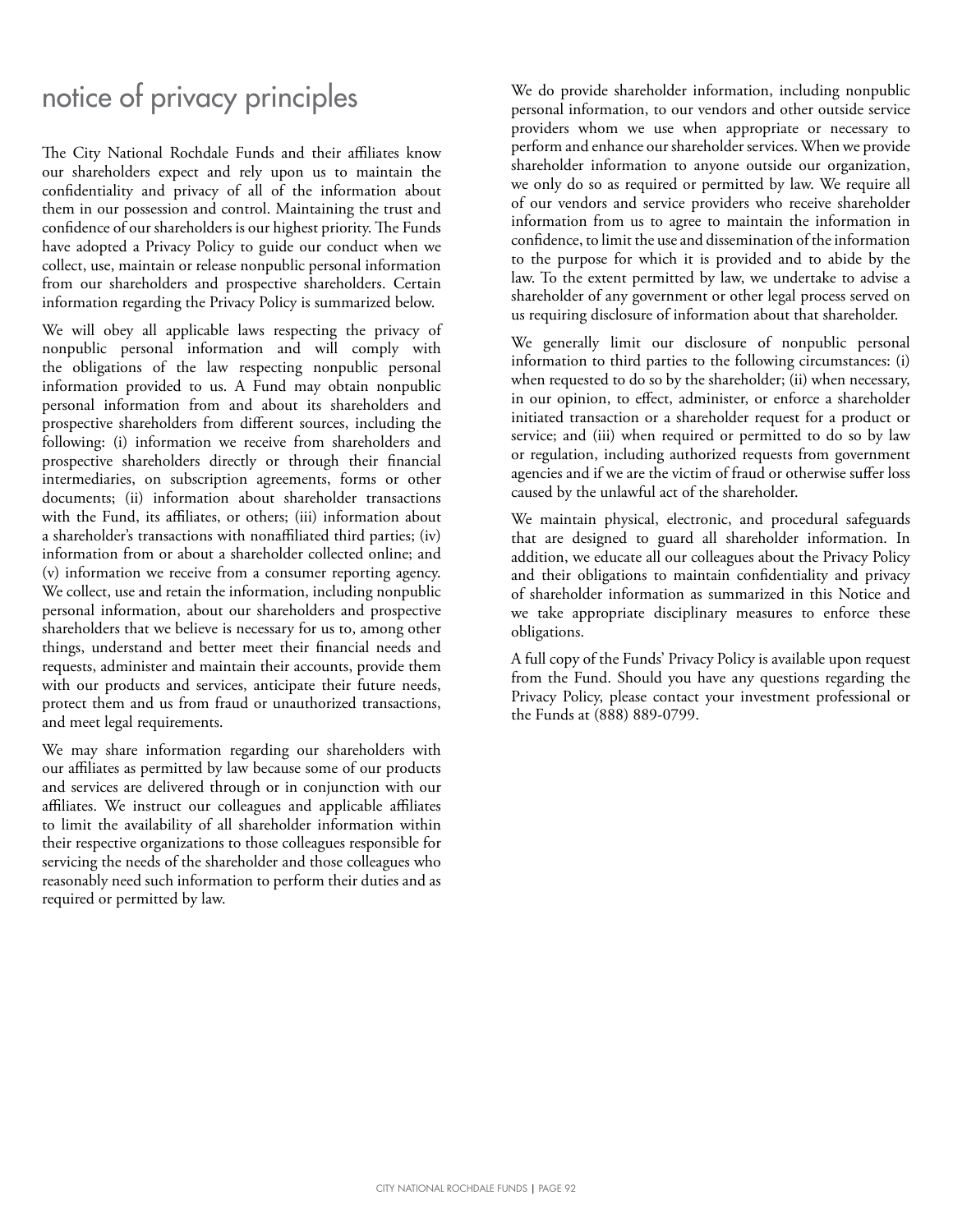# notice of privacy principles

The City National Rochdale Funds and their affiliates know our shareholders expect and rely upon us to maintain the confidentiality and privacy of all of the information about them in our possession and control. Maintaining the trust and confidence of our shareholders is our highest priority. The Funds have adopted a Privacy Policy to guide our conduct when we collect, use, maintain or release nonpublic personal information from our shareholders and prospective shareholders. Certain information regarding the Privacy Policy is summarized below.

We will obey all applicable laws respecting the privacy of nonpublic personal information and will comply with the obligations of the law respecting nonpublic personal information provided to us. A Fund may obtain nonpublic personal information from and about its shareholders and prospective shareholders from different sources, including the following: (i) information we receive from shareholders and prospective shareholders directly or through their financial intermediaries, on subscription agreements, forms or other documents; (ii) information about shareholder transactions with the Fund, its affiliates, or others; (iii) information about a shareholder's transactions with nonaffiliated third parties; (iv) information from or about a shareholder collected online; and (v) information we receive from a consumer reporting agency. We collect, use and retain the information, including nonpublic personal information, about our shareholders and prospective shareholders that we believe is necessary for us to, among other things, understand and better meet their financial needs and requests, administer and maintain their accounts, provide them with our products and services, anticipate their future needs, protect them and us from fraud or unauthorized transactions, and meet legal requirements.

We may share information regarding our shareholders with our affiliates as permitted by law because some of our products and services are delivered through or in conjunction with our affiliates. We instruct our colleagues and applicable affiliates to limit the availability of all shareholder information within their respective organizations to those colleagues responsible for servicing the needs of the shareholder and those colleagues who reasonably need such information to perform their duties and as required or permitted by law.

We do provide shareholder information, including nonpublic personal information, to our vendors and other outside service providers whom we use when appropriate or necessary to perform and enhance our shareholder services. When we provide shareholder information to anyone outside our organization, we only do so as required or permitted by law. We require all of our vendors and service providers who receive shareholder information from us to agree to maintain the information in confidence, to limit the use and dissemination of the information to the purpose for which it is provided and to abide by the law. To the extent permitted by law, we undertake to advise a shareholder of any government or other legal process served on us requiring disclosure of information about that shareholder.

We generally limit our disclosure of nonpublic personal information to third parties to the following circumstances: (i) when requested to do so by the shareholder; (ii) when necessary, in our opinion, to effect, administer, or enforce a shareholder initiated transaction or a shareholder request for a product or service; and (iii) when required or permitted to do so by law or regulation, including authorized requests from government agencies and if we are the victim of fraud or otherwise suffer loss caused by the unlawful act of the shareholder.

We maintain physical, electronic, and procedural safeguards that are designed to guard all shareholder information. In addition, we educate all our colleagues about the Privacy Policy and their obligations to maintain confidentiality and privacy of shareholder information as summarized in this Notice and we take appropriate disciplinary measures to enforce these obligations.

A full copy of the Funds' Privacy Policy is available upon request from the Fund. Should you have any questions regarding the Privacy Policy, please contact your investment professional or the Funds at (888) 889-0799.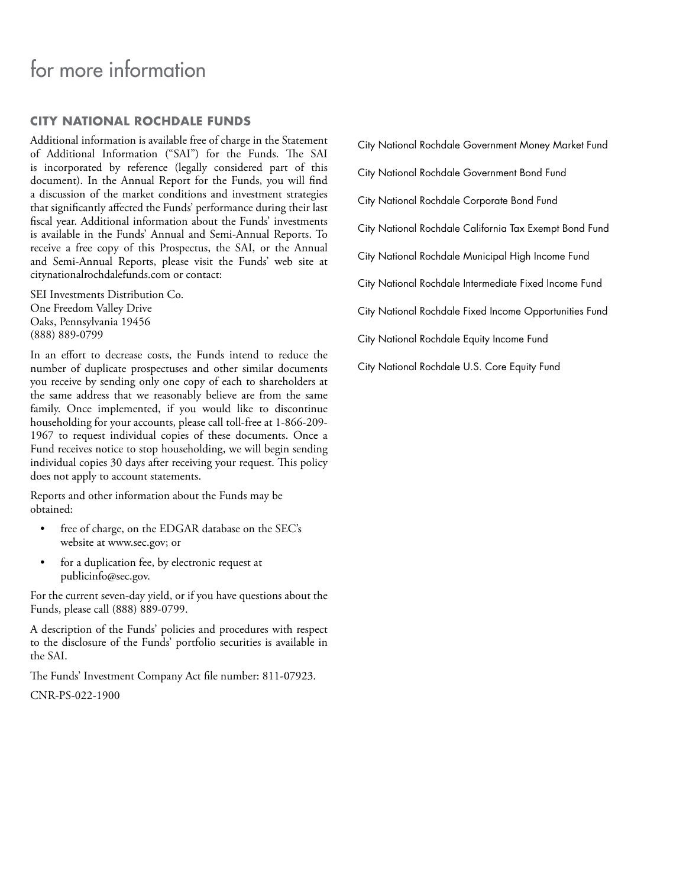# for more information

## CITY NATIONAL ROCHDALE FUNDS

Additional information is available free of charge in the Statement of Additional Information ("SAI") for the Funds. The SAI is incorporated by reference (legally considered part of this document). In the Annual Report for the Funds, you will find a discussion of the market conditions and investment strategies that significantly affected the Funds' performance during their last fiscal year. Additional information about the Funds' investments is available in the Funds' Annual and Semi-Annual Reports. To receive a free copy of this Prospectus, the SAI, or the Annual and Semi-Annual Reports, please visit the Funds' web site at citynationalrochdalefunds.com or contact:

SEI Investments Distribution Co.
One Freedom Valley Drive
Oaks, Pennsylvania 19456
(888) 889-0799

In an effort to decrease costs, the Funds intend to reduce the number of duplicate prospectuses and other similar documents you receive by sending only one copy of each to shareholders at the same address that we reasonably believe are from the same family. Once implemented, if you would like to discontinue householding for your accounts, please call toll-free at 1-866-209-1967 to request individual copies of these documents. Once a Fund receives notice to stop householding, we will begin sending individual copies 30 days after receiving your request. This policy does not apply to account statements.

Reports and other information about the Funds may be obtained:

- free of charge, on the EDGAR database on the SEC's website at www.sec.gov; or
- for a duplication fee, by electronic request at publicinfo@sec.gov.

For the current seven-day yield, or if you have questions about the Funds, please call (888) 889-0799.

A description of the Funds' policies and procedures with respect to the disclosure of the Funds' portfolio securities is available in the SAI.

The Funds' Investment Company Act file number: 811-07923.

CNR-PS-022-1900

City National Rochdale Government Money Market Fund

City National Rochdale Government Bond Fund

City National Rochdale Corporate Bond Fund

City National Rochdale California Tax Exempt Bond Fund

City National Rochdale Municipal High Income Fund

City National Rochdale Intermediate Fixed Income Fund

City National Rochdale Fixed Income Opportunities Fund

City National Rochdale Equity Income Fund

City National Rochdale U.S. Core Equity Fund